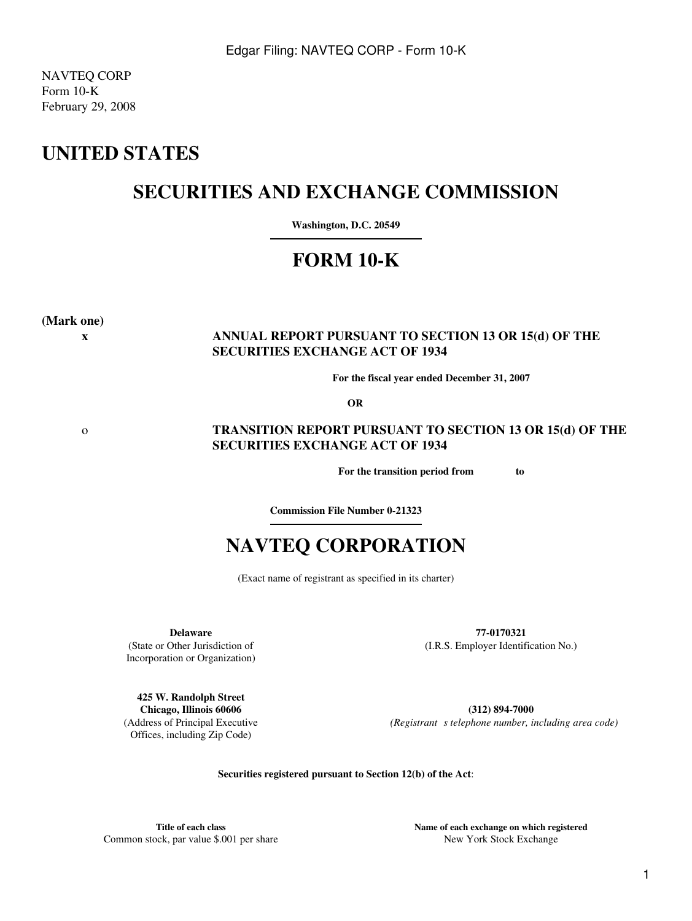NAVTEQ CORP
Form 10-K
February 29, 2008

# UNITED STATES

## SECURITIES AND EXCHANGE COMMISSION

**Washington, D.C. 20549**

## FORM 10-K

**(Mark one)**

x **ANNUAL REPORT PURSUANT TO SECTION 13 OR 15(d) OF THE SECURITIES EXCHANGE ACT OF 1934**

**For the fiscal year ended December 31, 2007**

**OR**

o **TRANSITION REPORT PURSUANT TO SECTION 13 OR 15(d) OF THE SECURITIES EXCHANGE ACT OF 1934**

**For the transition period from to**

**Commission File Number 0-21323**

## NAVTEQ CORPORATION

(Exact name of registrant as specified in its charter)

| **Delaware** (State or Other Jurisdiction of Incorporation or Organization) | **77-0170321** (I.R.S. Employer Identification No.) |
|---|---|
| **425 W. Randolph Street Chicago, Illinois 60606** (Address of Principal Executive Offices, including Zip Code) | **(312) 894-7000** *(Registrant s telephone number, including area code)* |

**Securities registered pursuant to Section 12(b) of the Act**:

| **Title of each class** | **Name of each exchange on which registered** |
|---|---|
| Common stock, par value $.001 per share | New York Stock Exchange |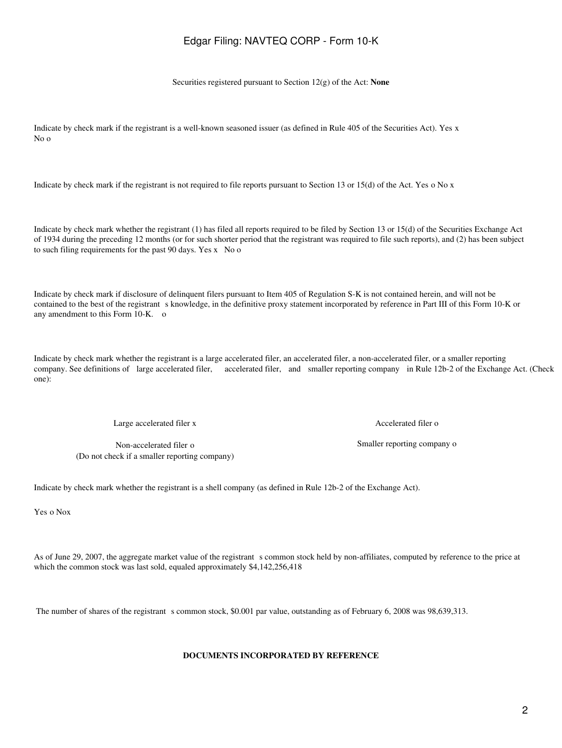Securities registered pursuant to Section 12(g) of the Act: **None**

Indicate by check mark if the registrant is a well-known seasoned issuer (as defined in Rule 405 of the Securities Act). Yes x No o

Indicate by check mark if the registrant is not required to file reports pursuant to Section 13 or 15(d) of the Act. Yes o No x

Indicate by check mark whether the registrant (1) has filed all reports required to be filed by Section 13 or 15(d) of the Securities Exchange Act of 1934 during the preceding 12 months (or for such shorter period that the registrant was required to file such reports), and (2) has been subject to such filing requirements for the past 90 days. Yes x No o

Indicate by check mark if disclosure of delinquent filers pursuant to Item 405 of Regulation S-K is not contained herein, and will not be contained to the best of the registrant s knowledge, in the definitive proxy statement incorporated by reference in Part III of this Form 10-K or any amendment to this Form 10-K. o

Indicate by check mark whether the registrant is a large accelerated filer, an accelerated filer, a non-accelerated filer, or a smaller reporting company. See definitions of large accelerated filer, accelerated filer, and smaller reporting company in Rule 12b-2 of the Exchange Act. (Check one):

| | |
|---|---|
| Large accelerated filer x | Accelerated filer o |
| Non-accelerated filer o (Do not check if a smaller reporting company) | Smaller reporting company o |

Indicate by check mark whether the registrant is a shell company (as defined in Rule 12b-2 of the Exchange Act).

Yes o Nox

As of June 29, 2007, the aggregate market value of the registrant s common stock held by non-affiliates, computed by reference to the price at which the common stock was last sold, equaled approximately $4,142,256,418

The number of shares of the registrant s common stock, $0.001 par value, outstanding as of February 6, 2008 was 98,639,313.

**DOCUMENTS INCORPORATED BY REFERENCE**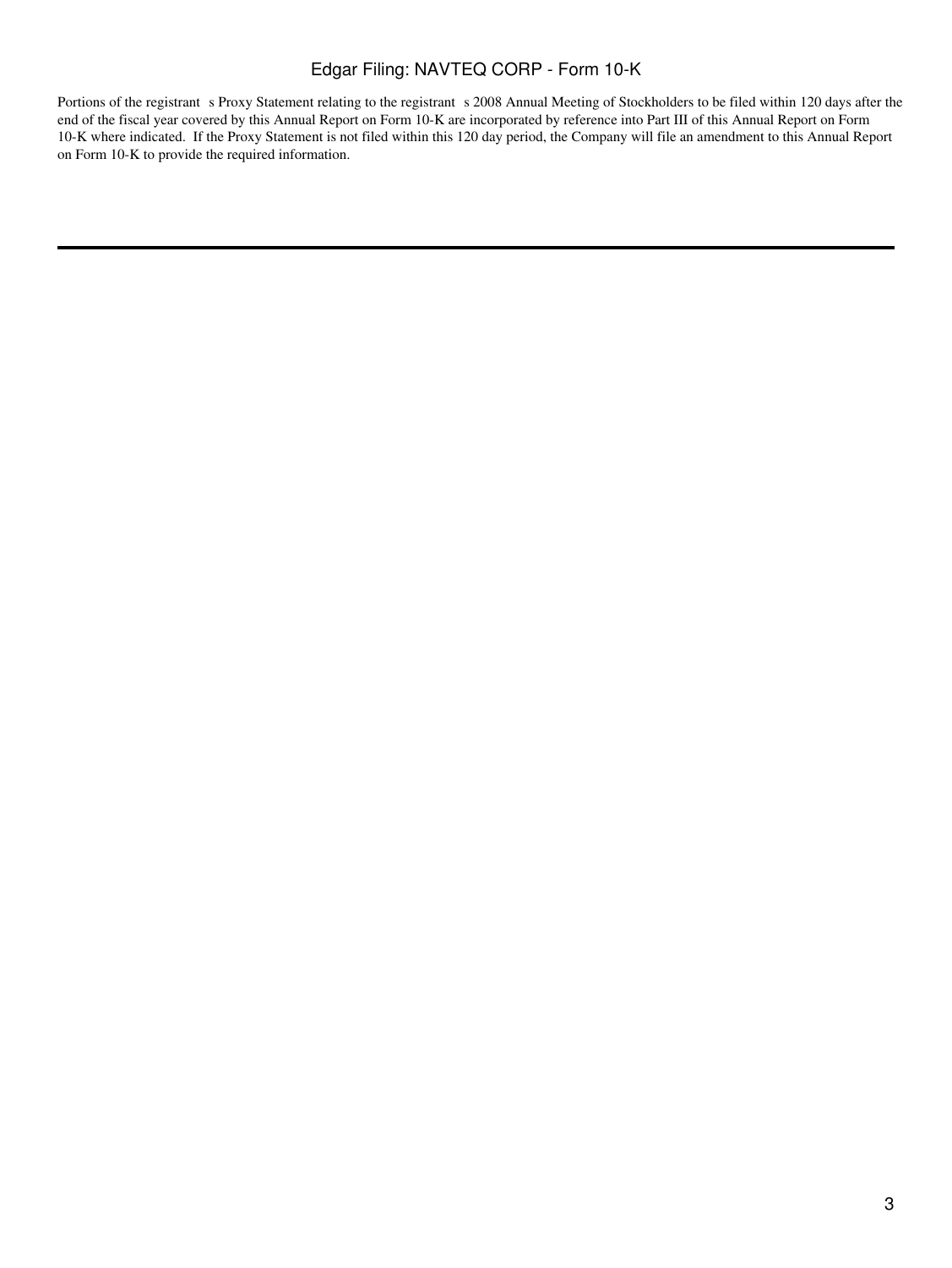Portions of the registrant s Proxy Statement relating to the registrant s 2008 Annual Meeting of Stockholders to be filed within 120 days after the end of the fiscal year covered by this Annual Report on Form 10-K are incorporated by reference into Part III of this Annual Report on Form 10-K where indicated. If the Proxy Statement is not filed within this 120 day period, the Company will file an amendment to this Annual Report on Form 10-K to provide the required information.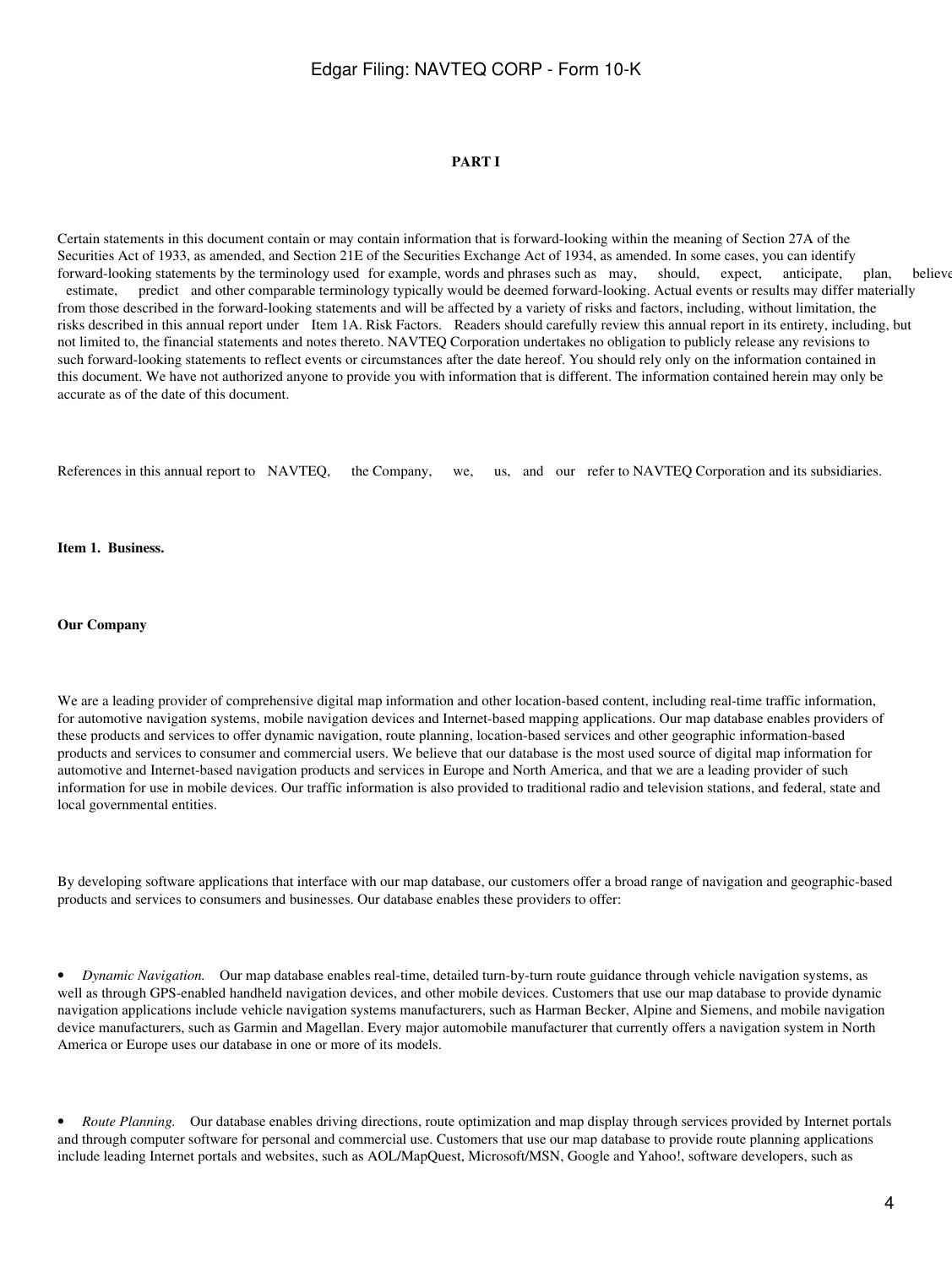# PART I

Certain statements in this document contain or may contain information that is forward-looking within the meaning of Section 27A of the Securities Act of 1933, as amended, and Section 21E of the Securities Exchange Act of 1934, as amended. In some cases, you can identify forward-looking statements by the terminology used for example, words and phrases such as may, should, expect, anticipate, plan, believe, estimate, predict and other comparable terminology typically would be deemed forward-looking. Actual events or results may differ materially from those described in the forward-looking statements and will be affected by a variety of risks and factors, including, without limitation, the risks described in this annual report under Item 1A. Risk Factors. Readers should carefully review this annual report in its entirety, including, but not limited to, the financial statements and notes thereto. NAVTEQ Corporation undertakes no obligation to publicly release any revisions to such forward-looking statements to reflect events or circumstances after the date hereof. You should rely only on the information contained in this document. We have not authorized anyone to provide you with information that is different. The information contained herein may only be accurate as of the date of this document.

References in this annual report to NAVTEQ, the Company, we, us, and our refer to NAVTEQ Corporation and its subsidiaries.

## Item 1. Business.

### Our Company

We are a leading provider of comprehensive digital map information and other location-based content, including real-time traffic information, for automotive navigation systems, mobile navigation devices and Internet-based mapping applications. Our map database enables providers of these products and services to offer dynamic navigation, route planning, location-based services and other geographic information-based products and services to consumer and commercial users. We believe that our database is the most used source of digital map information for automotive and Internet-based navigation products and services in Europe and North America, and that we are a leading provider of such information for use in mobile devices. Our traffic information is also provided to traditional radio and television stations, and federal, state and local governmental entities.

By developing software applications that interface with our map database, our customers offer a broad range of navigation and geographic-based products and services to consumers and businesses. Our database enables these providers to offer:

- *Dynamic Navigation.* Our map database enables real-time, detailed turn-by-turn route guidance through vehicle navigation systems, as well as through GPS-enabled handheld navigation devices, and other mobile devices. Customers that use our map database to provide dynamic navigation applications include vehicle navigation systems manufacturers, such as Harman Becker, Alpine and Siemens, and mobile navigation device manufacturers, such as Garmin and Magellan. Every major automobile manufacturer that currently offers a navigation system in North America or Europe uses our database in one or more of its models.

- *Route Planning.* Our database enables driving directions, route optimization and map display through services provided by Internet portals and through computer software for personal and commercial use. Customers that use our map database to provide route planning applications include leading Internet portals and websites, such as AOL/MapQuest, Microsoft/MSN, Google and Yahoo!, software developers, such as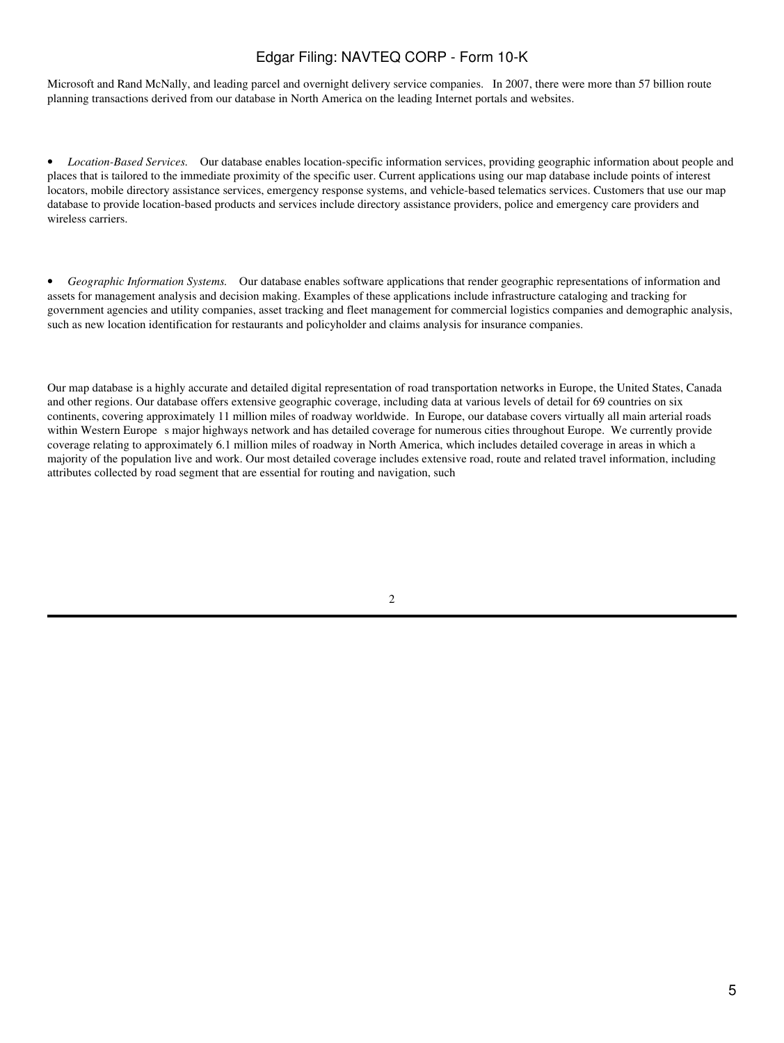Microsoft and Rand McNally, and leading parcel and overnight delivery service companies. In 2007, there were more than 57 billion route planning transactions derived from our database in North America on the leading Internet portals and websites.

- *Location-Based Services.* Our database enables location-specific information services, providing geographic information about people and places that is tailored to the immediate proximity of the specific user. Current applications using our map database include points of interest locators, mobile directory assistance services, emergency response systems, and vehicle-based telematics services. Customers that use our map database to provide location-based products and services include directory assistance providers, police and emergency care providers and wireless carriers.

- *Geographic Information Systems.* Our database enables software applications that render geographic representations of information and assets for management analysis and decision making. Examples of these applications include infrastructure cataloging and tracking for government agencies and utility companies, asset tracking and fleet management for commercial logistics companies and demographic analysis, such as new location identification for restaurants and policyholder and claims analysis for insurance companies.

Our map database is a highly accurate and detailed digital representation of road transportation networks in Europe, the United States, Canada and other regions. Our database offers extensive geographic coverage, including data at various levels of detail for 69 countries on six continents, covering approximately 11 million miles of roadway worldwide. In Europe, our database covers virtually all main arterial roads within Western Europe s major highways network and has detailed coverage for numerous cities throughout Europe. We currently provide coverage relating to approximately 6.1 million miles of roadway in North America, which includes detailed coverage in areas in which a majority of the population live and work. Our most detailed coverage includes extensive road, route and related travel information, including attributes collected by road segment that are essential for routing and navigation, such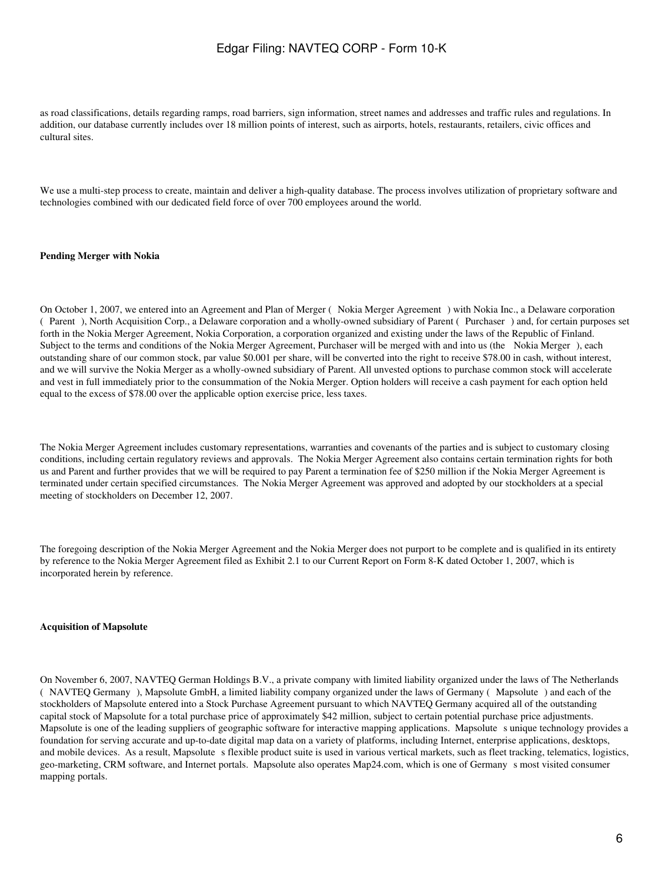as road classifications, details regarding ramps, road barriers, sign information, street names and addresses and traffic rules and regulations. In addition, our database currently includes over 18 million points of interest, such as airports, hotels, restaurants, retailers, civic offices and cultural sites.

We use a multi-step process to create, maintain and deliver a high-quality database. The process involves utilization of proprietary software and technologies combined with our dedicated field force of over 700 employees around the world.

**Pending Merger with Nokia**

On October 1, 2007, we entered into an Agreement and Plan of Merger ( Nokia Merger Agreement ) with Nokia Inc., a Delaware corporation ( Parent ), North Acquisition Corp., a Delaware corporation and a wholly-owned subsidiary of Parent ( Purchaser ) and, for certain purposes set forth in the Nokia Merger Agreement, Nokia Corporation, a corporation organized and existing under the laws of the Republic of Finland. Subject to the terms and conditions of the Nokia Merger Agreement, Purchaser will be merged with and into us (the Nokia Merger ), each outstanding share of our common stock, par value $0.001 per share, will be converted into the right to receive $78.00 in cash, without interest, and we will survive the Nokia Merger as a wholly-owned subsidiary of Parent. All unvested options to purchase common stock will accelerate and vest in full immediately prior to the consummation of the Nokia Merger. Option holders will receive a cash payment for each option held equal to the excess of $78.00 over the applicable option exercise price, less taxes.

The Nokia Merger Agreement includes customary representations, warranties and covenants of the parties and is subject to customary closing conditions, including certain regulatory reviews and approvals. The Nokia Merger Agreement also contains certain termination rights for both us and Parent and further provides that we will be required to pay Parent a termination fee of $250 million if the Nokia Merger Agreement is terminated under certain specified circumstances. The Nokia Merger Agreement was approved and adopted by our stockholders at a special meeting of stockholders on December 12, 2007.

The foregoing description of the Nokia Merger Agreement and the Nokia Merger does not purport to be complete and is qualified in its entirety by reference to the Nokia Merger Agreement filed as Exhibit 2.1 to our Current Report on Form 8-K dated October 1, 2007, which is incorporated herein by reference.

**Acquisition of Mapsolute**

On November 6, 2007, NAVTEQ German Holdings B.V., a private company with limited liability organized under the laws of The Netherlands ( NAVTEQ Germany ), Mapsolute GmbH, a limited liability company organized under the laws of Germany ( Mapsolute ) and each of the stockholders of Mapsolute entered into a Stock Purchase Agreement pursuant to which NAVTEQ Germany acquired all of the outstanding capital stock of Mapsolute for a total purchase price of approximately $42 million, subject to certain potential purchase price adjustments. Mapsolute is one of the leading suppliers of geographic software for interactive mapping applications. Mapsolute s unique technology provides a foundation for serving accurate and up-to-date digital map data on a variety of platforms, including Internet, enterprise applications, desktops, and mobile devices. As a result, Mapsolute s flexible product suite is used in various vertical markets, such as fleet tracking, telematics, logistics, geo-marketing, CRM software, and Internet portals. Mapsolute also operates Map24.com, which is one of Germany s most visited consumer mapping portals.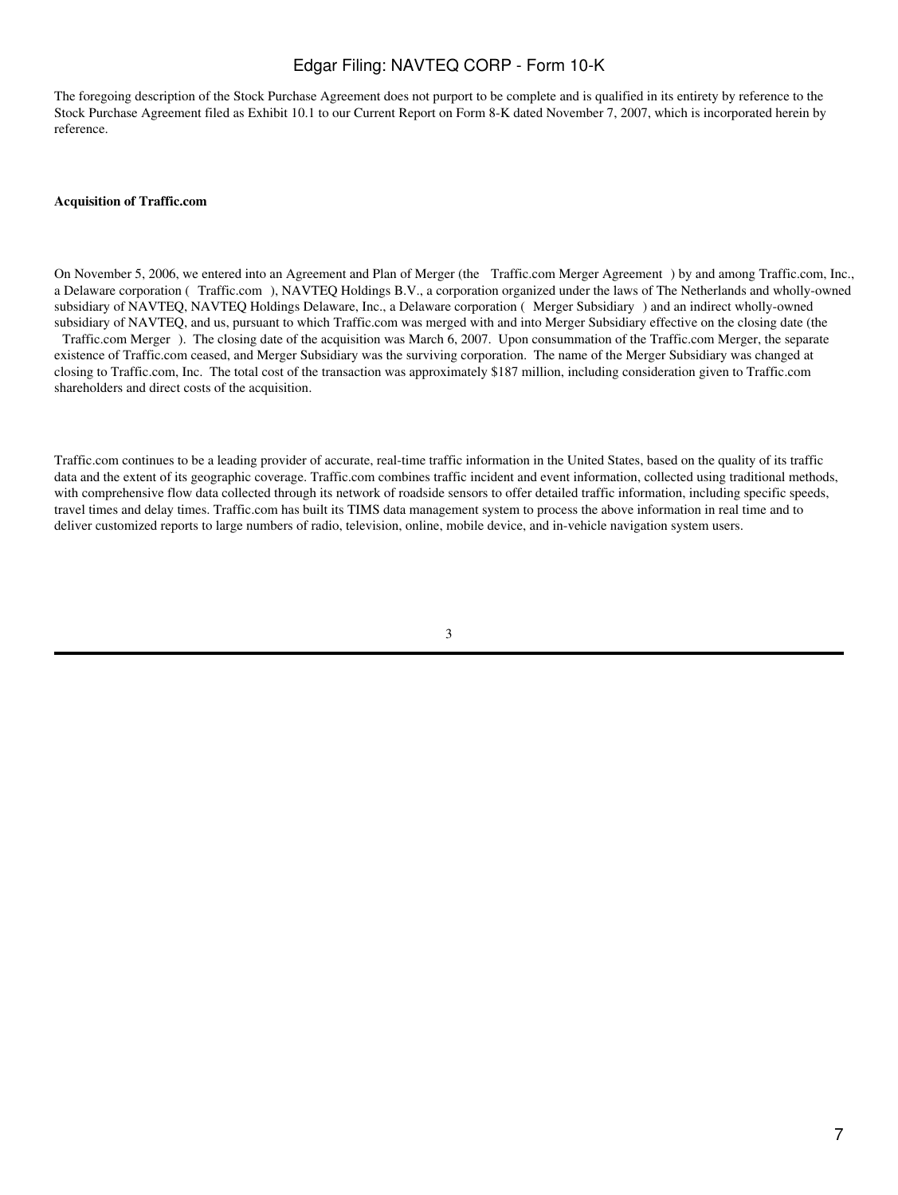The foregoing description of the Stock Purchase Agreement does not purport to be complete and is qualified in its entirety by reference to the Stock Purchase Agreement filed as Exhibit 10.1 to our Current Report on Form 8-K dated November 7, 2007, which is incorporated herein by reference.

**Acquisition of Traffic.com**

On November 5, 2006, we entered into an Agreement and Plan of Merger (the Traffic.com Merger Agreement ) by and among Traffic.com, Inc., a Delaware corporation ( Traffic.com ), NAVTEQ Holdings B.V., a corporation organized under the laws of The Netherlands and wholly-owned subsidiary of NAVTEQ, NAVTEQ Holdings Delaware, Inc., a Delaware corporation ( Merger Subsidiary ) and an indirect wholly-owned subsidiary of NAVTEQ, and us, pursuant to which Traffic.com was merged with and into Merger Subsidiary effective on the closing date (the Traffic.com Merger ). The closing date of the acquisition was March 6, 2007. Upon consummation of the Traffic.com Merger, the separate existence of Traffic.com ceased, and Merger Subsidiary was the surviving corporation. The name of the Merger Subsidiary was changed at closing to Traffic.com, Inc. The total cost of the transaction was approximately $187 million, including consideration given to Traffic.com shareholders and direct costs of the acquisition.

Traffic.com continues to be a leading provider of accurate, real-time traffic information in the United States, based on the quality of its traffic data and the extent of its geographic coverage. Traffic.com combines traffic incident and event information, collected using traditional methods, with comprehensive flow data collected through its network of roadside sensors to offer detailed traffic information, including specific speeds, travel times and delay times. Traffic.com has built its TIMS data management system to process the above information in real time and to deliver customized reports to large numbers of radio, television, online, mobile device, and in-vehicle navigation system users.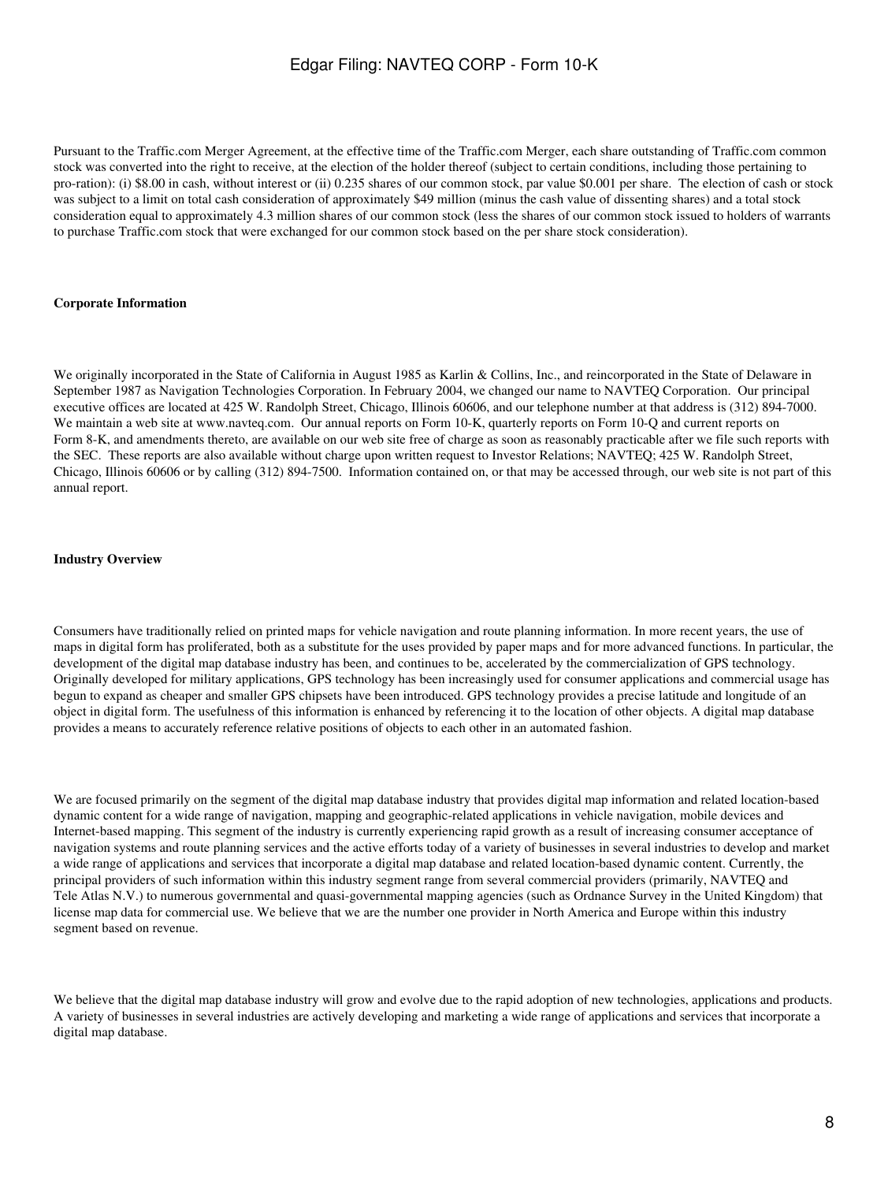Pursuant to the Traffic.com Merger Agreement, at the effective time of the Traffic.com Merger, each share outstanding of Traffic.com common stock was converted into the right to receive, at the election of the holder thereof (subject to certain conditions, including those pertaining to pro-ration): (i) $8.00 in cash, without interest or (ii) 0.235 shares of our common stock, par value $0.001 per share. The election of cash or stock was subject to a limit on total cash consideration of approximately $49 million (minus the cash value of dissenting shares) and a total stock consideration equal to approximately 4.3 million shares of our common stock (less the shares of our common stock issued to holders of warrants to purchase Traffic.com stock that were exchanged for our common stock based on the per share stock consideration).

**Corporate Information**

We originally incorporated in the State of California in August 1985 as Karlin & Collins, Inc., and reincorporated in the State of Delaware in September 1987 as Navigation Technologies Corporation. In February 2004, we changed our name to NAVTEQ Corporation. Our principal executive offices are located at 425 W. Randolph Street, Chicago, Illinois 60606, and our telephone number at that address is (312) 894-7000. We maintain a web site at www.navteq.com. Our annual reports on Form 10-K, quarterly reports on Form 10-Q and current reports on Form 8-K, and amendments thereto, are available on our web site free of charge as soon as reasonably practicable after we file such reports with the SEC. These reports are also available without charge upon written request to Investor Relations; NAVTEQ; 425 W. Randolph Street, Chicago, Illinois 60606 or by calling (312) 894-7500. Information contained on, or that may be accessed through, our web site is not part of this annual report.

**Industry Overview**

Consumers have traditionally relied on printed maps for vehicle navigation and route planning information. In more recent years, the use of maps in digital form has proliferated, both as a substitute for the uses provided by paper maps and for more advanced functions. In particular, the development of the digital map database industry has been, and continues to be, accelerated by the commercialization of GPS technology. Originally developed for military applications, GPS technology has been increasingly used for consumer applications and commercial usage has begun to expand as cheaper and smaller GPS chipsets have been introduced. GPS technology provides a precise latitude and longitude of an object in digital form. The usefulness of this information is enhanced by referencing it to the location of other objects. A digital map database provides a means to accurately reference relative positions of objects to each other in an automated fashion.

We are focused primarily on the segment of the digital map database industry that provides digital map information and related location-based dynamic content for a wide range of navigation, mapping and geographic-related applications in vehicle navigation, mobile devices and Internet-based mapping. This segment of the industry is currently experiencing rapid growth as a result of increasing consumer acceptance of navigation systems and route planning services and the active efforts today of a variety of businesses in several industries to develop and market a wide range of applications and services that incorporate a digital map database and related location-based dynamic content. Currently, the principal providers of such information within this industry segment range from several commercial providers (primarily, NAVTEQ and Tele Atlas N.V.) to numerous governmental and quasi-governmental mapping agencies (such as Ordnance Survey in the United Kingdom) that license map data for commercial use. We believe that we are the number one provider in North America and Europe within this industry segment based on revenue.

We believe that the digital map database industry will grow and evolve due to the rapid adoption of new technologies, applications and products. A variety of businesses in several industries are actively developing and marketing a wide range of applications and services that incorporate a digital map database.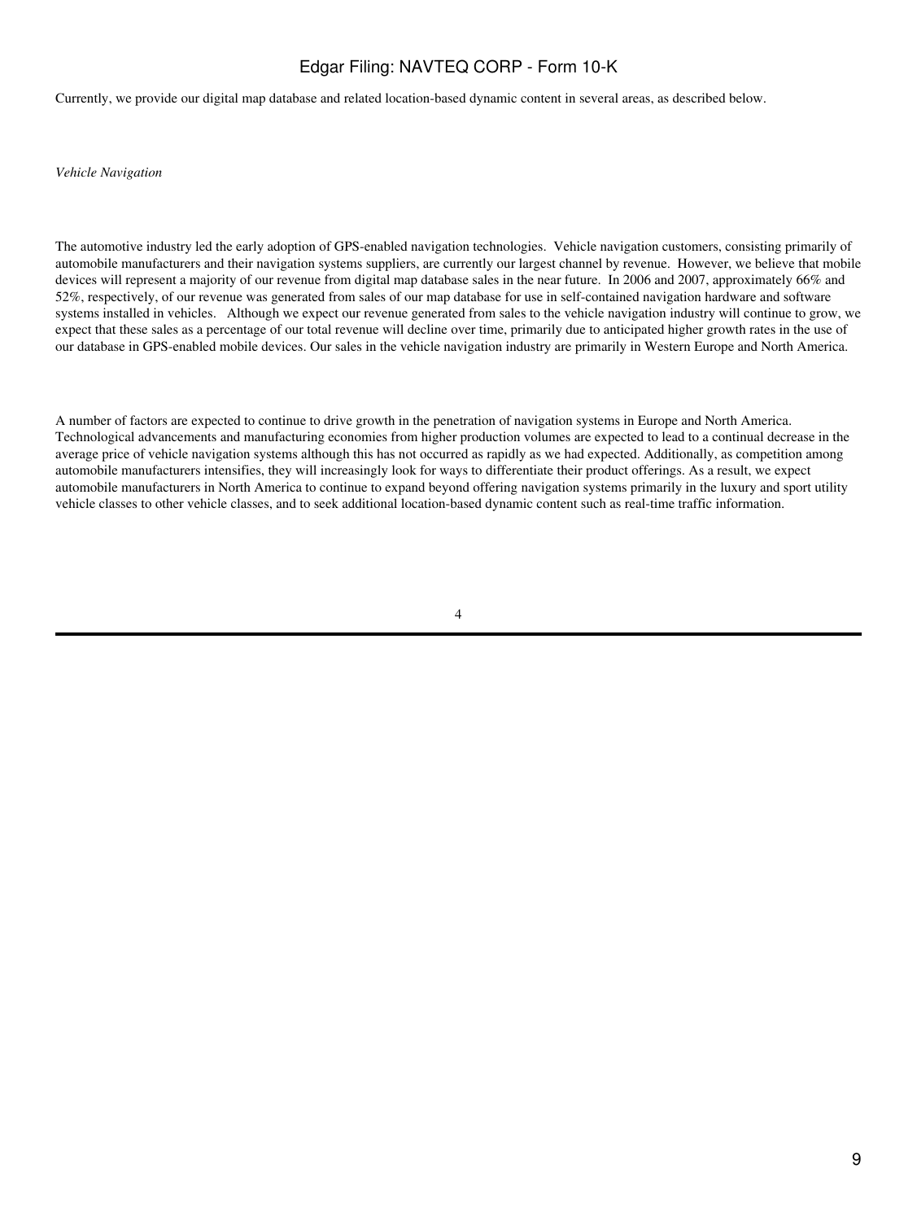Currently, we provide our digital map database and related location-based dynamic content in several areas, as described below.

*Vehicle Navigation*

The automotive industry led the early adoption of GPS-enabled navigation technologies. Vehicle navigation customers, consisting primarily of automobile manufacturers and their navigation systems suppliers, are currently our largest channel by revenue. However, we believe that mobile devices will represent a majority of our revenue from digital map database sales in the near future. In 2006 and 2007, approximately 66% and 52%, respectively, of our revenue was generated from sales of our map database for use in self-contained navigation hardware and software systems installed in vehicles. Although we expect our revenue generated from sales to the vehicle navigation industry will continue to grow, we expect that these sales as a percentage of our total revenue will decline over time, primarily due to anticipated higher growth rates in the use of our database in GPS-enabled mobile devices. Our sales in the vehicle navigation industry are primarily in Western Europe and North America.

A number of factors are expected to continue to drive growth in the penetration of navigation systems in Europe and North America. Technological advancements and manufacturing economies from higher production volumes are expected to lead to a continual decrease in the average price of vehicle navigation systems although this has not occurred as rapidly as we had expected. Additionally, as competition among automobile manufacturers intensifies, they will increasingly look for ways to differentiate their product offerings. As a result, we expect automobile manufacturers in North America to continue to expand beyond offering navigation systems primarily in the luxury and sport utility vehicle classes to other vehicle classes, and to seek additional location-based dynamic content such as real-time traffic information.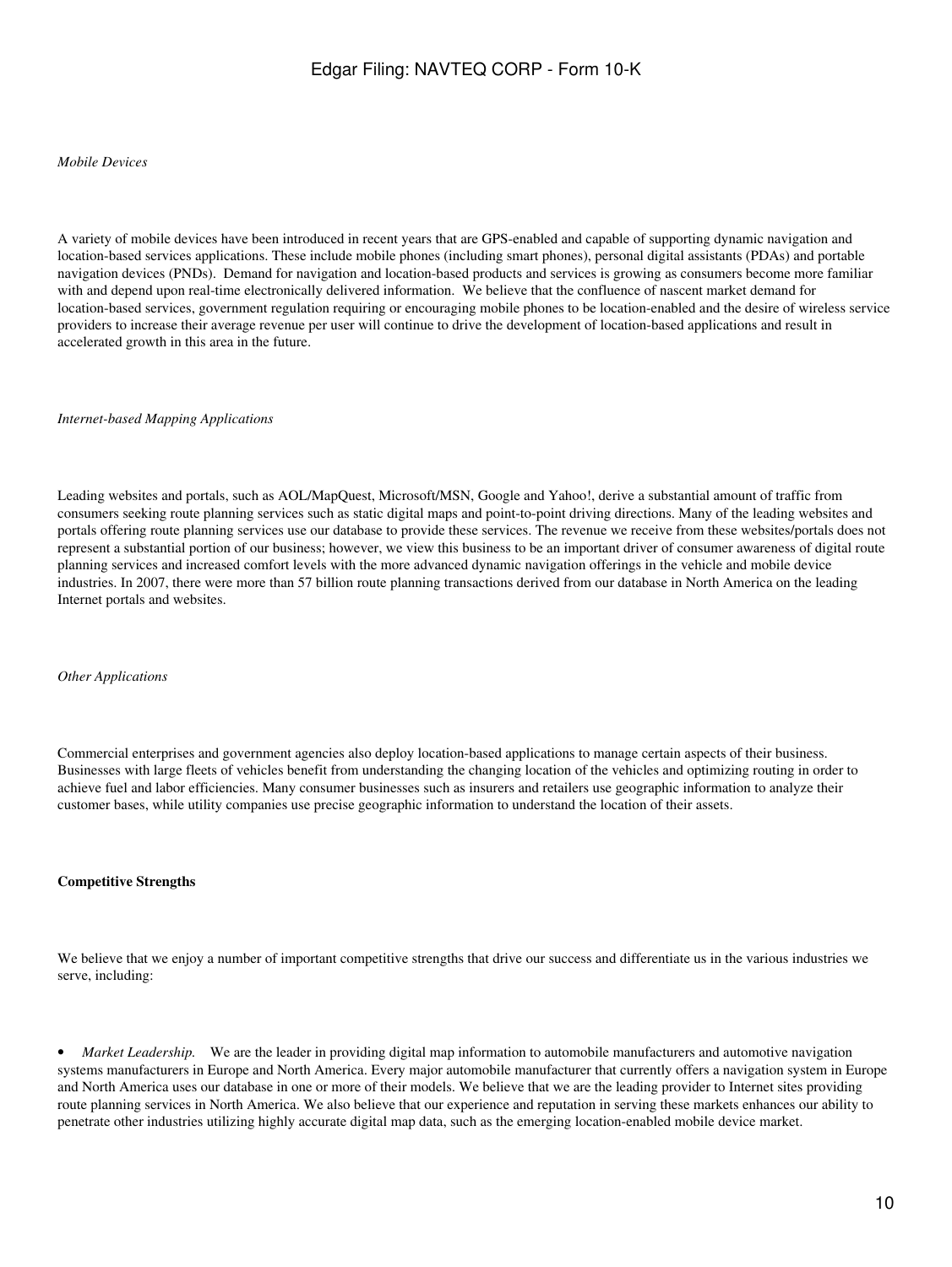*Mobile Devices*

A variety of mobile devices have been introduced in recent years that are GPS-enabled and capable of supporting dynamic navigation and location-based services applications. These include mobile phones (including smart phones), personal digital assistants (PDAs) and portable navigation devices (PNDs). Demand for navigation and location-based products and services is growing as consumers become more familiar with and depend upon real-time electronically delivered information. We believe that the confluence of nascent market demand for location-based services, government regulation requiring or encouraging mobile phones to be location-enabled and the desire of wireless service providers to increase their average revenue per user will continue to drive the development of location-based applications and result in accelerated growth in this area in the future.

*Internet-based Mapping Applications*

Leading websites and portals, such as AOL/MapQuest, Microsoft/MSN, Google and Yahoo!, derive a substantial amount of traffic from consumers seeking route planning services such as static digital maps and point-to-point driving directions. Many of the leading websites and portals offering route planning services use our database to provide these services. The revenue we receive from these websites/portals does not represent a substantial portion of our business; however, we view this business to be an important driver of consumer awareness of digital route planning services and increased comfort levels with the more advanced dynamic navigation offerings in the vehicle and mobile device industries. In 2007, there were more than 57 billion route planning transactions derived from our database in North America on the leading Internet portals and websites.

*Other Applications*

Commercial enterprises and government agencies also deploy location-based applications to manage certain aspects of their business. Businesses with large fleets of vehicles benefit from understanding the changing location of the vehicles and optimizing routing in order to achieve fuel and labor efficiencies. Many consumer businesses such as insurers and retailers use geographic information to analyze their customer bases, while utility companies use precise geographic information to understand the location of their assets.

**Competitive Strengths**

We believe that we enjoy a number of important competitive strengths that drive our success and differentiate us in the various industries we serve, including:

- *Market Leadership.* We are the leader in providing digital map information to automobile manufacturers and automotive navigation systems manufacturers in Europe and North America. Every major automobile manufacturer that currently offers a navigation system in Europe and North America uses our database in one or more of their models. We believe that we are the leading provider to Internet sites providing route planning services in North America. We also believe that our experience and reputation in serving these markets enhances our ability to penetrate other industries utilizing highly accurate digital map data, such as the emerging location-enabled mobile device market.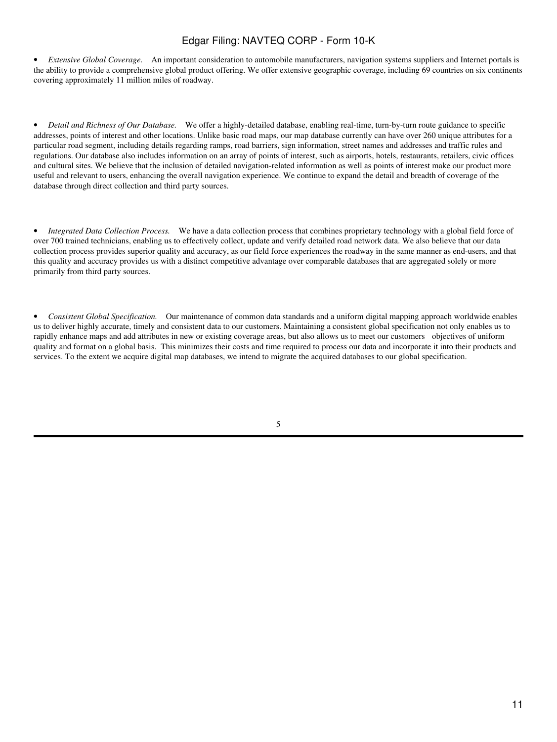- *Extensive Global Coverage.* An important consideration to automobile manufacturers, navigation systems suppliers and Internet portals is the ability to provide a comprehensive global product offering. We offer extensive geographic coverage, including 69 countries on six continents covering approximately 11 million miles of roadway.

- *Detail and Richness of Our Database.* We offer a highly-detailed database, enabling real-time, turn-by-turn route guidance to specific addresses, points of interest and other locations. Unlike basic road maps, our map database currently can have over 260 unique attributes for a particular road segment, including details regarding ramps, road barriers, sign information, street names and addresses and traffic rules and regulations. Our database also includes information on an array of points of interest, such as airports, hotels, restaurants, retailers, civic offices and cultural sites. We believe that the inclusion of detailed navigation-related information as well as points of interest make our product more useful and relevant to users, enhancing the overall navigation experience. We continue to expand the detail and breadth of coverage of the database through direct collection and third party sources.

- *Integrated Data Collection Process.* We have a data collection process that combines proprietary technology with a global field force of over 700 trained technicians, enabling us to effectively collect, update and verify detailed road network data. We also believe that our data collection process provides superior quality and accuracy, as our field force experiences the roadway in the same manner as end-users, and that this quality and accuracy provides us with a distinct competitive advantage over comparable databases that are aggregated solely or more primarily from third party sources.

- *Consistent Global Specification.* Our maintenance of common data standards and a uniform digital mapping approach worldwide enables us to deliver highly accurate, timely and consistent data to our customers. Maintaining a consistent global specification not only enables us to rapidly enhance maps and add attributes in new or existing coverage areas, but also allows us to meet our customers objectives of uniform quality and format on a global basis. This minimizes their costs and time required to process our data and incorporate it into their products and services. To the extent we acquire digital map databases, we intend to migrate the acquired databases to our global specification.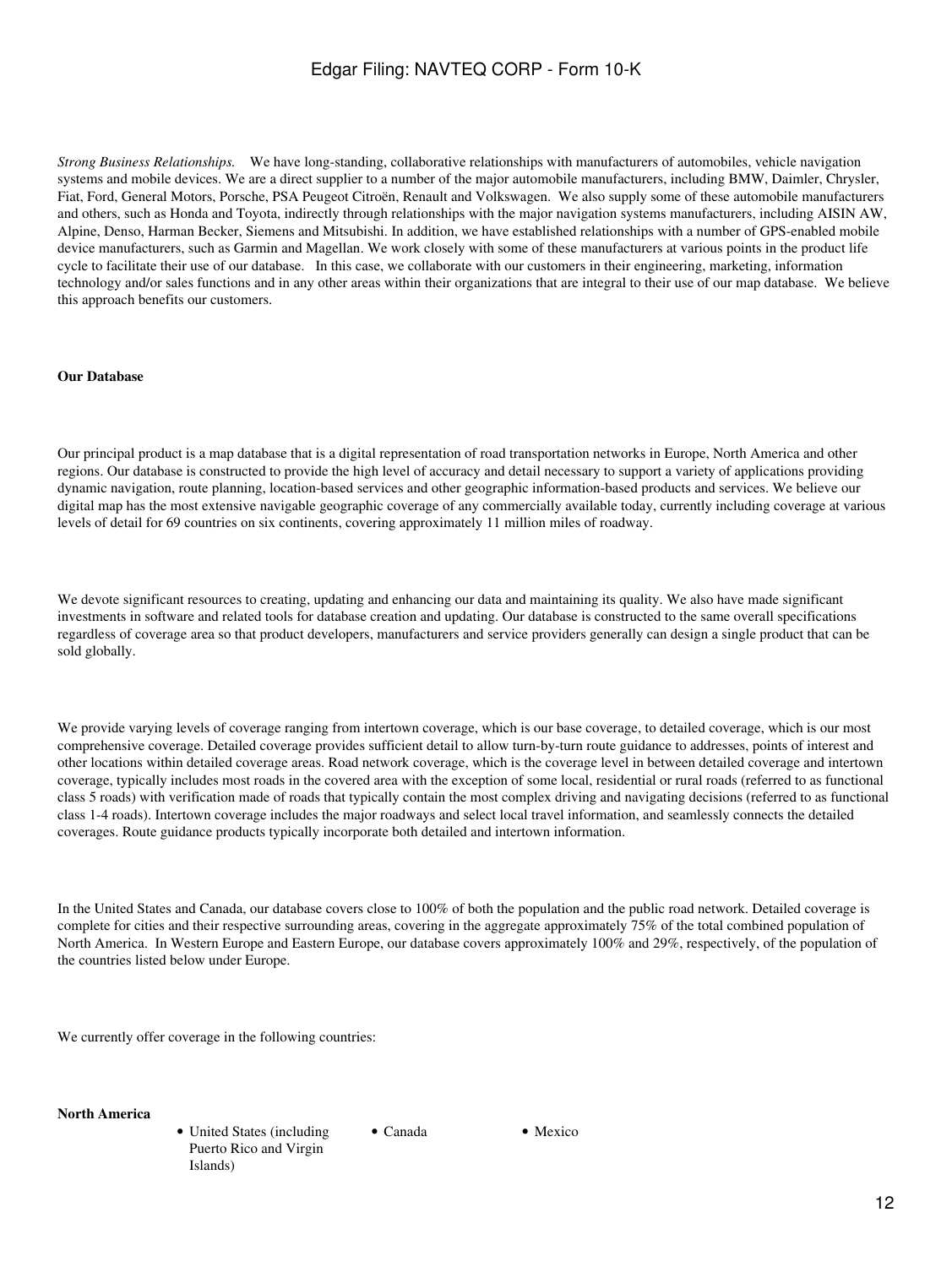*Strong Business Relationships.* We have long-standing, collaborative relationships with manufacturers of automobiles, vehicle navigation systems and mobile devices. We are a direct supplier to a number of the major automobile manufacturers, including BMW, Daimler, Chrysler, Fiat, Ford, General Motors, Porsche, PSA Peugeot Citroën, Renault and Volkswagen. We also supply some of these automobile manufacturers and others, such as Honda and Toyota, indirectly through relationships with the major navigation systems manufacturers, including AISIN AW, Alpine, Denso, Harman Becker, Siemens and Mitsubishi. In addition, we have established relationships with a number of GPS-enabled mobile device manufacturers, such as Garmin and Magellan. We work closely with some of these manufacturers at various points in the product life cycle to facilitate their use of our database. In this case, we collaborate with our customers in their engineering, marketing, information technology and/or sales functions and in any other areas within their organizations that are integral to their use of our map database. We believe this approach benefits our customers.

**Our Database**

Our principal product is a map database that is a digital representation of road transportation networks in Europe, North America and other regions. Our database is constructed to provide the high level of accuracy and detail necessary to support a variety of applications providing dynamic navigation, route planning, location-based services and other geographic information-based products and services. We believe our digital map has the most extensive navigable geographic coverage of any commercially available today, currently including coverage at various levels of detail for 69 countries on six continents, covering approximately 11 million miles of roadway.

We devote significant resources to creating, updating and enhancing our data and maintaining its quality. We also have made significant investments in software and related tools for database creation and updating. Our database is constructed to the same overall specifications regardless of coverage area so that product developers, manufacturers and service providers generally can design a single product that can be sold globally.

We provide varying levels of coverage ranging from intertown coverage, which is our base coverage, to detailed coverage, which is our most comprehensive coverage. Detailed coverage provides sufficient detail to allow turn-by-turn route guidance to addresses, points of interest and other locations within detailed coverage areas. Road network coverage, which is the coverage level in between detailed coverage and intertown coverage, typically includes most roads in the covered area with the exception of some local, residential or rural roads (referred to as functional class 5 roads) with verification made of roads that typically contain the most complex driving and navigating decisions (referred to as functional class 1-4 roads). Intertown coverage includes the major roadways and select local travel information, and seamlessly connects the detailed coverages. Route guidance products typically incorporate both detailed and intertown information.

In the United States and Canada, our database covers close to 100% of both the population and the public road network. Detailed coverage is complete for cities and their respective surrounding areas, covering in the aggregate approximately 75% of the total combined population of North America. In Western Europe and Eastern Europe, our database covers approximately 100% and 29%, respectively, of the population of the countries listed below under Europe.

We currently offer coverage in the following countries:

**North America**

- United States (including Puerto Rico and Virgin Islands)
- Canada
- Mexico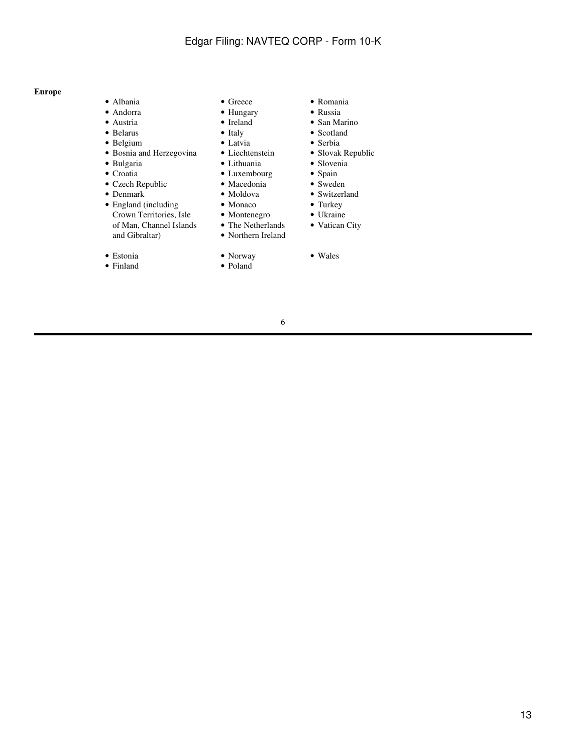**Europe**

- Albania
- Andorra
- Austria
- Belarus
- Belgium
- Bosnia and Herzegovina
- Bulgaria
- Croatia
- Czech Republic
- Denmark
- England (including Crown Territories, Isle of Man, Channel Islands and Gibraltar)
- Estonia
- Finland
- Greece
- Hungary
- Ireland
- Italy
- Latvia
- Liechtenstein
- Lithuania
- Luxembourg
- Macedonia
- Moldova
- Monaco
- Montenegro
- The Netherlands
- Northern Ireland
- Norway
- Poland
- Romania
- Russia
- San Marino
- Scotland
- Serbia
- Slovak Republic
- Slovenia
- Spain
- Sweden
- Switzerland
- Turkey
- Ukraine
- Vatican City
- Wales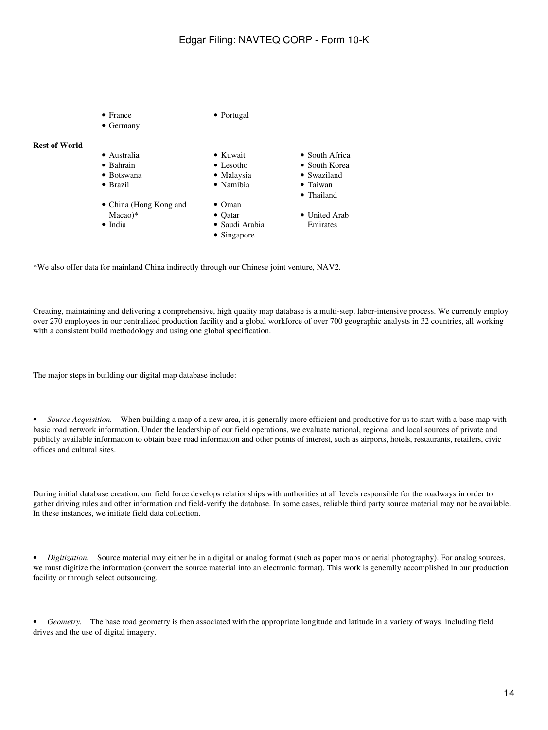- France
- Germany
- Portugal

**Rest of World**

- Australia
- Bahrain
- Botswana
- Brazil
- China (Hong Kong and Macao)*
- India
- Kuwait
- Lesotho
- Malaysia
- Namibia
- Oman
- Qatar
- Saudi Arabia
- Singapore
- South Africa
- South Korea
- Swaziland
- Taiwan
- Thailand
- United Arab Emirates

*We also offer data for mainland China indirectly through our Chinese joint venture, NAV2.

Creating, maintaining and delivering a comprehensive, high quality map database is a multi-step, labor-intensive process. We currently employ over 270 employees in our centralized production facility and a global workforce of over 700 geographic analysts in 32 countries, all working with a consistent build methodology and using one global specification.

The major steps in building our digital map database include:

- *Source Acquisition.* When building a map of a new area, it is generally more efficient and productive for us to start with a base map with basic road network information. Under the leadership of our field operations, we evaluate national, regional and local sources of private and publicly available information to obtain base road information and other points of interest, such as airports, hotels, restaurants, retailers, civic offices and cultural sites.

During initial database creation, our field force develops relationships with authorities at all levels responsible for the roadways in order to gather driving rules and other information and field-verify the database. In some cases, reliable third party source material may not be available. In these instances, we initiate field data collection.

- *Digitization.* Source material may either be in a digital or analog format (such as paper maps or aerial photography). For analog sources, we must digitize the information (convert the source material into an electronic format). This work is generally accomplished in our production facility or through select outsourcing.

- *Geometry.* The base road geometry is then associated with the appropriate longitude and latitude in a variety of ways, including field drives and the use of digital imagery.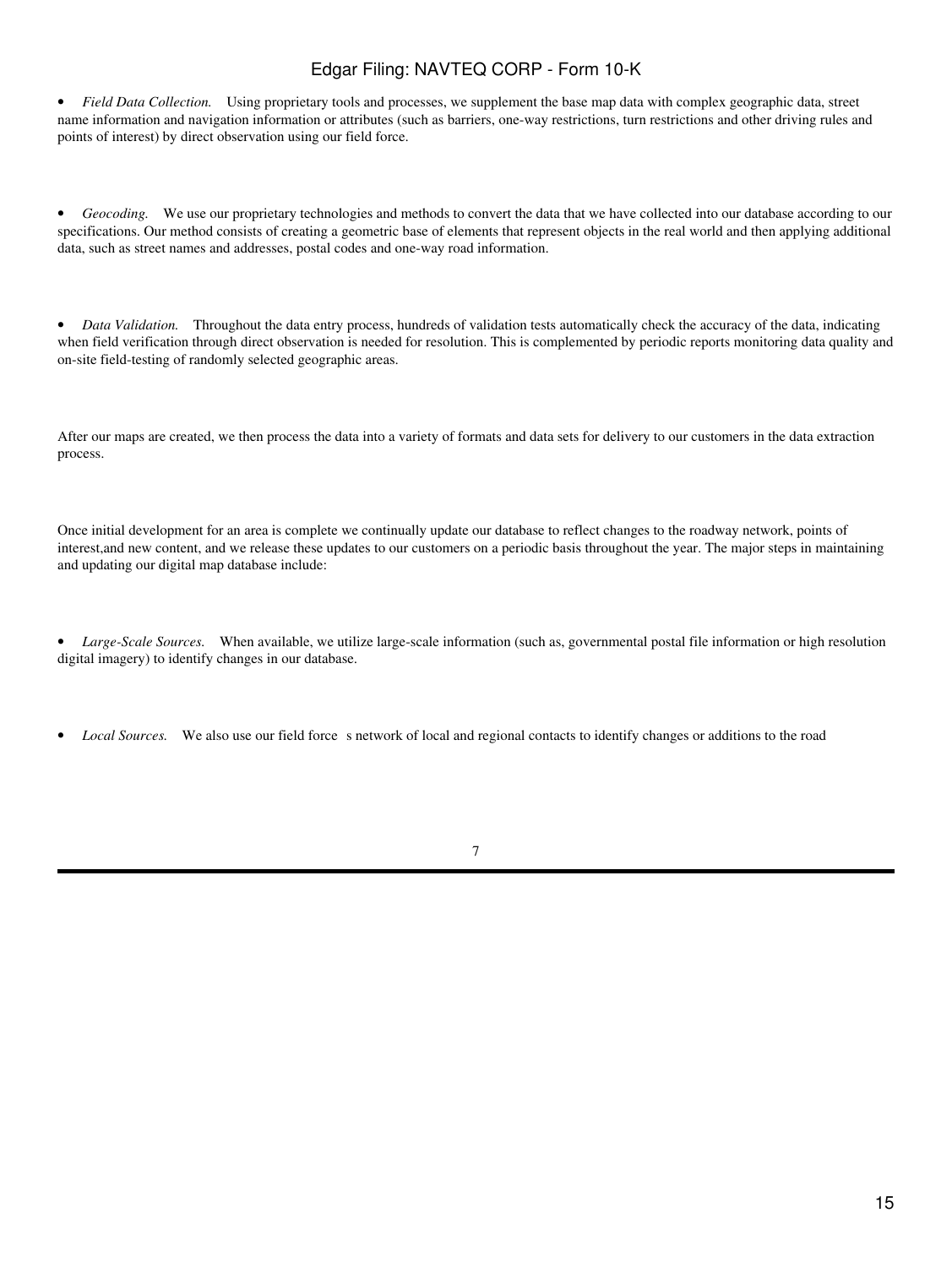- *Field Data Collection.* Using proprietary tools and processes, we supplement the base map data with complex geographic data, street name information and navigation information or attributes (such as barriers, one-way restrictions, turn restrictions and other driving rules and points of interest) by direct observation using our field force.

- *Geocoding.* We use our proprietary technologies and methods to convert the data that we have collected into our database according to our specifications. Our method consists of creating a geometric base of elements that represent objects in the real world and then applying additional data, such as street names and addresses, postal codes and one-way road information.

- *Data Validation.* Throughout the data entry process, hundreds of validation tests automatically check the accuracy of the data, indicating when field verification through direct observation is needed for resolution. This is complemented by periodic reports monitoring data quality and on-site field-testing of randomly selected geographic areas.

After our maps are created, we then process the data into a variety of formats and data sets for delivery to our customers in the data extraction process.

Once initial development for an area is complete we continually update our database to reflect changes to the roadway network, points of interest,and new content, and we release these updates to our customers on a periodic basis throughout the year. The major steps in maintaining and updating our digital map database include:

- *Large-Scale Sources.* When available, we utilize large-scale information (such as, governmental postal file information or high resolution digital imagery) to identify changes in our database.

- *Local Sources.* We also use our field force s network of local and regional contacts to identify changes or additions to the road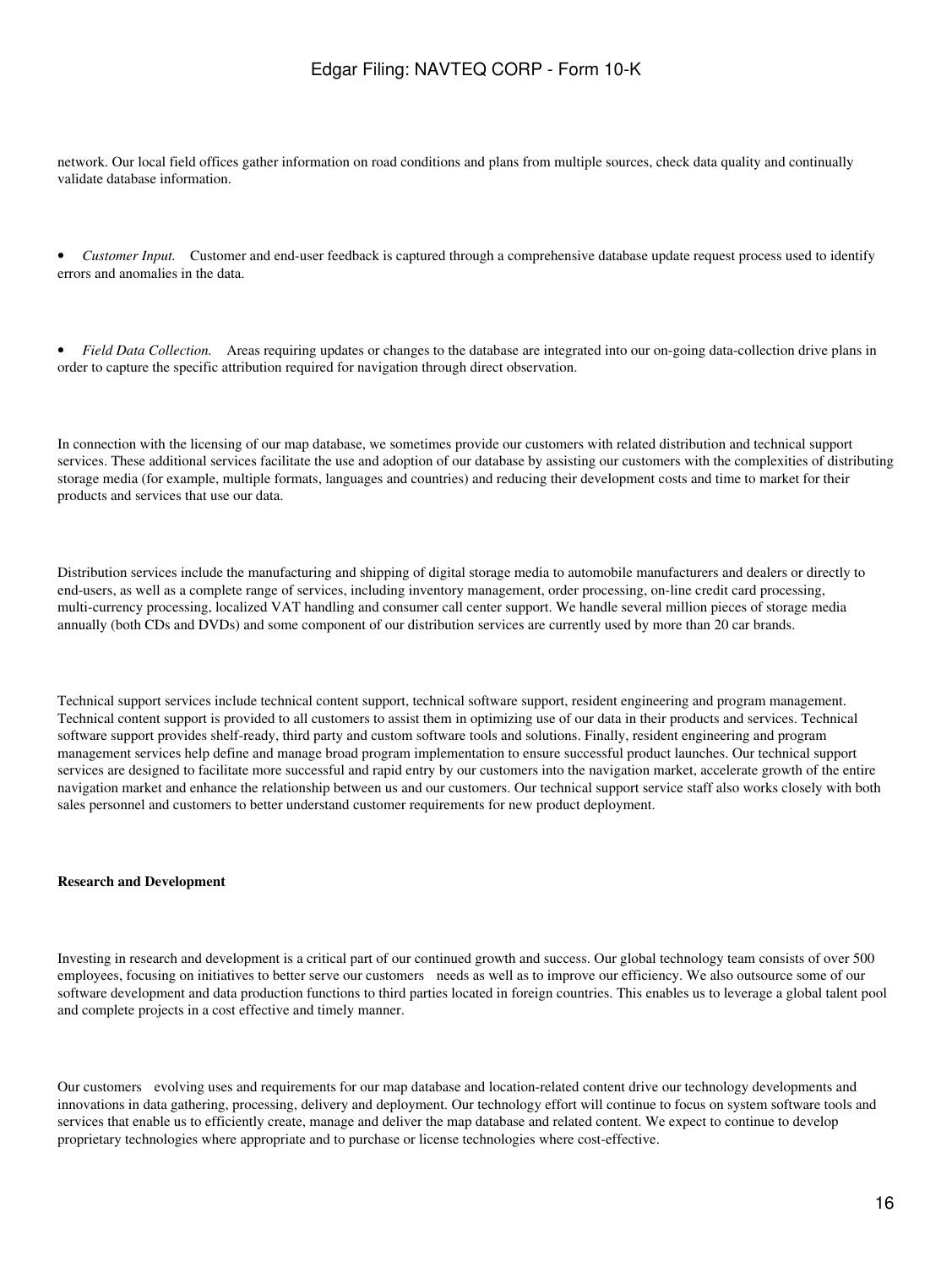network. Our local field offices gather information on road conditions and plans from multiple sources, check data quality and continually validate database information.

- *Customer Input.* Customer and end-user feedback is captured through a comprehensive database update request process used to identify errors and anomalies in the data.

- *Field Data Collection.* Areas requiring updates or changes to the database are integrated into our on-going data-collection drive plans in order to capture the specific attribution required for navigation through direct observation.

In connection with the licensing of our map database, we sometimes provide our customers with related distribution and technical support services. These additional services facilitate the use and adoption of our database by assisting our customers with the complexities of distributing storage media (for example, multiple formats, languages and countries) and reducing their development costs and time to market for their products and services that use our data.

Distribution services include the manufacturing and shipping of digital storage media to automobile manufacturers and dealers or directly to end-users, as well as a complete range of services, including inventory management, order processing, on-line credit card processing, multi-currency processing, localized VAT handling and consumer call center support. We handle several million pieces of storage media annually (both CDs and DVDs) and some component of our distribution services are currently used by more than 20 car brands.

Technical support services include technical content support, technical software support, resident engineering and program management. Technical content support is provided to all customers to assist them in optimizing use of our data in their products and services. Technical software support provides shelf-ready, third party and custom software tools and solutions. Finally, resident engineering and program management services help define and manage broad program implementation to ensure successful product launches. Our technical support services are designed to facilitate more successful and rapid entry by our customers into the navigation market, accelerate growth of the entire navigation market and enhance the relationship between us and our customers. Our technical support service staff also works closely with both sales personnel and customers to better understand customer requirements for new product deployment.

**Research and Development**

Investing in research and development is a critical part of our continued growth and success. Our global technology team consists of over 500 employees, focusing on initiatives to better serve our customers needs as well as to improve our efficiency. We also outsource some of our software development and data production functions to third parties located in foreign countries. This enables us to leverage a global talent pool and complete projects in a cost effective and timely manner.

Our customers evolving uses and requirements for our map database and location-related content drive our technology developments and innovations in data gathering, processing, delivery and deployment. Our technology effort will continue to focus on system software tools and services that enable us to efficiently create, manage and deliver the map database and related content. We expect to continue to develop proprietary technologies where appropriate and to purchase or license technologies where cost-effective.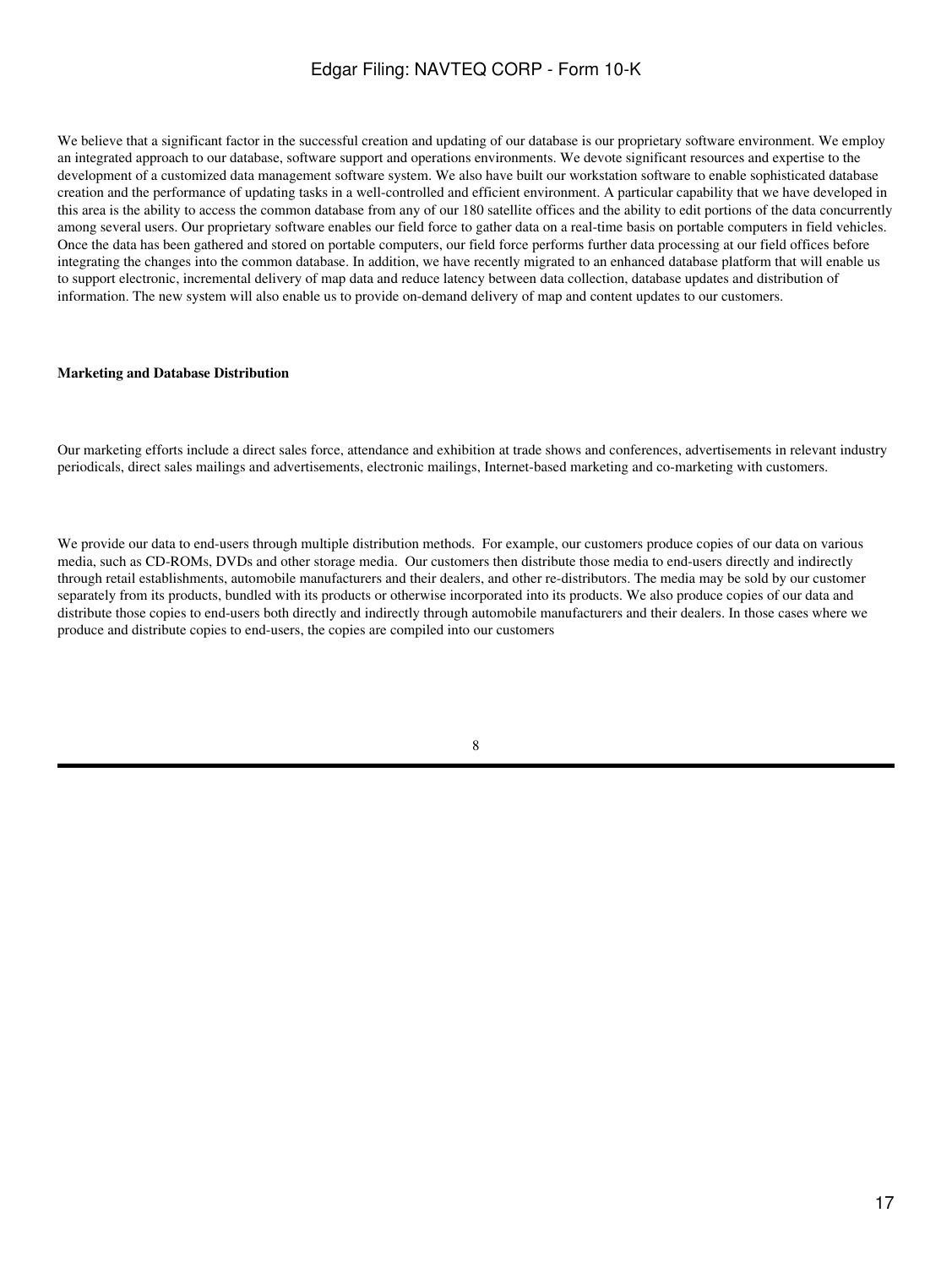We believe that a significant factor in the successful creation and updating of our database is our proprietary software environment. We employ an integrated approach to our database, software support and operations environments. We devote significant resources and expertise to the development of a customized data management software system. We also have built our workstation software to enable sophisticated database creation and the performance of updating tasks in a well-controlled and efficient environment. A particular capability that we have developed in this area is the ability to access the common database from any of our 180 satellite offices and the ability to edit portions of the data concurrently among several users. Our proprietary software enables our field force to gather data on a real-time basis on portable computers in field vehicles. Once the data has been gathered and stored on portable computers, our field force performs further data processing at our field offices before integrating the changes into the common database. In addition, we have recently migrated to an enhanced database platform that will enable us to support electronic, incremental delivery of map data and reduce latency between data collection, database updates and distribution of information. The new system will also enable us to provide on-demand delivery of map and content updates to our customers.

**Marketing and Database Distribution**

Our marketing efforts include a direct sales force, attendance and exhibition at trade shows and conferences, advertisements in relevant industry periodicals, direct sales mailings and advertisements, electronic mailings, Internet-based marketing and co-marketing with customers.

We provide our data to end-users through multiple distribution methods. For example, our customers produce copies of our data on various media, such as CD-ROMs, DVDs and other storage media. Our customers then distribute those media to end-users directly and indirectly through retail establishments, automobile manufacturers and their dealers, and other re-distributors. The media may be sold by our customer separately from its products, bundled with its products or otherwise incorporated into its products. We also produce copies of our data and distribute those copies to end-users both directly and indirectly through automobile manufacturers and their dealers. In those cases where we produce and distribute copies to end-users, the copies are compiled into our customers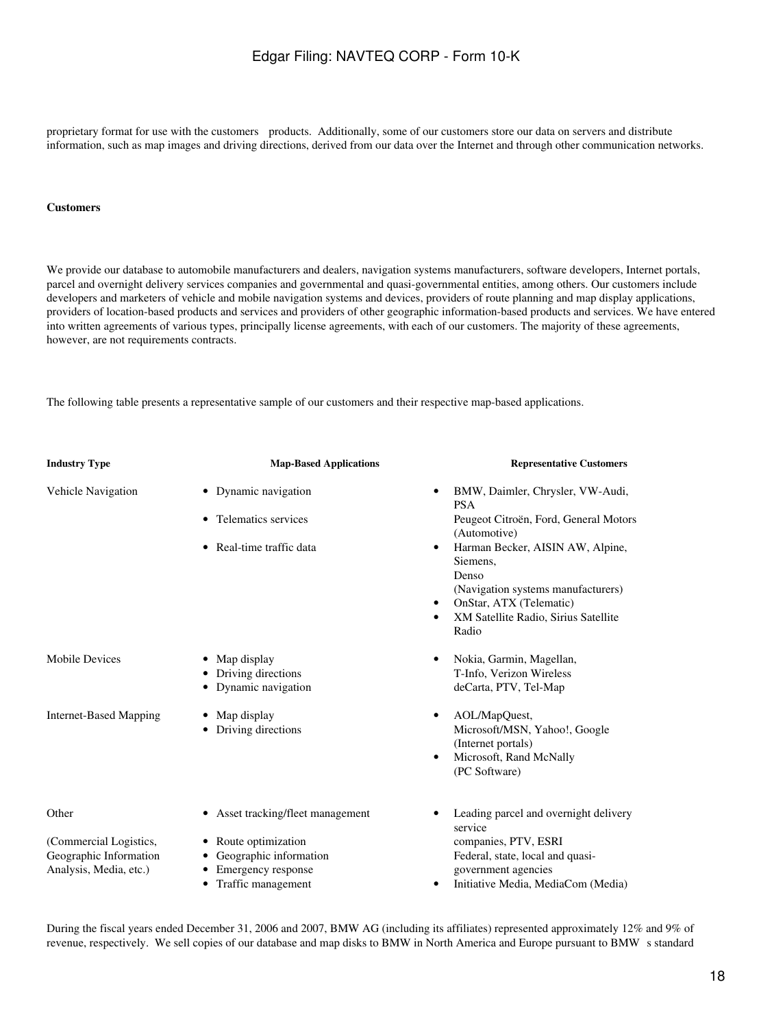proprietary format for use with the customers products. Additionally, some of our customers store our data on servers and distribute information, such as map images and driving directions, derived from our data over the Internet and through other communication networks.

**Customers**

We provide our database to automobile manufacturers and dealers, navigation systems manufacturers, software developers, Internet portals, parcel and overnight delivery services companies and governmental and quasi-governmental entities, among others. Our customers include developers and marketers of vehicle and mobile navigation systems and devices, providers of route planning and map display applications, providers of location-based products and services and providers of other geographic information-based products and services. We have entered into written agreements of various types, principally license agreements, with each of our customers. The majority of these agreements, however, are not requirements contracts.

The following table presents a representative sample of our customers and their respective map-based applications.

| Industry Type | Map-Based Applications | Representative Customers |
|---|---|---|
| Vehicle Navigation | • Dynamic navigation<br>• Telematics services<br>• Real-time traffic data | • BMW, Daimler, Chrysler, VW-Audi, PSA Peugeot Citroën, Ford, General Motors (Automotive)<br>• Harman Becker, AISIN AW, Alpine, Siemens, Denso (Navigation systems manufacturers)<br>• OnStar, ATX (Telematic)<br>• XM Satellite Radio, Sirius Satellite Radio |
| Mobile Devices | • Map display<br>• Driving directions<br>• Dynamic navigation | • Nokia, Garmin, Magellan, T-Info, Verizon Wireless deCarta, PTV, Tel-Map |
| Internet-Based Mapping | • Map display<br>• Driving directions | • AOL/MapQuest, Microsoft/MSN, Yahoo!, Google (Internet portals)<br>• Microsoft, Rand McNally (PC Software) |
| Other<br><br>(Commercial Logistics, Geographic Information Analysis, Media, etc.) | • Asset tracking/fleet management<br>• Route optimization<br>• Geographic information<br>• Emergency response<br>• Traffic management | • Leading parcel and overnight delivery service companies, PTV, ESRI Federal, state, local and quasi-government agencies<br>• Initiative Media, MediaCom (Media) |

During the fiscal years ended December 31, 2006 and 2007, BMW AG (including its affiliates) represented approximately 12% and 9% of revenue, respectively. We sell copies of our database and map disks to BMW in North America and Europe pursuant to BMW s standard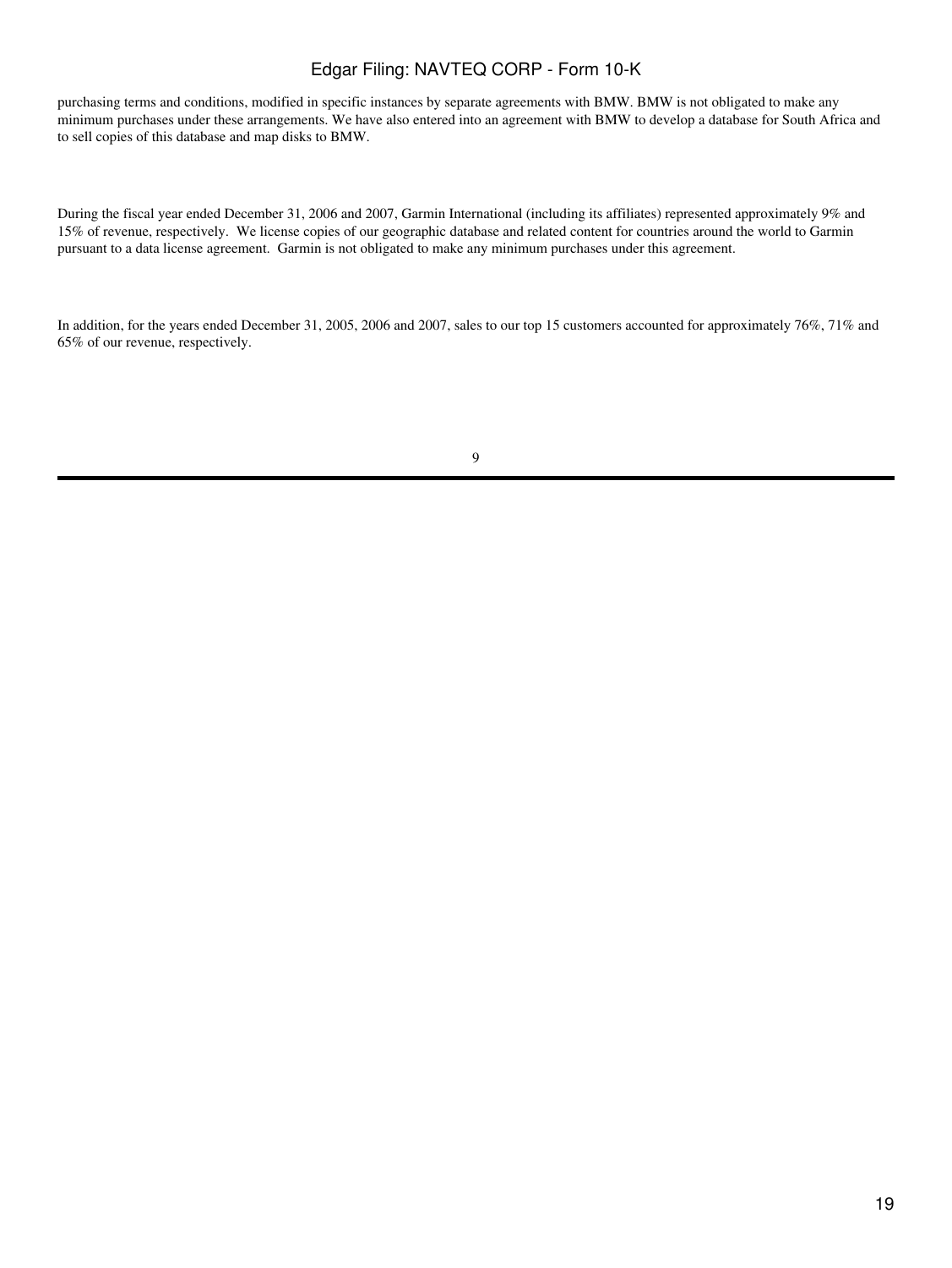purchasing terms and conditions, modified in specific instances by separate agreements with BMW. BMW is not obligated to make any minimum purchases under these arrangements. We have also entered into an agreement with BMW to develop a database for South Africa and to sell copies of this database and map disks to BMW.

During the fiscal year ended December 31, 2006 and 2007, Garmin International (including its affiliates) represented approximately 9% and 15% of revenue, respectively. We license copies of our geographic database and related content for countries around the world to Garmin pursuant to a data license agreement. Garmin is not obligated to make any minimum purchases under this agreement.

In addition, for the years ended December 31, 2005, 2006 and 2007, sales to our top 15 customers accounted for approximately 76%, 71% and 65% of our revenue, respectively.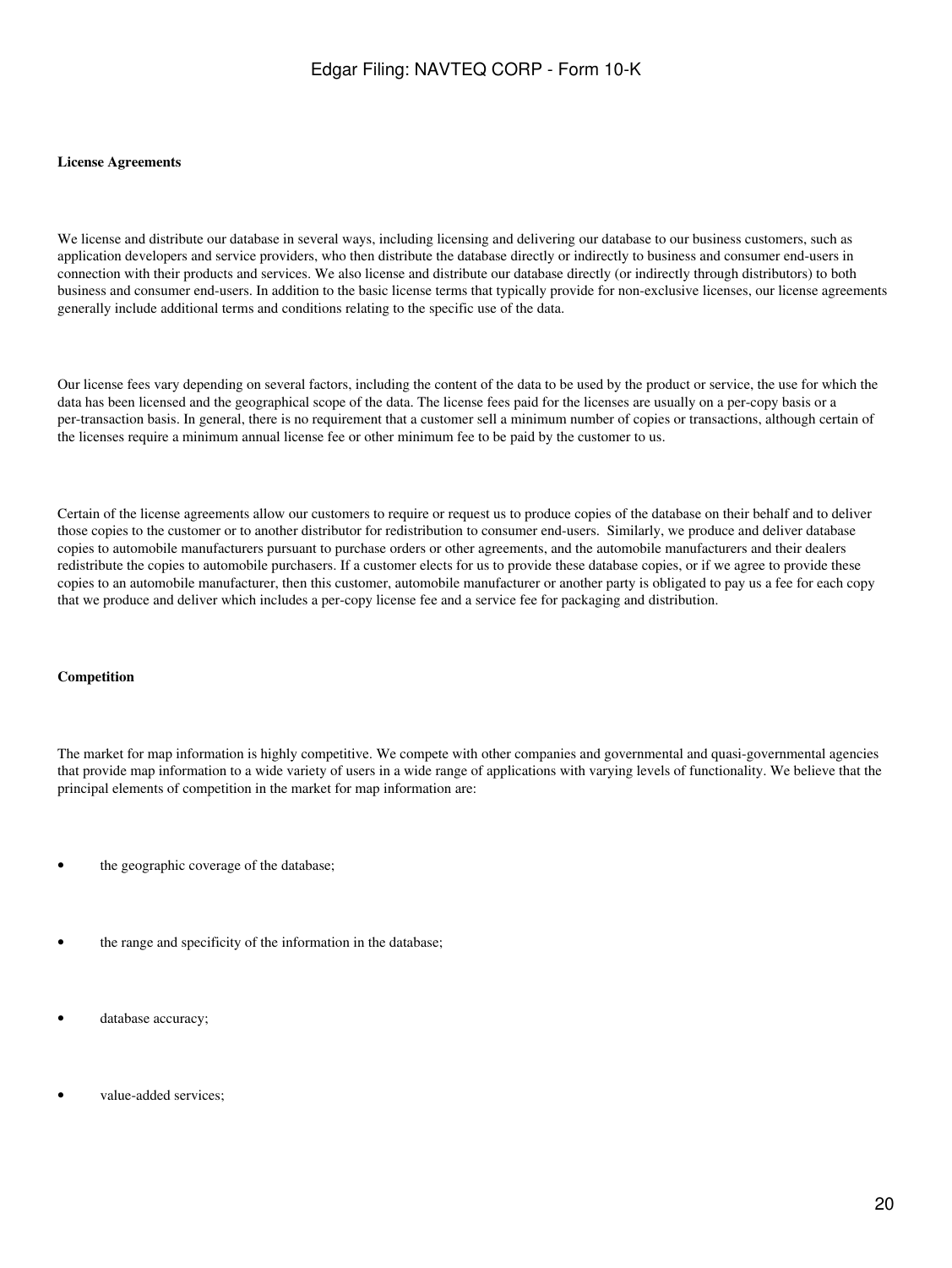**License Agreements**

We license and distribute our database in several ways, including licensing and delivering our database to our business customers, such as application developers and service providers, who then distribute the database directly or indirectly to business and consumer end-users in connection with their products and services. We also license and distribute our database directly (or indirectly through distributors) to both business and consumer end-users. In addition to the basic license terms that typically provide for non-exclusive licenses, our license agreements generally include additional terms and conditions relating to the specific use of the data.

Our license fees vary depending on several factors, including the content of the data to be used by the product or service, the use for which the data has been licensed and the geographical scope of the data. The license fees paid for the licenses are usually on a per-copy basis or a per-transaction basis. In general, there is no requirement that a customer sell a minimum number of copies or transactions, although certain of the licenses require a minimum annual license fee or other minimum fee to be paid by the customer to us.

Certain of the license agreements allow our customers to require or request us to produce copies of the database on their behalf and to deliver those copies to the customer or to another distributor for redistribution to consumer end-users. Similarly, we produce and deliver database copies to automobile manufacturers pursuant to purchase orders or other agreements, and the automobile manufacturers and their dealers redistribute the copies to automobile purchasers. If a customer elects for us to provide these database copies, or if we agree to provide these copies to an automobile manufacturer, then this customer, automobile manufacturer or another party is obligated to pay us a fee for each copy that we produce and deliver which includes a per-copy license fee and a service fee for packaging and distribution.

**Competition**

The market for map information is highly competitive. We compete with other companies and governmental and quasi-governmental agencies that provide map information to a wide variety of users in a wide range of applications with varying levels of functionality. We believe that the principal elements of competition in the market for map information are:

- the geographic coverage of the database;
- the range and specificity of the information in the database;
- database accuracy;
- value-added services;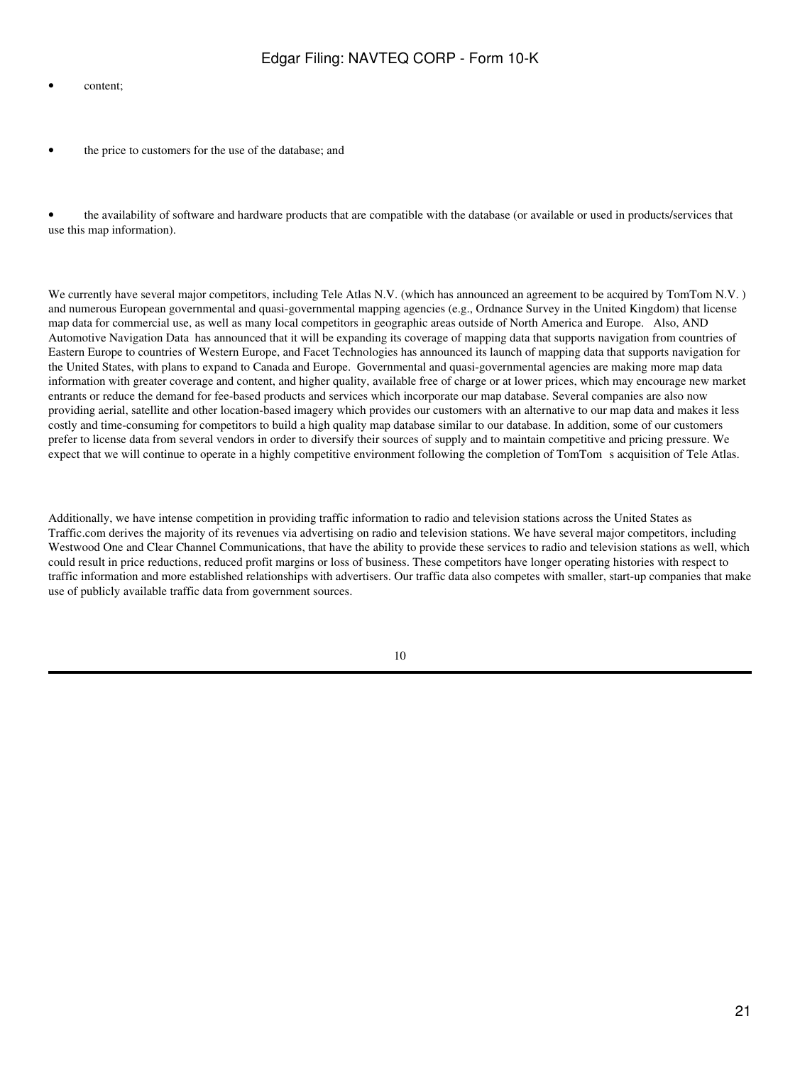- content;

- the price to customers for the use of the database; and

- the availability of software and hardware products that are compatible with the database (or available or used in products/services that use this map information).

We currently have several major competitors, including Tele Atlas N.V. (which has announced an agreement to be acquired by TomTom N.V. ) and numerous European governmental and quasi-governmental mapping agencies (e.g., Ordnance Survey in the United Kingdom) that license map data for commercial use, as well as many local competitors in geographic areas outside of North America and Europe. Also, AND Automotive Navigation Data has announced that it will be expanding its coverage of mapping data that supports navigation from countries of Eastern Europe to countries of Western Europe, and Facet Technologies has announced its launch of mapping data that supports navigation for the United States, with plans to expand to Canada and Europe. Governmental and quasi-governmental agencies are making more map data information with greater coverage and content, and higher quality, available free of charge or at lower prices, which may encourage new market entrants or reduce the demand for fee-based products and services which incorporate our map database. Several companies are also now providing aerial, satellite and other location-based imagery which provides our customers with an alternative to our map data and makes it less costly and time-consuming for competitors to build a high quality map database similar to our database. In addition, some of our customers prefer to license data from several vendors in order to diversify their sources of supply and to maintain competitive and pricing pressure. We expect that we will continue to operate in a highly competitive environment following the completion of TomTom s acquisition of Tele Atlas.

Additionally, we have intense competition in providing traffic information to radio and television stations across the United States as Traffic.com derives the majority of its revenues via advertising on radio and television stations. We have several major competitors, including Westwood One and Clear Channel Communications, that have the ability to provide these services to radio and television stations as well, which could result in price reductions, reduced profit margins or loss of business. These competitors have longer operating histories with respect to traffic information and more established relationships with advertisers. Our traffic data also competes with smaller, start-up companies that make use of publicly available traffic data from government sources.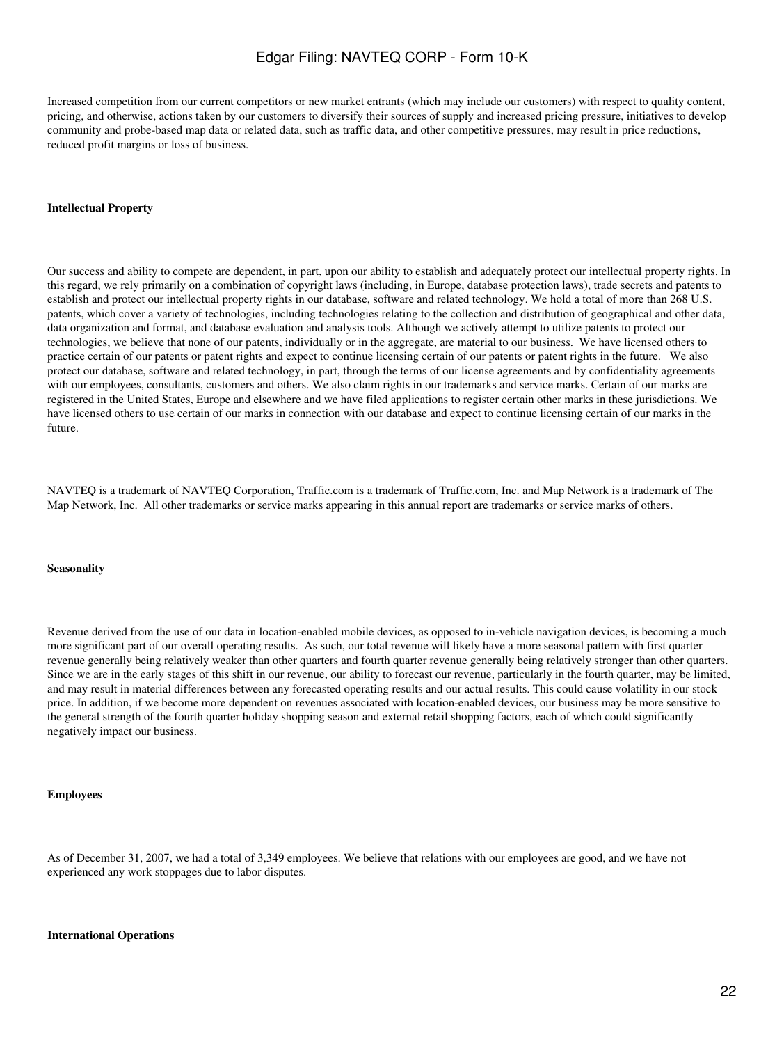Increased competition from our current competitors or new market entrants (which may include our customers) with respect to quality content, pricing, and otherwise, actions taken by our customers to diversify their sources of supply and increased pricing pressure, initiatives to develop community and probe-based map data or related data, such as traffic data, and other competitive pressures, may result in price reductions, reduced profit margins or loss of business.

**Intellectual Property**

Our success and ability to compete are dependent, in part, upon our ability to establish and adequately protect our intellectual property rights. In this regard, we rely primarily on a combination of copyright laws (including, in Europe, database protection laws), trade secrets and patents to establish and protect our intellectual property rights in our database, software and related technology. We hold a total of more than 268 U.S. patents, which cover a variety of technologies, including technologies relating to the collection and distribution of geographical and other data, data organization and format, and database evaluation and analysis tools. Although we actively attempt to utilize patents to protect our technologies, we believe that none of our patents, individually or in the aggregate, are material to our business. We have licensed others to practice certain of our patents or patent rights and expect to continue licensing certain of our patents or patent rights in the future. We also protect our database, software and related technology, in part, through the terms of our license agreements and by confidentiality agreements with our employees, consultants, customers and others. We also claim rights in our trademarks and service marks. Certain of our marks are registered in the United States, Europe and elsewhere and we have filed applications to register certain other marks in these jurisdictions. We have licensed others to use certain of our marks in connection with our database and expect to continue licensing certain of our marks in the future.

NAVTEQ is a trademark of NAVTEQ Corporation, Traffic.com is a trademark of Traffic.com, Inc. and Map Network is a trademark of The Map Network, Inc. All other trademarks or service marks appearing in this annual report are trademarks or service marks of others.

**Seasonality**

Revenue derived from the use of our data in location-enabled mobile devices, as opposed to in-vehicle navigation devices, is becoming a much more significant part of our overall operating results. As such, our total revenue will likely have a more seasonal pattern with first quarter revenue generally being relatively weaker than other quarters and fourth quarter revenue generally being relatively stronger than other quarters. Since we are in the early stages of this shift in our revenue, our ability to forecast our revenue, particularly in the fourth quarter, may be limited, and may result in material differences between any forecasted operating results and our actual results. This could cause volatility in our stock price. In addition, if we become more dependent on revenues associated with location-enabled devices, our business may be more sensitive to the general strength of the fourth quarter holiday shopping season and external retail shopping factors, each of which could significantly negatively impact our business.

**Employees**

As of December 31, 2007, we had a total of 3,349 employees. We believe that relations with our employees are good, and we have not experienced any work stoppages due to labor disputes.

**International Operations**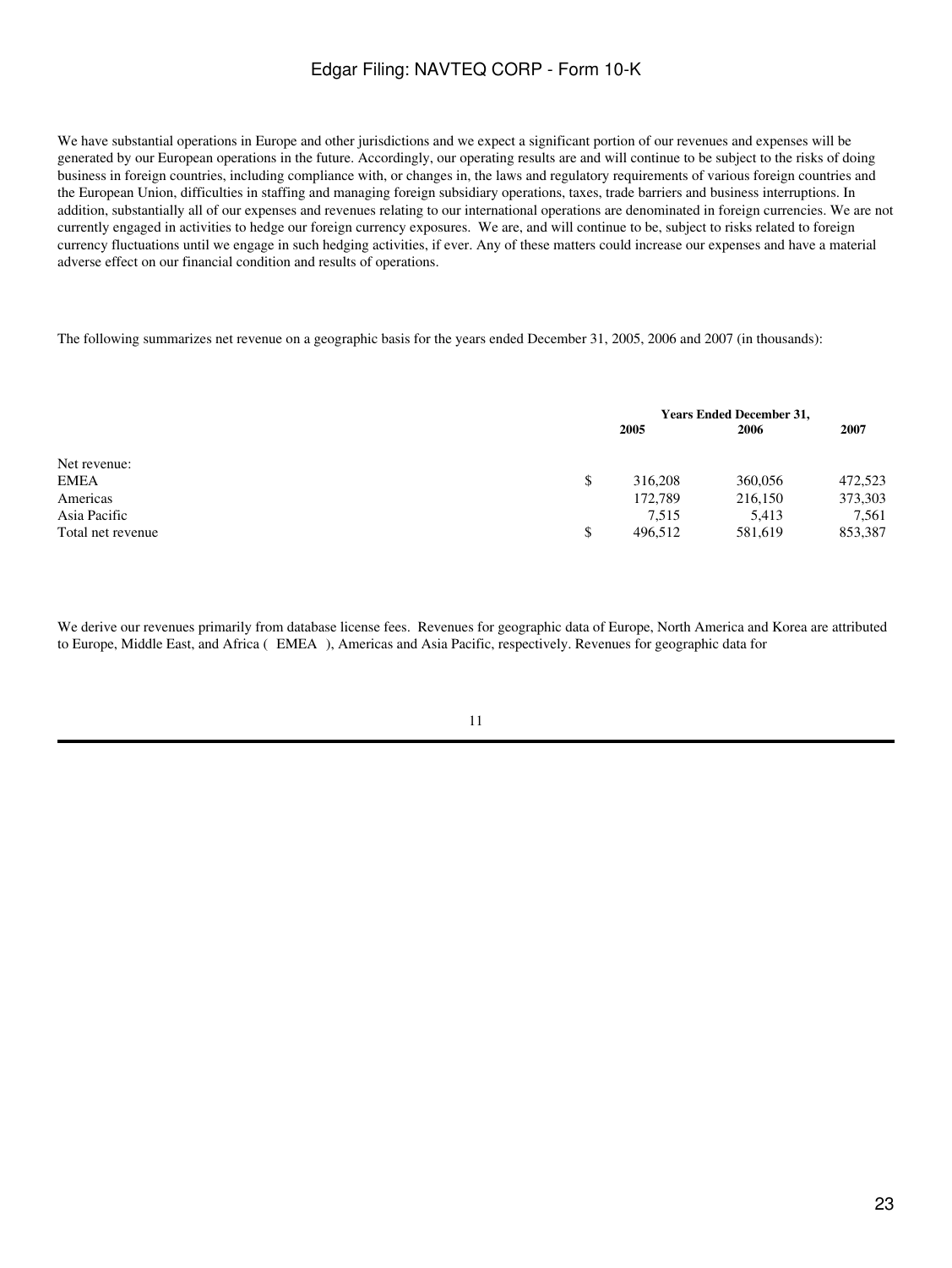We have substantial operations in Europe and other jurisdictions and we expect a significant portion of our revenues and expenses will be generated by our European operations in the future. Accordingly, our operating results are and will continue to be subject to the risks of doing business in foreign countries, including compliance with, or changes in, the laws and regulatory requirements of various foreign countries and the European Union, difficulties in staffing and managing foreign subsidiary operations, taxes, trade barriers and business interruptions. In addition, substantially all of our expenses and revenues relating to our international operations are denominated in foreign currencies. We are not currently engaged in activities to hedge our foreign currency exposures. We are, and will continue to be, subject to risks related to foreign currency fluctuations until we engage in such hedging activities, if ever. Any of these matters could increase our expenses and have a material adverse effect on our financial condition and results of operations.

The following summarizes net revenue on a geographic basis for the years ended December 31, 2005, 2006 and 2007 (in thousands):

| | Years Ended December 31, | | |
|---|---|---|---|
| | 2005 | 2006 | 2007 |
| Net revenue: | | | |
| EMEA | $ 316,208 | 360,056 | 472,523 |
| Americas | 172,789 | 216,150 | 373,303 |
| Asia Pacific | 7,515 | 5,413 | 7,561 |
| Total net revenue | $ 496,512 | 581,619 | 853,387 |

We derive our revenues primarily from database license fees. Revenues for geographic data of Europe, North America and Korea are attributed to Europe, Middle East, and Africa ( EMEA ), Americas and Asia Pacific, respectively. Revenues for geographic data for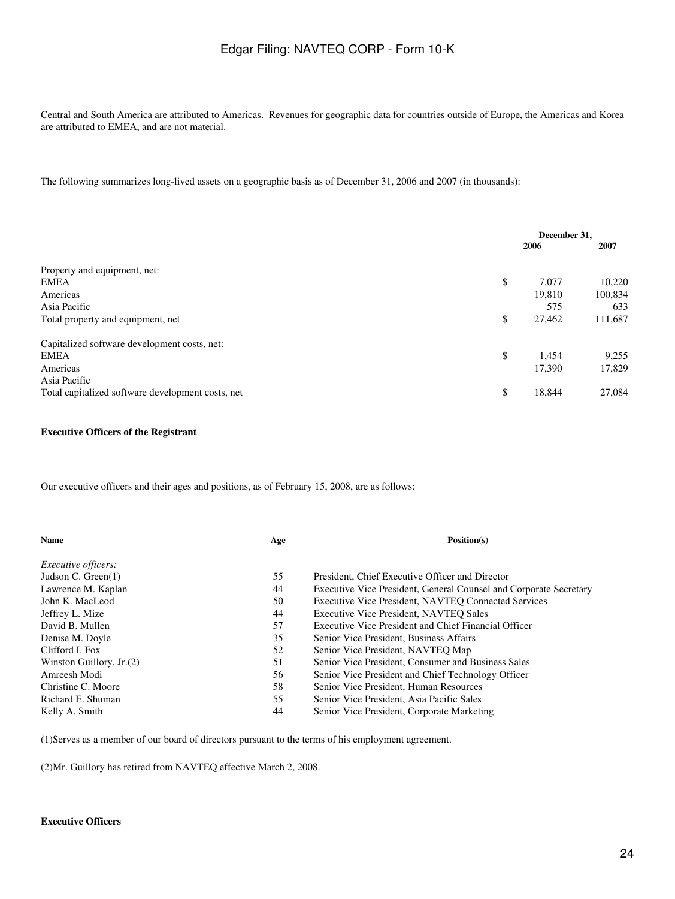Central and South America are attributed to Americas. Revenues for geographic data for countries outside of Europe, the Americas and Korea are attributed to EMEA, and are not material.

The following summarizes long-lived assets on a geographic basis as of December 31, 2006 and 2007 (in thousands):

| | December 31, 2006 | December 31, 2007 |
|---|---|---|
| Property and equipment, net: | | |
| EMEA | $ 7,077 | 10,220 |
| Americas | 19,810 | 100,834 |
| Asia Pacific | 575 | 633 |
| Total property and equipment, net | $ 27,462 | 111,687 |
| Capitalized software development costs, net: | | |
| EMEA | $ 1,454 | 9,255 |
| Americas | 17,390 | 17,829 |
| Asia Pacific | | |
| Total capitalized software development costs, net | $ 18,844 | 27,084 |

**Executive Officers of the Registrant**

Our executive officers and their ages and positions, as of February 15, 2008, are as follows:

| Name | Age | Position(s) |
|---|---|---|
| *Executive officers:* | | |
| Judson C. Green(1) | 55 | President, Chief Executive Officer and Director |
| Lawrence M. Kaplan | 44 | Executive Vice President, General Counsel and Corporate Secretary |
| John K. MacLeod | 50 | Executive Vice President, NAVTEQ Connected Services |
| Jeffrey L. Mize | 44 | Executive Vice President, NAVTEQ Sales |
| David B. Mullen | 57 | Executive Vice President and Chief Financial Officer |
| Denise M. Doyle | 35 | Senior Vice President, Business Affairs |
| Clifford I. Fox | 52 | Senior Vice President, NAVTEQ Map |
| Winston Guillory, Jr.(2) | 51 | Senior Vice President, Consumer and Business Sales |
| Amreesh Modi | 56 | Senior Vice President and Chief Technology Officer |
| Christine C. Moore | 58 | Senior Vice President, Human Resources |
| Richard E. Shuman | 55 | Senior Vice President, Asia Pacific Sales |
| Kelly A. Smith | 44 | Senior Vice President, Corporate Marketing |

(1)Serves as a member of our board of directors pursuant to the terms of his employment agreement.

(2)Mr. Guillory has retired from NAVTEQ effective March 2, 2008.

**Executive Officers**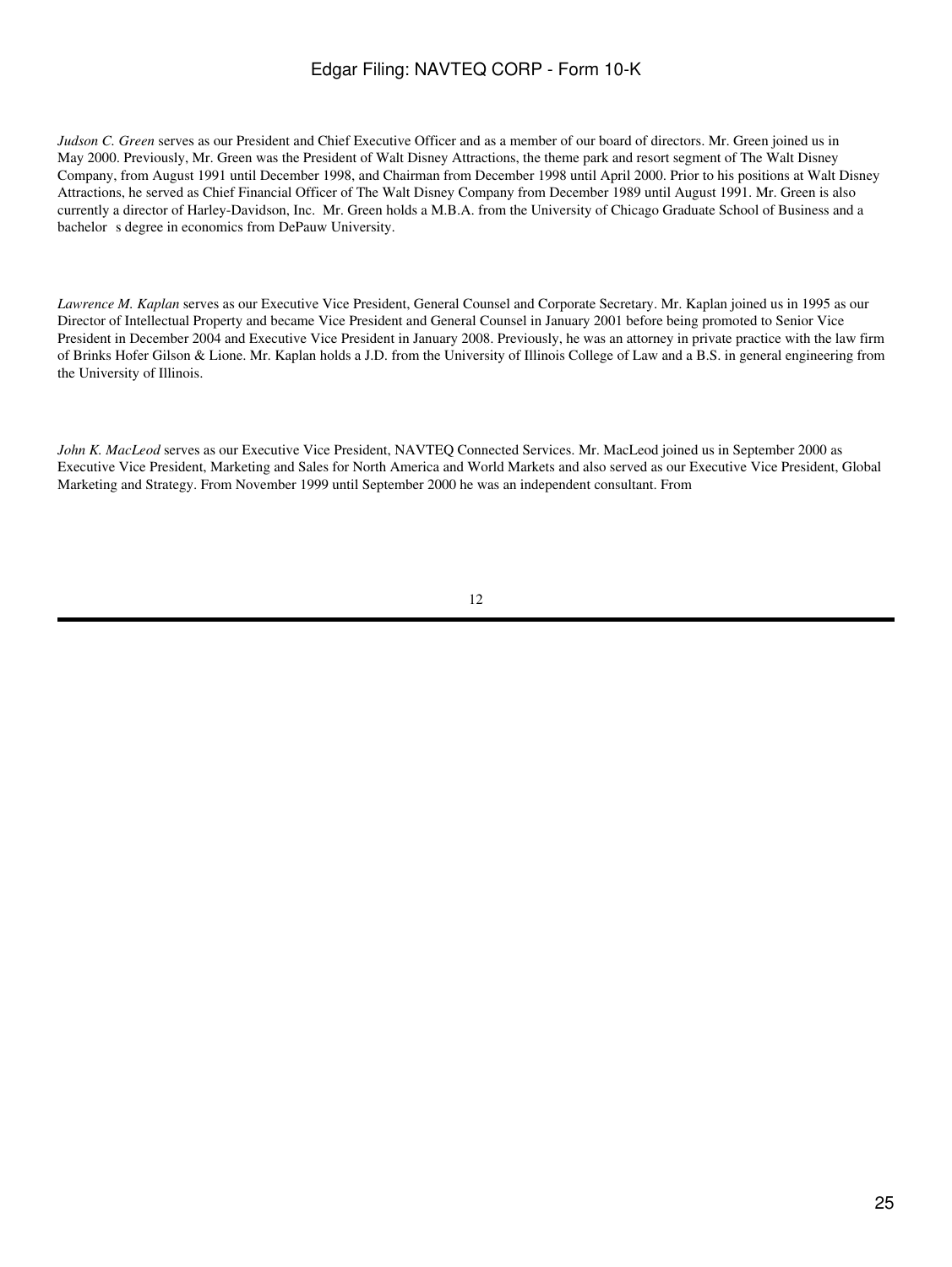*Judson C. Green* serves as our President and Chief Executive Officer and as a member of our board of directors. Mr. Green joined us in May 2000. Previously, Mr. Green was the President of Walt Disney Attractions, the theme park and resort segment of The Walt Disney Company, from August 1991 until December 1998, and Chairman from December 1998 until April 2000. Prior to his positions at Walt Disney Attractions, he served as Chief Financial Officer of The Walt Disney Company from December 1989 until August 1991. Mr. Green is also currently a director of Harley-Davidson, Inc. Mr. Green holds a M.B.A. from the University of Chicago Graduate School of Business and a bachelor s degree in economics from DePauw University.

*Lawrence M. Kaplan* serves as our Executive Vice President, General Counsel and Corporate Secretary. Mr. Kaplan joined us in 1995 as our Director of Intellectual Property and became Vice President and General Counsel in January 2001 before being promoted to Senior Vice President in December 2004 and Executive Vice President in January 2008. Previously, he was an attorney in private practice with the law firm of Brinks Hofer Gilson & Lione. Mr. Kaplan holds a J.D. from the University of Illinois College of Law and a B.S. in general engineering from the University of Illinois.

*John K. MacLeod* serves as our Executive Vice President, NAVTEQ Connected Services. Mr. MacLeod joined us in September 2000 as Executive Vice President, Marketing and Sales for North America and World Markets and also served as our Executive Vice President, Global Marketing and Strategy. From November 1999 until September 2000 he was an independent consultant. From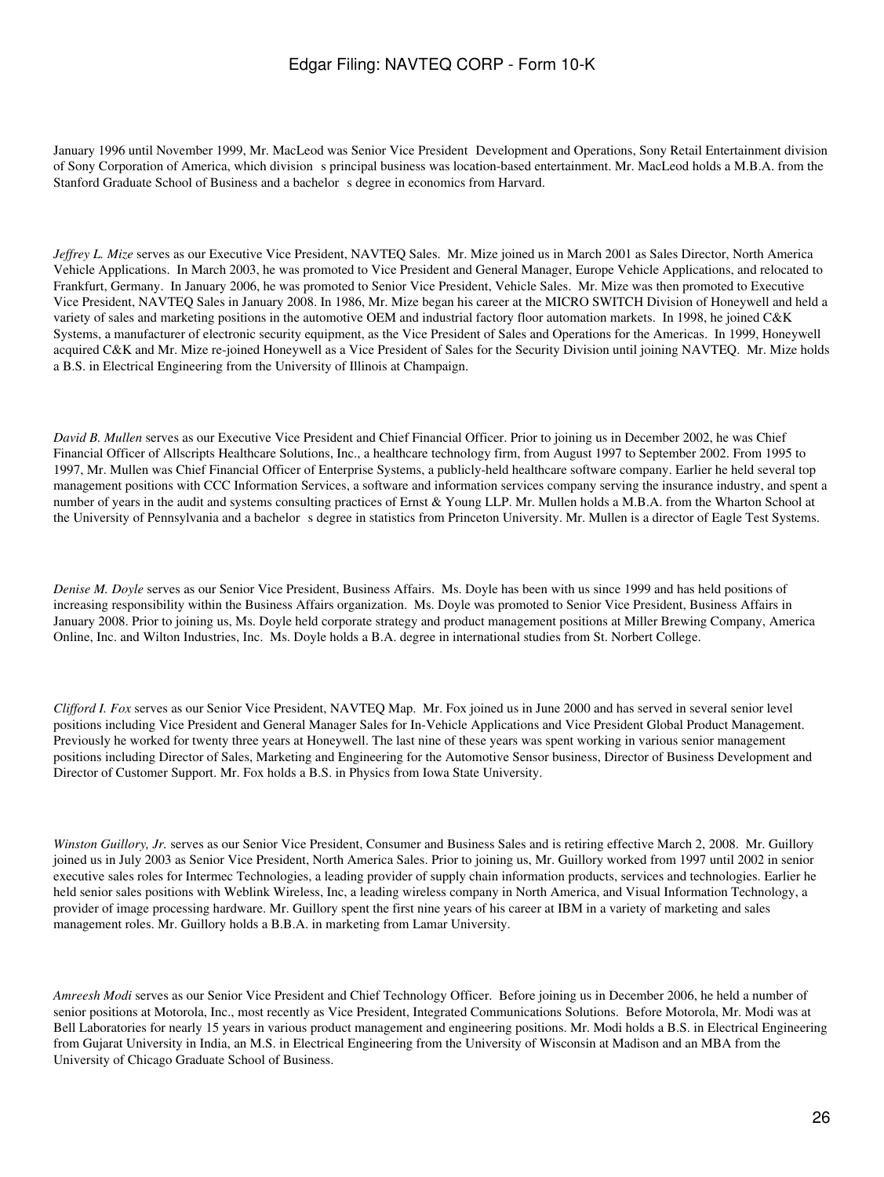January 1996 until November 1999, Mr. MacLeod was Senior Vice President Development and Operations, Sony Retail Entertainment division of Sony Corporation of America, which division s principal business was location-based entertainment. Mr. MacLeod holds a M.B.A. from the Stanford Graduate School of Business and a bachelor s degree in economics from Harvard.

*Jeffrey L. Mize* serves as our Executive Vice President, NAVTEQ Sales. Mr. Mize joined us in March 2001 as Sales Director, North America Vehicle Applications. In March 2003, he was promoted to Vice President and General Manager, Europe Vehicle Applications, and relocated to Frankfurt, Germany. In January 2006, he was promoted to Senior Vice President, Vehicle Sales. Mr. Mize was then promoted to Executive Vice President, NAVTEQ Sales in January 2008. In 1986, Mr. Mize began his career at the MICRO SWITCH Division of Honeywell and held a variety of sales and marketing positions in the automotive OEM and industrial factory floor automation markets. In 1998, he joined C&K Systems, a manufacturer of electronic security equipment, as the Vice President of Sales and Operations for the Americas. In 1999, Honeywell acquired C&K and Mr. Mize re-joined Honeywell as a Vice President of Sales for the Security Division until joining NAVTEQ. Mr. Mize holds a B.S. in Electrical Engineering from the University of Illinois at Champaign.

*David B. Mullen* serves as our Executive Vice President and Chief Financial Officer. Prior to joining us in December 2002, he was Chief Financial Officer of Allscripts Healthcare Solutions, Inc., a healthcare technology firm, from August 1997 to September 2002. From 1995 to 1997, Mr. Mullen was Chief Financial Officer of Enterprise Systems, a publicly-held healthcare software company. Earlier he held several top management positions with CCC Information Services, a software and information services company serving the insurance industry, and spent a number of years in the audit and systems consulting practices of Ernst & Young LLP. Mr. Mullen holds a M.B.A. from the Wharton School at the University of Pennsylvania and a bachelor s degree in statistics from Princeton University. Mr. Mullen is a director of Eagle Test Systems.

*Denise M. Doyle* serves as our Senior Vice President, Business Affairs. Ms. Doyle has been with us since 1999 and has held positions of increasing responsibility within the Business Affairs organization. Ms. Doyle was promoted to Senior Vice President, Business Affairs in January 2008. Prior to joining us, Ms. Doyle held corporate strategy and product management positions at Miller Brewing Company, America Online, Inc. and Wilton Industries, Inc. Ms. Doyle holds a B.A. degree in international studies from St. Norbert College.

*Clifford I. Fox* serves as our Senior Vice President, NAVTEQ Map. Mr. Fox joined us in June 2000 and has served in several senior level positions including Vice President and General Manager Sales for In-Vehicle Applications and Vice President Global Product Management. Previously he worked for twenty three years at Honeywell. The last nine of these years was spent working in various senior management positions including Director of Sales, Marketing and Engineering for the Automotive Sensor business, Director of Business Development and Director of Customer Support. Mr. Fox holds a B.S. in Physics from Iowa State University.

*Winston Guillory, Jr.* serves as our Senior Vice President, Consumer and Business Sales and is retiring effective March 2, 2008. Mr. Guillory joined us in July 2003 as Senior Vice President, North America Sales. Prior to joining us, Mr. Guillory worked from 1997 until 2002 in senior executive sales roles for Intermec Technologies, a leading provider of supply chain information products, services and technologies. Earlier he held senior sales positions with Weblink Wireless, Inc, a leading wireless company in North America, and Visual Information Technology, a provider of image processing hardware. Mr. Guillory spent the first nine years of his career at IBM in a variety of marketing and sales management roles. Mr. Guillory holds a B.B.A. in marketing from Lamar University.

*Amreesh Modi* serves as our Senior Vice President and Chief Technology Officer. Before joining us in December 2006, he held a number of senior positions at Motorola, Inc., most recently as Vice President, Integrated Communications Solutions. Before Motorola, Mr. Modi was at Bell Laboratories for nearly 15 years in various product management and engineering positions. Mr. Modi holds a B.S. in Electrical Engineering from Gujarat University in India, an M.S. in Electrical Engineering from the University of Wisconsin at Madison and an MBA from the University of Chicago Graduate School of Business.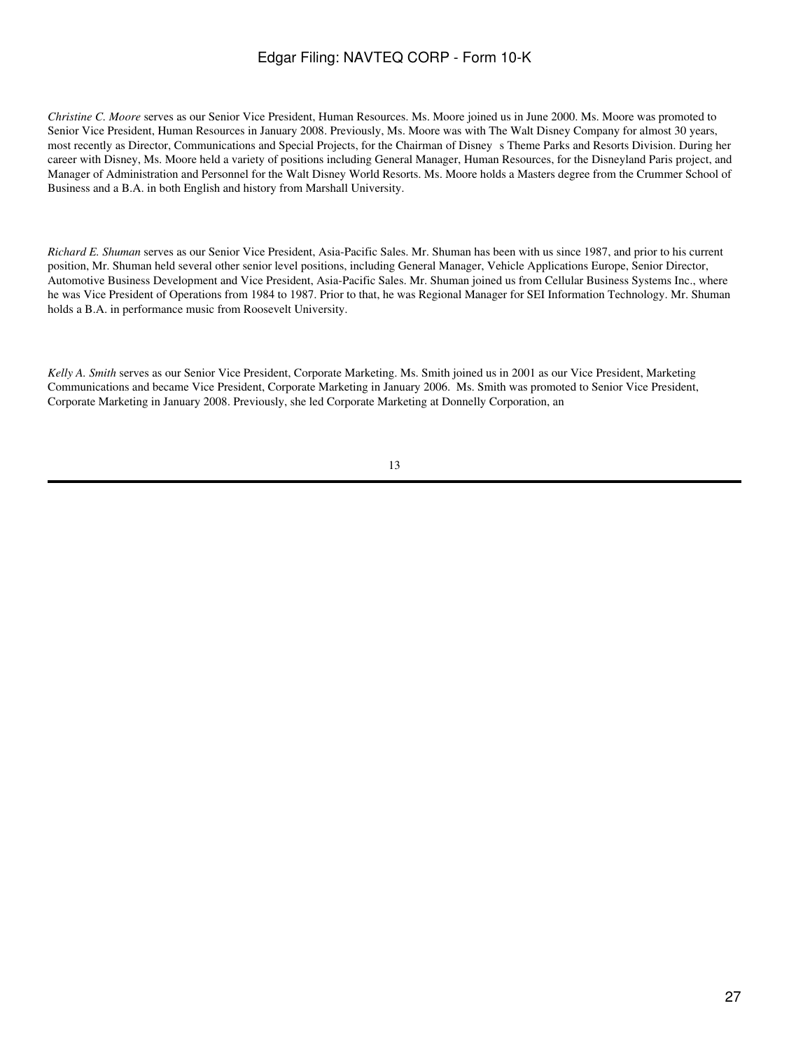*Christine C. Moore* serves as our Senior Vice President, Human Resources. Ms. Moore joined us in June 2000. Ms. Moore was promoted to Senior Vice President, Human Resources in January 2008. Previously, Ms. Moore was with The Walt Disney Company for almost 30 years, most recently as Director, Communications and Special Projects, for the Chairman of Disney s Theme Parks and Resorts Division. During her career with Disney, Ms. Moore held a variety of positions including General Manager, Human Resources, for the Disneyland Paris project, and Manager of Administration and Personnel for the Walt Disney World Resorts. Ms. Moore holds a Masters degree from the Crummer School of Business and a B.A. in both English and history from Marshall University.

*Richard E. Shuman* serves as our Senior Vice President, Asia-Pacific Sales. Mr. Shuman has been with us since 1987, and prior to his current position, Mr. Shuman held several other senior level positions, including General Manager, Vehicle Applications Europe, Senior Director, Automotive Business Development and Vice President, Asia-Pacific Sales. Mr. Shuman joined us from Cellular Business Systems Inc., where he was Vice President of Operations from 1984 to 1987. Prior to that, he was Regional Manager for SEI Information Technology. Mr. Shuman holds a B.A. in performance music from Roosevelt University.

*Kelly A. Smith* serves as our Senior Vice President, Corporate Marketing. Ms. Smith joined us in 2001 as our Vice President, Marketing Communications and became Vice President, Corporate Marketing in January 2006. Ms. Smith was promoted to Senior Vice President, Corporate Marketing in January 2008. Previously, she led Corporate Marketing at Donnelly Corporation, an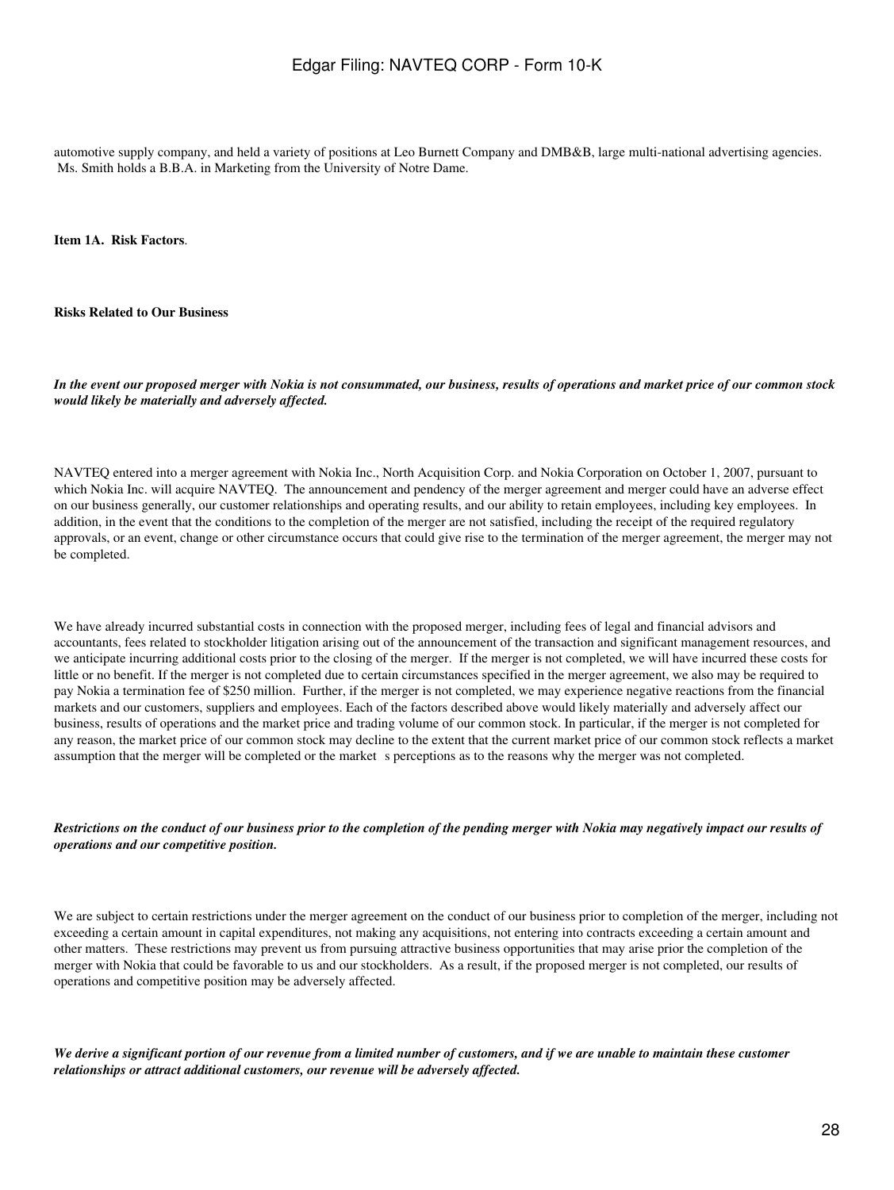automotive supply company, and held a variety of positions at Leo Burnett Company and DMB&B, large multi-national advertising agencies. Ms. Smith holds a B.B.A. in Marketing from the University of Notre Dame.

**Item 1A. Risk Factors**.

**Risks Related to Our Business**

***In the event our proposed merger with Nokia is not consummated, our business, results of operations and market price of our common stock would likely be materially and adversely affected.***

NAVTEQ entered into a merger agreement with Nokia Inc., North Acquisition Corp. and Nokia Corporation on October 1, 2007, pursuant to which Nokia Inc. will acquire NAVTEQ. The announcement and pendency of the merger agreement and merger could have an adverse effect on our business generally, our customer relationships and operating results, and our ability to retain employees, including key employees. In addition, in the event that the conditions to the completion of the merger are not satisfied, including the receipt of the required regulatory approvals, or an event, change or other circumstance occurs that could give rise to the termination of the merger agreement, the merger may not be completed.

We have already incurred substantial costs in connection with the proposed merger, including fees of legal and financial advisors and accountants, fees related to stockholder litigation arising out of the announcement of the transaction and significant management resources, and we anticipate incurring additional costs prior to the closing of the merger. If the merger is not completed, we will have incurred these costs for little or no benefit. If the merger is not completed due to certain circumstances specified in the merger agreement, we also may be required to pay Nokia a termination fee of $250 million. Further, if the merger is not completed, we may experience negative reactions from the financial markets and our customers, suppliers and employees. Each of the factors described above would likely materially and adversely affect our business, results of operations and the market price and trading volume of our common stock. In particular, if the merger is not completed for any reason, the market price of our common stock may decline to the extent that the current market price of our common stock reflects a market assumption that the merger will be completed or the market s perceptions as to the reasons why the merger was not completed.

***Restrictions on the conduct of our business prior to the completion of the pending merger with Nokia may negatively impact our results of operations and our competitive position.***

We are subject to certain restrictions under the merger agreement on the conduct of our business prior to completion of the merger, including not exceeding a certain amount in capital expenditures, not making any acquisitions, not entering into contracts exceeding a certain amount and other matters. These restrictions may prevent us from pursuing attractive business opportunities that may arise prior the completion of the merger with Nokia that could be favorable to us and our stockholders. As a result, if the proposed merger is not completed, our results of operations and competitive position may be adversely affected.

***We derive a significant portion of our revenue from a limited number of customers, and if we are unable to maintain these customer relationships or attract additional customers, our revenue will be adversely affected.***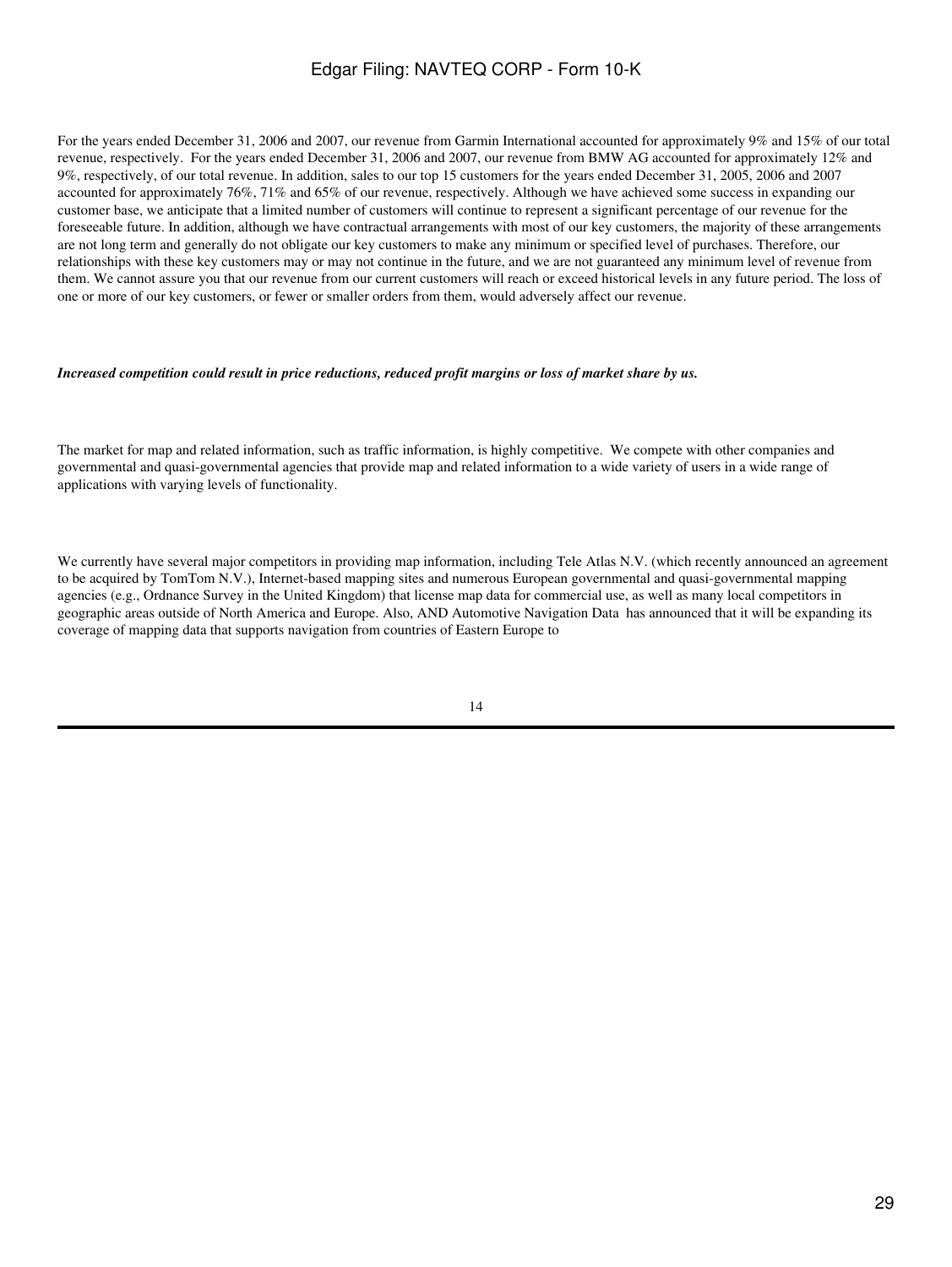For the years ended December 31, 2006 and 2007, our revenue from Garmin International accounted for approximately 9% and 15% of our total revenue, respectively. For the years ended December 31, 2006 and 2007, our revenue from BMW AG accounted for approximately 12% and 9%, respectively, of our total revenue. In addition, sales to our top 15 customers for the years ended December 31, 2005, 2006 and 2007 accounted for approximately 76%, 71% and 65% of our revenue, respectively. Although we have achieved some success in expanding our customer base, we anticipate that a limited number of customers will continue to represent a significant percentage of our revenue for the foreseeable future. In addition, although we have contractual arrangements with most of our key customers, the majority of these arrangements are not long term and generally do not obligate our key customers to make any minimum or specified level of purchases. Therefore, our relationships with these key customers may or may not continue in the future, and we are not guaranteed any minimum level of revenue from them. We cannot assure you that our revenue from our current customers will reach or exceed historical levels in any future period. The loss of one or more of our key customers, or fewer or smaller orders from them, would adversely affect our revenue.

***Increased competition could result in price reductions, reduced profit margins or loss of market share by us.***

The market for map and related information, such as traffic information, is highly competitive. We compete with other companies and governmental and quasi-governmental agencies that provide map and related information to a wide variety of users in a wide range of applications with varying levels of functionality.

We currently have several major competitors in providing map information, including Tele Atlas N.V. (which recently announced an agreement to be acquired by TomTom N.V.), Internet-based mapping sites and numerous European governmental and quasi-governmental mapping agencies (e.g., Ordnance Survey in the United Kingdom) that license map data for commercial use, as well as many local competitors in geographic areas outside of North America and Europe. Also, AND Automotive Navigation Data has announced that it will be expanding its coverage of mapping data that supports navigation from countries of Eastern Europe to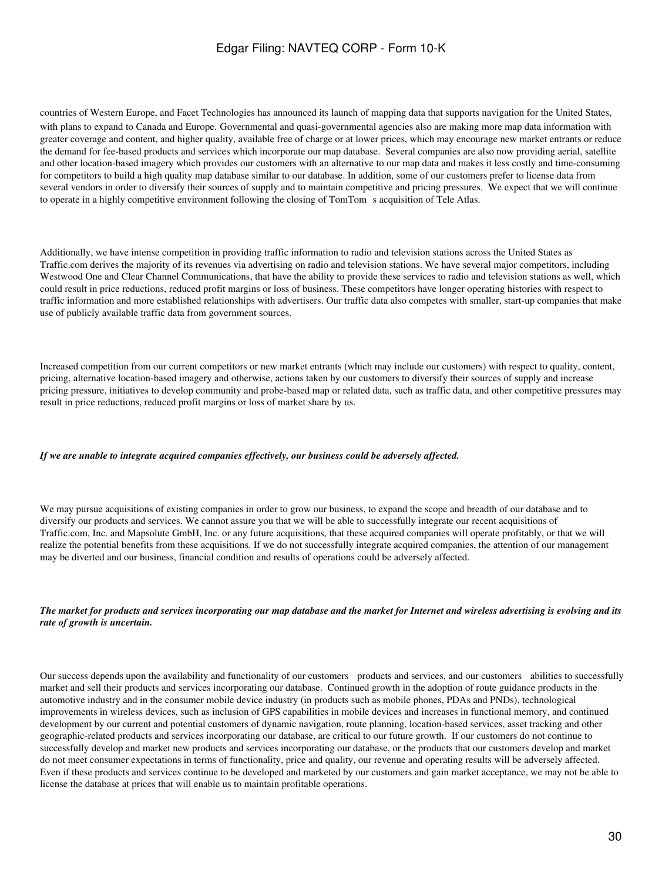countries of Western Europe, and Facet Technologies has announced its launch of mapping data that supports navigation for the United States, with plans to expand to Canada and Europe. Governmental and quasi-governmental agencies also are making more map data information with greater coverage and content, and higher quality, available free of charge or at lower prices, which may encourage new market entrants or reduce the demand for fee-based products and services which incorporate our map database. Several companies are also now providing aerial, satellite and other location-based imagery which provides our customers with an alternative to our map data and makes it less costly and time-consuming for competitors to build a high quality map database similar to our database. In addition, some of our customers prefer to license data from several vendors in order to diversify their sources of supply and to maintain competitive and pricing pressures. We expect that we will continue to operate in a highly competitive environment following the closing of TomTom s acquisition of Tele Atlas.

Additionally, we have intense competition in providing traffic information to radio and television stations across the United States as Traffic.com derives the majority of its revenues via advertising on radio and television stations. We have several major competitors, including Westwood One and Clear Channel Communications, that have the ability to provide these services to radio and television stations as well, which could result in price reductions, reduced profit margins or loss of business. These competitors have longer operating histories with respect to traffic information and more established relationships with advertisers. Our traffic data also competes with smaller, start-up companies that make use of publicly available traffic data from government sources.

Increased competition from our current competitors or new market entrants (which may include our customers) with respect to quality, content, pricing, alternative location-based imagery and otherwise, actions taken by our customers to diversify their sources of supply and increase pricing pressure, initiatives to develop community and probe-based map or related data, such as traffic data, and other competitive pressures may result in price reductions, reduced profit margins or loss of market share by us.

***If we are unable to integrate acquired companies effectively, our business could be adversely affected.***

We may pursue acquisitions of existing companies in order to grow our business, to expand the scope and breadth of our database and to diversify our products and services. We cannot assure you that we will be able to successfully integrate our recent acquisitions of Traffic.com, Inc. and Mapsolute GmbH, Inc. or any future acquisitions, that these acquired companies will operate profitably, or that we will realize the potential benefits from these acquisitions. If we do not successfully integrate acquired companies, the attention of our management may be diverted and our business, financial condition and results of operations could be adversely affected.

***The market for products and services incorporating our map database and the market for Internet and wireless advertising is evolving and its rate of growth is uncertain.***

Our success depends upon the availability and functionality of our customers products and services, and our customers abilities to successfully market and sell their products and services incorporating our database. Continued growth in the adoption of route guidance products in the automotive industry and in the consumer mobile device industry (in products such as mobile phones, PDAs and PNDs), technological improvements in wireless devices, such as inclusion of GPS capabilities in mobile devices and increases in functional memory, and continued development by our current and potential customers of dynamic navigation, route planning, location-based services, asset tracking and other geographic-related products and services incorporating our database, are critical to our future growth. If our customers do not continue to successfully develop and market new products and services incorporating our database, or the products that our customers develop and market do not meet consumer expectations in terms of functionality, price and quality, our revenue and operating results will be adversely affected. Even if these products and services continue to be developed and marketed by our customers and gain market acceptance, we may not be able to license the database at prices that will enable us to maintain profitable operations.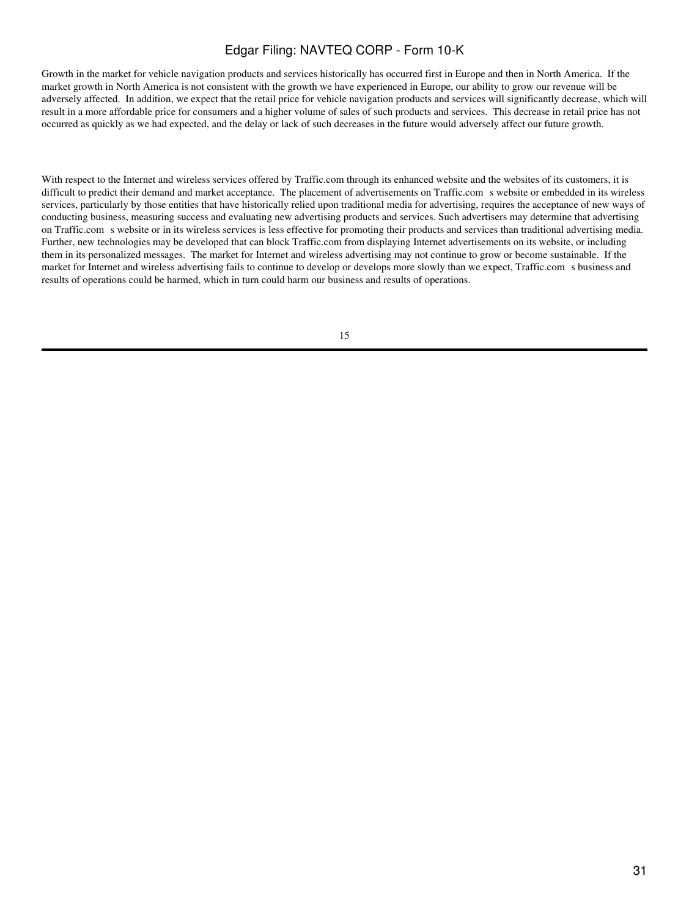Growth in the market for vehicle navigation products and services historically has occurred first in Europe and then in North America. If the market growth in North America is not consistent with the growth we have experienced in Europe, our ability to grow our revenue will be adversely affected. In addition, we expect that the retail price for vehicle navigation products and services will significantly decrease, which will result in a more affordable price for consumers and a higher volume of sales of such products and services. This decrease in retail price has not occurred as quickly as we had expected, and the delay or lack of such decreases in the future would adversely affect our future growth.

With respect to the Internet and wireless services offered by Traffic.com through its enhanced website and the websites of its customers, it is difficult to predict their demand and market acceptance. The placement of advertisements on Traffic.com s website or embedded in its wireless services, particularly by those entities that have historically relied upon traditional media for advertising, requires the acceptance of new ways of conducting business, measuring success and evaluating new advertising products and services. Such advertisers may determine that advertising on Traffic.com s website or in its wireless services is less effective for promoting their products and services than traditional advertising media. Further, new technologies may be developed that can block Traffic.com from displaying Internet advertisements on its website, or including them in its personalized messages. The market for Internet and wireless advertising may not continue to grow or become sustainable. If the market for Internet and wireless advertising fails to continue to develop or develops more slowly than we expect, Traffic.com s business and results of operations could be harmed, which in turn could harm our business and results of operations.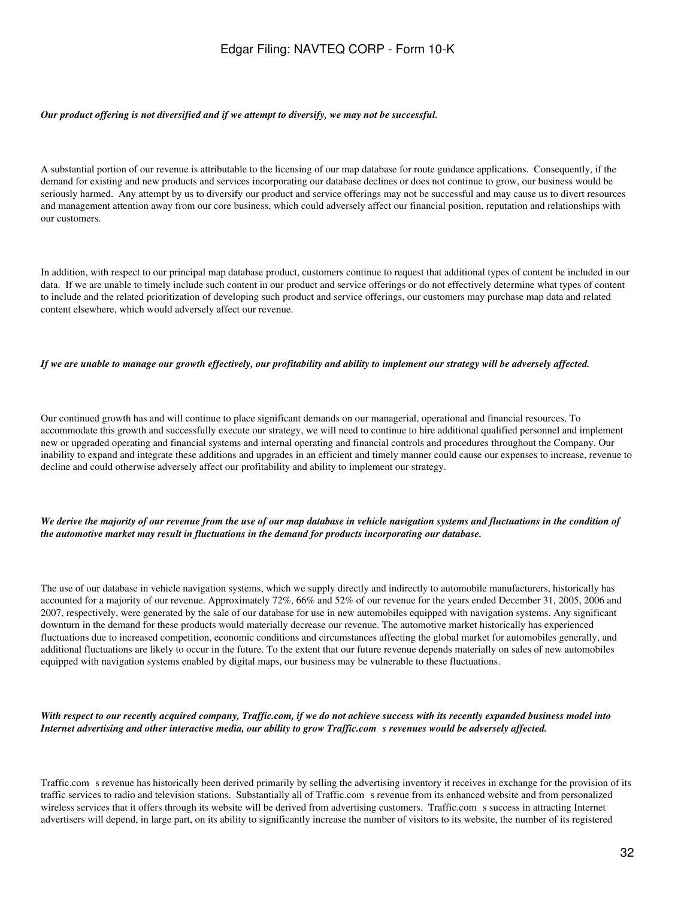***Our product offering is not diversified and if we attempt to diversify, we may not be successful.***

A substantial portion of our revenue is attributable to the licensing of our map database for route guidance applications. Consequently, if the demand for existing and new products and services incorporating our database declines or does not continue to grow, our business would be seriously harmed. Any attempt by us to diversify our product and service offerings may not be successful and may cause us to divert resources and management attention away from our core business, which could adversely affect our financial position, reputation and relationships with our customers.

In addition, with respect to our principal map database product, customers continue to request that additional types of content be included in our data. If we are unable to timely include such content in our product and service offerings or do not effectively determine what types of content to include and the related prioritization of developing such product and service offerings, our customers may purchase map data and related content elsewhere, which would adversely affect our revenue.

***If we are unable to manage our growth effectively, our profitability and ability to implement our strategy will be adversely affected.***

Our continued growth has and will continue to place significant demands on our managerial, operational and financial resources. To accommodate this growth and successfully execute our strategy, we will need to continue to hire additional qualified personnel and implement new or upgraded operating and financial systems and internal operating and financial controls and procedures throughout the Company. Our inability to expand and integrate these additions and upgrades in an efficient and timely manner could cause our expenses to increase, revenue to decline and could otherwise adversely affect our profitability and ability to implement our strategy.

***We derive the majority of our revenue from the use of our map database in vehicle navigation systems and fluctuations in the condition of the automotive market may result in fluctuations in the demand for products incorporating our database.***

The use of our database in vehicle navigation systems, which we supply directly and indirectly to automobile manufacturers, historically has accounted for a majority of our revenue. Approximately 72%, 66% and 52% of our revenue for the years ended December 31, 2005, 2006 and 2007, respectively, were generated by the sale of our database for use in new automobiles equipped with navigation systems. Any significant downturn in the demand for these products would materially decrease our revenue. The automotive market historically has experienced fluctuations due to increased competition, economic conditions and circumstances affecting the global market for automobiles generally, and additional fluctuations are likely to occur in the future. To the extent that our future revenue depends materially on sales of new automobiles equipped with navigation systems enabled by digital maps, our business may be vulnerable to these fluctuations.

***With respect to our recently acquired company, Traffic.com, if we do not achieve success with its recently expanded business model into Internet advertising and other interactive media, our ability to grow Traffic.com s revenues would be adversely affected.***

Traffic.com s revenue has historically been derived primarily by selling the advertising inventory it receives in exchange for the provision of its traffic services to radio and television stations. Substantially all of Traffic.com s revenue from its enhanced website and from personalized wireless services that it offers through its website will be derived from advertising customers. Traffic.com s success in attracting Internet advertisers will depend, in large part, on its ability to significantly increase the number of visitors to its website, the number of its registered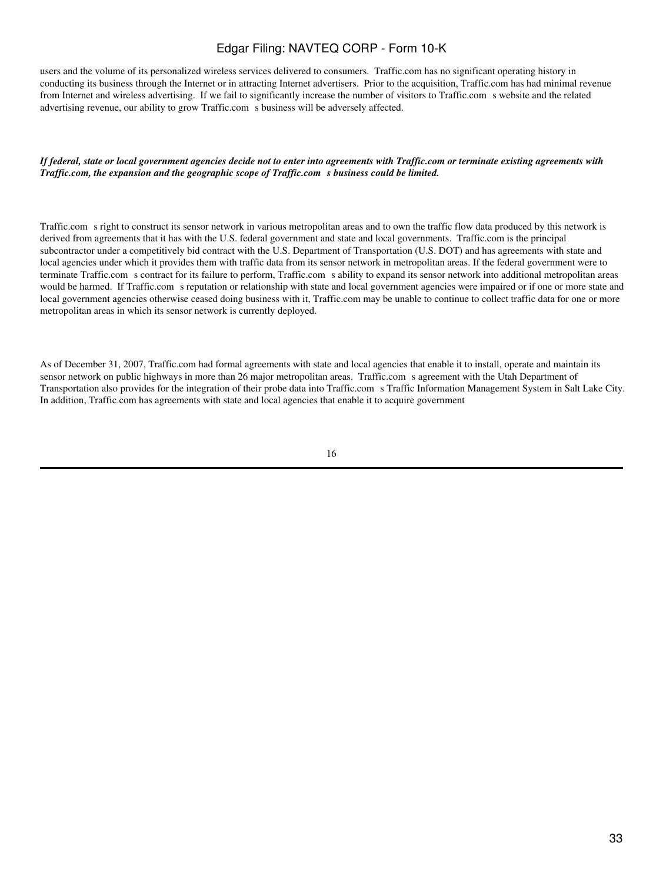users and the volume of its personalized wireless services delivered to consumers. Traffic.com has no significant operating history in conducting its business through the Internet or in attracting Internet advertisers. Prior to the acquisition, Traffic.com has had minimal revenue from Internet and wireless advertising. If we fail to significantly increase the number of visitors to Traffic.com s website and the related advertising revenue, our ability to grow Traffic.com s business will be adversely affected.

***If federal, state or local government agencies decide not to enter into agreements with Traffic.com or terminate existing agreements with Traffic.com, the expansion and the geographic scope of Traffic.com s business could be limited.***

Traffic.com s right to construct its sensor network in various metropolitan areas and to own the traffic flow data produced by this network is derived from agreements that it has with the U.S. federal government and state and local governments. Traffic.com is the principal subcontractor under a competitively bid contract with the U.S. Department of Transportation (U.S. DOT) and has agreements with state and local agencies under which it provides them with traffic data from its sensor network in metropolitan areas. If the federal government were to terminate Traffic.com s contract for its failure to perform, Traffic.com s ability to expand its sensor network into additional metropolitan areas would be harmed. If Traffic.com s reputation or relationship with state and local government agencies were impaired or if one or more state and local government agencies otherwise ceased doing business with it, Traffic.com may be unable to continue to collect traffic data for one or more metropolitan areas in which its sensor network is currently deployed.

As of December 31, 2007, Traffic.com had formal agreements with state and local agencies that enable it to install, operate and maintain its sensor network on public highways in more than 26 major metropolitan areas. Traffic.com s agreement with the Utah Department of Transportation also provides for the integration of their probe data into Traffic.com s Traffic Information Management System in Salt Lake City. In addition, Traffic.com has agreements with state and local agencies that enable it to acquire government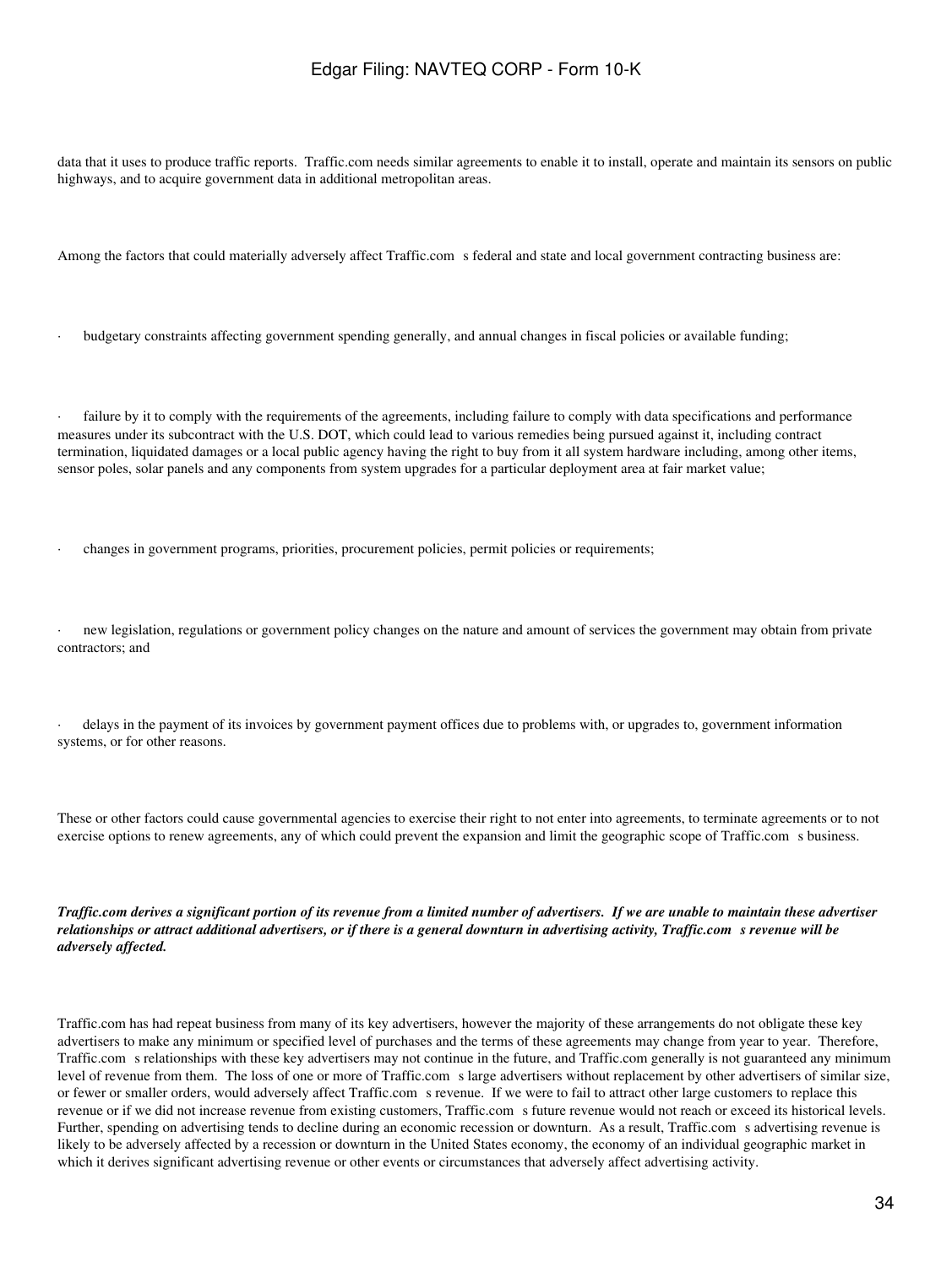data that it uses to produce traffic reports. Traffic.com needs similar agreements to enable it to install, operate and maintain its sensors on public highways, and to acquire government data in additional metropolitan areas.

Among the factors that could materially adversely affect Traffic.com s federal and state and local government contracting business are:

- budgetary constraints affecting government spending generally, and annual changes in fiscal policies or available funding;

- failure by it to comply with the requirements of the agreements, including failure to comply with data specifications and performance measures under its subcontract with the U.S. DOT, which could lead to various remedies being pursued against it, including contract termination, liquidated damages or a local public agency having the right to buy from it all system hardware including, among other items, sensor poles, solar panels and any components from system upgrades for a particular deployment area at fair market value;

- changes in government programs, priorities, procurement policies, permit policies or requirements;

- new legislation, regulations or government policy changes on the nature and amount of services the government may obtain from private contractors; and

- delays in the payment of its invoices by government payment offices due to problems with, or upgrades to, government information systems, or for other reasons.

These or other factors could cause governmental agencies to exercise their right to not enter into agreements, to terminate agreements or to not exercise options to renew agreements, any of which could prevent the expansion and limit the geographic scope of Traffic.com s business.

***Traffic.com derives a significant portion of its revenue from a limited number of advertisers. If we are unable to maintain these advertiser relationships or attract additional advertisers, or if there is a general downturn in advertising activity, Traffic.com s revenue will be adversely affected.***

Traffic.com has had repeat business from many of its key advertisers, however the majority of these arrangements do not obligate these key advertisers to make any minimum or specified level of purchases and the terms of these agreements may change from year to year. Therefore, Traffic.com s relationships with these key advertisers may not continue in the future, and Traffic.com generally is not guaranteed any minimum level of revenue from them. The loss of one or more of Traffic.com s large advertisers without replacement by other advertisers of similar size, or fewer or smaller orders, would adversely affect Traffic.com s revenue. If we were to fail to attract other large customers to replace this revenue or if we did not increase revenue from existing customers, Traffic.com s future revenue would not reach or exceed its historical levels. Further, spending on advertising tends to decline during an economic recession or downturn. As a result, Traffic.com s advertising revenue is likely to be adversely affected by a recession or downturn in the United States economy, the economy of an individual geographic market in which it derives significant advertising revenue or other events or circumstances that adversely affect advertising activity.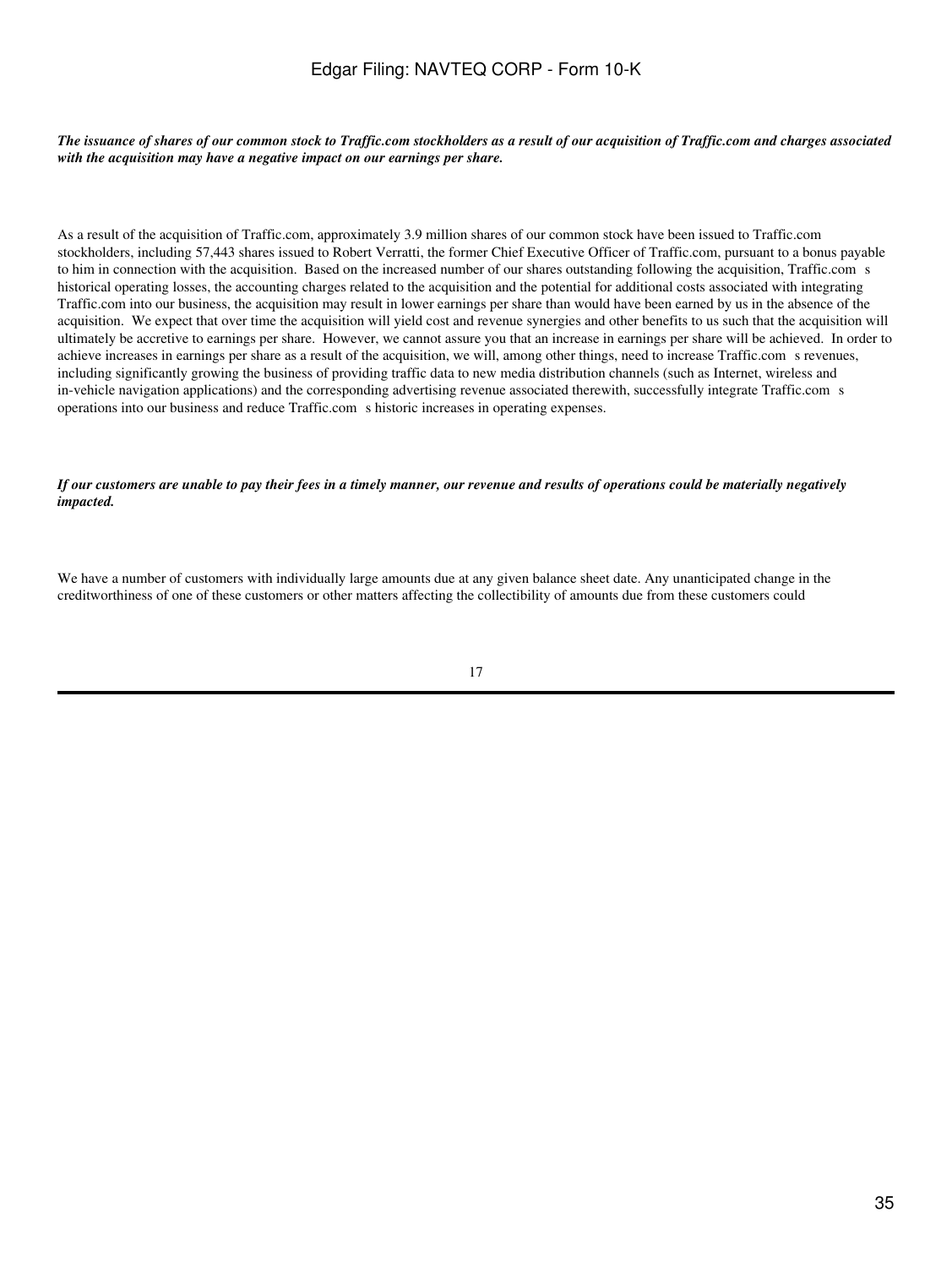***The issuance of shares of our common stock to Traffic.com stockholders as a result of our acquisition of Traffic.com and charges associated with the acquisition may have a negative impact on our earnings per share.***

As a result of the acquisition of Traffic.com, approximately 3.9 million shares of our common stock have been issued to Traffic.com stockholders, including 57,443 shares issued to Robert Verratti, the former Chief Executive Officer of Traffic.com, pursuant to a bonus payable to him in connection with the acquisition. Based on the increased number of our shares outstanding following the acquisition, Traffic.com s historical operating losses, the accounting charges related to the acquisition and the potential for additional costs associated with integrating Traffic.com into our business, the acquisition may result in lower earnings per share than would have been earned by us in the absence of the acquisition. We expect that over time the acquisition will yield cost and revenue synergies and other benefits to us such that the acquisition will ultimately be accretive to earnings per share. However, we cannot assure you that an increase in earnings per share will be achieved. In order to achieve increases in earnings per share as a result of the acquisition, we will, among other things, need to increase Traffic.com s revenues, including significantly growing the business of providing traffic data to new media distribution channels (such as Internet, wireless and in-vehicle navigation applications) and the corresponding advertising revenue associated therewith, successfully integrate Traffic.com s operations into our business and reduce Traffic.com s historic increases in operating expenses.

***If our customers are unable to pay their fees in a timely manner, our revenue and results of operations could be materially negatively impacted.***

We have a number of customers with individually large amounts due at any given balance sheet date. Any unanticipated change in the creditworthiness of one of these customers or other matters affecting the collectibility of amounts due from these customers could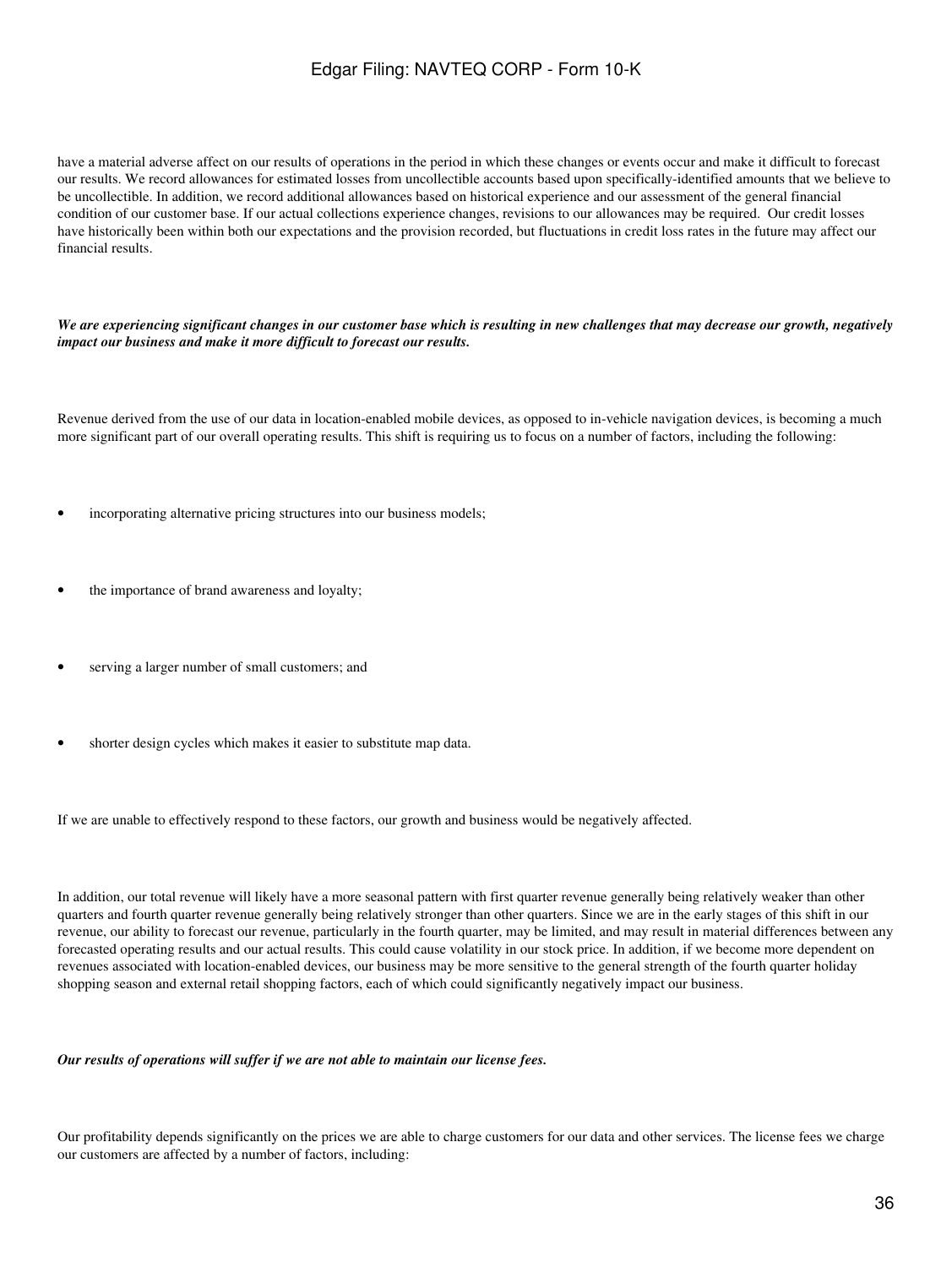have a material adverse affect on our results of operations in the period in which these changes or events occur and make it difficult to forecast our results. We record allowances for estimated losses from uncollectible accounts based upon specifically-identified amounts that we believe to be uncollectible. In addition, we record additional allowances based on historical experience and our assessment of the general financial condition of our customer base. If our actual collections experience changes, revisions to our allowances may be required. Our credit losses have historically been within both our expectations and the provision recorded, but fluctuations in credit loss rates in the future may affect our financial results.

***We are experiencing significant changes in our customer base which is resulting in new challenges that may decrease our growth, negatively impact our business and make it more difficult to forecast our results.***

Revenue derived from the use of our data in location-enabled mobile devices, as opposed to in-vehicle navigation devices, is becoming a much more significant part of our overall operating results. This shift is requiring us to focus on a number of factors, including the following:

- incorporating alternative pricing structures into our business models;
- the importance of brand awareness and loyalty;
- serving a larger number of small customers; and
- shorter design cycles which makes it easier to substitute map data.

If we are unable to effectively respond to these factors, our growth and business would be negatively affected.

In addition, our total revenue will likely have a more seasonal pattern with first quarter revenue generally being relatively weaker than other quarters and fourth quarter revenue generally being relatively stronger than other quarters. Since we are in the early stages of this shift in our revenue, our ability to forecast our revenue, particularly in the fourth quarter, may be limited, and may result in material differences between any forecasted operating results and our actual results. This could cause volatility in our stock price. In addition, if we become more dependent on revenues associated with location-enabled devices, our business may be more sensitive to the general strength of the fourth quarter holiday shopping season and external retail shopping factors, each of which could significantly negatively impact our business.

***Our results of operations will suffer if we are not able to maintain our license fees.***

Our profitability depends significantly on the prices we are able to charge customers for our data and other services. The license fees we charge our customers are affected by a number of factors, including: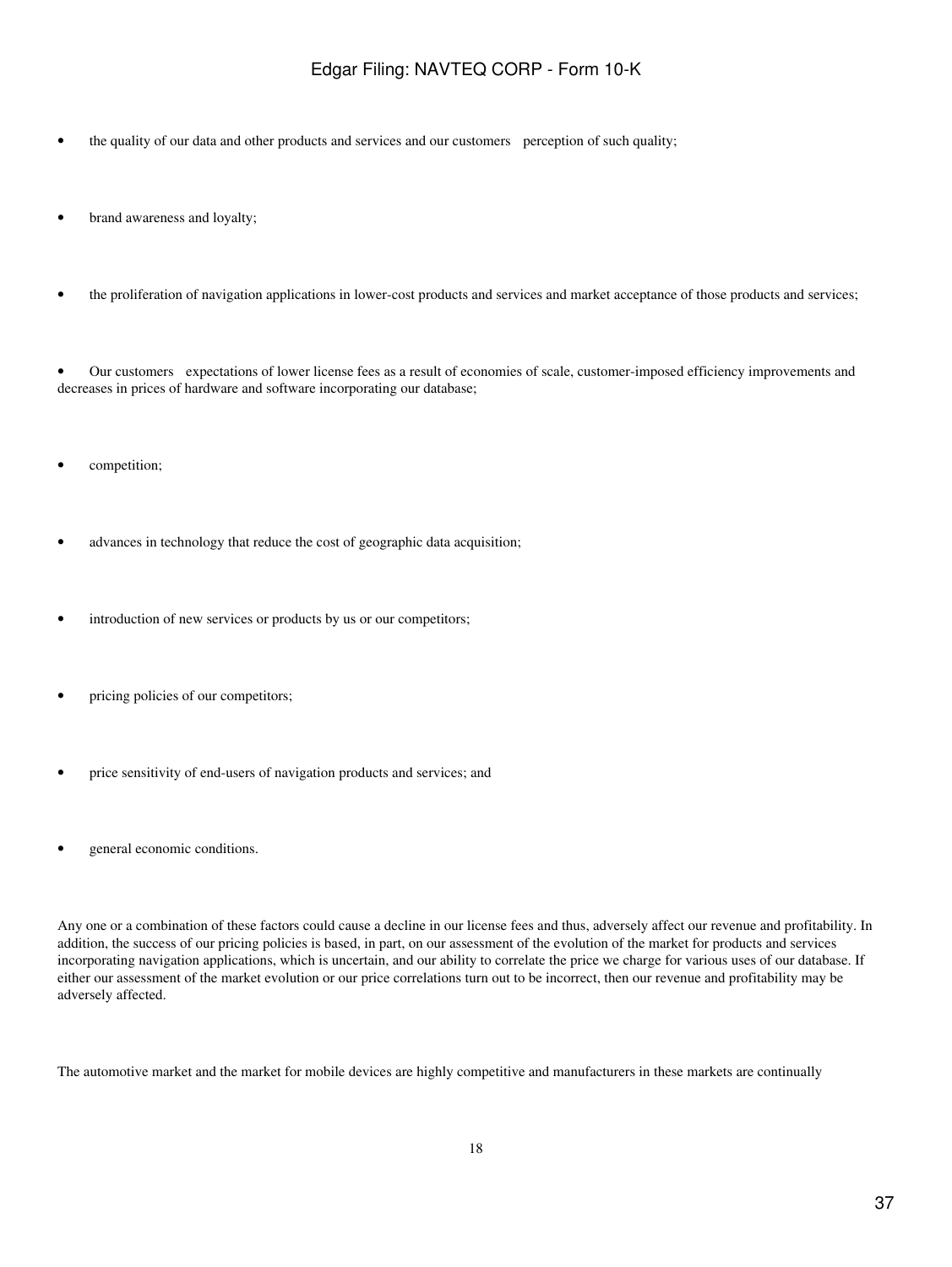- the quality of our data and other products and services and our customers perception of such quality;
- brand awareness and loyalty;
- the proliferation of navigation applications in lower-cost products and services and market acceptance of those products and services;
- Our customers expectations of lower license fees as a result of economies of scale, customer-imposed efficiency improvements and decreases in prices of hardware and software incorporating our database;
- competition;
- advances in technology that reduce the cost of geographic data acquisition;
- introduction of new services or products by us or our competitors;
- pricing policies of our competitors;
- price sensitivity of end-users of navigation products and services; and
- general economic conditions.

Any one or a combination of these factors could cause a decline in our license fees and thus, adversely affect our revenue and profitability. In addition, the success of our pricing policies is based, in part, on our assessment of the evolution of the market for products and services incorporating navigation applications, which is uncertain, and our ability to correlate the price we charge for various uses of our database. If either our assessment of the market evolution or our price correlations turn out to be incorrect, then our revenue and profitability may be adversely affected.

The automotive market and the market for mobile devices are highly competitive and manufacturers in these markets are continually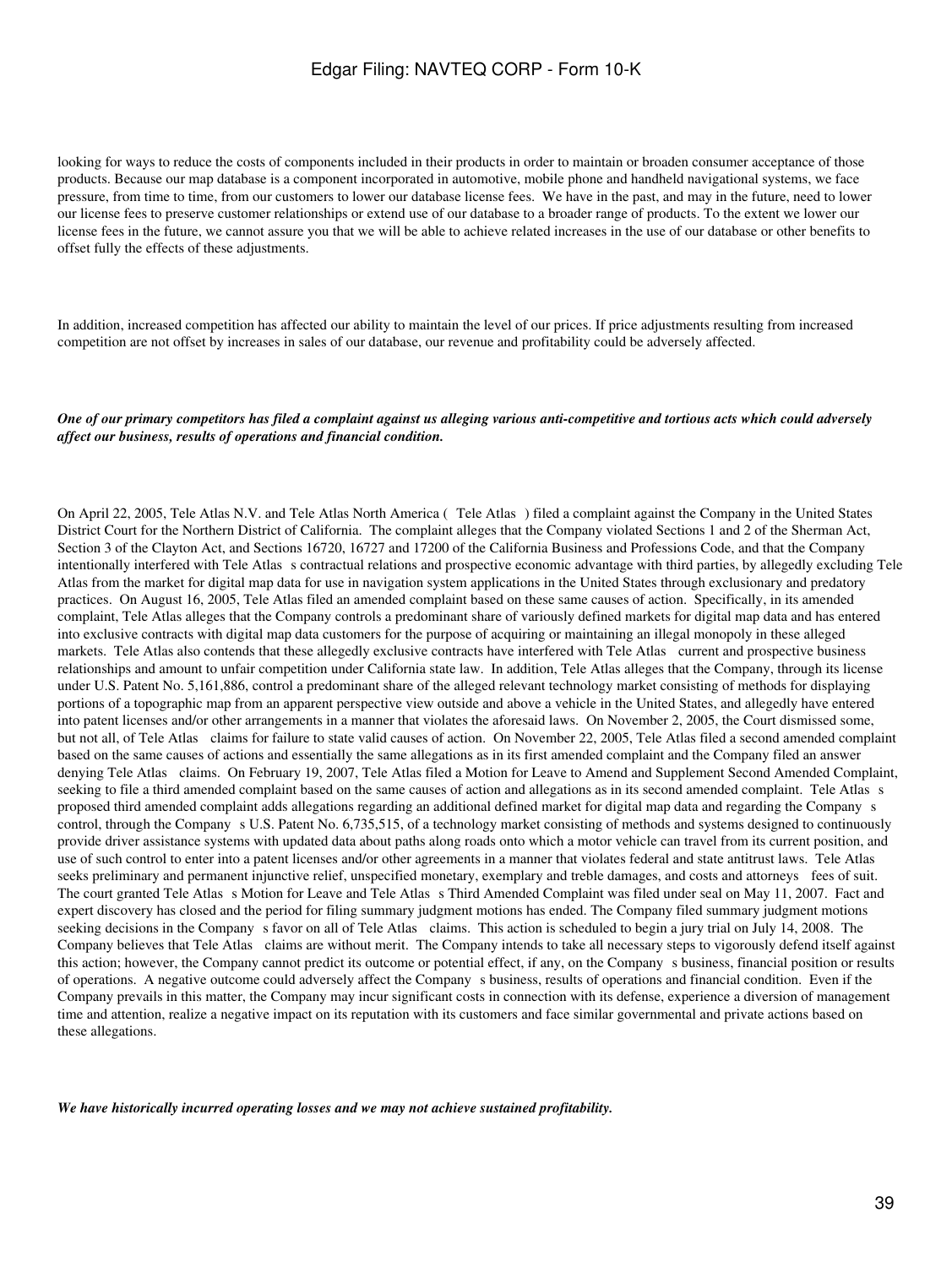looking for ways to reduce the costs of components included in their products in order to maintain or broaden consumer acceptance of those products. Because our map database is a component incorporated in automotive, mobile phone and handheld navigational systems, we face pressure, from time to time, from our customers to lower our database license fees. We have in the past, and may in the future, need to lower our license fees to preserve customer relationships or extend use of our database to a broader range of products. To the extent we lower our license fees in the future, we cannot assure you that we will be able to achieve related increases in the use of our database or other benefits to offset fully the effects of these adjustments.

In addition, increased competition has affected our ability to maintain the level of our prices. If price adjustments resulting from increased competition are not offset by increases in sales of our database, our revenue and profitability could be adversely affected.

***One of our primary competitors has filed a complaint against us alleging various anti-competitive and tortious acts which could adversely affect our business, results of operations and financial condition.***

On April 22, 2005, Tele Atlas N.V. and Tele Atlas North America ( Tele Atlas ) filed a complaint against the Company in the United States District Court for the Northern District of California. The complaint alleges that the Company violated Sections 1 and 2 of the Sherman Act, Section 3 of the Clayton Act, and Sections 16720, 16727 and 17200 of the California Business and Professions Code, and that the Company intentionally interfered with Tele Atlas s contractual relations and prospective economic advantage with third parties, by allegedly excluding Tele Atlas from the market for digital map data for use in navigation system applications in the United States through exclusionary and predatory practices. On August 16, 2005, Tele Atlas filed an amended complaint based on these same causes of action. Specifically, in its amended complaint, Tele Atlas alleges that the Company controls a predominant share of variously defined markets for digital map data and has entered into exclusive contracts with digital map data customers for the purpose of acquiring or maintaining an illegal monopoly in these alleged markets. Tele Atlas also contends that these allegedly exclusive contracts have interfered with Tele Atlas current and prospective business relationships and amount to unfair competition under California state law. In addition, Tele Atlas alleges that the Company, through its license under U.S. Patent No. 5,161,886, control a predominant share of the alleged relevant technology market consisting of methods for displaying portions of a topographic map from an apparent perspective view outside and above a vehicle in the United States, and allegedly have entered into patent licenses and/or other arrangements in a manner that violates the aforesaid laws. On November 2, 2005, the Court dismissed some, but not all, of Tele Atlas claims for failure to state valid causes of action. On November 22, 2005, Tele Atlas filed a second amended complaint based on the same causes of actions and essentially the same allegations as in its first amended complaint and the Company filed an answer denying Tele Atlas claims. On February 19, 2007, Tele Atlas filed a Motion for Leave to Amend and Supplement Second Amended Complaint, seeking to file a third amended complaint based on the same causes of action and allegations as in its second amended complaint. Tele Atlas s proposed third amended complaint adds allegations regarding an additional defined market for digital map data and regarding the Company s control, through the Company s U.S. Patent No. 6,735,515, of a technology market consisting of methods and systems designed to continuously provide driver assistance systems with updated data about paths along roads onto which a motor vehicle can travel from its current position, and use of such control to enter into a patent licenses and/or other agreements in a manner that violates federal and state antitrust laws. Tele Atlas seeks preliminary and permanent injunctive relief, unspecified monetary, exemplary and treble damages, and costs and attorneys fees of suit. The court granted Tele Atlas s Motion for Leave and Tele Atlas s Third Amended Complaint was filed under seal on May 11, 2007. Fact and expert discovery has closed and the period for filing summary judgment motions has ended. The Company filed summary judgment motions seeking decisions in the Company s favor on all of Tele Atlas claims. This action is scheduled to begin a jury trial on July 14, 2008. The Company believes that Tele Atlas claims are without merit. The Company intends to take all necessary steps to vigorously defend itself against this action; however, the Company cannot predict its outcome or potential effect, if any, on the Company s business, financial position or results of operations. A negative outcome could adversely affect the Company s business, results of operations and financial condition. Even if the Company prevails in this matter, the Company may incur significant costs in connection with its defense, experience a diversion of management time and attention, realize a negative impact on its reputation with its customers and face similar governmental and private actions based on these allegations.

***We have historically incurred operating losses and we may not achieve sustained profitability.***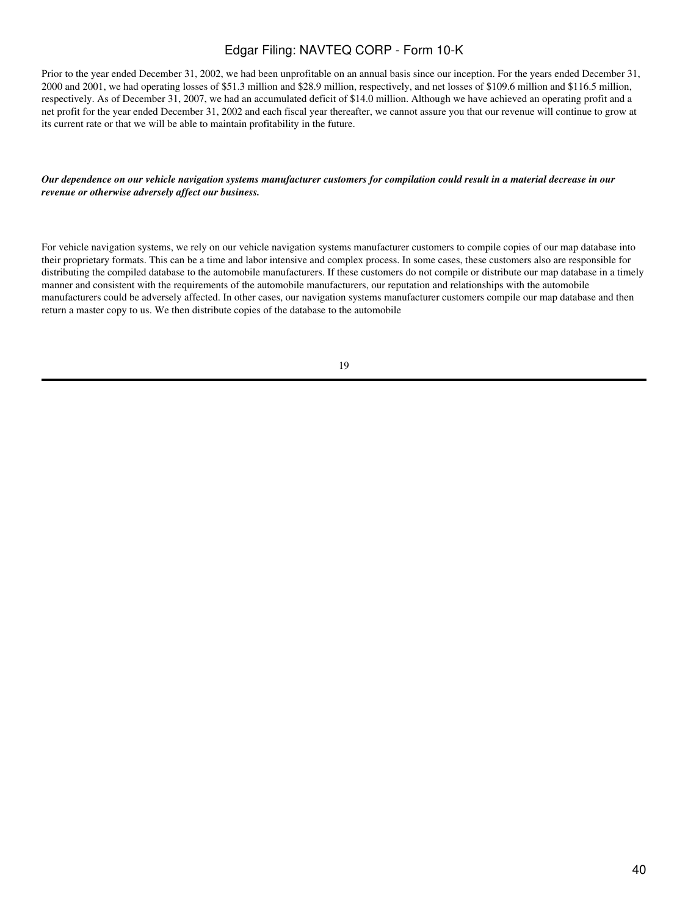Prior to the year ended December 31, 2002, we had been unprofitable on an annual basis since our inception. For the years ended December 31, 2000 and 2001, we had operating losses of $51.3 million and $28.9 million, respectively, and net losses of $109.6 million and $116.5 million, respectively. As of December 31, 2007, we had an accumulated deficit of $14.0 million. Although we have achieved an operating profit and a net profit for the year ended December 31, 2002 and each fiscal year thereafter, we cannot assure you that our revenue will continue to grow at its current rate or that we will be able to maintain profitability in the future.

***Our dependence on our vehicle navigation systems manufacturer customers for compilation could result in a material decrease in our revenue or otherwise adversely affect our business.***

For vehicle navigation systems, we rely on our vehicle navigation systems manufacturer customers to compile copies of our map database into their proprietary formats. This can be a time and labor intensive and complex process. In some cases, these customers also are responsible for distributing the compiled database to the automobile manufacturers. If these customers do not compile or distribute our map database in a timely manner and consistent with the requirements of the automobile manufacturers, our reputation and relationships with the automobile manufacturers could be adversely affected. In other cases, our navigation systems manufacturer customers compile our map database and then return a master copy to us. We then distribute copies of the database to the automobile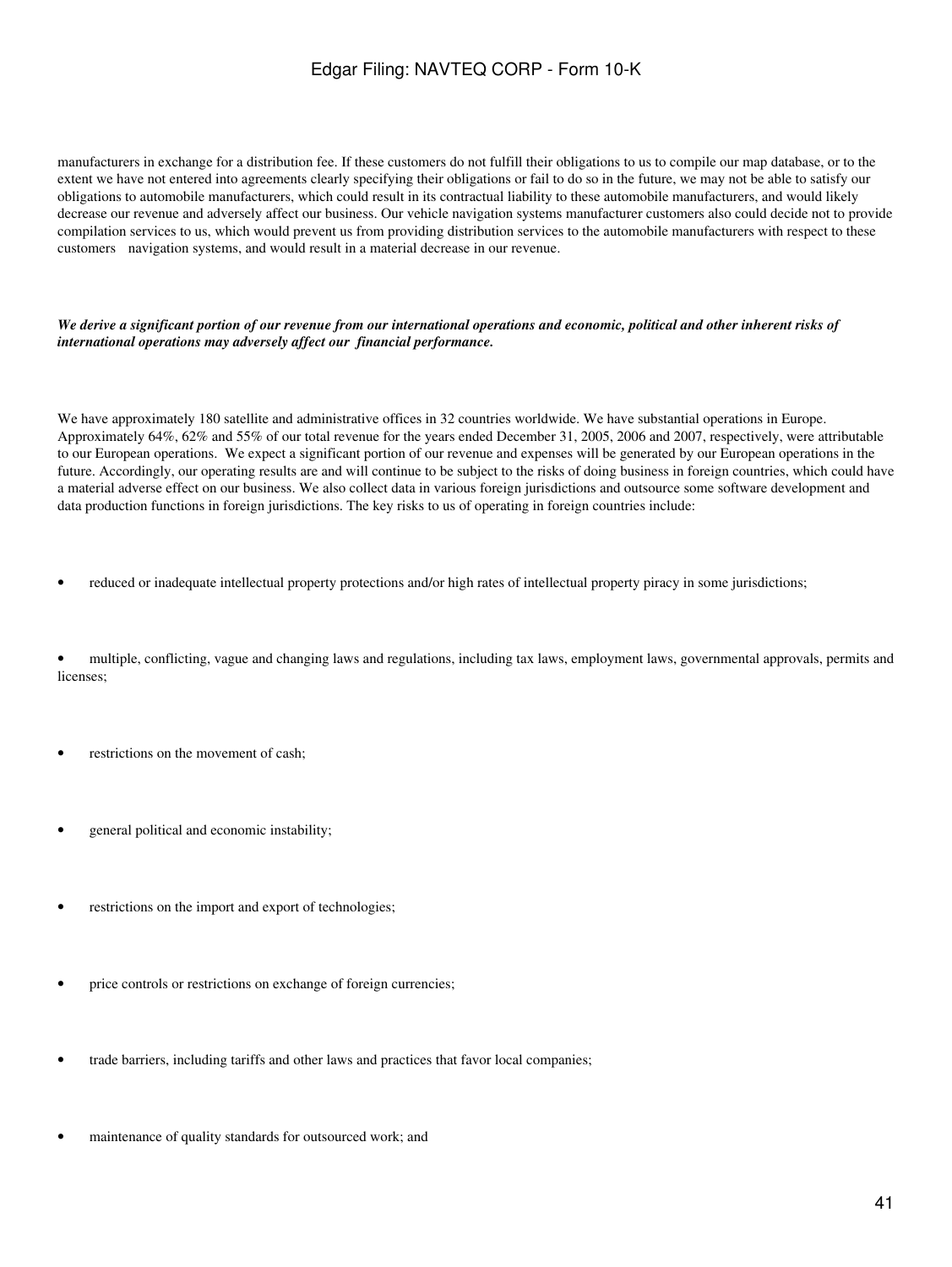manufacturers in exchange for a distribution fee. If these customers do not fulfill their obligations to us to compile our map database, or to the extent we have not entered into agreements clearly specifying their obligations or fail to do so in the future, we may not be able to satisfy our obligations to automobile manufacturers, which could result in its contractual liability to these automobile manufacturers, and would likely decrease our revenue and adversely affect our business. Our vehicle navigation systems manufacturer customers also could decide not to provide compilation services to us, which would prevent us from providing distribution services to the automobile manufacturers with respect to these customers navigation systems, and would result in a material decrease in our revenue.

***We derive a significant portion of our revenue from our international operations and economic, political and other inherent risks of international operations may adversely affect our financial performance.***

We have approximately 180 satellite and administrative offices in 32 countries worldwide. We have substantial operations in Europe. Approximately 64%, 62% and 55% of our total revenue for the years ended December 31, 2005, 2006 and 2007, respectively, were attributable to our European operations. We expect a significant portion of our revenue and expenses will be generated by our European operations in the future. Accordingly, our operating results are and will continue to be subject to the risks of doing business in foreign countries, which could have a material adverse effect on our business. We also collect data in various foreign jurisdictions and outsource some software development and data production functions in foreign jurisdictions. The key risks to us of operating in foreign countries include:

- reduced or inadequate intellectual property protections and/or high rates of intellectual property piracy in some jurisdictions;
- multiple, conflicting, vague and changing laws and regulations, including tax laws, employment laws, governmental approvals, permits and licenses;
- restrictions on the movement of cash;
- general political and economic instability;
- restrictions on the import and export of technologies;
- price controls or restrictions on exchange of foreign currencies;
- trade barriers, including tariffs and other laws and practices that favor local companies;
- maintenance of quality standards for outsourced work; and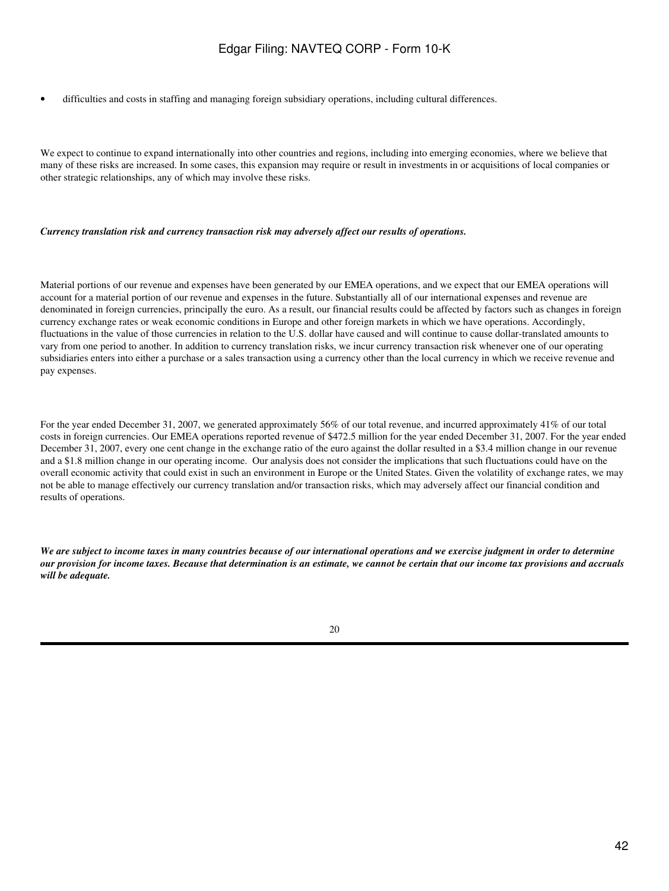- difficulties and costs in staffing and managing foreign subsidiary operations, including cultural differences.

We expect to continue to expand internationally into other countries and regions, including into emerging economies, where we believe that many of these risks are increased. In some cases, this expansion may require or result in investments in or acquisitions of local companies or other strategic relationships, any of which may involve these risks.

***Currency translation risk and currency transaction risk may adversely affect our results of operations.***

Material portions of our revenue and expenses have been generated by our EMEA operations, and we expect that our EMEA operations will account for a material portion of our revenue and expenses in the future. Substantially all of our international expenses and revenue are denominated in foreign currencies, principally the euro. As a result, our financial results could be affected by factors such as changes in foreign currency exchange rates or weak economic conditions in Europe and other foreign markets in which we have operations. Accordingly, fluctuations in the value of those currencies in relation to the U.S. dollar have caused and will continue to cause dollar-translated amounts to vary from one period to another. In addition to currency translation risks, we incur currency transaction risk whenever one of our operating subsidiaries enters into either a purchase or a sales transaction using a currency other than the local currency in which we receive revenue and pay expenses.

For the year ended December 31, 2007, we generated approximately 56% of our total revenue, and incurred approximately 41% of our total costs in foreign currencies. Our EMEA operations reported revenue of $472.5 million for the year ended December 31, 2007. For the year ended December 31, 2007, every one cent change in the exchange ratio of the euro against the dollar resulted in a $3.4 million change in our revenue and a $1.8 million change in our operating income. Our analysis does not consider the implications that such fluctuations could have on the overall economic activity that could exist in such an environment in Europe or the United States. Given the volatility of exchange rates, we may not be able to manage effectively our currency translation and/or transaction risks, which may adversely affect our financial condition and results of operations.

***We are subject to income taxes in many countries because of our international operations and we exercise judgment in order to determine our provision for income taxes. Because that determination is an estimate, we cannot be certain that our income tax provisions and accruals will be adequate.***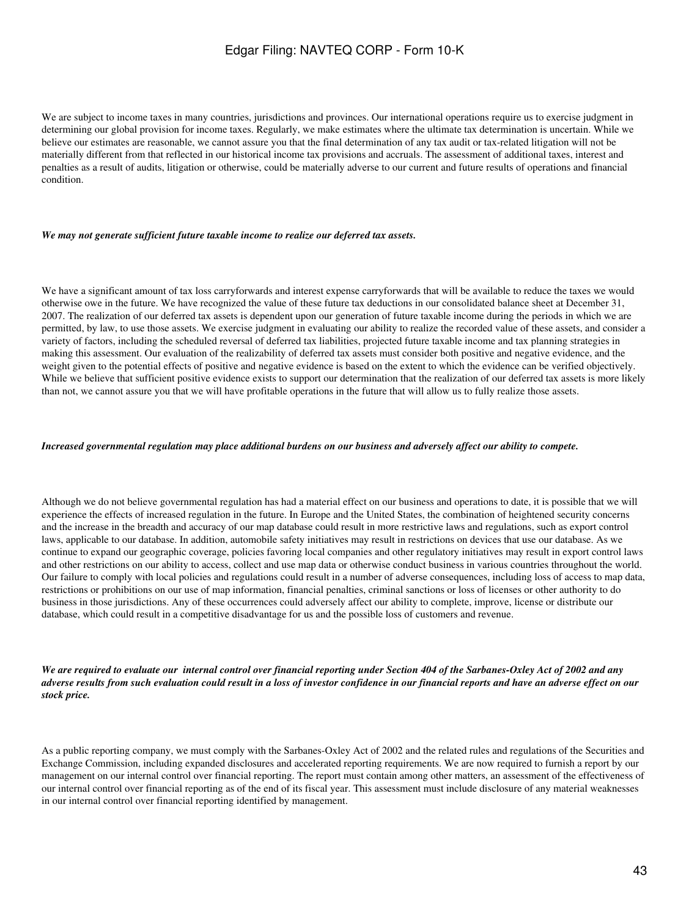We are subject to income taxes in many countries, jurisdictions and provinces. Our international operations require us to exercise judgment in determining our global provision for income taxes. Regularly, we make estimates where the ultimate tax determination is uncertain. While we believe our estimates are reasonable, we cannot assure you that the final determination of any tax audit or tax-related litigation will not be materially different from that reflected in our historical income tax provisions and accruals. The assessment of additional taxes, interest and penalties as a result of audits, litigation or otherwise, could be materially adverse to our current and future results of operations and financial condition.

***We may not generate sufficient future taxable income to realize our deferred tax assets.***

We have a significant amount of tax loss carryforwards and interest expense carryforwards that will be available to reduce the taxes we would otherwise owe in the future. We have recognized the value of these future tax deductions in our consolidated balance sheet at December 31, 2007. The realization of our deferred tax assets is dependent upon our generation of future taxable income during the periods in which we are permitted, by law, to use those assets. We exercise judgment in evaluating our ability to realize the recorded value of these assets, and consider a variety of factors, including the scheduled reversal of deferred tax liabilities, projected future taxable income and tax planning strategies in making this assessment. Our evaluation of the realizability of deferred tax assets must consider both positive and negative evidence, and the weight given to the potential effects of positive and negative evidence is based on the extent to which the evidence can be verified objectively. While we believe that sufficient positive evidence exists to support our determination that the realization of our deferred tax assets is more likely than not, we cannot assure you that we will have profitable operations in the future that will allow us to fully realize those assets.

***Increased governmental regulation may place additional burdens on our business and adversely affect our ability to compete.***

Although we do not believe governmental regulation has had a material effect on our business and operations to date, it is possible that we will experience the effects of increased regulation in the future. In Europe and the United States, the combination of heightened security concerns and the increase in the breadth and accuracy of our map database could result in more restrictive laws and regulations, such as export control laws, applicable to our database. In addition, automobile safety initiatives may result in restrictions on devices that use our database. As we continue to expand our geographic coverage, policies favoring local companies and other regulatory initiatives may result in export control laws and other restrictions on our ability to access, collect and use map data or otherwise conduct business in various countries throughout the world. Our failure to comply with local policies and regulations could result in a number of adverse consequences, including loss of access to map data, restrictions or prohibitions on our use of map information, financial penalties, criminal sanctions or loss of licenses or other authority to do business in those jurisdictions. Any of these occurrences could adversely affect our ability to complete, improve, license or distribute our database, which could result in a competitive disadvantage for us and the possible loss of customers and revenue.

***We are required to evaluate our internal control over financial reporting under Section 404 of the Sarbanes-Oxley Act of 2002 and any adverse results from such evaluation could result in a loss of investor confidence in our financial reports and have an adverse effect on our stock price.***

As a public reporting company, we must comply with the Sarbanes-Oxley Act of 2002 and the related rules and regulations of the Securities and Exchange Commission, including expanded disclosures and accelerated reporting requirements. We are now required to furnish a report by our management on our internal control over financial reporting. The report must contain among other matters, an assessment of the effectiveness of our internal control over financial reporting as of the end of its fiscal year. This assessment must include disclosure of any material weaknesses in our internal control over financial reporting identified by management.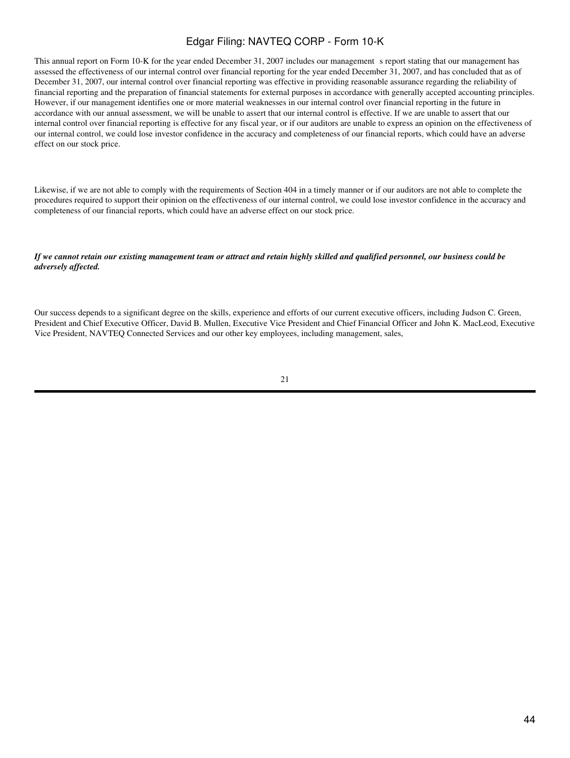This annual report on Form 10-K for the year ended December 31, 2007 includes our management s report stating that our management has assessed the effectiveness of our internal control over financial reporting for the year ended December 31, 2007, and has concluded that as of December 31, 2007, our internal control over financial reporting was effective in providing reasonable assurance regarding the reliability of financial reporting and the preparation of financial statements for external purposes in accordance with generally accepted accounting principles. However, if our management identifies one or more material weaknesses in our internal control over financial reporting in the future in accordance with our annual assessment, we will be unable to assert that our internal control is effective. If we are unable to assert that our internal control over financial reporting is effective for any fiscal year, or if our auditors are unable to express an opinion on the effectiveness of our internal control, we could lose investor confidence in the accuracy and completeness of our financial reports, which could have an adverse effect on our stock price.

Likewise, if we are not able to comply with the requirements of Section 404 in a timely manner or if our auditors are not able to complete the procedures required to support their opinion on the effectiveness of our internal control, we could lose investor confidence in the accuracy and completeness of our financial reports, which could have an adverse effect on our stock price.

***If we cannot retain our existing management team or attract and retain highly skilled and qualified personnel, our business could be adversely affected.***

Our success depends to a significant degree on the skills, experience and efforts of our current executive officers, including Judson C. Green, President and Chief Executive Officer, David B. Mullen, Executive Vice President and Chief Financial Officer and John K. MacLeod, Executive Vice President, NAVTEQ Connected Services and our other key employees, including management, sales,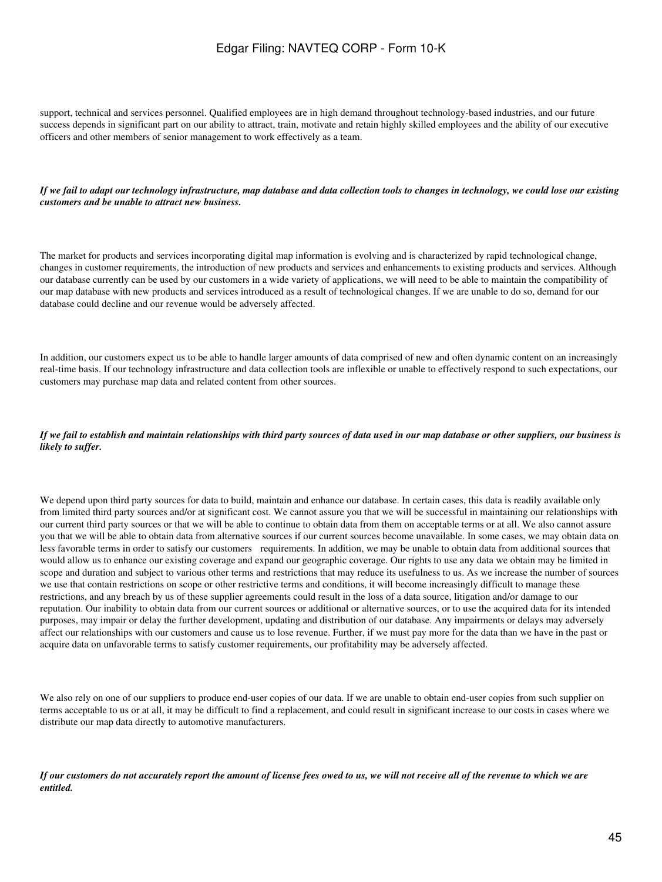support, technical and services personnel. Qualified employees are in high demand throughout technology-based industries, and our future success depends in significant part on our ability to attract, train, motivate and retain highly skilled employees and the ability of our executive officers and other members of senior management to work effectively as a team.

***If we fail to adapt our technology infrastructure, map database and data collection tools to changes in technology, we could lose our existing customers and be unable to attract new business.***

The market for products and services incorporating digital map information is evolving and is characterized by rapid technological change, changes in customer requirements, the introduction of new products and services and enhancements to existing products and services. Although our database currently can be used by our customers in a wide variety of applications, we will need to be able to maintain the compatibility of our map database with new products and services introduced as a result of technological changes. If we are unable to do so, demand for our database could decline and our revenue would be adversely affected.

In addition, our customers expect us to be able to handle larger amounts of data comprised of new and often dynamic content on an increasingly real-time basis. If our technology infrastructure and data collection tools are inflexible or unable to effectively respond to such expectations, our customers may purchase map data and related content from other sources.

***If we fail to establish and maintain relationships with third party sources of data used in our map database or other suppliers, our business is likely to suffer.***

We depend upon third party sources for data to build, maintain and enhance our database. In certain cases, this data is readily available only from limited third party sources and/or at significant cost. We cannot assure you that we will be successful in maintaining our relationships with our current third party sources or that we will be able to continue to obtain data from them on acceptable terms or at all. We also cannot assure you that we will be able to obtain data from alternative sources if our current sources become unavailable. In some cases, we may obtain data on less favorable terms in order to satisfy our customers requirements. In addition, we may be unable to obtain data from additional sources that would allow us to enhance our existing coverage and expand our geographic coverage. Our rights to use any data we obtain may be limited in scope and duration and subject to various other terms and restrictions that may reduce its usefulness to us. As we increase the number of sources we use that contain restrictions on scope or other restrictive terms and conditions, it will become increasingly difficult to manage these restrictions, and any breach by us of these supplier agreements could result in the loss of a data source, litigation and/or damage to our reputation. Our inability to obtain data from our current sources or additional or alternative sources, or to use the acquired data for its intended purposes, may impair or delay the further development, updating and distribution of our database. Any impairments or delays may adversely affect our relationships with our customers and cause us to lose revenue. Further, if we must pay more for the data than we have in the past or acquire data on unfavorable terms to satisfy customer requirements, our profitability may be adversely affected.

We also rely on one of our suppliers to produce end-user copies of our data. If we are unable to obtain end-user copies from such supplier on terms acceptable to us or at all, it may be difficult to find a replacement, and could result in significant increase to our costs in cases where we distribute our map data directly to automotive manufacturers.

***If our customers do not accurately report the amount of license fees owed to us, we will not receive all of the revenue to which we are entitled.***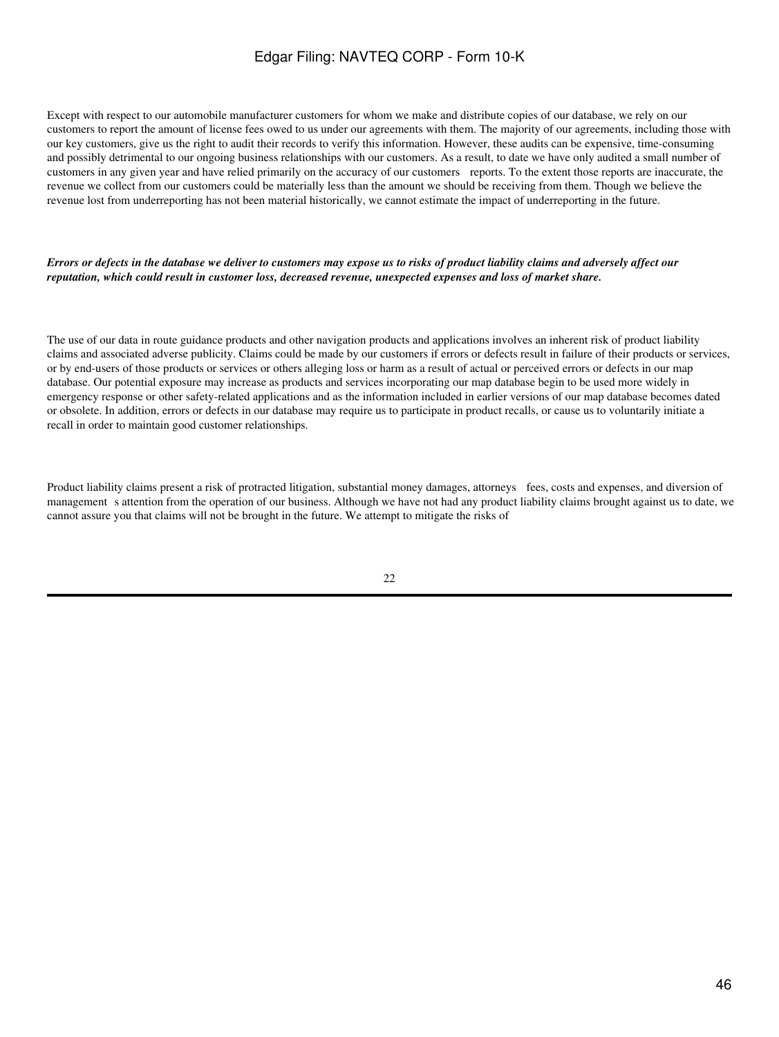Except with respect to our automobile manufacturer customers for whom we make and distribute copies of our database, we rely on our customers to report the amount of license fees owed to us under our agreements with them. The majority of our agreements, including those with our key customers, give us the right to audit their records to verify this information. However, these audits can be expensive, time-consuming and possibly detrimental to our ongoing business relationships with our customers. As a result, to date we have only audited a small number of customers in any given year and have relied primarily on the accuracy of our customers reports. To the extent those reports are inaccurate, the revenue we collect from our customers could be materially less than the amount we should be receiving from them. Though we believe the revenue lost from underreporting has not been material historically, we cannot estimate the impact of underreporting in the future.

***Errors or defects in the database we deliver to customers may expose us to risks of product liability claims and adversely affect our reputation, which could result in customer loss, decreased revenue, unexpected expenses and loss of market share.***

The use of our data in route guidance products and other navigation products and applications involves an inherent risk of product liability claims and associated adverse publicity. Claims could be made by our customers if errors or defects result in failure of their products or services, or by end-users of those products or services or others alleging loss or harm as a result of actual or perceived errors or defects in our map database. Our potential exposure may increase as products and services incorporating our map database begin to be used more widely in emergency response or other safety-related applications and as the information included in earlier versions of our map database becomes dated or obsolete. In addition, errors or defects in our database may require us to participate in product recalls, or cause us to voluntarily initiate a recall in order to maintain good customer relationships.

Product liability claims present a risk of protracted litigation, substantial money damages, attorneys fees, costs and expenses, and diversion of management s attention from the operation of our business. Although we have not had any product liability claims brought against us to date, we cannot assure you that claims will not be brought in the future. We attempt to mitigate the risks of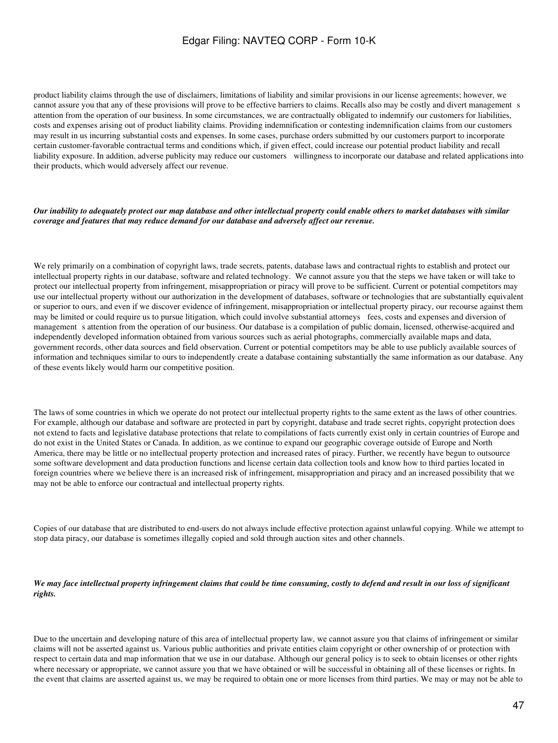product liability claims through the use of disclaimers, limitations of liability and similar provisions in our license agreements; however, we cannot assure you that any of these provisions will prove to be effective barriers to claims. Recalls also may be costly and divert management s attention from the operation of our business. In some circumstances, we are contractually obligated to indemnify our customers for liabilities, costs and expenses arising out of product liability claims. Providing indemnification or contesting indemnification claims from our customers may result in us incurring substantial costs and expenses. In some cases, purchase orders submitted by our customers purport to incorporate certain customer-favorable contractual terms and conditions which, if given effect, could increase our potential product liability and recall liability exposure. In addition, adverse publicity may reduce our customers willingness to incorporate our database and related applications into their products, which would adversely affect our revenue.

***Our inability to adequately protect our map database and other intellectual property could enable others to market databases with similar coverage and features that may reduce demand for our database and adversely affect our revenue.***

We rely primarily on a combination of copyright laws, trade secrets, patents, database laws and contractual rights to establish and protect our intellectual property rights in our database, software and related technology. We cannot assure you that the steps we have taken or will take to protect our intellectual property from infringement, misappropriation or piracy will prove to be sufficient. Current or potential competitors may use our intellectual property without our authorization in the development of databases, software or technologies that are substantially equivalent or superior to ours, and even if we discover evidence of infringement, misappropriation or intellectual property piracy, our recourse against them may be limited or could require us to pursue litigation, which could involve substantial attorneys fees, costs and expenses and diversion of management s attention from the operation of our business. Our database is a compilation of public domain, licensed, otherwise-acquired and independently developed information obtained from various sources such as aerial photographs, commercially available maps and data, government records, other data sources and field observation. Current or potential competitors may be able to use publicly available sources of information and techniques similar to ours to independently create a database containing substantially the same information as our database. Any of these events likely would harm our competitive position.

The laws of some countries in which we operate do not protect our intellectual property rights to the same extent as the laws of other countries. For example, although our database and software are protected in part by copyright, database and trade secret rights, copyright protection does not extend to facts and legislative database protections that relate to compilations of facts currently exist only in certain countries of Europe and do not exist in the United States or Canada. In addition, as we continue to expand our geographic coverage outside of Europe and North America, there may be little or no intellectual property protection and increased rates of piracy. Further, we recently have begun to outsource some software development and data production functions and license certain data collection tools and know how to third parties located in foreign countries where we believe there is an increased risk of infringement, misappropriation and piracy and an increased possibility that we may not be able to enforce our contractual and intellectual property rights.

Copies of our database that are distributed to end-users do not always include effective protection against unlawful copying. While we attempt to stop data piracy, our database is sometimes illegally copied and sold through auction sites and other channels.

***We may face intellectual property infringement claims that could be time consuming, costly to defend and result in our loss of significant rights.***

Due to the uncertain and developing nature of this area of intellectual property law, we cannot assure you that claims of infringement or similar claims will not be asserted against us. Various public authorities and private entities claim copyright or other ownership of or protection with respect to certain data and map information that we use in our database. Although our general policy is to seek to obtain licenses or other rights where necessary or appropriate, we cannot assure you that we have obtained or will be successful in obtaining all of these licenses or rights. In the event that claims are asserted against us, we may be required to obtain one or more licenses from third parties. We may or may not be able to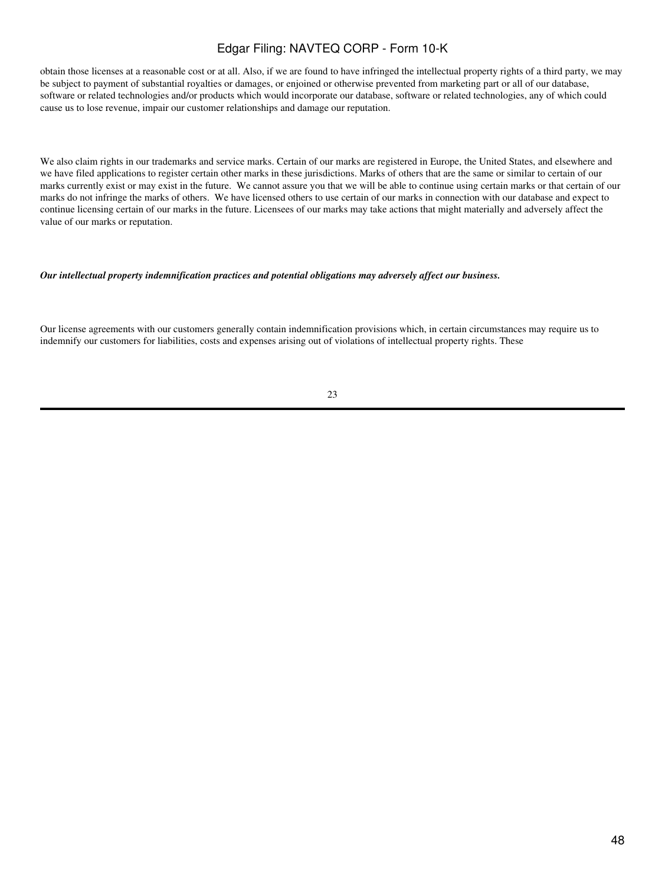obtain those licenses at a reasonable cost or at all. Also, if we are found to have infringed the intellectual property rights of a third party, we may be subject to payment of substantial royalties or damages, or enjoined or otherwise prevented from marketing part or all of our database, software or related technologies and/or products which would incorporate our database, software or related technologies, any of which could cause us to lose revenue, impair our customer relationships and damage our reputation.

We also claim rights in our trademarks and service marks. Certain of our marks are registered in Europe, the United States, and elsewhere and we have filed applications to register certain other marks in these jurisdictions. Marks of others that are the same or similar to certain of our marks currently exist or may exist in the future. We cannot assure you that we will be able to continue using certain marks or that certain of our marks do not infringe the marks of others. We have licensed others to use certain of our marks in connection with our database and expect to continue licensing certain of our marks in the future. Licensees of our marks may take actions that might materially and adversely affect the value of our marks or reputation.

***Our intellectual property indemnification practices and potential obligations may adversely affect our business.***

Our license agreements with our customers generally contain indemnification provisions which, in certain circumstances may require us to indemnify our customers for liabilities, costs and expenses arising out of violations of intellectual property rights. These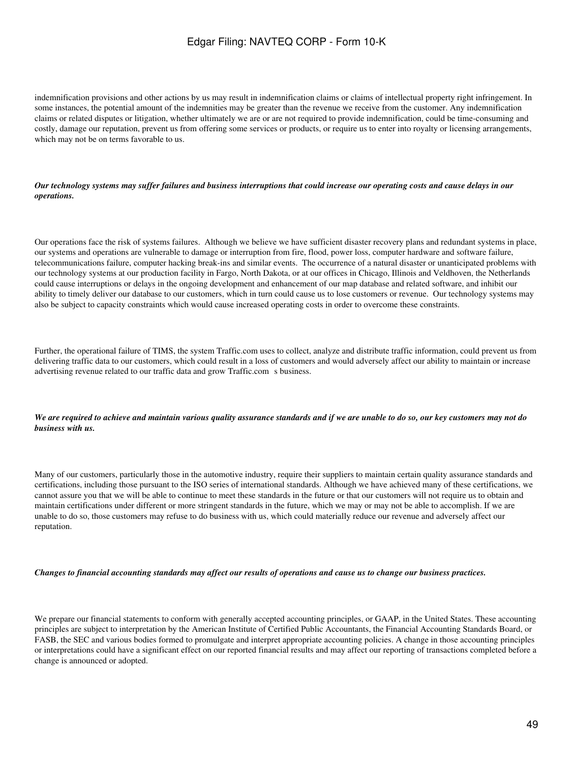indemnification provisions and other actions by us may result in indemnification claims or claims of intellectual property right infringement. In some instances, the potential amount of the indemnities may be greater than the revenue we receive from the customer. Any indemnification claims or related disputes or litigation, whether ultimately we are or are not required to provide indemnification, could be time-consuming and costly, damage our reputation, prevent us from offering some services or products, or require us to enter into royalty or licensing arrangements, which may not be on terms favorable to us.

***Our technology systems may suffer failures and business interruptions that could increase our operating costs and cause delays in our operations.***

Our operations face the risk of systems failures. Although we believe we have sufficient disaster recovery plans and redundant systems in place, our systems and operations are vulnerable to damage or interruption from fire, flood, power loss, computer hardware and software failure, telecommunications failure, computer hacking break-ins and similar events. The occurrence of a natural disaster or unanticipated problems with our technology systems at our production facility in Fargo, North Dakota, or at our offices in Chicago, Illinois and Veldhoven, the Netherlands could cause interruptions or delays in the ongoing development and enhancement of our map database and related software, and inhibit our ability to timely deliver our database to our customers, which in turn could cause us to lose customers or revenue. Our technology systems may also be subject to capacity constraints which would cause increased operating costs in order to overcome these constraints.

Further, the operational failure of TIMS, the system Traffic.com uses to collect, analyze and distribute traffic information, could prevent us from delivering traffic data to our customers, which could result in a loss of customers and would adversely affect our ability to maintain or increase advertising revenue related to our traffic data and grow Traffic.com s business.

***We are required to achieve and maintain various quality assurance standards and if we are unable to do so, our key customers may not do business with us.***

Many of our customers, particularly those in the automotive industry, require their suppliers to maintain certain quality assurance standards and certifications, including those pursuant to the ISO series of international standards. Although we have achieved many of these certifications, we cannot assure you that we will be able to continue to meet these standards in the future or that our customers will not require us to obtain and maintain certifications under different or more stringent standards in the future, which we may or may not be able to accomplish. If we are unable to do so, those customers may refuse to do business with us, which could materially reduce our revenue and adversely affect our reputation.

***Changes to financial accounting standards may affect our results of operations and cause us to change our business practices.***

We prepare our financial statements to conform with generally accepted accounting principles, or GAAP, in the United States. These accounting principles are subject to interpretation by the American Institute of Certified Public Accountants, the Financial Accounting Standards Board, or FASB, the SEC and various bodies formed to promulgate and interpret appropriate accounting policies. A change in those accounting principles or interpretations could have a significant effect on our reported financial results and may affect our reporting of transactions completed before a change is announced or adopted.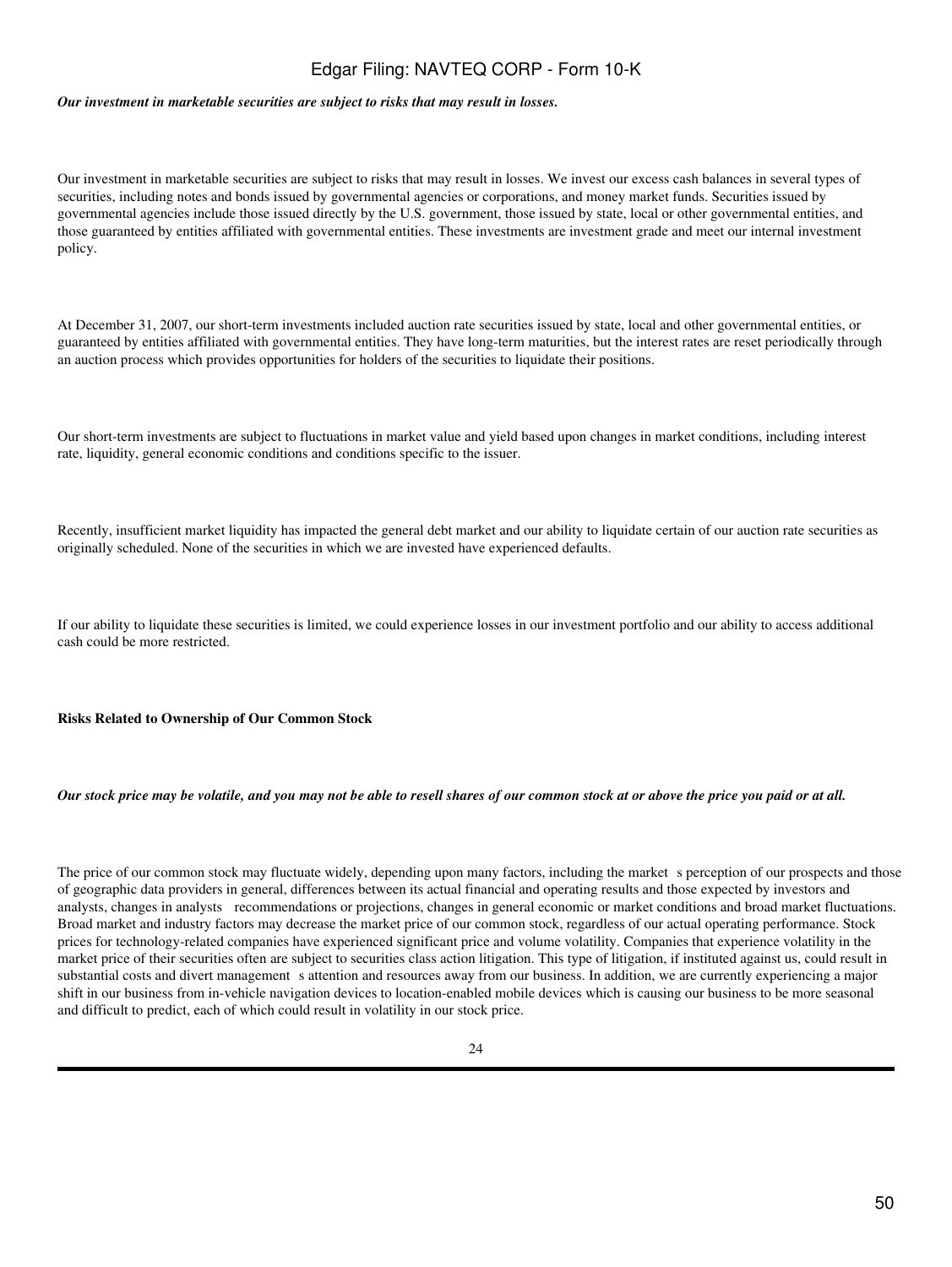***Our investment in marketable securities are subject to risks that may result in losses.***

Our investment in marketable securities are subject to risks that may result in losses. We invest our excess cash balances in several types of securities, including notes and bonds issued by governmental agencies or corporations, and money market funds. Securities issued by governmental agencies include those issued directly by the U.S. government, those issued by state, local or other governmental entities, and those guaranteed by entities affiliated with governmental entities. These investments are investment grade and meet our internal investment policy.

At December 31, 2007, our short-term investments included auction rate securities issued by state, local and other governmental entities, or guaranteed by entities affiliated with governmental entities. They have long-term maturities, but the interest rates are reset periodically through an auction process which provides opportunities for holders of the securities to liquidate their positions.

Our short-term investments are subject to fluctuations in market value and yield based upon changes in market conditions, including interest rate, liquidity, general economic conditions and conditions specific to the issuer.

Recently, insufficient market liquidity has impacted the general debt market and our ability to liquidate certain of our auction rate securities as originally scheduled. None of the securities in which we are invested have experienced defaults.

If our ability to liquidate these securities is limited, we could experience losses in our investment portfolio and our ability to access additional cash could be more restricted.

**Risks Related to Ownership of Our Common Stock**

***Our stock price may be volatile, and you may not be able to resell shares of our common stock at or above the price you paid or at all.***

The price of our common stock may fluctuate widely, depending upon many factors, including the market s perception of our prospects and those of geographic data providers in general, differences between its actual financial and operating results and those expected by investors and analysts, changes in analysts recommendations or projections, changes in general economic or market conditions and broad market fluctuations. Broad market and industry factors may decrease the market price of our common stock, regardless of our actual operating performance. Stock prices for technology-related companies have experienced significant price and volume volatility. Companies that experience volatility in the market price of their securities often are subject to securities class action litigation. This type of litigation, if instituted against us, could result in substantial costs and divert management s attention and resources away from our business. In addition, we are currently experiencing a major shift in our business from in-vehicle navigation devices to location-enabled mobile devices which is causing our business to be more seasonal and difficult to predict, each of which could result in volatility in our stock price.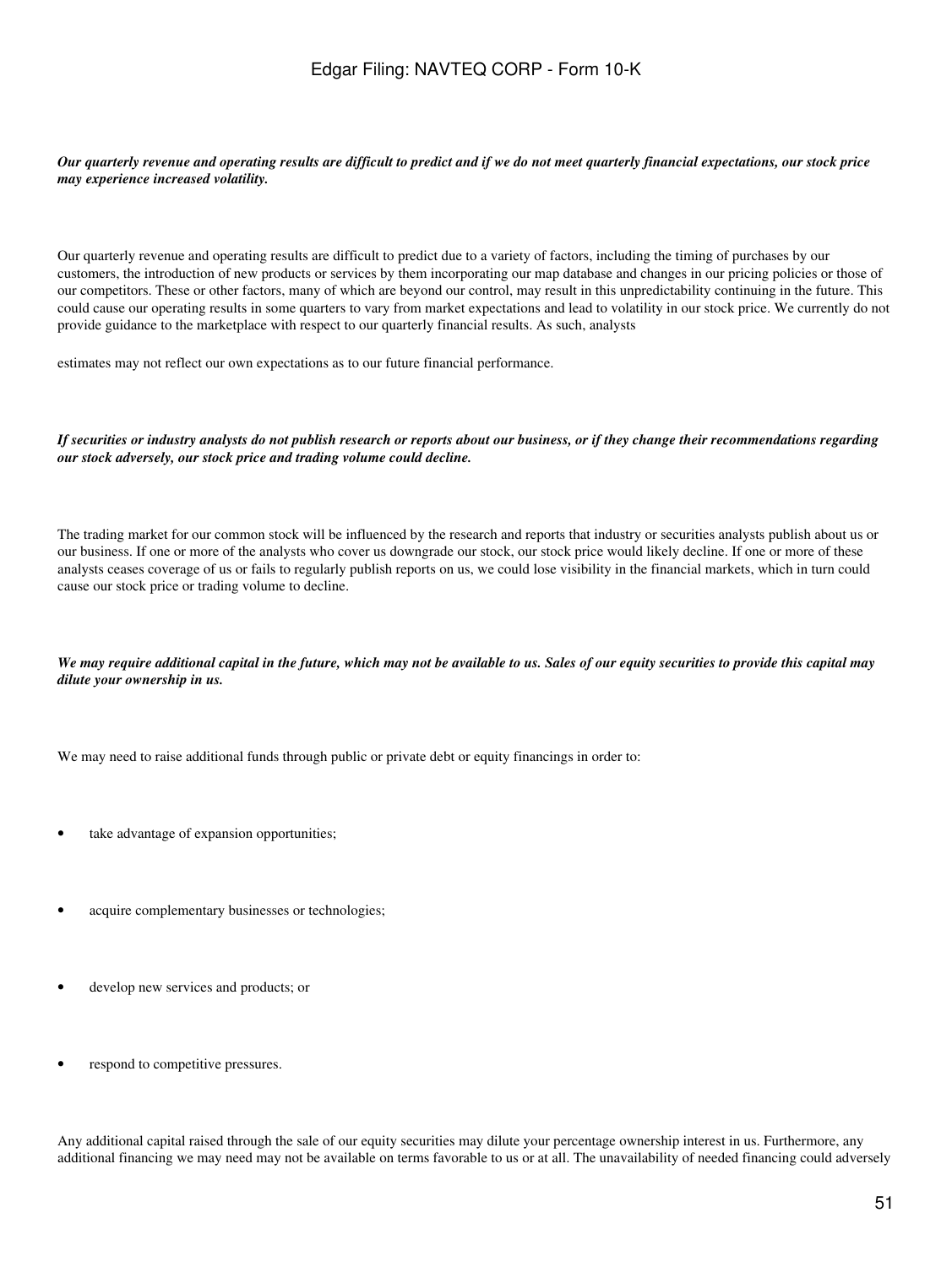***Our quarterly revenue and operating results are difficult to predict and if we do not meet quarterly financial expectations, our stock price may experience increased volatility.***

Our quarterly revenue and operating results are difficult to predict due to a variety of factors, including the timing of purchases by our customers, the introduction of new products or services by them incorporating our map database and changes in our pricing policies or those of our competitors. These or other factors, many of which are beyond our control, may result in this unpredictability continuing in the future. This could cause our operating results in some quarters to vary from market expectations and lead to volatility in our stock price. We currently do not provide guidance to the marketplace with respect to our quarterly financial results. As such, analysts estimates may not reflect our own expectations as to our future financial performance.

***If securities or industry analysts do not publish research or reports about our business, or if they change their recommendations regarding our stock adversely, our stock price and trading volume could decline.***

The trading market for our common stock will be influenced by the research and reports that industry or securities analysts publish about us or our business. If one or more of the analysts who cover us downgrade our stock, our stock price would likely decline. If one or more of these analysts ceases coverage of us or fails to regularly publish reports on us, we could lose visibility in the financial markets, which in turn could cause our stock price or trading volume to decline.

***We may require additional capital in the future, which may not be available to us. Sales of our equity securities to provide this capital may dilute your ownership in us.***

We may need to raise additional funds through public or private debt or equity financings in order to:

- take advantage of expansion opportunities;
- acquire complementary businesses or technologies;
- develop new services and products; or
- respond to competitive pressures.

Any additional capital raised through the sale of our equity securities may dilute your percentage ownership interest in us. Furthermore, any additional financing we may need may not be available on terms favorable to us or at all. The unavailability of needed financing could adversely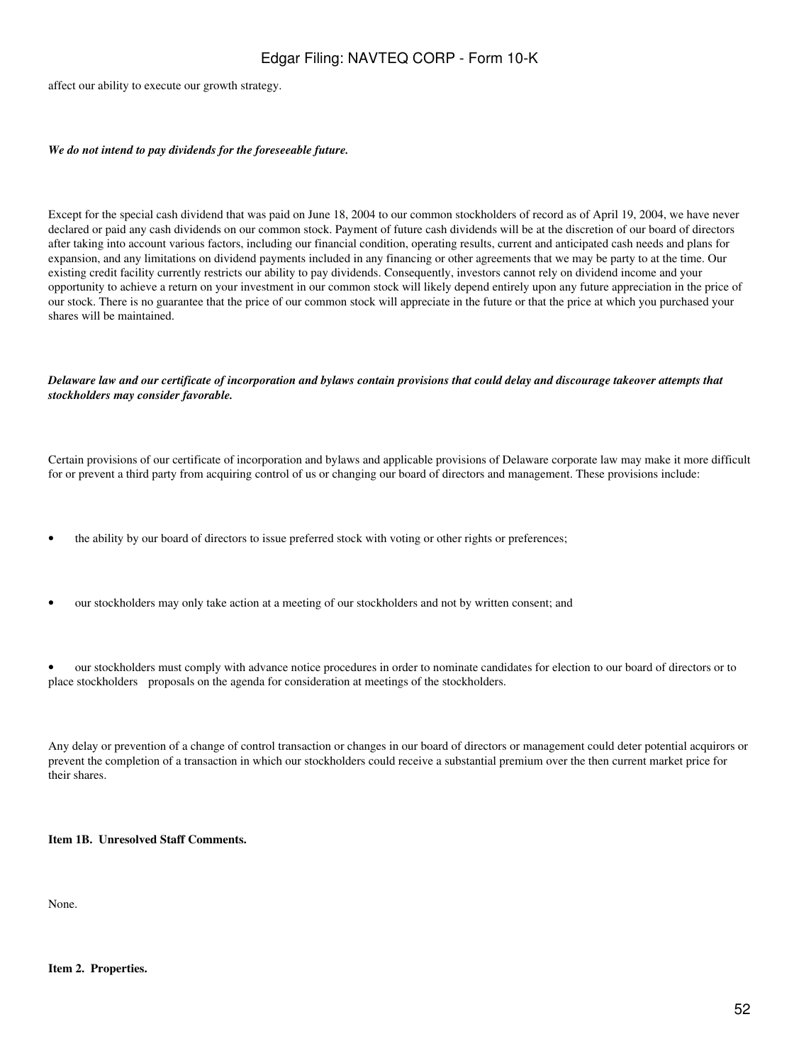affect our ability to execute our growth strategy.

***We do not intend to pay dividends for the foreseeable future.***

Except for the special cash dividend that was paid on June 18, 2004 to our common stockholders of record as of April 19, 2004, we have never declared or paid any cash dividends on our common stock. Payment of future cash dividends will be at the discretion of our board of directors after taking into account various factors, including our financial condition, operating results, current and anticipated cash needs and plans for expansion, and any limitations on dividend payments included in any financing or other agreements that we may be party to at the time. Our existing credit facility currently restricts our ability to pay dividends. Consequently, investors cannot rely on dividend income and your opportunity to achieve a return on your investment in our common stock will likely depend entirely upon any future appreciation in the price of our stock. There is no guarantee that the price of our common stock will appreciate in the future or that the price at which you purchased your shares will be maintained.

***Delaware law and our certificate of incorporation and bylaws contain provisions that could delay and discourage takeover attempts that stockholders may consider favorable.***

Certain provisions of our certificate of incorporation and bylaws and applicable provisions of Delaware corporate law may make it more difficult for or prevent a third party from acquiring control of us or changing our board of directors and management. These provisions include:

- the ability by our board of directors to issue preferred stock with voting or other rights or preferences;
- our stockholders may only take action at a meeting of our stockholders and not by written consent; and
- our stockholders must comply with advance notice procedures in order to nominate candidates for election to our board of directors or to place stockholders proposals on the agenda for consideration at meetings of the stockholders.

Any delay or prevention of a change of control transaction or changes in our board of directors or management could deter potential acquirors or prevent the completion of a transaction in which our stockholders could receive a substantial premium over the then current market price for their shares.

**Item 1B. Unresolved Staff Comments.**

None.

**Item 2. Properties.**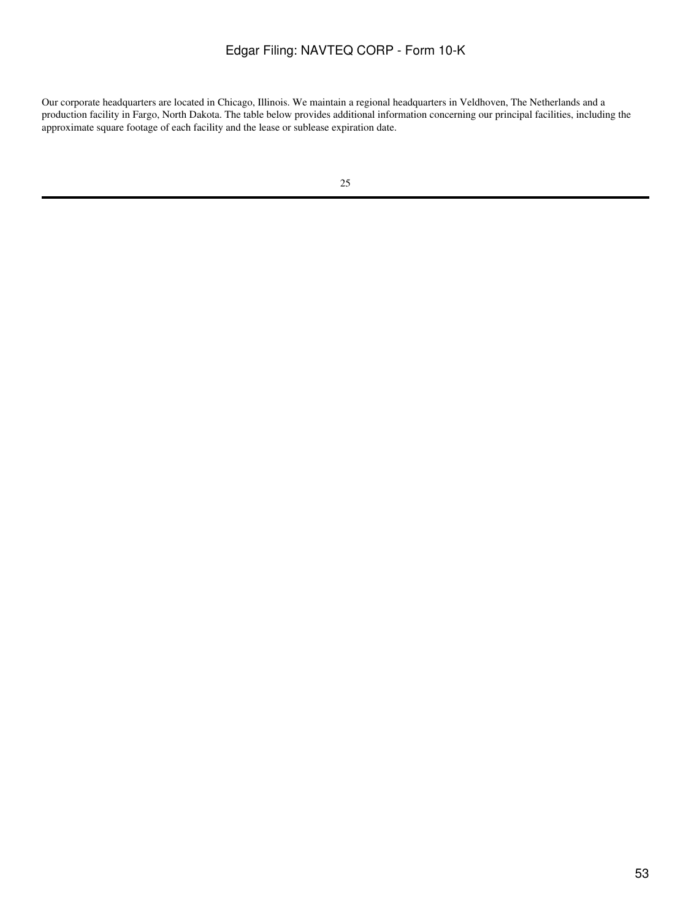Our corporate headquarters are located in Chicago, Illinois. We maintain a regional headquarters in Veldhoven, The Netherlands and a production facility in Fargo, North Dakota. The table below provides additional information concerning our principal facilities, including the approximate square footage of each facility and the lease or sublease expiration date.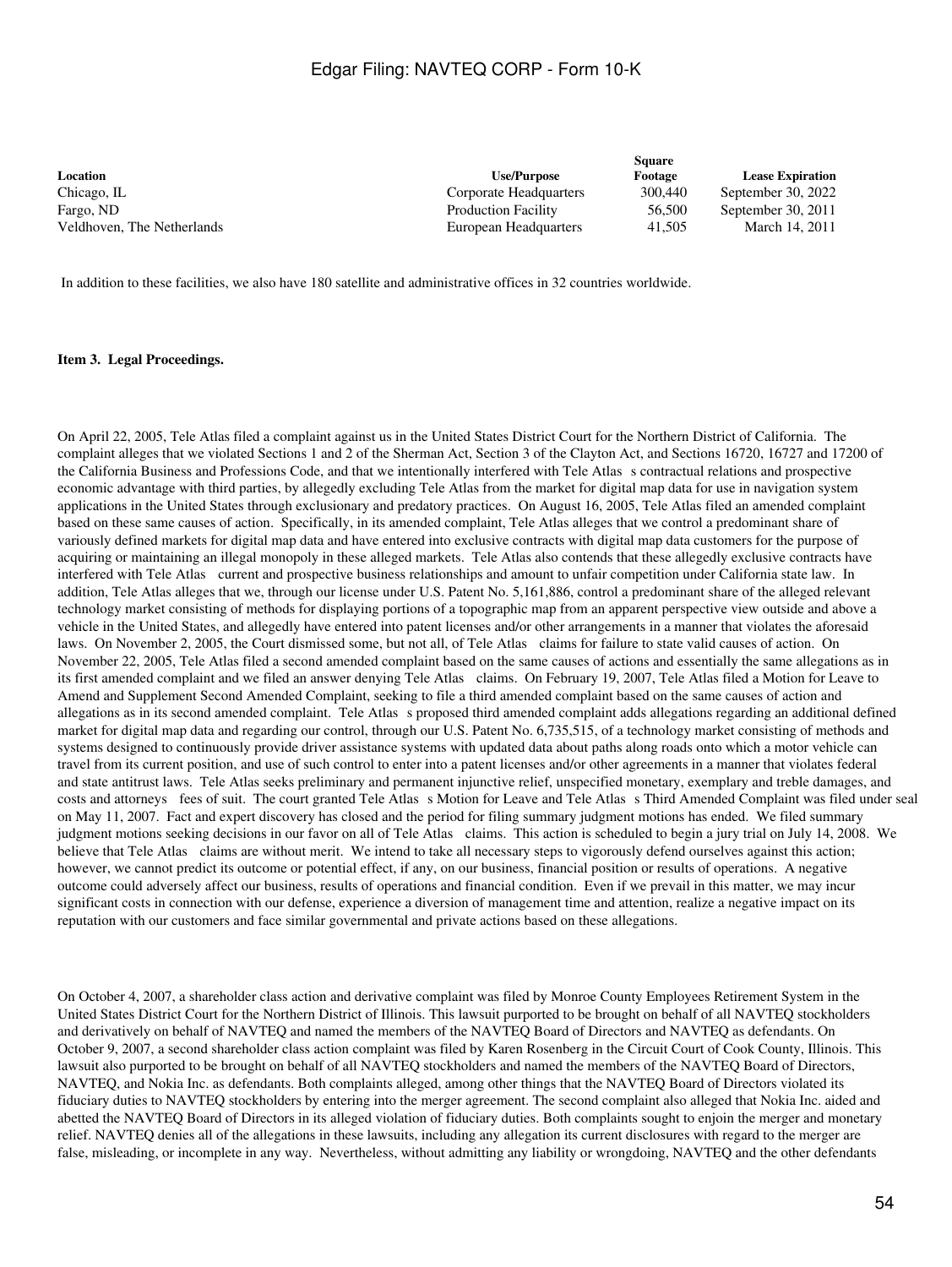| Location | Use/Purpose | Square Footage | Lease Expiration |
|---|---|---|---|
| Chicago, IL | Corporate Headquarters | 300,440 | September 30, 2022 |
| Fargo, ND | Production Facility | 56,500 | September 30, 2011 |
| Veldhoven, The Netherlands | European Headquarters | 41,505 | March 14, 2011 |

In addition to these facilities, we also have 180 satellite and administrative offices in 32 countries worldwide.

**Item 3. Legal Proceedings.**

On April 22, 2005, Tele Atlas filed a complaint against us in the United States District Court for the Northern District of California. The complaint alleges that we violated Sections 1 and 2 of the Sherman Act, Section 3 of the Clayton Act, and Sections 16720, 16727 and 17200 of the California Business and Professions Code, and that we intentionally interfered with Tele Atlas s contractual relations and prospective economic advantage with third parties, by allegedly excluding Tele Atlas from the market for digital map data for use in navigation system applications in the United States through exclusionary and predatory practices. On August 16, 2005, Tele Atlas filed an amended complaint based on these same causes of action. Specifically, in its amended complaint, Tele Atlas alleges that we control a predominant share of variously defined markets for digital map data and have entered into exclusive contracts with digital map data customers for the purpose of acquiring or maintaining an illegal monopoly in these alleged markets. Tele Atlas also contends that these allegedly exclusive contracts have interfered with Tele Atlas current and prospective business relationships and amount to unfair competition under California state law. In addition, Tele Atlas alleges that we, through our license under U.S. Patent No. 5,161,886, control a predominant share of the alleged relevant technology market consisting of methods for displaying portions of a topographic map from an apparent perspective view outside and above a vehicle in the United States, and allegedly have entered into patent licenses and/or other arrangements in a manner that violates the aforesaid laws. On November 2, 2005, the Court dismissed some, but not all, of Tele Atlas claims for failure to state valid causes of action. On November 22, 2005, Tele Atlas filed a second amended complaint based on the same causes of actions and essentially the same allegations as in its first amended complaint and we filed an answer denying Tele Atlas claims. On February 19, 2007, Tele Atlas filed a Motion for Leave to Amend and Supplement Second Amended Complaint, seeking to file a third amended complaint based on the same causes of action and allegations as in its second amended complaint. Tele Atlas s proposed third amended complaint adds allegations regarding an additional defined market for digital map data and regarding our control, through our U.S. Patent No. 6,735,515, of a technology market consisting of methods and systems designed to continuously provide driver assistance systems with updated data about paths along roads onto which a motor vehicle can travel from its current position, and use of such control to enter into a patent licenses and/or other agreements in a manner that violates federal and state antitrust laws. Tele Atlas seeks preliminary and permanent injunctive relief, unspecified monetary, exemplary and treble damages, and costs and attorneys fees of suit. The court granted Tele Atlas s Motion for Leave and Tele Atlas s Third Amended Complaint was filed under seal on May 11, 2007. Fact and expert discovery has closed and the period for filing summary judgment motions has ended. We filed summary judgment motions seeking decisions in our favor on all of Tele Atlas claims. This action is scheduled to begin a jury trial on July 14, 2008. We believe that Tele Atlas claims are without merit. We intend to take all necessary steps to vigorously defend ourselves against this action; however, we cannot predict its outcome or potential effect, if any, on our business, financial position or results of operations. A negative outcome could adversely affect our business, results of operations and financial condition. Even if we prevail in this matter, we may incur significant costs in connection with our defense, experience a diversion of management time and attention, realize a negative impact on its reputation with our customers and face similar governmental and private actions based on these allegations.

On October 4, 2007, a shareholder class action and derivative complaint was filed by Monroe County Employees Retirement System in the United States District Court for the Northern District of Illinois. This lawsuit purported to be brought on behalf of all NAVTEQ stockholders and derivatively on behalf of NAVTEQ and named the members of the NAVTEQ Board of Directors and NAVTEQ as defendants. On October 9, 2007, a second shareholder class action complaint was filed by Karen Rosenberg in the Circuit Court of Cook County, Illinois. This lawsuit also purported to be brought on behalf of all NAVTEQ stockholders and named the members of the NAVTEQ Board of Directors, NAVTEQ, and Nokia Inc. as defendants. Both complaints alleged, among other things that the NAVTEQ Board of Directors violated its fiduciary duties to NAVTEQ stockholders by entering into the merger agreement. The second complaint also alleged that Nokia Inc. aided and abetted the NAVTEQ Board of Directors in its alleged violation of fiduciary duties. Both complaints sought to enjoin the merger and monetary relief. NAVTEQ denies all of the allegations in these lawsuits, including any allegation its current disclosures with regard to the merger are false, misleading, or incomplete in any way. Nevertheless, without admitting any liability or wrongdoing, NAVTEQ and the other defendants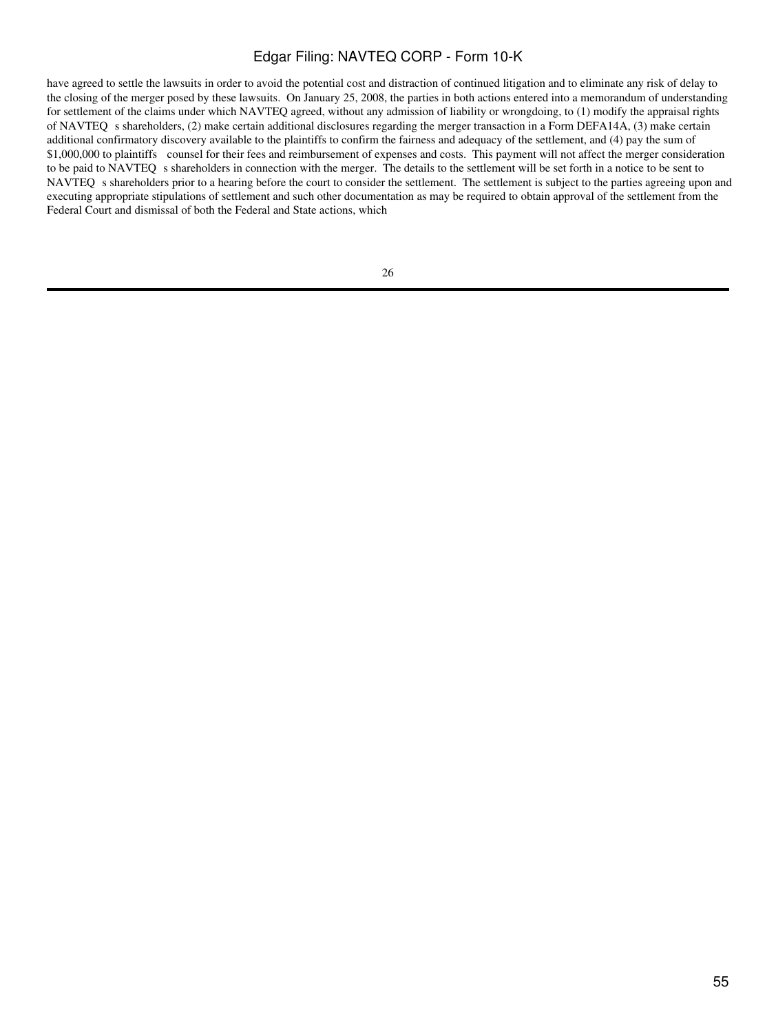have agreed to settle the lawsuits in order to avoid the potential cost and distraction of continued litigation and to eliminate any risk of delay to the closing of the merger posed by these lawsuits. On January 25, 2008, the parties in both actions entered into a memorandum of understanding for settlement of the claims under which NAVTEQ agreed, without any admission of liability or wrongdoing, to (1) modify the appraisal rights of NAVTEQ s shareholders, (2) make certain additional disclosures regarding the merger transaction in a Form DEFA14A, (3) make certain additional confirmatory discovery available to the plaintiffs to confirm the fairness and adequacy of the settlement, and (4) pay the sum of $1,000,000 to plaintiffs counsel for their fees and reimbursement of expenses and costs. This payment will not affect the merger consideration to be paid to NAVTEQ s shareholders in connection with the merger. The details to the settlement will be set forth in a notice to be sent to NAVTEQ s shareholders prior to a hearing before the court to consider the settlement. The settlement is subject to the parties agreeing upon and executing appropriate stipulations of settlement and such other documentation as may be required to obtain approval of the settlement from the Federal Court and dismissal of both the Federal and State actions, which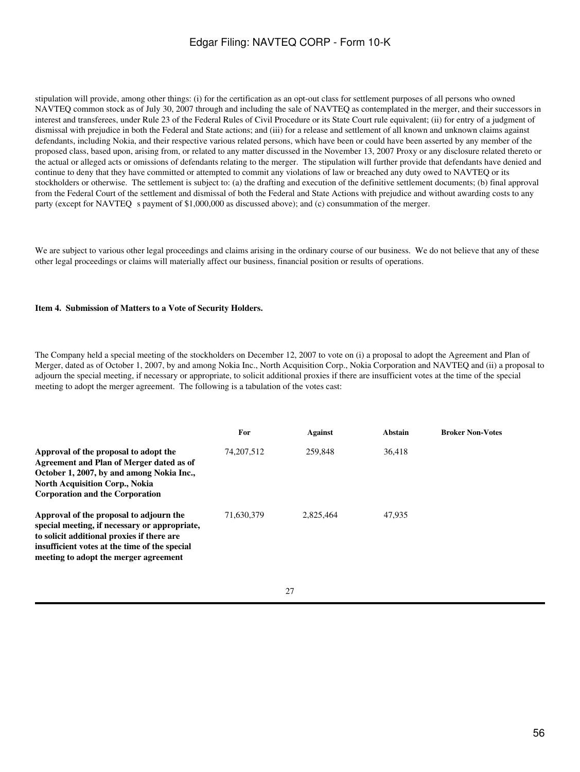stipulation will provide, among other things: (i) for the certification as an opt-out class for settlement purposes of all persons who owned NAVTEQ common stock as of July 30, 2007 through and including the sale of NAVTEQ as contemplated in the merger, and their successors in interest and transferees, under Rule 23 of the Federal Rules of Civil Procedure or its State Court rule equivalent; (ii) for entry of a judgment of dismissal with prejudice in both the Federal and State actions; and (iii) for a release and settlement of all known and unknown claims against defendants, including Nokia, and their respective various related persons, which have been or could have been asserted by any member of the proposed class, based upon, arising from, or related to any matter discussed in the November 13, 2007 Proxy or any disclosure related thereto or the actual or alleged acts or omissions of defendants relating to the merger. The stipulation will further provide that defendants have denied and continue to deny that they have committed or attempted to commit any violations of law or breached any duty owed to NAVTEQ or its stockholders or otherwise. The settlement is subject to: (a) the drafting and execution of the definitive settlement documents; (b) final approval from the Federal Court of the settlement and dismissal of both the Federal and State Actions with prejudice and without awarding costs to any party (except for NAVTEQ s payment of $1,000,000 as discussed above); and (c) consummation of the merger.

We are subject to various other legal proceedings and claims arising in the ordinary course of our business. We do not believe that any of these other legal proceedings or claims will materially affect our business, financial position or results of operations.

**Item 4. Submission of Matters to a Vote of Security Holders.**

The Company held a special meeting of the stockholders on December 12, 2007 to vote on (i) a proposal to adopt the Agreement and Plan of Merger, dated as of October 1, 2007, by and among Nokia Inc., North Acquisition Corp., Nokia Corporation and NAVTEQ and (ii) a proposal to adjourn the special meeting, if necessary or appropriate, to solicit additional proxies if there are insufficient votes at the time of the special meeting to adopt the merger agreement. The following is a tabulation of the votes cast:

| | For | Against | Abstain | Broker Non-Votes |
|---|---|---|---|---|
| **Approval of the proposal to adopt the Agreement and Plan of Merger dated as of October 1, 2007, by and among Nokia Inc., North Acquisition Corp., Nokia Corporation and the Corporation** | 74,207,512 | 259,848 | 36,418 | |
| **Approval of the proposal to adjourn the special meeting, if necessary or appropriate, to solicit additional proxies if there are insufficient votes at the time of the special meeting to adopt the merger agreement** | 71,630,379 | 2,825,464 | 47,935 | |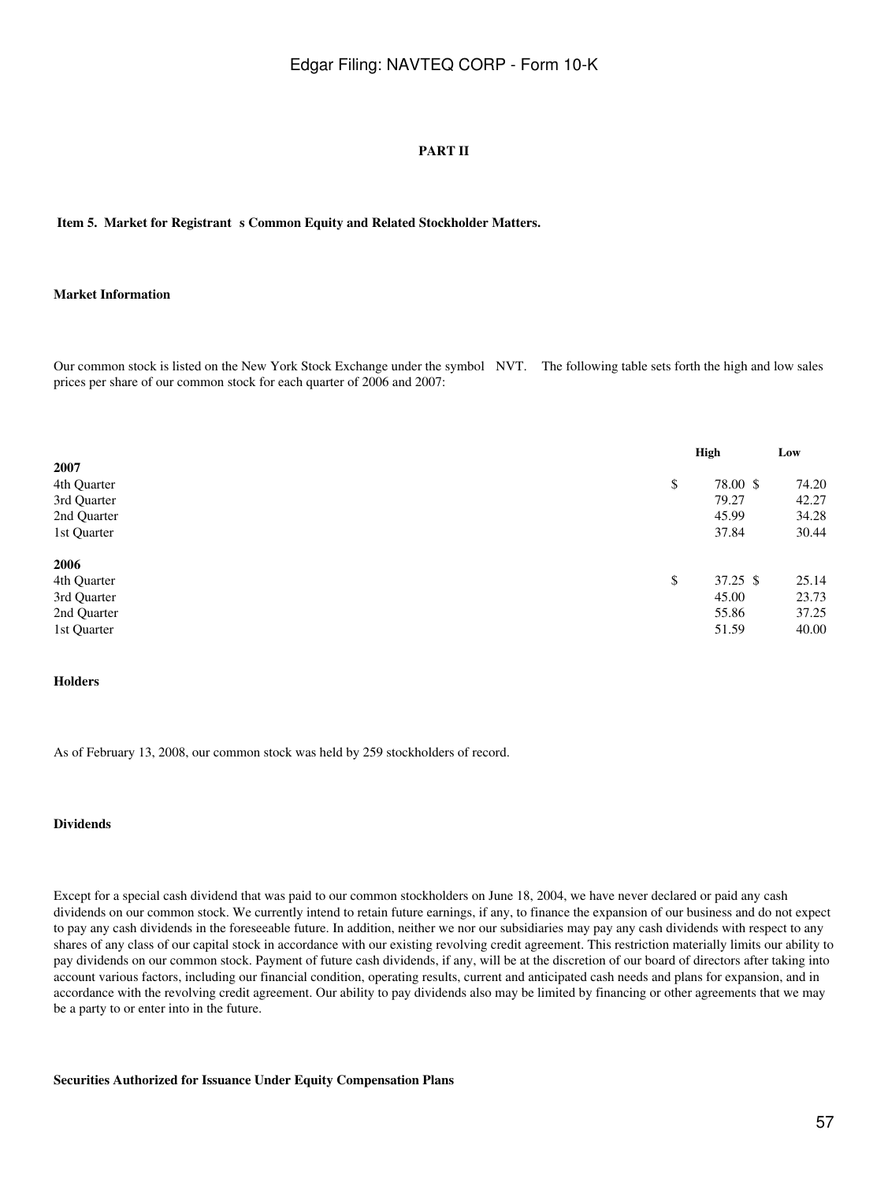# PART II

## Item 5. Market for Registrant s Common Equity and Related Stockholder Matters.

### Market Information

Our common stock is listed on the New York Stock Exchange under the symbol NVT. The following table sets forth the high and low sales prices per share of our common stock for each quarter of 2006 and 2007:

| | High | Low |
|---|---|---|
| **2007** | | |
| 4th Quarter | $ 78.00 | $ 74.20 |
| 3rd Quarter | 79.27 | 42.27 |
| 2nd Quarter | 45.99 | 34.28 |
| 1st Quarter | 37.84 | 30.44 |
| **2006** | | |
| 4th Quarter | $ 37.25 | $ 25.14 |
| 3rd Quarter | 45.00 | 23.73 |
| 2nd Quarter | 55.86 | 37.25 |
| 1st Quarter | 51.59 | 40.00 |

### Holders

As of February 13, 2008, our common stock was held by 259 stockholders of record.

### Dividends

Except for a special cash dividend that was paid to our common stockholders on June 18, 2004, we have never declared or paid any cash dividends on our common stock. We currently intend to retain future earnings, if any, to finance the expansion of our business and do not expect to pay any cash dividends in the foreseeable future. In addition, neither we nor our subsidiaries may pay any cash dividends with respect to any shares of any class of our capital stock in accordance with our existing revolving credit agreement. This restriction materially limits our ability to pay dividends on our common stock. Payment of future cash dividends, if any, will be at the discretion of our board of directors after taking into account various factors, including our financial condition, operating results, current and anticipated cash needs and plans for expansion, and in accordance with the revolving credit agreement. Our ability to pay dividends also may be limited by financing or other agreements that we may be a party to or enter into in the future.

### Securities Authorized for Issuance Under Equity Compensation Plans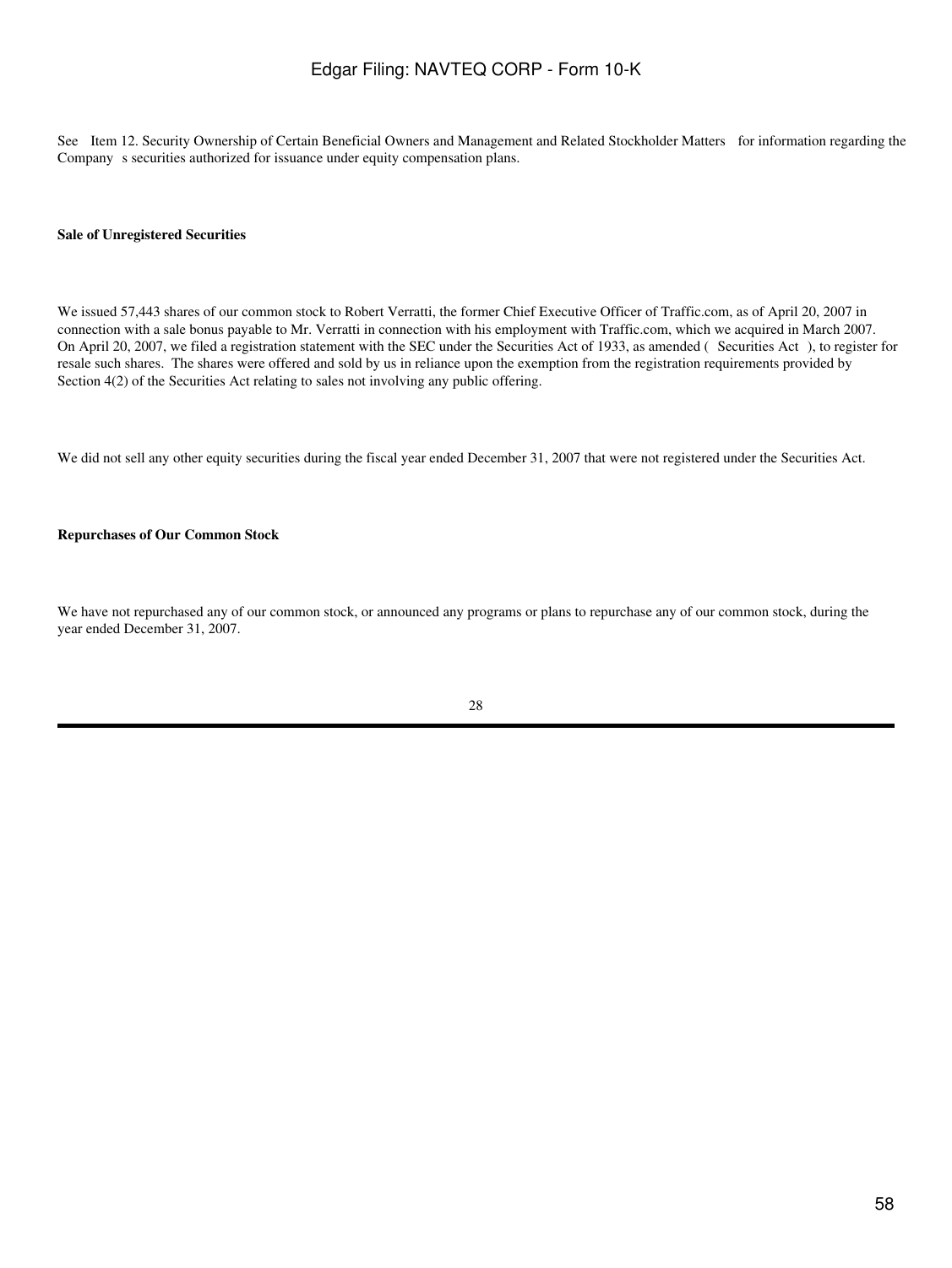See Item 12. Security Ownership of Certain Beneficial Owners and Management and Related Stockholder Matters for information regarding the Company s securities authorized for issuance under equity compensation plans.

**Sale of Unregistered Securities**

We issued 57,443 shares of our common stock to Robert Verratti, the former Chief Executive Officer of Traffic.com, as of April 20, 2007 in connection with a sale bonus payable to Mr. Verratti in connection with his employment with Traffic.com, which we acquired in March 2007. On April 20, 2007, we filed a registration statement with the SEC under the Securities Act of 1933, as amended ( Securities Act ), to register for resale such shares. The shares were offered and sold by us in reliance upon the exemption from the registration requirements provided by Section 4(2) of the Securities Act relating to sales not involving any public offering.

We did not sell any other equity securities during the fiscal year ended December 31, 2007 that were not registered under the Securities Act.

**Repurchases of Our Common Stock**

We have not repurchased any of our common stock, or announced any programs or plans to repurchase any of our common stock, during the year ended December 31, 2007.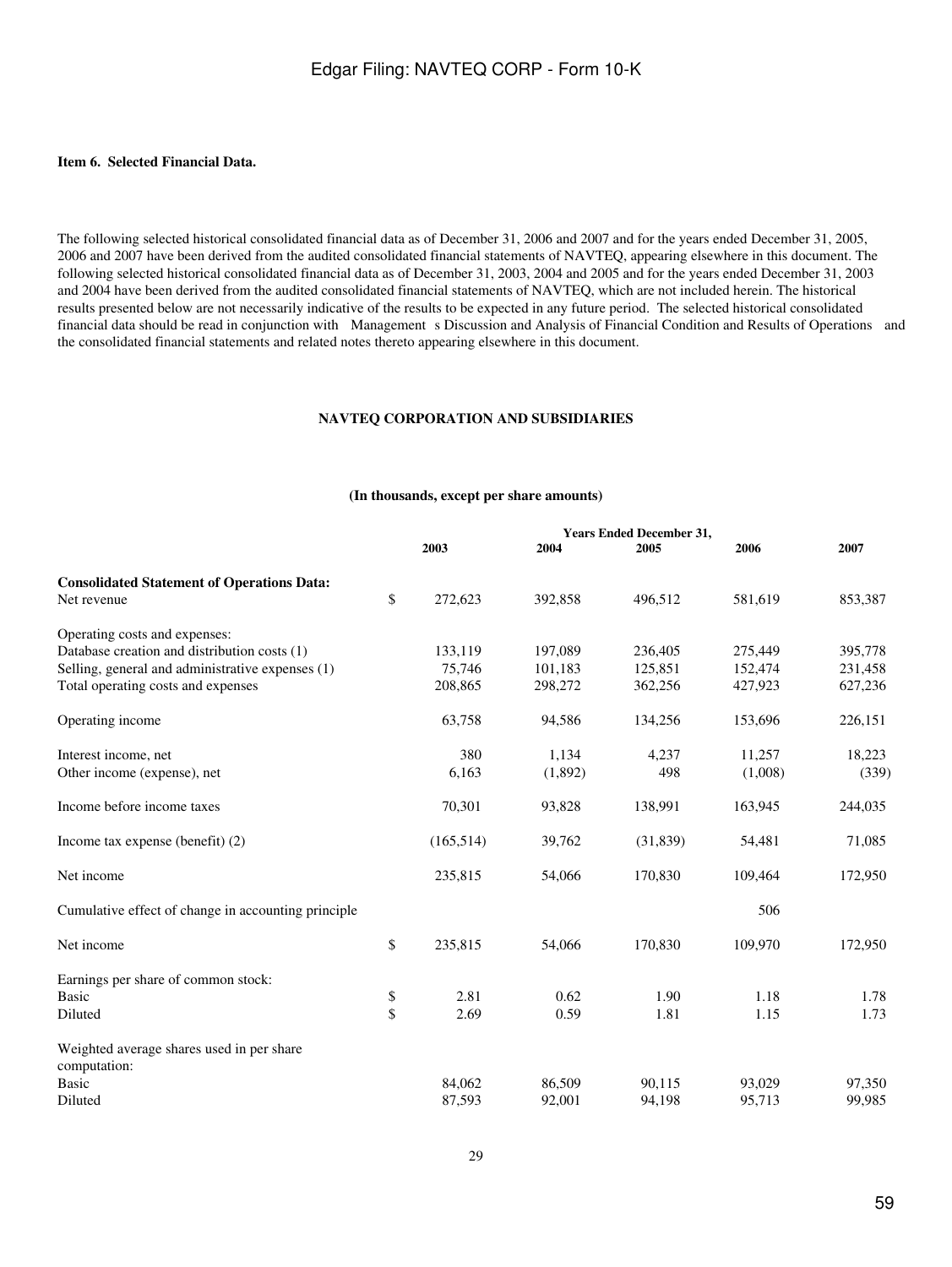**Item 6. Selected Financial Data.**

The following selected historical consolidated financial data as of December 31, 2006 and 2007 and for the years ended December 31, 2005, 2006 and 2007 have been derived from the audited consolidated financial statements of NAVTEQ, appearing elsewhere in this document. The following selected historical consolidated financial data as of December 31, 2003, 2004 and 2005 and for the years ended December 31, 2003 and 2004 have been derived from the audited consolidated financial statements of NAVTEQ, which are not included herein. The historical results presented below are not necessarily indicative of the results to be expected in any future period. The selected historical consolidated financial data should be read in conjunction with Management s Discussion and Analysis of Financial Condition and Results of Operations and the consolidated financial statements and related notes thereto appearing elsewhere in this document.

**NAVTEQ CORPORATION AND SUBSIDIARIES**

**(In thousands, except per share amounts)**

| | | Years Ended December 31, | | | | |
|---|---|---|---|---|---|---|
| | | 2003 | 2004 | 2005 | 2006 | 2007 |
| **Consolidated Statement of Operations Data:** | | | | | | |
| Net revenue | $ | 272,623 | 392,858 | 496,512 | 581,619 | 853,387 |
| Operating costs and expenses: | | | | | | |
| Database creation and distribution costs (1) | | 133,119 | 197,089 | 236,405 | 275,449 | 395,778 |
| Selling, general and administrative expenses (1) | | 75,746 | 101,183 | 125,851 | 152,474 | 231,458 |
| Total operating costs and expenses | | 208,865 | 298,272 | 362,256 | 427,923 | 627,236 |
| Operating income | | 63,758 | 94,586 | 134,256 | 153,696 | 226,151 |
| Interest income, net | | 380 | 1,134 | 4,237 | 11,257 | 18,223 |
| Other income (expense), net | | 6,163 | (1,892) | 498 | (1,008) | (339) |
| Income before income taxes | | 70,301 | 93,828 | 138,991 | 163,945 | 244,035 |
| Income tax expense (benefit) (2) | | (165,514) | 39,762 | (31,839) | 54,481 | 71,085 |
| Net income | | 235,815 | 54,066 | 170,830 | 109,464 | 172,950 |
| Cumulative effect of change in accounting principle | | | | | 506 | |
| Net income | $ | 235,815 | 54,066 | 170,830 | 109,970 | 172,950 |
| Earnings per share of common stock: | | | | | | |
| Basic | $ | 2.81 | 0.62 | 1.90 | 1.18 | 1.78 |
| Diluted | $ | 2.69 | 0.59 | 1.81 | 1.15 | 1.73 |
| Weighted average shares used in per share computation: | | | | | | |
| Basic | | 84,062 | 86,509 | 90,115 | 93,029 | 97,350 |
| Diluted | | 87,593 | 92,001 | 94,198 | 95,713 | 99,985 |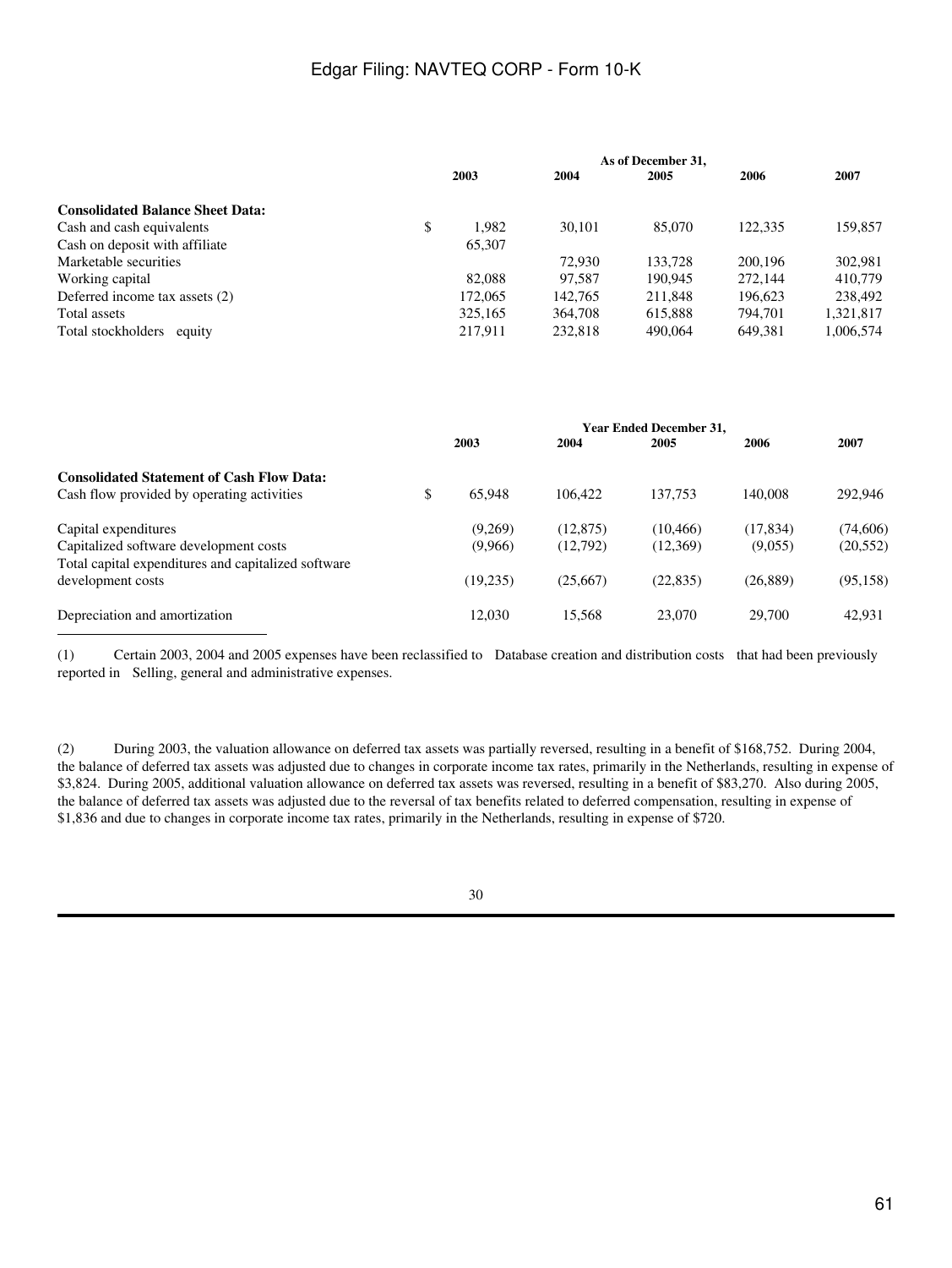| | As of December 31, | | | | |
|---|---|---|---|---|---|
| | 2003 | 2004 | 2005 | 2006 | 2007 |
| **Consolidated Balance Sheet Data:** | | | | | |
| Cash and cash equivalents | $ 1,982 | 30,101 | 85,070 | 122,335 | 159,857 |
| Cash on deposit with affiliate | 65,307 | | | | |
| Marketable securities | | 72,930 | 133,728 | 200,196 | 302,981 |
| Working capital | 82,088 | 97,587 | 190,945 | 272,144 | 410,779 |
| Deferred income tax assets (2) | 172,065 | 142,765 | 211,848 | 196,623 | 238,492 |
| Total assets | 325,165 | 364,708 | 615,888 | 794,701 | 1,321,817 |
| Total stockholders equity | 217,911 | 232,818 | 490,064 | 649,381 | 1,006,574 |

| | Year Ended December 31, | | | | |
|---|---|---|---|---|---|
| | 2003 | 2004 | 2005 | 2006 | 2007 |
| **Consolidated Statement of Cash Flow Data:** | | | | | |
| Cash flow provided by operating activities | $ 65,948 | 106,422 | 137,753 | 140,008 | 292,946 |
| Capital expenditures | (9,269) | (12,875) | (10,466) | (17,834) | (74,606) |
| Capitalized software development costs | (9,966) | (12,792) | (12,369) | (9,055) | (20,552) |
| Total capital expenditures and capitalized software development costs | (19,235) | (25,667) | (22,835) | (26,889) | (95,158) |
| Depreciation and amortization | 12,030 | 15,568 | 23,070 | 29,700 | 42,931 |

(1) Certain 2003, 2004 and 2005 expenses have been reclassified to Database creation and distribution costs that had been previously reported in Selling, general and administrative expenses.

(2) During 2003, the valuation allowance on deferred tax assets was partially reversed, resulting in a benefit of $168,752. During 2004, the balance of deferred tax assets was adjusted due to changes in corporate income tax rates, primarily in the Netherlands, resulting in expense of $3,824. During 2005, additional valuation allowance on deferred tax assets was reversed, resulting in a benefit of $83,270. Also during 2005, the balance of deferred tax assets was adjusted due to the reversal of tax benefits related to deferred compensation, resulting in expense of $1,836 and due to changes in corporate income tax rates, primarily in the Netherlands, resulting in expense of $720.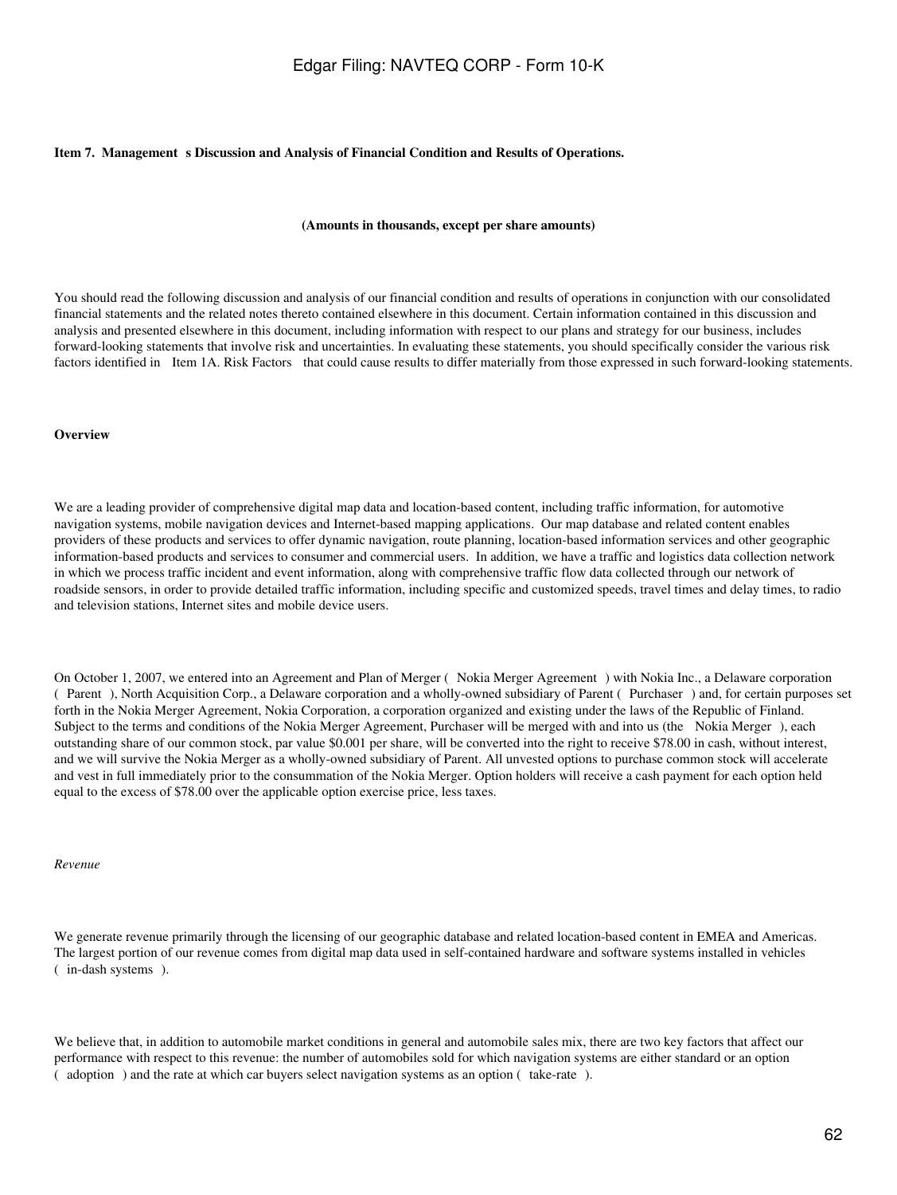## Item 7. Management s Discussion and Analysis of Financial Condition and Results of Operations.

**(Amounts in thousands, except per share amounts)**

You should read the following discussion and analysis of our financial condition and results of operations in conjunction with our consolidated financial statements and the related notes thereto contained elsewhere in this document. Certain information contained in this discussion and analysis and presented elsewhere in this document, including information with respect to our plans and strategy for our business, includes forward-looking statements that involve risk and uncertainties. In evaluating these statements, you should specifically consider the various risk factors identified in Item 1A. Risk Factors that could cause results to differ materially from those expressed in such forward-looking statements.

### Overview

We are a leading provider of comprehensive digital map data and location-based content, including traffic information, for automotive navigation systems, mobile navigation devices and Internet-based mapping applications. Our map database and related content enables providers of these products and services to offer dynamic navigation, route planning, location-based information services and other geographic information-based products and services to consumer and commercial users. In addition, we have a traffic and logistics data collection network in which we process traffic incident and event information, along with comprehensive traffic flow data collected through our network of roadside sensors, in order to provide detailed traffic information, including specific and customized speeds, travel times and delay times, to radio and television stations, Internet sites and mobile device users.

On October 1, 2007, we entered into an Agreement and Plan of Merger ( Nokia Merger Agreement ) with Nokia Inc., a Delaware corporation ( Parent ), North Acquisition Corp., a Delaware corporation and a wholly-owned subsidiary of Parent ( Purchaser ) and, for certain purposes set forth in the Nokia Merger Agreement, Nokia Corporation, a corporation organized and existing under the laws of the Republic of Finland. Subject to the terms and conditions of the Nokia Merger Agreement, Purchaser will be merged with and into us (the Nokia Merger ), each outstanding share of our common stock, par value $0.001 per share, will be converted into the right to receive $78.00 in cash, without interest, and we will survive the Nokia Merger as a wholly-owned subsidiary of Parent. All unvested options to purchase common stock will accelerate and vest in full immediately prior to the consummation of the Nokia Merger. Option holders will receive a cash payment for each option held equal to the excess of $78.00 over the applicable option exercise price, less taxes.

*Revenue*

We generate revenue primarily through the licensing of our geographic database and related location-based content in EMEA and Americas. The largest portion of our revenue comes from digital map data used in self-contained hardware and software systems installed in vehicles ( in-dash systems ).

We believe that, in addition to automobile market conditions in general and automobile sales mix, there are two key factors that affect our performance with respect to this revenue: the number of automobiles sold for which navigation systems are either standard or an option ( adoption ) and the rate at which car buyers select navigation systems as an option ( take-rate ).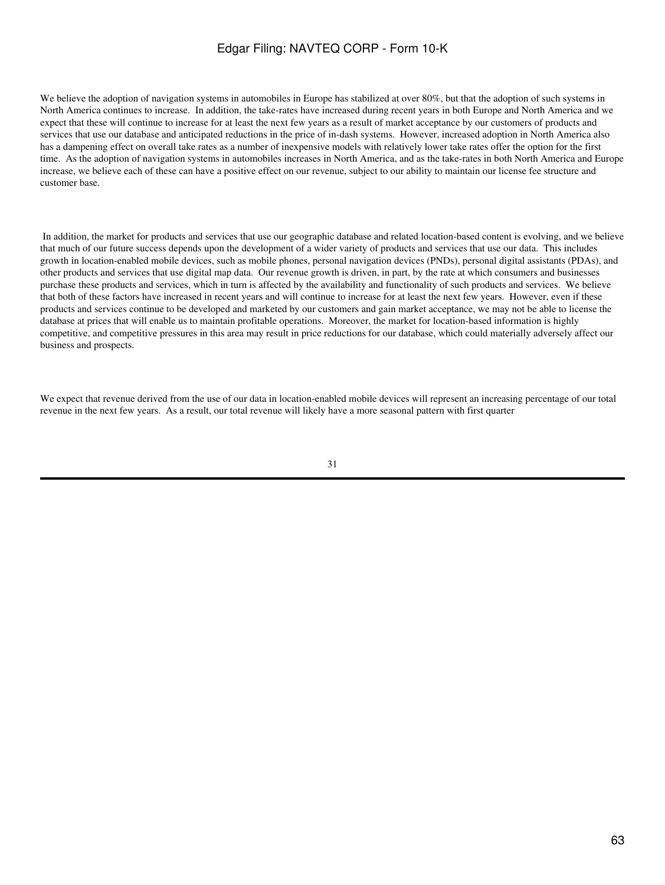We believe the adoption of navigation systems in automobiles in Europe has stabilized at over 80%, but that the adoption of such systems in North America continues to increase. In addition, the take-rates have increased during recent years in both Europe and North America and we expect that these will continue to increase for at least the next few years as a result of market acceptance by our customers of products and services that use our database and anticipated reductions in the price of in-dash systems. However, increased adoption in North America also has a dampening effect on overall take rates as a number of inexpensive models with relatively lower take rates offer the option for the first time. As the adoption of navigation systems in automobiles increases in North America, and as the take-rates in both North America and Europe increase, we believe each of these can have a positive effect on our revenue, subject to our ability to maintain our license fee structure and customer base.

In addition, the market for products and services that use our geographic database and related location-based content is evolving, and we believe that much of our future success depends upon the development of a wider variety of products and services that use our data. This includes growth in location-enabled mobile devices, such as mobile phones, personal navigation devices (PNDs), personal digital assistants (PDAs), and other products and services that use digital map data. Our revenue growth is driven, in part, by the rate at which consumers and businesses purchase these products and services, which in turn is affected by the availability and functionality of such products and services. We believe that both of these factors have increased in recent years and will continue to increase for at least the next few years. However, even if these products and services continue to be developed and marketed by our customers and gain market acceptance, we may not be able to license the database at prices that will enable us to maintain profitable operations. Moreover, the market for location-based information is highly competitive, and competitive pressures in this area may result in price reductions for our database, which could materially adversely affect our business and prospects.

We expect that revenue derived from the use of our data in location-enabled mobile devices will represent an increasing percentage of our total revenue in the next few years. As a result, our total revenue will likely have a more seasonal pattern with first quarter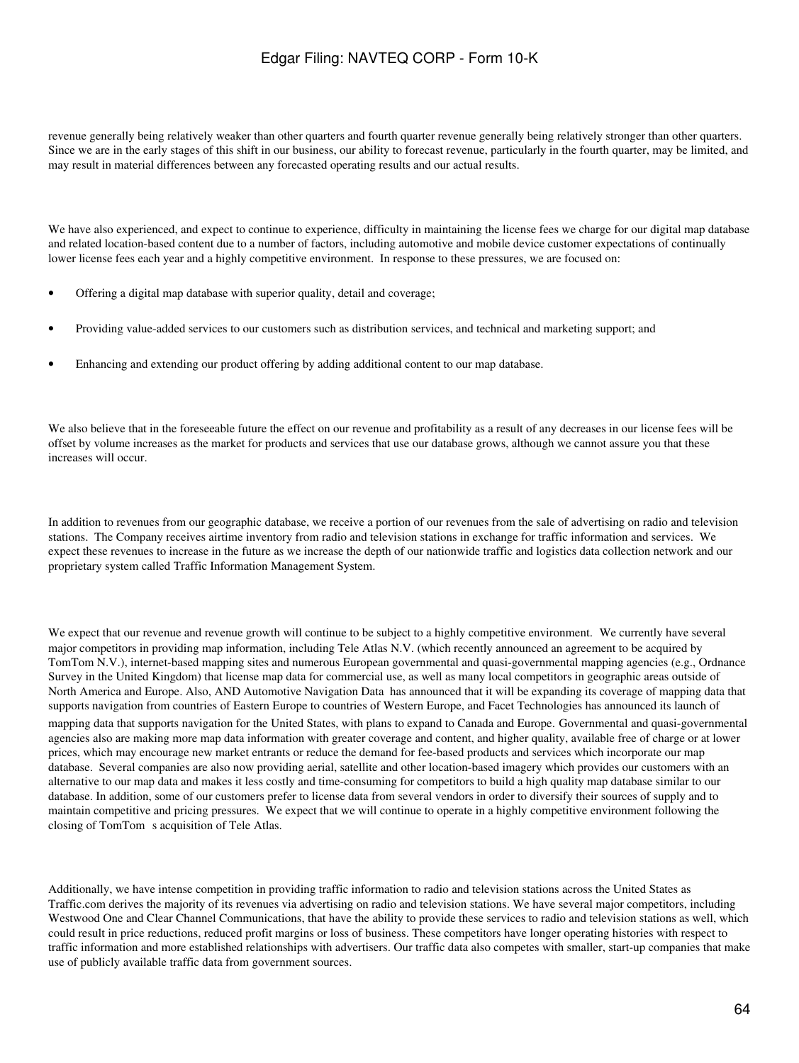revenue generally being relatively weaker than other quarters and fourth quarter revenue generally being relatively stronger than other quarters. Since we are in the early stages of this shift in our business, our ability to forecast revenue, particularly in the fourth quarter, may be limited, and may result in material differences between any forecasted operating results and our actual results.

We have also experienced, and expect to continue to experience, difficulty in maintaining the license fees we charge for our digital map database and related location-based content due to a number of factors, including automotive and mobile device customer expectations of continually lower license fees each year and a highly competitive environment. In response to these pressures, we are focused on:

- Offering a digital map database with superior quality, detail and coverage;
- Providing value-added services to our customers such as distribution services, and technical and marketing support; and
- Enhancing and extending our product offering by adding additional content to our map database.

We also believe that in the foreseeable future the effect on our revenue and profitability as a result of any decreases in our license fees will be offset by volume increases as the market for products and services that use our database grows, although we cannot assure you that these increases will occur.

In addition to revenues from our geographic database, we receive a portion of our revenues from the sale of advertising on radio and television stations. The Company receives airtime inventory from radio and television stations in exchange for traffic information and services. We expect these revenues to increase in the future as we increase the depth of our nationwide traffic and logistics data collection network and our proprietary system called Traffic Information Management System.

We expect that our revenue and revenue growth will continue to be subject to a highly competitive environment. We currently have several major competitors in providing map information, including Tele Atlas N.V. (which recently announced an agreement to be acquired by TomTom N.V.), internet-based mapping sites and numerous European governmental and quasi-governmental mapping agencies (e.g., Ordnance Survey in the United Kingdom) that license map data for commercial use, as well as many local competitors in geographic areas outside of North America and Europe. Also, AND Automotive Navigation Data has announced that it will be expanding its coverage of mapping data that supports navigation from countries of Eastern Europe to countries of Western Europe, and Facet Technologies has announced its launch of mapping data that supports navigation for the United States, with plans to expand to Canada and Europe. Governmental and quasi-governmental agencies also are making more map data information with greater coverage and content, and higher quality, available free of charge or at lower prices, which may encourage new market entrants or reduce the demand for fee-based products and services which incorporate our map database. Several companies are also now providing aerial, satellite and other location-based imagery which provides our customers with an alternative to our map data and makes it less costly and time-consuming for competitors to build a high quality map database similar to our database. In addition, some of our customers prefer to license data from several vendors in order to diversify their sources of supply and to maintain competitive and pricing pressures. We expect that we will continue to operate in a highly competitive environment following the closing of TomTom s acquisition of Tele Atlas.

Additionally, we have intense competition in providing traffic information to radio and television stations across the United States as Traffic.com derives the majority of its revenues via advertising on radio and television stations. We have several major competitors, including Westwood One and Clear Channel Communications, that have the ability to provide these services to radio and television stations as well, which could result in price reductions, reduced profit margins or loss of business. These competitors have longer operating histories with respect to traffic information and more established relationships with advertisers. Our traffic data also competes with smaller, start-up companies that make use of publicly available traffic data from government sources.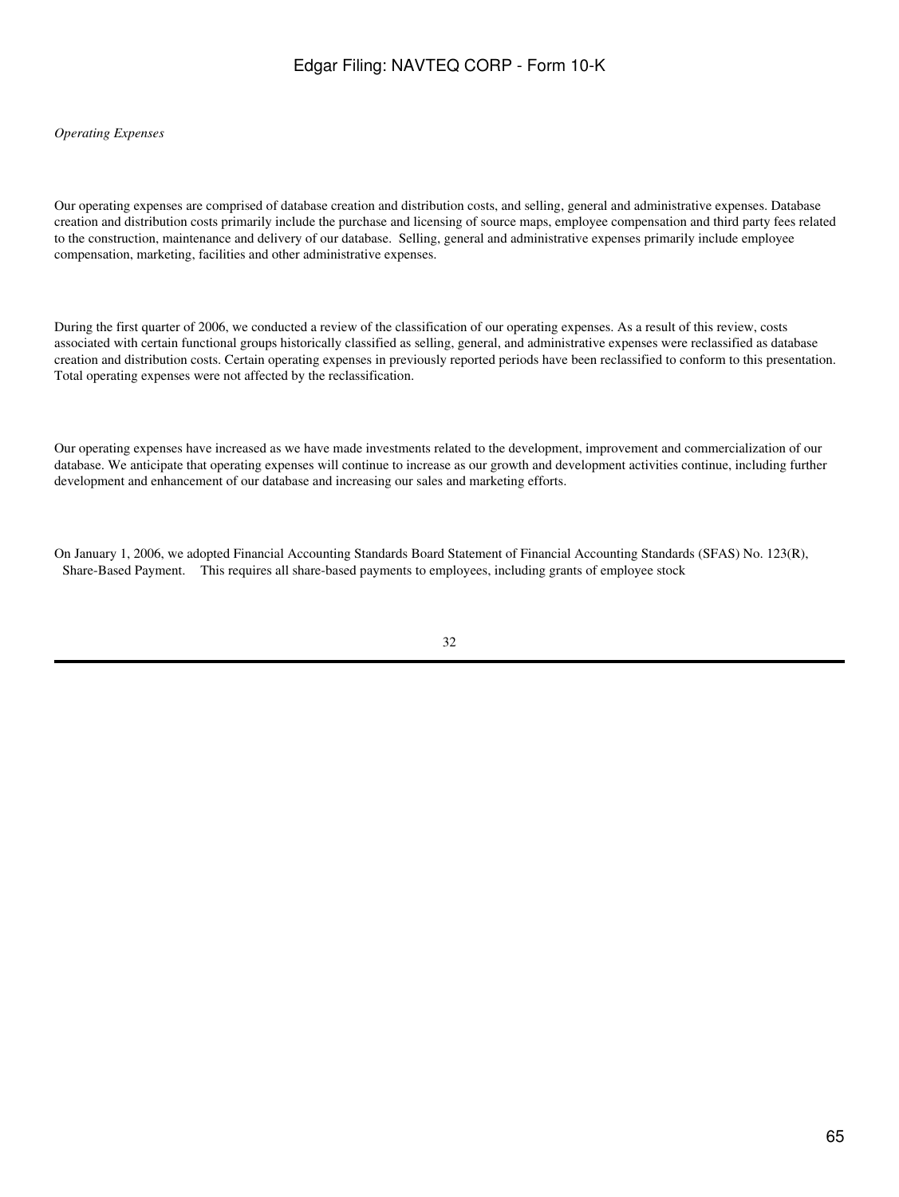*Operating Expenses*

Our operating expenses are comprised of database creation and distribution costs, and selling, general and administrative expenses. Database creation and distribution costs primarily include the purchase and licensing of source maps, employee compensation and third party fees related to the construction, maintenance and delivery of our database. Selling, general and administrative expenses primarily include employee compensation, marketing, facilities and other administrative expenses.

During the first quarter of 2006, we conducted a review of the classification of our operating expenses. As a result of this review, costs associated with certain functional groups historically classified as selling, general, and administrative expenses were reclassified as database creation and distribution costs. Certain operating expenses in previously reported periods have been reclassified to conform to this presentation. Total operating expenses were not affected by the reclassification.

Our operating expenses have increased as we have made investments related to the development, improvement and commercialization of our database. We anticipate that operating expenses will continue to increase as our growth and development activities continue, including further development and enhancement of our database and increasing our sales and marketing efforts.

On January 1, 2006, we adopted Financial Accounting Standards Board Statement of Financial Accounting Standards (SFAS) No. 123(R), *Share-Based Payment*. This requires all share-based payments to employees, including grants of employee stock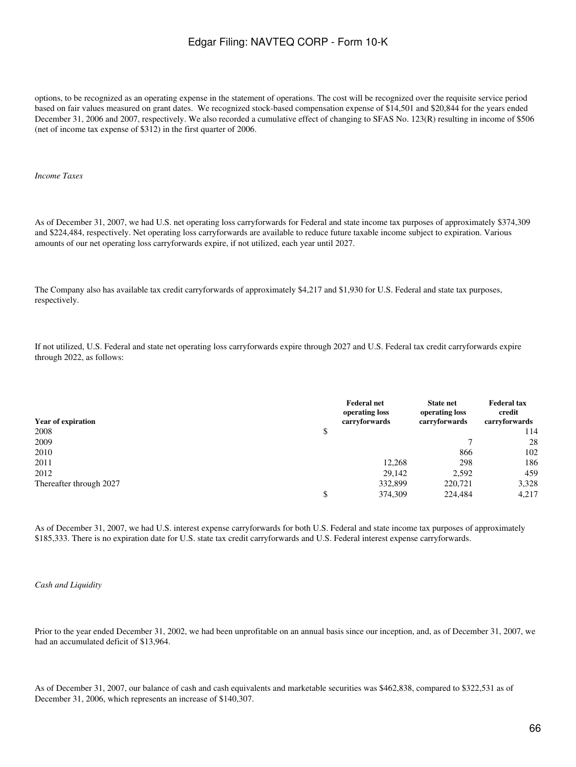options, to be recognized as an operating expense in the statement of operations. The cost will be recognized over the requisite service period based on fair values measured on grant dates. We recognized stock-based compensation expense of $14,501 and $20,844 for the years ended December 31, 2006 and 2007, respectively. We also recorded a cumulative effect of changing to SFAS No. 123(R) resulting in income of $506 (net of income tax expense of $312) in the first quarter of 2006.

*Income Taxes*

As of December 31, 2007, we had U.S. net operating loss carryforwards for Federal and state income tax purposes of approximately $374,309 and $224,484, respectively. Net operating loss carryforwards are available to reduce future taxable income subject to expiration. Various amounts of our net operating loss carryforwards expire, if not utilized, each year until 2027.

The Company also has available tax credit carryforwards of approximately $4,217 and $1,930 for U.S. Federal and state tax purposes, respectively.

If not utilized, U.S. Federal and state net operating loss carryforwards expire through 2027 and U.S. Federal tax credit carryforwards expire through 2022, as follows:

| Year of expiration | Federal net operating loss carryforwards | State net operating loss carryforwards | Federal tax credit carryforwards |
|---|---|---|---|
| 2008 | $ | | 114 |
| 2009 | | 7 | 28 |
| 2010 | | 866 | 102 |
| 2011 | 12,268 | 298 | 186 |
| 2012 | 29,142 | 2,592 | 459 |
| Thereafter through 2027 | 332,899 | 220,721 | 3,328 |
| | $ 374,309 | 224,484 | 4,217 |

As of December 31, 2007, we had U.S. interest expense carryforwards for both U.S. Federal and state income tax purposes of approximately $185,333. There is no expiration date for U.S. state tax credit carryforwards and U.S. Federal interest expense carryforwards.

*Cash and Liquidity*

Prior to the year ended December 31, 2002, we had been unprofitable on an annual basis since our inception, and, as of December 31, 2007, we had an accumulated deficit of $13,964.

As of December 31, 2007, our balance of cash and cash equivalents and marketable securities was $462,838, compared to $322,531 as of December 31, 2006, which represents an increase of $140,307.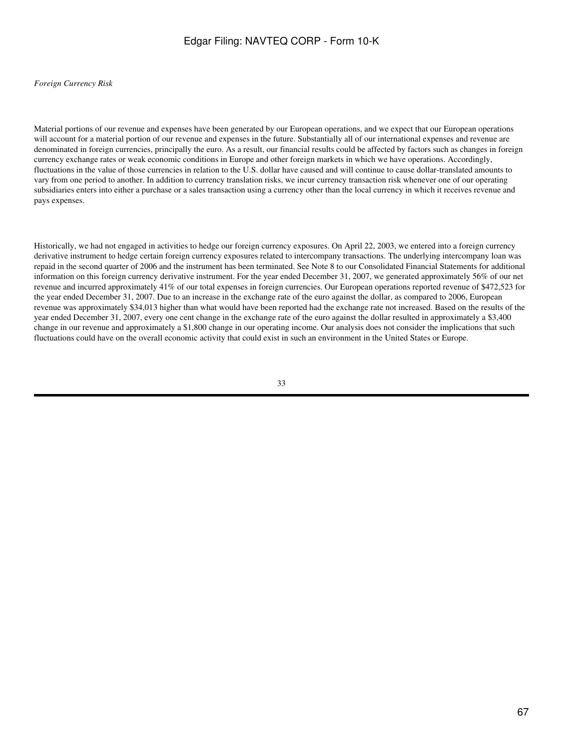*Foreign Currency Risk*

Material portions of our revenue and expenses have been generated by our European operations, and we expect that our European operations will account for a material portion of our revenue and expenses in the future. Substantially all of our international expenses and revenue are denominated in foreign currencies, principally the euro. As a result, our financial results could be affected by factors such as changes in foreign currency exchange rates or weak economic conditions in Europe and other foreign markets in which we have operations. Accordingly, fluctuations in the value of those currencies in relation to the U.S. dollar have caused and will continue to cause dollar-translated amounts to vary from one period to another. In addition to currency translation risks, we incur currency transaction risk whenever one of our operating subsidiaries enters into either a purchase or a sales transaction using a currency other than the local currency in which it receives revenue and pays expenses.

Historically, we had not engaged in activities to hedge our foreign currency exposures. On April 22, 2003, we entered into a foreign currency derivative instrument to hedge certain foreign currency exposures related to intercompany transactions. The underlying intercompany loan was repaid in the second quarter of 2006 and the instrument has been terminated. See Note 8 to our Consolidated Financial Statements for additional information on this foreign currency derivative instrument. For the year ended December 31, 2007, we generated approximately 56% of our net revenue and incurred approximately 41% of our total expenses in foreign currencies. Our European operations reported revenue of $472,523 for the year ended December 31, 2007. Due to an increase in the exchange rate of the euro against the dollar, as compared to 2006, European revenue was approximately $34,013 higher than what would have been reported had the exchange rate not increased. Based on the results of the year ended December 31, 2007, every one cent change in the exchange rate of the euro against the dollar resulted in approximately a $3,400 change in our revenue and approximately a $1,800 change in our operating income. Our analysis does not consider the implications that such fluctuations could have on the overall economic activity that could exist in such an environment in the United States or Europe.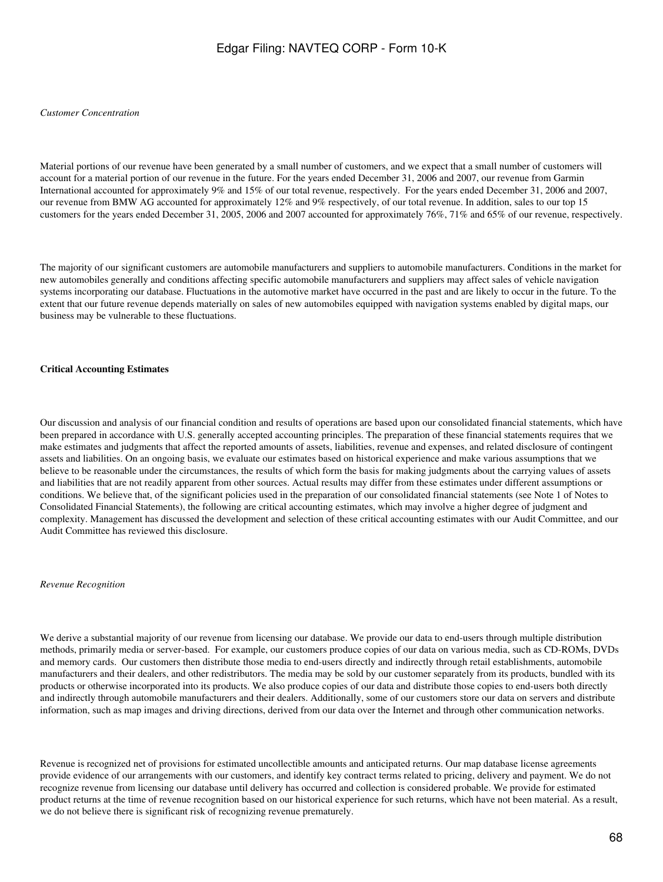*Customer Concentration*

Material portions of our revenue have been generated by a small number of customers, and we expect that a small number of customers will account for a material portion of our revenue in the future. For the years ended December 31, 2006 and 2007, our revenue from Garmin International accounted for approximately 9% and 15% of our total revenue, respectively. For the years ended December 31, 2006 and 2007, our revenue from BMW AG accounted for approximately 12% and 9% respectively, of our total revenue. In addition, sales to our top 15 customers for the years ended December 31, 2005, 2006 and 2007 accounted for approximately 76%, 71% and 65% of our revenue, respectively.

The majority of our significant customers are automobile manufacturers and suppliers to automobile manufacturers. Conditions in the market for new automobiles generally and conditions affecting specific automobile manufacturers and suppliers may affect sales of vehicle navigation systems incorporating our database. Fluctuations in the automotive market have occurred in the past and are likely to occur in the future. To the extent that our future revenue depends materially on sales of new automobiles equipped with navigation systems enabled by digital maps, our business may be vulnerable to these fluctuations.

**Critical Accounting Estimates**

Our discussion and analysis of our financial condition and results of operations are based upon our consolidated financial statements, which have been prepared in accordance with U.S. generally accepted accounting principles. The preparation of these financial statements requires that we make estimates and judgments that affect the reported amounts of assets, liabilities, revenue and expenses, and related disclosure of contingent assets and liabilities. On an ongoing basis, we evaluate our estimates based on historical experience and make various assumptions that we believe to be reasonable under the circumstances, the results of which form the basis for making judgments about the carrying values of assets and liabilities that are not readily apparent from other sources. Actual results may differ from these estimates under different assumptions or conditions. We believe that, of the significant policies used in the preparation of our consolidated financial statements (see Note 1 of Notes to Consolidated Financial Statements), the following are critical accounting estimates, which may involve a higher degree of judgment and complexity. Management has discussed the development and selection of these critical accounting estimates with our Audit Committee, and our Audit Committee has reviewed this disclosure.

*Revenue Recognition*

We derive a substantial majority of our revenue from licensing our database. We provide our data to end-users through multiple distribution methods, primarily media or server-based. For example, our customers produce copies of our data on various media, such as CD-ROMs, DVDs and memory cards. Our customers then distribute those media to end-users directly and indirectly through retail establishments, automobile manufacturers and their dealers, and other redistributors. The media may be sold by our customer separately from its products, bundled with its products or otherwise incorporated into its products. We also produce copies of our data and distribute those copies to end-users both directly and indirectly through automobile manufacturers and their dealers. Additionally, some of our customers store our data on servers and distribute information, such as map images and driving directions, derived from our data over the Internet and through other communication networks.

Revenue is recognized net of provisions for estimated uncollectible amounts and anticipated returns. Our map database license agreements provide evidence of our arrangements with our customers, and identify key contract terms related to pricing, delivery and payment. We do not recognize revenue from licensing our database until delivery has occurred and collection is considered probable. We provide for estimated product returns at the time of revenue recognition based on our historical experience for such returns, which have not been material. As a result, we do not believe there is significant risk of recognizing revenue prematurely.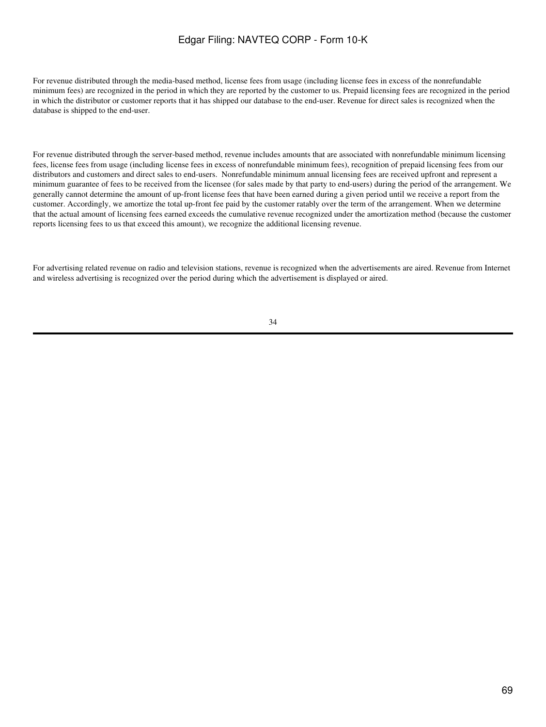For revenue distributed through the media-based method, license fees from usage (including license fees in excess of the nonrefundable minimum fees) are recognized in the period in which they are reported by the customer to us. Prepaid licensing fees are recognized in the period in which the distributor or customer reports that it has shipped our database to the end-user. Revenue for direct sales is recognized when the database is shipped to the end-user.

For revenue distributed through the server-based method, revenue includes amounts that are associated with nonrefundable minimum licensing fees, license fees from usage (including license fees in excess of nonrefundable minimum fees), recognition of prepaid licensing fees from our distributors and customers and direct sales to end-users. Nonrefundable minimum annual licensing fees are received upfront and represent a minimum guarantee of fees to be received from the licensee (for sales made by that party to end-users) during the period of the arrangement. We generally cannot determine the amount of up-front license fees that have been earned during a given period until we receive a report from the customer. Accordingly, we amortize the total up-front fee paid by the customer ratably over the term of the arrangement. When we determine that the actual amount of licensing fees earned exceeds the cumulative revenue recognized under the amortization method (because the customer reports licensing fees to us that exceed this amount), we recognize the additional licensing revenue.

For advertising related revenue on radio and television stations, revenue is recognized when the advertisements are aired. Revenue from Internet and wireless advertising is recognized over the period during which the advertisement is displayed or aired.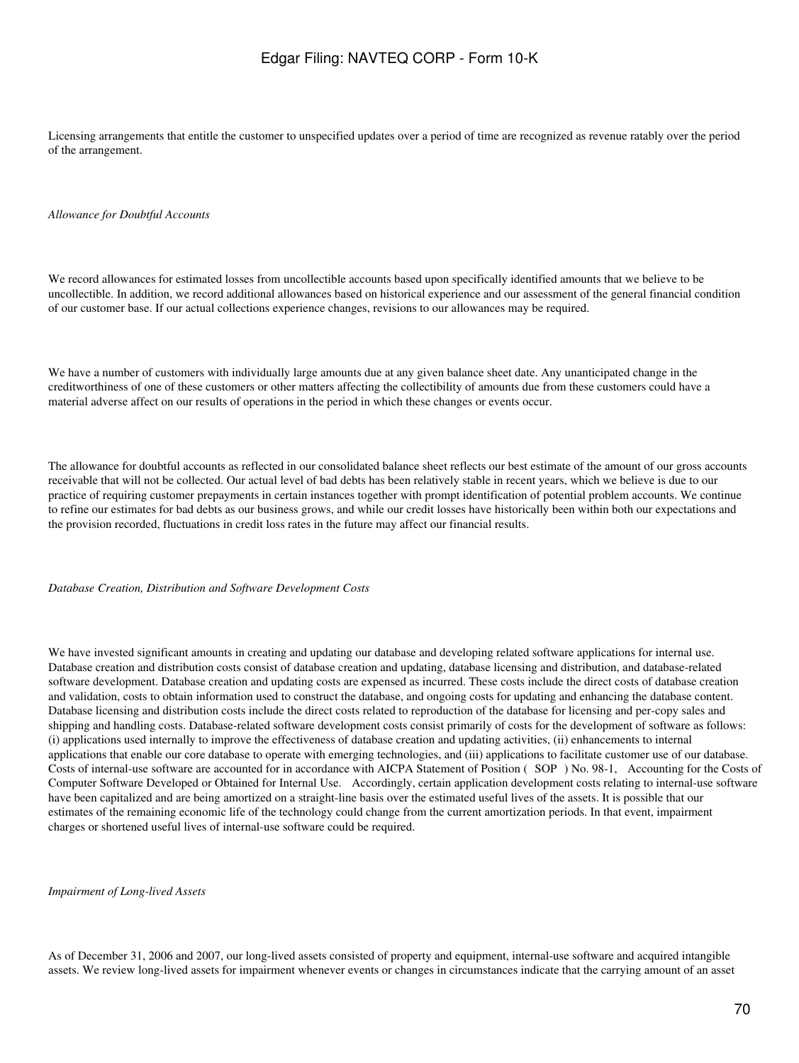Licensing arrangements that entitle the customer to unspecified updates over a period of time are recognized as revenue ratably over the period of the arrangement.

*Allowance for Doubtful Accounts*

We record allowances for estimated losses from uncollectible accounts based upon specifically identified amounts that we believe to be uncollectible. In addition, we record additional allowances based on historical experience and our assessment of the general financial condition of our customer base. If our actual collections experience changes, revisions to our allowances may be required.

We have a number of customers with individually large amounts due at any given balance sheet date. Any unanticipated change in the creditworthiness of one of these customers or other matters affecting the collectibility of amounts due from these customers could have a material adverse affect on our results of operations in the period in which these changes or events occur.

The allowance for doubtful accounts as reflected in our consolidated balance sheet reflects our best estimate of the amount of our gross accounts receivable that will not be collected. Our actual level of bad debts has been relatively stable in recent years, which we believe is due to our practice of requiring customer prepayments in certain instances together with prompt identification of potential problem accounts. We continue to refine our estimates for bad debts as our business grows, and while our credit losses have historically been within both our expectations and the provision recorded, fluctuations in credit loss rates in the future may affect our financial results.

*Database Creation, Distribution and Software Development Costs*

We have invested significant amounts in creating and updating our database and developing related software applications for internal use. Database creation and distribution costs consist of database creation and updating, database licensing and distribution, and database-related software development. Database creation and updating costs are expensed as incurred. These costs include the direct costs of database creation and validation, costs to obtain information used to construct the database, and ongoing costs for updating and enhancing the database content. Database licensing and distribution costs include the direct costs related to reproduction of the database for licensing and per-copy sales and shipping and handling costs. Database-related software development costs consist primarily of costs for the development of software as follows: (i) applications used internally to improve the effectiveness of database creation and updating activities, (ii) enhancements to internal applications that enable our core database to operate with emerging technologies, and (iii) applications to facilitate customer use of our database. Costs of internal-use software are accounted for in accordance with AICPA Statement of Position ( SOP ) No. 98-1, Accounting for the Costs of Computer Software Developed or Obtained for Internal Use. Accordingly, certain application development costs relating to internal-use software have been capitalized and are being amortized on a straight-line basis over the estimated useful lives of the assets. It is possible that our estimates of the remaining economic life of the technology could change from the current amortization periods. In that event, impairment charges or shortened useful lives of internal-use software could be required.

*Impairment of Long-lived Assets*

As of December 31, 2006 and 2007, our long-lived assets consisted of property and equipment, internal-use software and acquired intangible assets. We review long-lived assets for impairment whenever events or changes in circumstances indicate that the carrying amount of an asset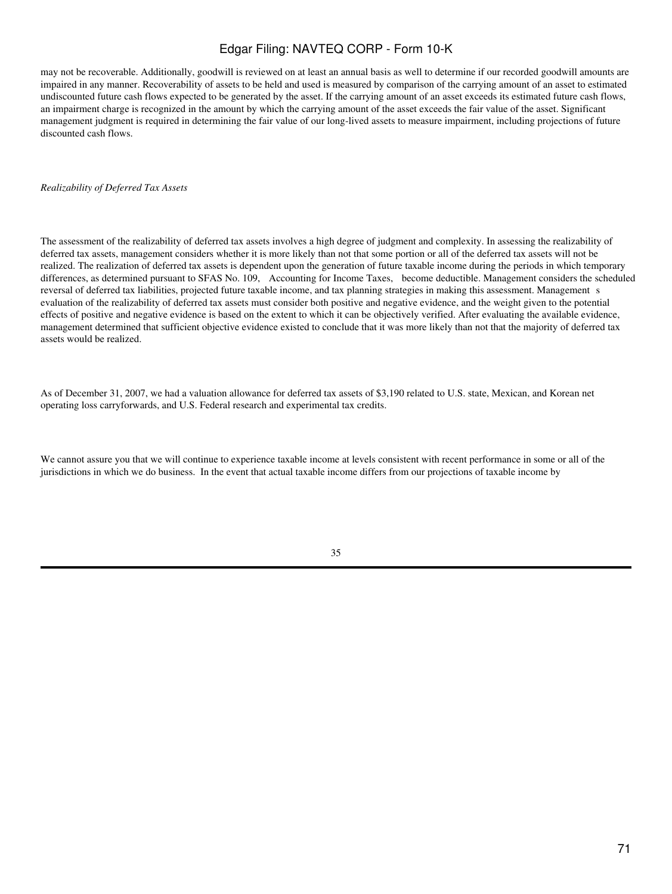may not be recoverable. Additionally, goodwill is reviewed on at least an annual basis as well to determine if our recorded goodwill amounts are impaired in any manner. Recoverability of assets to be held and used is measured by comparison of the carrying amount of an asset to estimated undiscounted future cash flows expected to be generated by the asset. If the carrying amount of an asset exceeds its estimated future cash flows, an impairment charge is recognized in the amount by which the carrying amount of the asset exceeds the fair value of the asset. Significant management judgment is required in determining the fair value of our long-lived assets to measure impairment, including projections of future discounted cash flows.

*Realizability of Deferred Tax Assets*

The assessment of the realizability of deferred tax assets involves a high degree of judgment and complexity. In assessing the realizability of deferred tax assets, management considers whether it is more likely than not that some portion or all of the deferred tax assets will not be realized. The realization of deferred tax assets is dependent upon the generation of future taxable income during the periods in which temporary differences, as determined pursuant to SFAS No. 109, Accounting for Income Taxes, become deductible. Management considers the scheduled reversal of deferred tax liabilities, projected future taxable income, and tax planning strategies in making this assessment. Management s evaluation of the realizability of deferred tax assets must consider both positive and negative evidence, and the weight given to the potential effects of positive and negative evidence is based on the extent to which it can be objectively verified. After evaluating the available evidence, management determined that sufficient objective evidence existed to conclude that it was more likely than not that the majority of deferred tax assets would be realized.

As of December 31, 2007, we had a valuation allowance for deferred tax assets of $3,190 related to U.S. state, Mexican, and Korean net operating loss carryforwards, and U.S. Federal research and experimental tax credits.

We cannot assure you that we will continue to experience taxable income at levels consistent with recent performance in some or all of the jurisdictions in which we do business. In the event that actual taxable income differs from our projections of taxable income by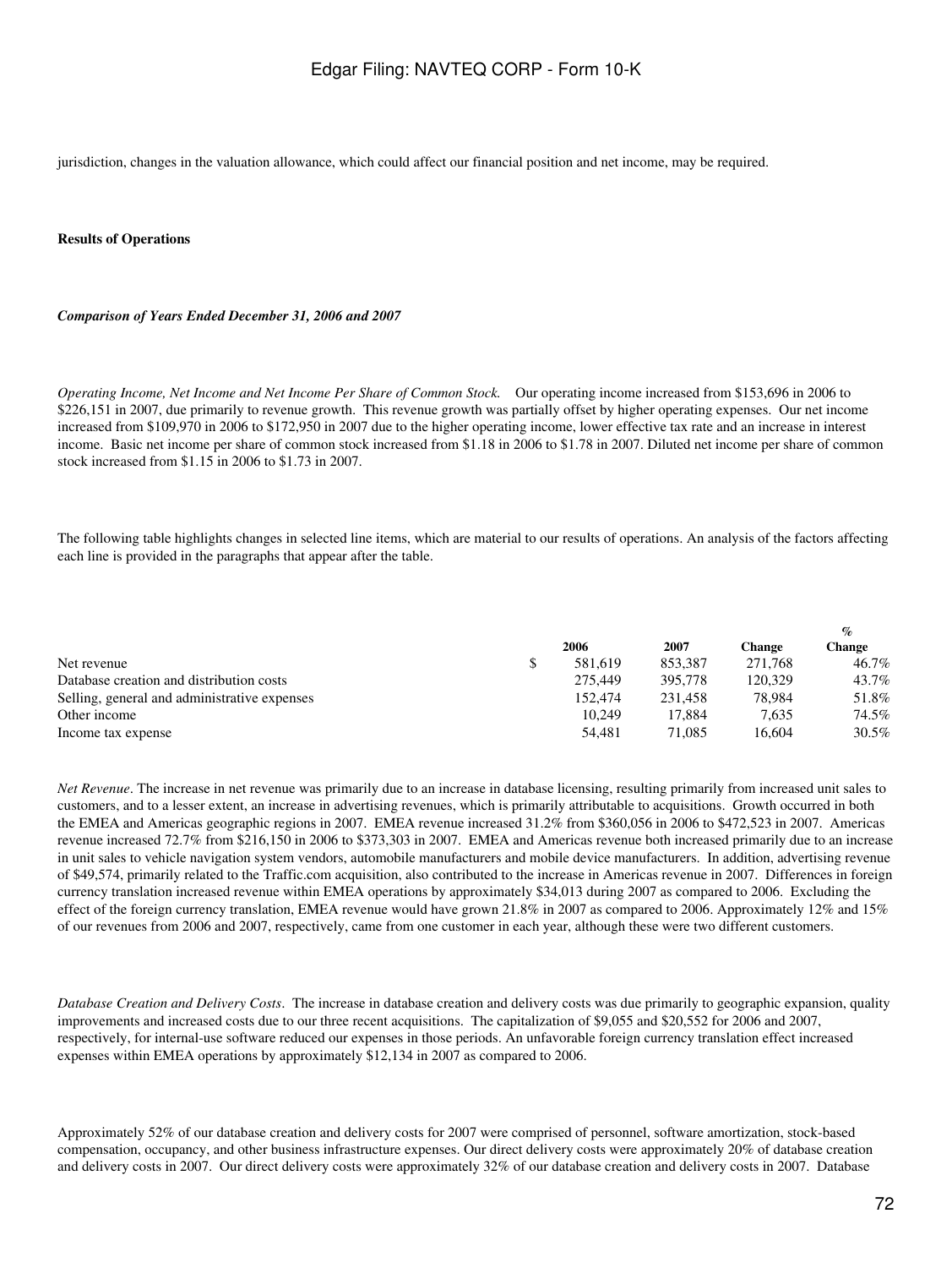jurisdiction, changes in the valuation allowance, which could affect our financial position and net income, may be required.

**Results of Operations**

***Comparison of Years Ended December 31, 2006 and 2007***

*Operating Income, Net Income and Net Income Per Share of Common Stock.* Our operating income increased from $153,696 in 2006 to $226,151 in 2007, due primarily to revenue growth. This revenue growth was partially offset by higher operating expenses. Our net income increased from $109,970 in 2006 to $172,950 in 2007 due to the higher operating income, lower effective tax rate and an increase in interest income. Basic net income per share of common stock increased from $1.18 in 2006 to $1.78 in 2007. Diluted net income per share of common stock increased from $1.15 in 2006 to $1.73 in 2007.

The following table highlights changes in selected line items, which are material to our results of operations. An analysis of the factors affecting each line is provided in the paragraphs that appear after the table.

| | 2006 | 2007 | Change | % Change |
|---|---|---|---|---|
| Net revenue | $ 581,619 | 853,387 | 271,768 | 46.7% |
| Database creation and distribution costs | 275,449 | 395,778 | 120,329 | 43.7% |
| Selling, general and administrative expenses | 152,474 | 231,458 | 78,984 | 51.8% |
| Other income | 10,249 | 17,884 | 7,635 | 74.5% |
| Income tax expense | 54,481 | 71,085 | 16,604 | 30.5% |

*Net Revenue*. The increase in net revenue was primarily due to an increase in database licensing, resulting primarily from increased unit sales to customers, and to a lesser extent, an increase in advertising revenues, which is primarily attributable to acquisitions. Growth occurred in both the EMEA and Americas geographic regions in 2007. EMEA revenue increased 31.2% from $360,056 in 2006 to $472,523 in 2007. Americas revenue increased 72.7% from $216,150 in 2006 to $373,303 in 2007. EMEA and Americas revenue both increased primarily due to an increase in unit sales to vehicle navigation system vendors, automobile manufacturers and mobile device manufacturers. In addition, advertising revenue of $49,574, primarily related to the Traffic.com acquisition, also contributed to the increase in Americas revenue in 2007. Differences in foreign currency translation increased revenue within EMEA operations by approximately $34,013 during 2007 as compared to 2006. Excluding the effect of the foreign currency translation, EMEA revenue would have grown 21.8% in 2007 as compared to 2006. Approximately 12% and 15% of our revenues from 2006 and 2007, respectively, came from one customer in each year, although these were two different customers.

*Database Creation and Delivery Costs*. The increase in database creation and delivery costs was due primarily to geographic expansion, quality improvements and increased costs due to our three recent acquisitions. The capitalization of $9,055 and $20,552 for 2006 and 2007, respectively, for internal-use software reduced our expenses in those periods. An unfavorable foreign currency translation effect increased expenses within EMEA operations by approximately $12,134 in 2007 as compared to 2006.

Approximately 52% of our database creation and delivery costs for 2007 were comprised of personnel, software amortization, stock-based compensation, occupancy, and other business infrastructure expenses. Our direct delivery costs were approximately 20% of database creation and delivery costs in 2007. Our direct delivery costs were approximately 32% of our database creation and delivery costs in 2007. Database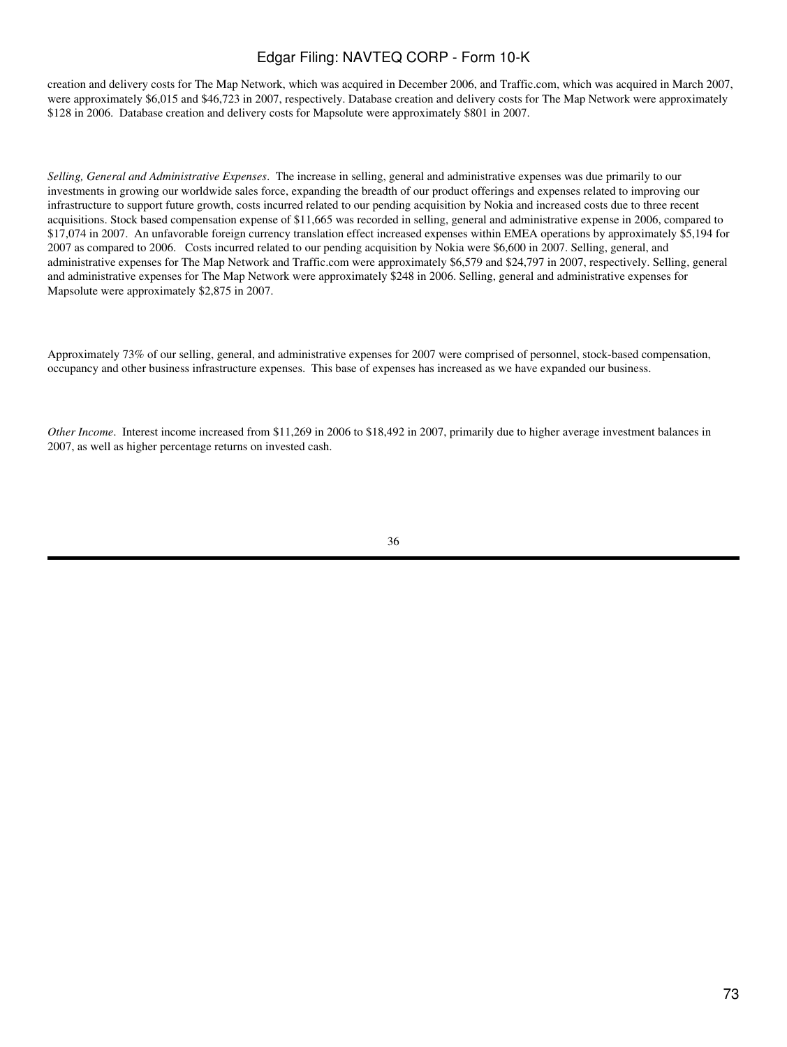creation and delivery costs for The Map Network, which was acquired in December 2006, and Traffic.com, which was acquired in March 2007, were approximately $6,015 and $46,723 in 2007, respectively. Database creation and delivery costs for The Map Network were approximately $128 in 2006. Database creation and delivery costs for Mapsolute were approximately $801 in 2007.

*Selling, General and Administrative Expenses*. The increase in selling, general and administrative expenses was due primarily to our investments in growing our worldwide sales force, expanding the breadth of our product offerings and expenses related to improving our infrastructure to support future growth, costs incurred related to our pending acquisition by Nokia and increased costs due to three recent acquisitions. Stock based compensation expense of $11,665 was recorded in selling, general and administrative expense in 2006, compared to $17,074 in 2007. An unfavorable foreign currency translation effect increased expenses within EMEA operations by approximately $5,194 for 2007 as compared to 2006. Costs incurred related to our pending acquisition by Nokia were $6,600 in 2007. Selling, general, and administrative expenses for The Map Network and Traffic.com were approximately $6,579 and $24,797 in 2007, respectively. Selling, general and administrative expenses for The Map Network were approximately $248 in 2006. Selling, general and administrative expenses for Mapsolute were approximately $2,875 in 2007.

Approximately 73% of our selling, general, and administrative expenses for 2007 were comprised of personnel, stock-based compensation, occupancy and other business infrastructure expenses. This base of expenses has increased as we have expanded our business.

*Other Income*. Interest income increased from $11,269 in 2006 to $18,492 in 2007, primarily due to higher average investment balances in 2007, as well as higher percentage returns on invested cash.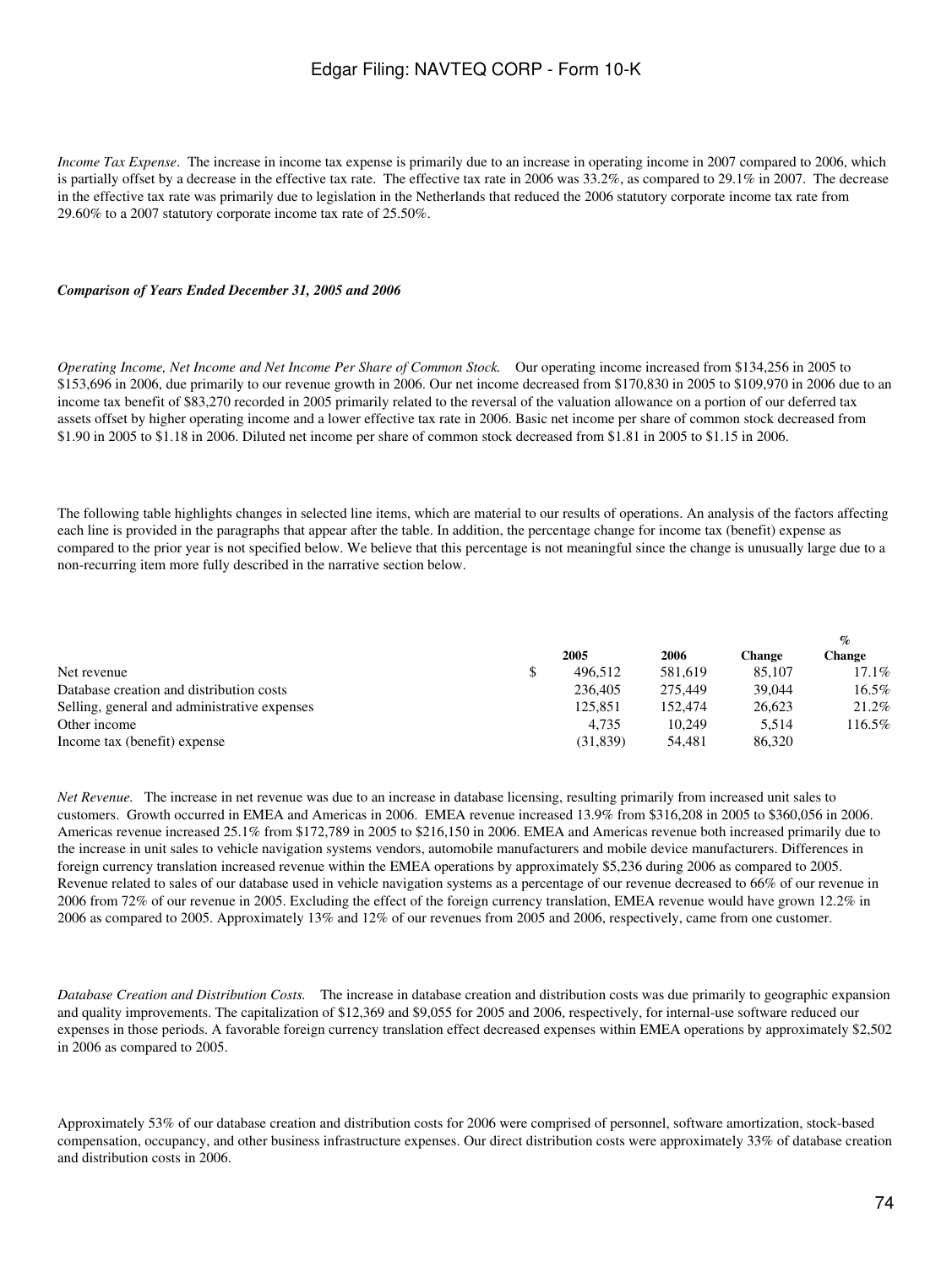*Income Tax Expense*. The increase in income tax expense is primarily due to an increase in operating income in 2007 compared to 2006, which is partially offset by a decrease in the effective tax rate. The effective tax rate in 2006 was 33.2%, as compared to 29.1% in 2007. The decrease in the effective tax rate was primarily due to legislation in the Netherlands that reduced the 2006 statutory corporate income tax rate from 29.60% to a 2007 statutory corporate income tax rate of 25.50%.

***Comparison of Years Ended December 31, 2005 and 2006***

*Operating Income, Net Income and Net Income Per Share of Common Stock.* Our operating income increased from $134,256 in 2005 to $153,696 in 2006, due primarily to our revenue growth in 2006. Our net income decreased from $170,830 in 2005 to $109,970 in 2006 due to an income tax benefit of $83,270 recorded in 2005 primarily related to the reversal of the valuation allowance on a portion of our deferred tax assets offset by higher operating income and a lower effective tax rate in 2006. Basic net income per share of common stock decreased from $1.90 in 2005 to $1.18 in 2006. Diluted net income per share of common stock decreased from $1.81 in 2005 to $1.15 in 2006.

The following table highlights changes in selected line items, which are material to our results of operations. An analysis of the factors affecting each line is provided in the paragraphs that appear after the table. In addition, the percentage change for income tax (benefit) expense as compared to the prior year is not specified below. We believe that this percentage is not meaningful since the change is unusually large due to a non-recurring item more fully described in the narrative section below.

| | 2005 | 2006 | Change | % Change |
|---|---|---|---|---|
| Net revenue | $ 496,512 | 581,619 | 85,107 | 17.1% |
| Database creation and distribution costs | 236,405 | 275,449 | 39,044 | 16.5% |
| Selling, general and administrative expenses | 125,851 | 152,474 | 26,623 | 21.2% |
| Other income | 4,735 | 10,249 | 5,514 | 116.5% |
| Income tax (benefit) expense | (31,839) | 54,481 | 86,320 | |

*Net Revenue.* The increase in net revenue was due to an increase in database licensing, resulting primarily from increased unit sales to customers. Growth occurred in EMEA and Americas in 2006. EMEA revenue increased 13.9% from $316,208 in 2005 to $360,056 in 2006. Americas revenue increased 25.1% from $172,789 in 2005 to $216,150 in 2006. EMEA and Americas revenue both increased primarily due to the increase in unit sales to vehicle navigation systems vendors, automobile manufacturers and mobile device manufacturers. Differences in foreign currency translation increased revenue within the EMEA operations by approximately $5,236 during 2006 as compared to 2005. Revenue related to sales of our database used in vehicle navigation systems as a percentage of our revenue decreased to 66% of our revenue in 2006 from 72% of our revenue in 2005. Excluding the effect of the foreign currency translation, EMEA revenue would have grown 12.2% in 2006 as compared to 2005. Approximately 13% and 12% of our revenues from 2005 and 2006, respectively, came from one customer.

*Database Creation and Distribution Costs.* The increase in database creation and distribution costs was due primarily to geographic expansion and quality improvements. The capitalization of $12,369 and $9,055 for 2005 and 2006, respectively, for internal-use software reduced our expenses in those periods. A favorable foreign currency translation effect decreased expenses within EMEA operations by approximately $2,502 in 2006 as compared to 2005.

Approximately 53% of our database creation and distribution costs for 2006 were comprised of personnel, software amortization, stock-based compensation, occupancy, and other business infrastructure expenses. Our direct distribution costs were approximately 33% of database creation and distribution costs in 2006.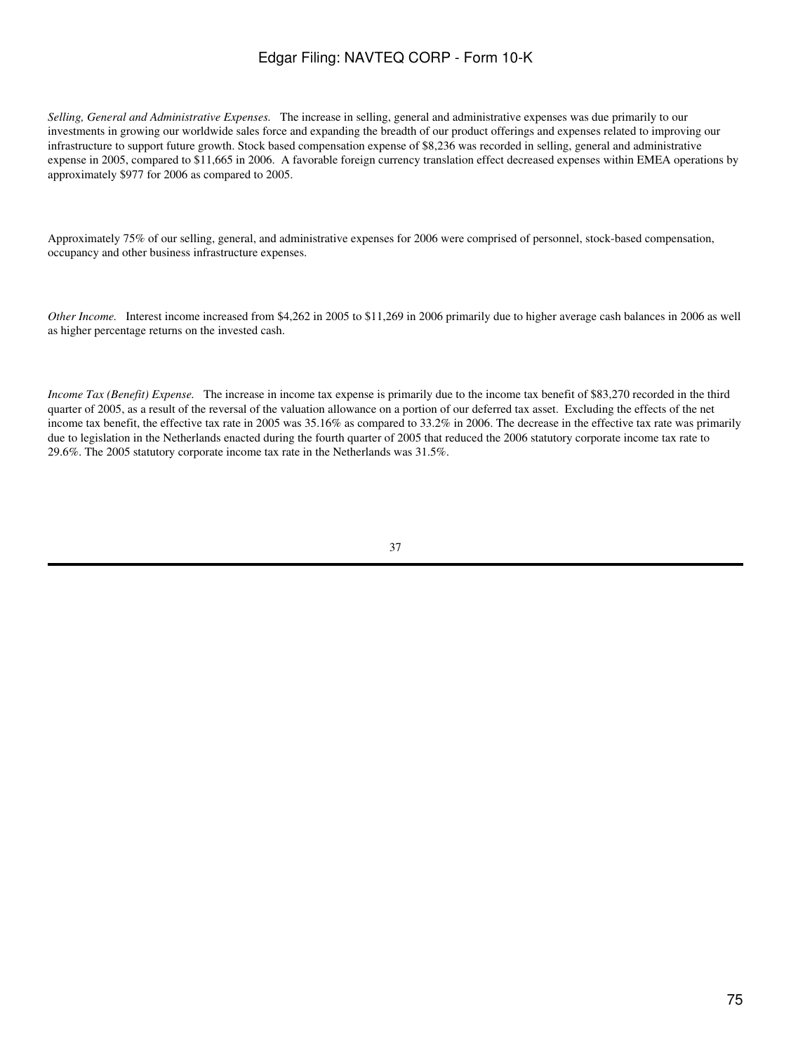*Selling, General and Administrative Expenses.* The increase in selling, general and administrative expenses was due primarily to our investments in growing our worldwide sales force and expanding the breadth of our product offerings and expenses related to improving our infrastructure to support future growth. Stock based compensation expense of $8,236 was recorded in selling, general and administrative expense in 2005, compared to $11,665 in 2006. A favorable foreign currency translation effect decreased expenses within EMEA operations by approximately $977 for 2006 as compared to 2005.

Approximately 75% of our selling, general, and administrative expenses for 2006 were comprised of personnel, stock-based compensation, occupancy and other business infrastructure expenses.

*Other Income.* Interest income increased from $4,262 in 2005 to $11,269 in 2006 primarily due to higher average cash balances in 2006 as well as higher percentage returns on the invested cash.

*Income Tax (Benefit) Expense.* The increase in income tax expense is primarily due to the income tax benefit of $83,270 recorded in the third quarter of 2005, as a result of the reversal of the valuation allowance on a portion of our deferred tax asset. Excluding the effects of the net income tax benefit, the effective tax rate in 2005 was 35.16% as compared to 33.2% in 2006. The decrease in the effective tax rate was primarily due to legislation in the Netherlands enacted during the fourth quarter of 2005 that reduced the 2006 statutory corporate income tax rate to 29.6%. The 2005 statutory corporate income tax rate in the Netherlands was 31.5%.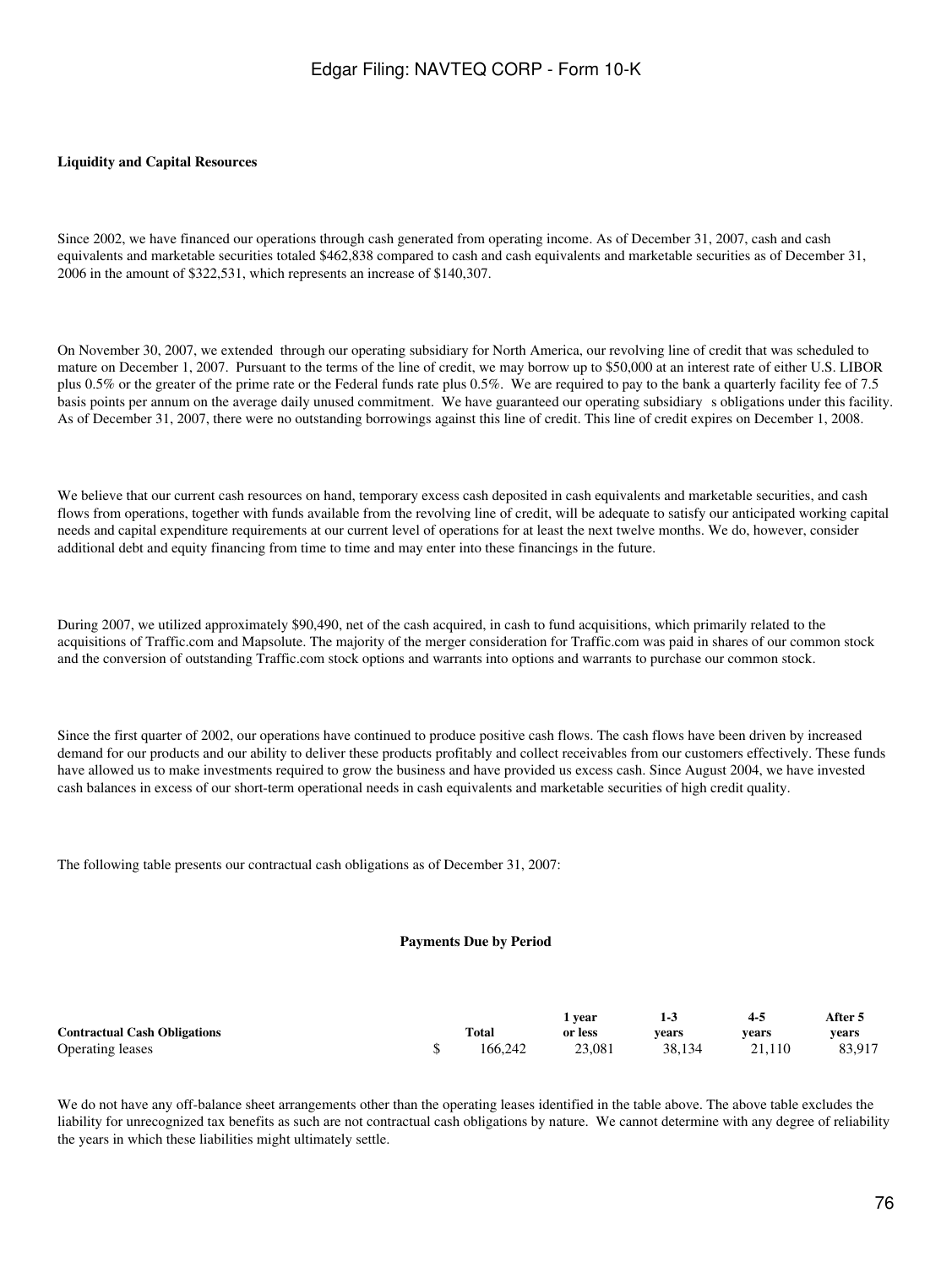**Liquidity and Capital Resources**

Since 2002, we have financed our operations through cash generated from operating income. As of December 31, 2007, cash and cash equivalents and marketable securities totaled $462,838 compared to cash and cash equivalents and marketable securities as of December 31, 2006 in the amount of $322,531, which represents an increase of $140,307.

On November 30, 2007, we extended through our operating subsidiary for North America, our revolving line of credit that was scheduled to mature on December 1, 2007. Pursuant to the terms of the line of credit, we may borrow up to $50,000 at an interest rate of either U.S. LIBOR plus 0.5% or the greater of the prime rate or the Federal funds rate plus 0.5%. We are required to pay to the bank a quarterly facility fee of 7.5 basis points per annum on the average daily unused commitment. We have guaranteed our operating subsidiary s obligations under this facility. As of December 31, 2007, there were no outstanding borrowings against this line of credit. This line of credit expires on December 1, 2008.

We believe that our current cash resources on hand, temporary excess cash deposited in cash equivalents and marketable securities, and cash flows from operations, together with funds available from the revolving line of credit, will be adequate to satisfy our anticipated working capital needs and capital expenditure requirements at our current level of operations for at least the next twelve months. We do, however, consider additional debt and equity financing from time to time and may enter into these financings in the future.

During 2007, we utilized approximately $90,490, net of the cash acquired, in cash to fund acquisitions, which primarily related to the acquisitions of Traffic.com and Mapsolute. The majority of the merger consideration for Traffic.com was paid in shares of our common stock and the conversion of outstanding Traffic.com stock options and warrants into options and warrants to purchase our common stock.

Since the first quarter of 2002, our operations have continued to produce positive cash flows. The cash flows have been driven by increased demand for our products and our ability to deliver these products profitably and collect receivables from our customers effectively. These funds have allowed us to make investments required to grow the business and have provided us excess cash. Since August 2004, we have invested cash balances in excess of our short-term operational needs in cash equivalents and marketable securities of high credit quality.

The following table presents our contractual cash obligations as of December 31, 2007:

**Payments Due by Period**

| Contractual Cash Obligations | Total | 1 year or less | 1-3 years | 4-5 years | After 5 years |
|---|---|---|---|---|---|
| Operating leases | $ 166,242 | 23,081 | 38,134 | 21,110 | 83,917 |

We do not have any off-balance sheet arrangements other than the operating leases identified in the table above. The above table excludes the liability for unrecognized tax benefits as such are not contractual cash obligations by nature. We cannot determine with any degree of reliability the years in which these liabilities might ultimately settle.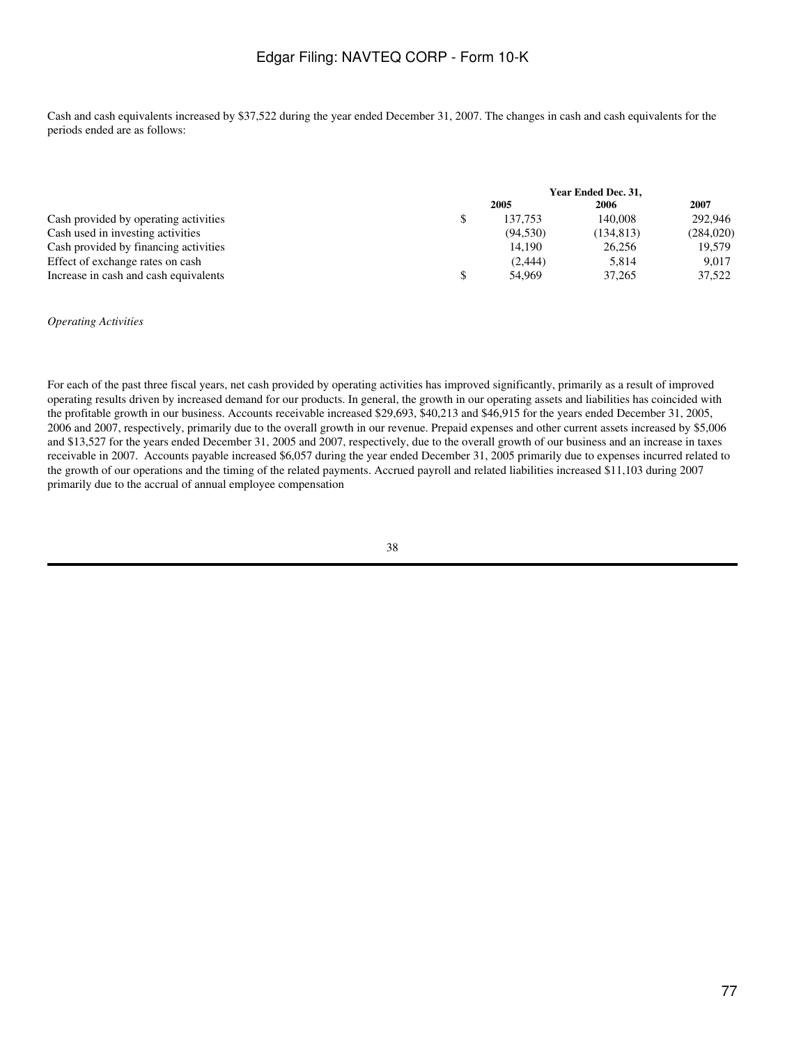Cash and cash equivalents increased by $37,522 during the year ended December 31, 2007. The changes in cash and cash equivalents for the periods ended are as follows:

| | Year Ended Dec. 31, | | |
|---|---|---|---|
| | 2005 | 2006 | 2007 |
| Cash provided by operating activities | $ 137,753 | 140,008 | 292,946 |
| Cash used in investing activities | (94,530) | (134,813) | (284,020) |
| Cash provided by financing activities | 14,190 | 26,256 | 19,579 |
| Effect of exchange rates on cash | (2,444) | 5,814 | 9,017 |
| Increase in cash and cash equivalents | $ 54,969 | 37,265 | 37,522 |

*Operating Activities*

For each of the past three fiscal years, net cash provided by operating activities has improved significantly, primarily as a result of improved operating results driven by increased demand for our products. In general, the growth in our operating assets and liabilities has coincided with the profitable growth in our business. Accounts receivable increased $29,693, $40,213 and $46,915 for the years ended December 31, 2005, 2006 and 2007, respectively, primarily due to the overall growth in our revenue. Prepaid expenses and other current assets increased by $5,006 and $13,527 for the years ended December 31, 2005 and 2007, respectively, due to the overall growth of our business and an increase in taxes receivable in 2007. Accounts payable increased $6,057 during the year ended December 31, 2005 primarily due to expenses incurred related to the growth of our operations and the timing of the related payments. Accrued payroll and related liabilities increased $11,103 during 2007 primarily due to the accrual of annual employee compensation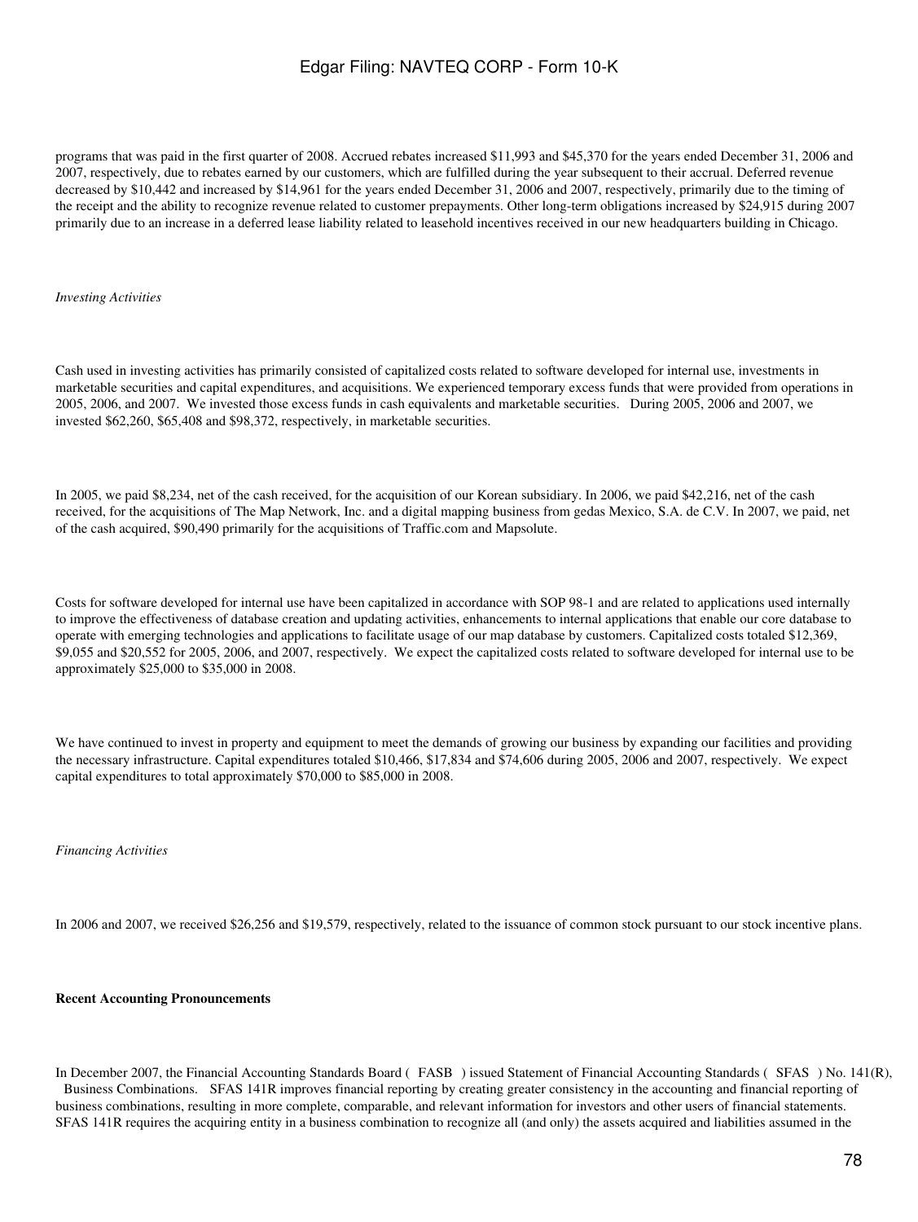programs that was paid in the first quarter of 2008. Accrued rebates increased $11,993 and $45,370 for the years ended December 31, 2006 and 2007, respectively, due to rebates earned by our customers, which are fulfilled during the year subsequent to their accrual. Deferred revenue decreased by $10,442 and increased by $14,961 for the years ended December 31, 2006 and 2007, respectively, primarily due to the timing of the receipt and the ability to recognize revenue related to customer prepayments. Other long-term obligations increased by $24,915 during 2007 primarily due to an increase in a deferred lease liability related to leasehold incentives received in our new headquarters building in Chicago.

*Investing Activities*

Cash used in investing activities has primarily consisted of capitalized costs related to software developed for internal use, investments in marketable securities and capital expenditures, and acquisitions. We experienced temporary excess funds that were provided from operations in 2005, 2006, and 2007. We invested those excess funds in cash equivalents and marketable securities. During 2005, 2006 and 2007, we invested $62,260, $65,408 and $98,372, respectively, in marketable securities.

In 2005, we paid $8,234, net of the cash received, for the acquisition of our Korean subsidiary. In 2006, we paid $42,216, net of the cash received, for the acquisitions of The Map Network, Inc. and a digital mapping business from gedas Mexico, S.A. de C.V. In 2007, we paid, net of the cash acquired, $90,490 primarily for the acquisitions of Traffic.com and Mapsolute.

Costs for software developed for internal use have been capitalized in accordance with SOP 98-1 and are related to applications used internally to improve the effectiveness of database creation and updating activities, enhancements to internal applications that enable our core database to operate with emerging technologies and applications to facilitate usage of our map database by customers. Capitalized costs totaled $12,369, $9,055 and $20,552 for 2005, 2006, and 2007, respectively. We expect the capitalized costs related to software developed for internal use to be approximately $25,000 to $35,000 in 2008.

We have continued to invest in property and equipment to meet the demands of growing our business by expanding our facilities and providing the necessary infrastructure. Capital expenditures totaled $10,466, $17,834 and $74,606 during 2005, 2006 and 2007, respectively. We expect capital expenditures to total approximately $70,000 to $85,000 in 2008.

*Financing Activities*

In 2006 and 2007, we received $26,256 and $19,579, respectively, related to the issuance of common stock pursuant to our stock incentive plans.

**Recent Accounting Pronouncements**

In December 2007, the Financial Accounting Standards Board ( FASB ) issued Statement of Financial Accounting Standards ( SFAS ) No. 141(R), Business Combinations. SFAS 141R improves financial reporting by creating greater consistency in the accounting and financial reporting of business combinations, resulting in more complete, comparable, and relevant information for investors and other users of financial statements. SFAS 141R requires the acquiring entity in a business combination to recognize all (and only) the assets acquired and liabilities assumed in the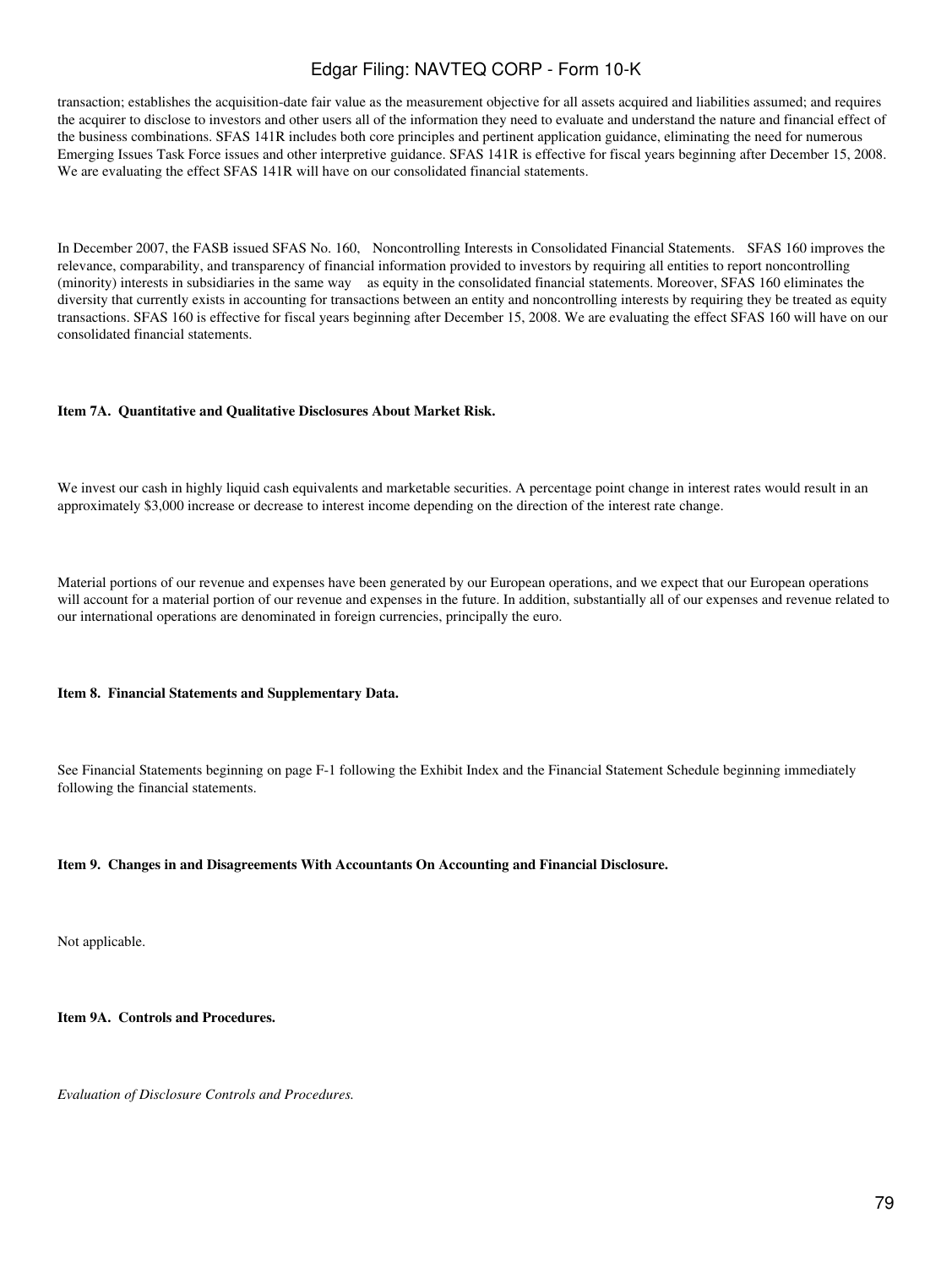transaction; establishes the acquisition-date fair value as the measurement objective for all assets acquired and liabilities assumed; and requires the acquirer to disclose to investors and other users all of the information they need to evaluate and understand the nature and financial effect of the business combinations. SFAS 141R includes both core principles and pertinent application guidance, eliminating the need for numerous Emerging Issues Task Force issues and other interpretive guidance. SFAS 141R is effective for fiscal years beginning after December 15, 2008. We are evaluating the effect SFAS 141R will have on our consolidated financial statements.

In December 2007, the FASB issued SFAS No. 160, Noncontrolling Interests in Consolidated Financial Statements. SFAS 160 improves the relevance, comparability, and transparency of financial information provided to investors by requiring all entities to report noncontrolling (minority) interests in subsidiaries in the same way as equity in the consolidated financial statements. Moreover, SFAS 160 eliminates the diversity that currently exists in accounting for transactions between an entity and noncontrolling interests by requiring they be treated as equity transactions. SFAS 160 is effective for fiscal years beginning after December 15, 2008. We are evaluating the effect SFAS 160 will have on our consolidated financial statements.

**Item 7A. Quantitative and Qualitative Disclosures About Market Risk.**

We invest our cash in highly liquid cash equivalents and marketable securities. A percentage point change in interest rates would result in an approximately $3,000 increase or decrease to interest income depending on the direction of the interest rate change.

Material portions of our revenue and expenses have been generated by our European operations, and we expect that our European operations will account for a material portion of our revenue and expenses in the future. In addition, substantially all of our expenses and revenue related to our international operations are denominated in foreign currencies, principally the euro.

**Item 8. Financial Statements and Supplementary Data.**

See Financial Statements beginning on page F-1 following the Exhibit Index and the Financial Statement Schedule beginning immediately following the financial statements.

**Item 9. Changes in and Disagreements With Accountants On Accounting and Financial Disclosure.**

Not applicable.

**Item 9A. Controls and Procedures.**

*Evaluation of Disclosure Controls and Procedures.*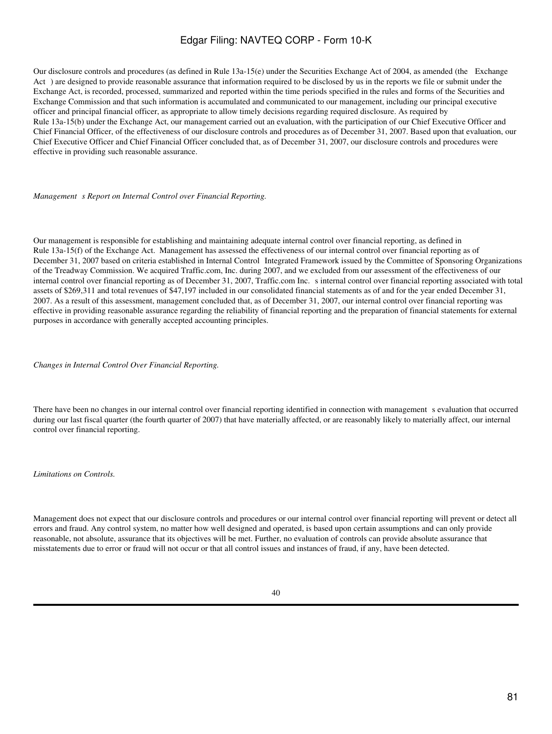Our disclosure controls and procedures (as defined in Rule 13a-15(e) under the Securities Exchange Act of 2004, as amended (the Exchange Act ) are designed to provide reasonable assurance that information required to be disclosed by us in the reports we file or submit under the Exchange Act, is recorded, processed, summarized and reported within the time periods specified in the rules and forms of the Securities and Exchange Commission and that such information is accumulated and communicated to our management, including our principal executive officer and principal financial officer, as appropriate to allow timely decisions regarding required disclosure. As required by Rule 13a-15(b) under the Exchange Act, our management carried out an evaluation, with the participation of our Chief Executive Officer and Chief Financial Officer, of the effectiveness of our disclosure controls and procedures as of December 31, 2007. Based upon that evaluation, our Chief Executive Officer and Chief Financial Officer concluded that, as of December 31, 2007, our disclosure controls and procedures were effective in providing such reasonable assurance.

*Management s Report on Internal Control over Financial Reporting.*

Our management is responsible for establishing and maintaining adequate internal control over financial reporting, as defined in Rule 13a-15(f) of the Exchange Act. Management has assessed the effectiveness of our internal control over financial reporting as of December 31, 2007 based on criteria established in Internal Control Integrated Framework issued by the Committee of Sponsoring Organizations of the Treadway Commission. We acquired Traffic.com, Inc. during 2007, and we excluded from our assessment of the effectiveness of our internal control over financial reporting as of December 31, 2007, Traffic.com Inc. s internal control over financial reporting associated with total assets of $269,311 and total revenues of $47,197 included in our consolidated financial statements as of and for the year ended December 31, 2007. As a result of this assessment, management concluded that, as of December 31, 2007, our internal control over financial reporting was effective in providing reasonable assurance regarding the reliability of financial reporting and the preparation of financial statements for external purposes in accordance with generally accepted accounting principles.

*Changes in Internal Control Over Financial Reporting.*

There have been no changes in our internal control over financial reporting identified in connection with management s evaluation that occurred during our last fiscal quarter (the fourth quarter of 2007) that have materially affected, or are reasonably likely to materially affect, our internal control over financial reporting.

*Limitations on Controls.*

Management does not expect that our disclosure controls and procedures or our internal control over financial reporting will prevent or detect all errors and fraud. Any control system, no matter how well designed and operated, is based upon certain assumptions and can only provide reasonable, not absolute, assurance that its objectives will be met. Further, no evaluation of controls can provide absolute assurance that misstatements due to error or fraud will not occur or that all control issues and instances of fraud, if any, have been detected.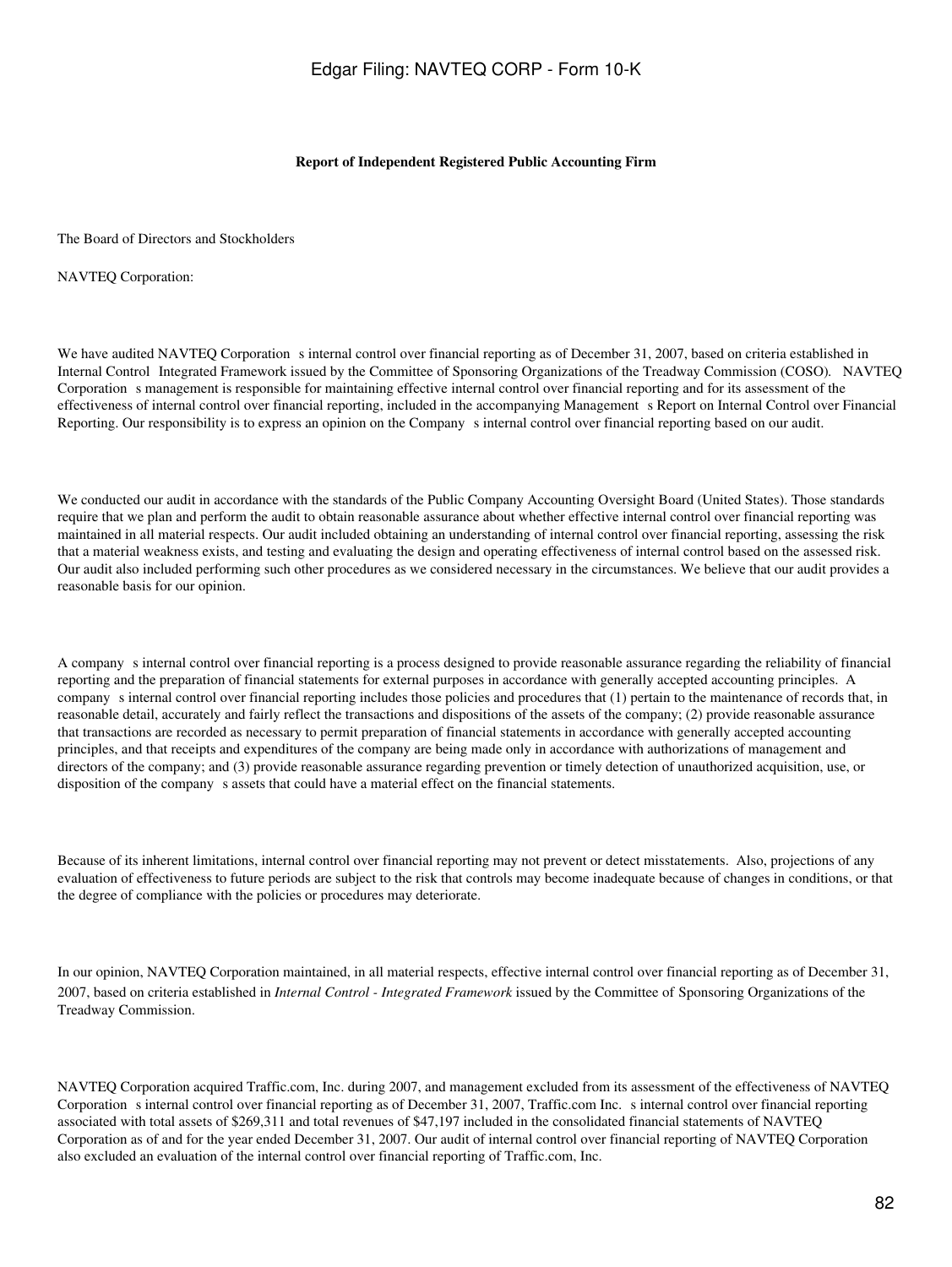**Report of Independent Registered Public Accounting Firm**

The Board of Directors and Stockholders

NAVTEQ Corporation:

We have audited NAVTEQ Corporation s internal control over financial reporting as of December 31, 2007, based on criteria established in Internal Control Integrated Framework issued by the Committee of Sponsoring Organizations of the Treadway Commission (COSO). NAVTEQ Corporation s management is responsible for maintaining effective internal control over financial reporting and for its assessment of the effectiveness of internal control over financial reporting, included in the accompanying Management s Report on Internal Control over Financial Reporting. Our responsibility is to express an opinion on the Company s internal control over financial reporting based on our audit.

We conducted our audit in accordance with the standards of the Public Company Accounting Oversight Board (United States). Those standards require that we plan and perform the audit to obtain reasonable assurance about whether effective internal control over financial reporting was maintained in all material respects. Our audit included obtaining an understanding of internal control over financial reporting, assessing the risk that a material weakness exists, and testing and evaluating the design and operating effectiveness of internal control based on the assessed risk. Our audit also included performing such other procedures as we considered necessary in the circumstances. We believe that our audit provides a reasonable basis for our opinion.

A company s internal control over financial reporting is a process designed to provide reasonable assurance regarding the reliability of financial reporting and the preparation of financial statements for external purposes in accordance with generally accepted accounting principles. A company s internal control over financial reporting includes those policies and procedures that (1) pertain to the maintenance of records that, in reasonable detail, accurately and fairly reflect the transactions and dispositions of the assets of the company; (2) provide reasonable assurance that transactions are recorded as necessary to permit preparation of financial statements in accordance with generally accepted accounting principles, and that receipts and expenditures of the company are being made only in accordance with authorizations of management and directors of the company; and (3) provide reasonable assurance regarding prevention or timely detection of unauthorized acquisition, use, or disposition of the company s assets that could have a material effect on the financial statements.

Because of its inherent limitations, internal control over financial reporting may not prevent or detect misstatements. Also, projections of any evaluation of effectiveness to future periods are subject to the risk that controls may become inadequate because of changes in conditions, or that the degree of compliance with the policies or procedures may deteriorate.

In our opinion, NAVTEQ Corporation maintained, in all material respects, effective internal control over financial reporting as of December 31, 2007, based on criteria established in *Internal Control - Integrated Framework* issued by the Committee of Sponsoring Organizations of the Treadway Commission.

NAVTEQ Corporation acquired Traffic.com, Inc. during 2007, and management excluded from its assessment of the effectiveness of NAVTEQ Corporation s internal control over financial reporting as of December 31, 2007, Traffic.com Inc. s internal control over financial reporting associated with total assets of $269,311 and total revenues of $47,197 included in the consolidated financial statements of NAVTEQ Corporation as of and for the year ended December 31, 2007. Our audit of internal control over financial reporting of NAVTEQ Corporation also excluded an evaluation of the internal control over financial reporting of Traffic.com, Inc.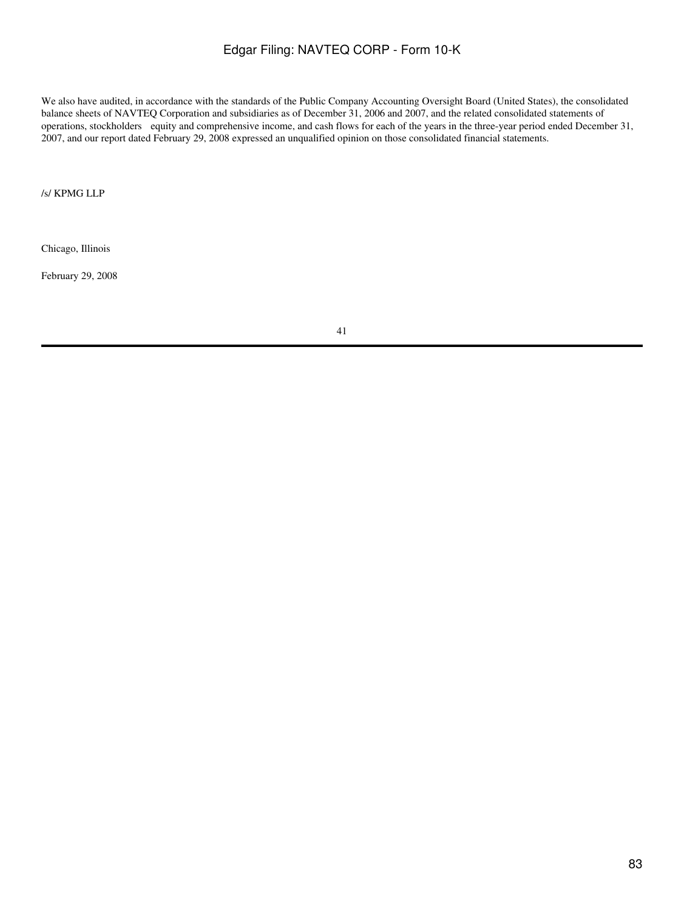We also have audited, in accordance with the standards of the Public Company Accounting Oversight Board (United States), the consolidated balance sheets of NAVTEQ Corporation and subsidiaries as of December 31, 2006 and 2007, and the related consolidated statements of operations, stockholders equity and comprehensive income, and cash flows for each of the years in the three-year period ended December 31, 2007, and our report dated February 29, 2008 expressed an unqualified opinion on those consolidated financial statements.

/s/ KPMG LLP

Chicago, Illinois

February 29, 2008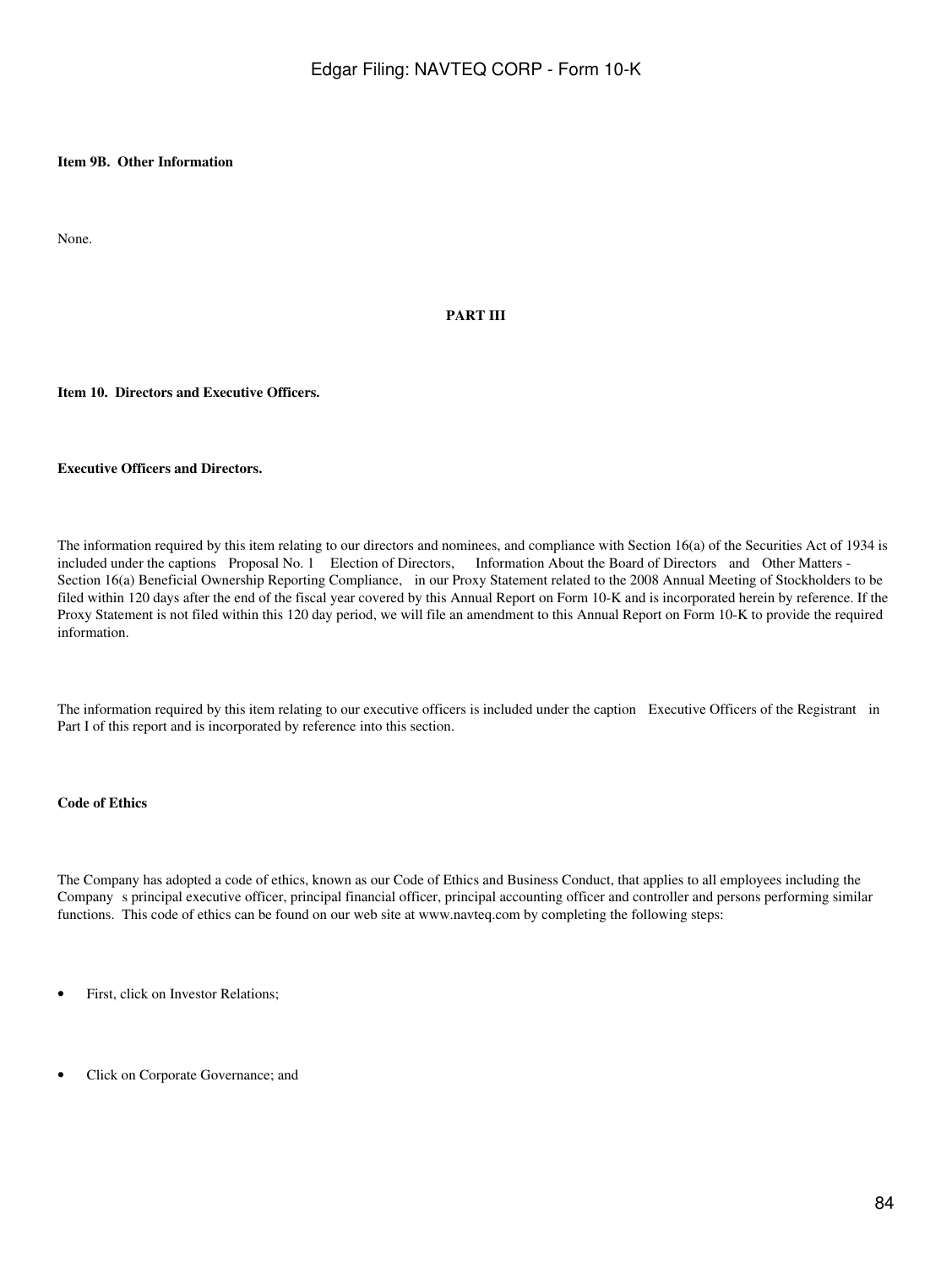**Item 9B. Other Information**

None.

**PART III**

**Item 10. Directors and Executive Officers.**

**Executive Officers and Directors.**

The information required by this item relating to our directors and nominees, and compliance with Section 16(a) of the Securities Act of 1934 is included under the captions Proposal No. 1 Election of Directors, Information About the Board of Directors and Other Matters - Section 16(a) Beneficial Ownership Reporting Compliance, in our Proxy Statement related to the 2008 Annual Meeting of Stockholders to be filed within 120 days after the end of the fiscal year covered by this Annual Report on Form 10-K and is incorporated herein by reference. If the Proxy Statement is not filed within this 120 day period, we will file an amendment to this Annual Report on Form 10-K to provide the required information.

The information required by this item relating to our executive officers is included under the caption Executive Officers of the Registrant in Part I of this report and is incorporated by reference into this section.

**Code of Ethics**

The Company has adopted a code of ethics, known as our Code of Ethics and Business Conduct, that applies to all employees including the Company s principal executive officer, principal financial officer, principal accounting officer and controller and persons performing similar functions. This code of ethics can be found on our web site at www.navteq.com by completing the following steps:

- First, click on Investor Relations;
- Click on Corporate Governance; and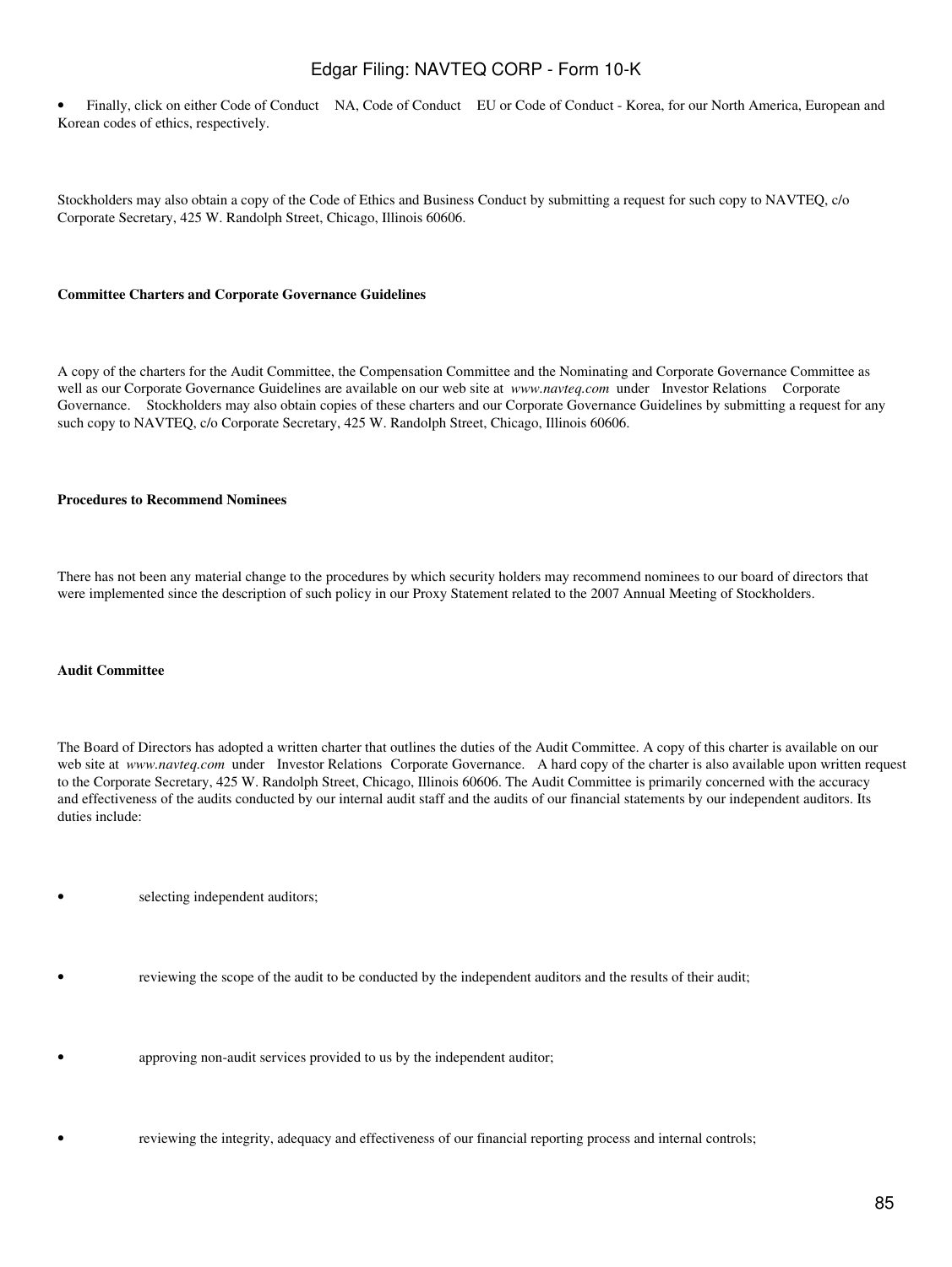- Finally, click on either Code of Conduct NA, Code of Conduct EU or Code of Conduct - Korea, for our North America, European and Korean codes of ethics, respectively.

Stockholders may also obtain a copy of the Code of Ethics and Business Conduct by submitting a request for such copy to NAVTEQ, c/o Corporate Secretary, 425 W. Randolph Street, Chicago, Illinois 60606.

**Committee Charters and Corporate Governance Guidelines**

A copy of the charters for the Audit Committee, the Compensation Committee and the Nominating and Corporate Governance Committee as well as our Corporate Governance Guidelines are available on our web site at *www.navteq.com* under Investor Relations Corporate Governance. Stockholders may also obtain copies of these charters and our Corporate Governance Guidelines by submitting a request for any such copy to NAVTEQ, c/o Corporate Secretary, 425 W. Randolph Street, Chicago, Illinois 60606.

**Procedures to Recommend Nominees**

There has not been any material change to the procedures by which security holders may recommend nominees to our board of directors that were implemented since the description of such policy in our Proxy Statement related to the 2007 Annual Meeting of Stockholders.

**Audit Committee**

The Board of Directors has adopted a written charter that outlines the duties of the Audit Committee. A copy of this charter is available on our web site at *www.navteq.com* under Investor Relations Corporate Governance. A hard copy of the charter is also available upon written request to the Corporate Secretary, 425 W. Randolph Street, Chicago, Illinois 60606. The Audit Committee is primarily concerned with the accuracy and effectiveness of the audits conducted by our internal audit staff and the audits of our financial statements by our independent auditors. Its duties include:

- selecting independent auditors;
- reviewing the scope of the audit to be conducted by the independent auditors and the results of their audit;
- approving non-audit services provided to us by the independent auditor;
- reviewing the integrity, adequacy and effectiveness of our financial reporting process and internal controls;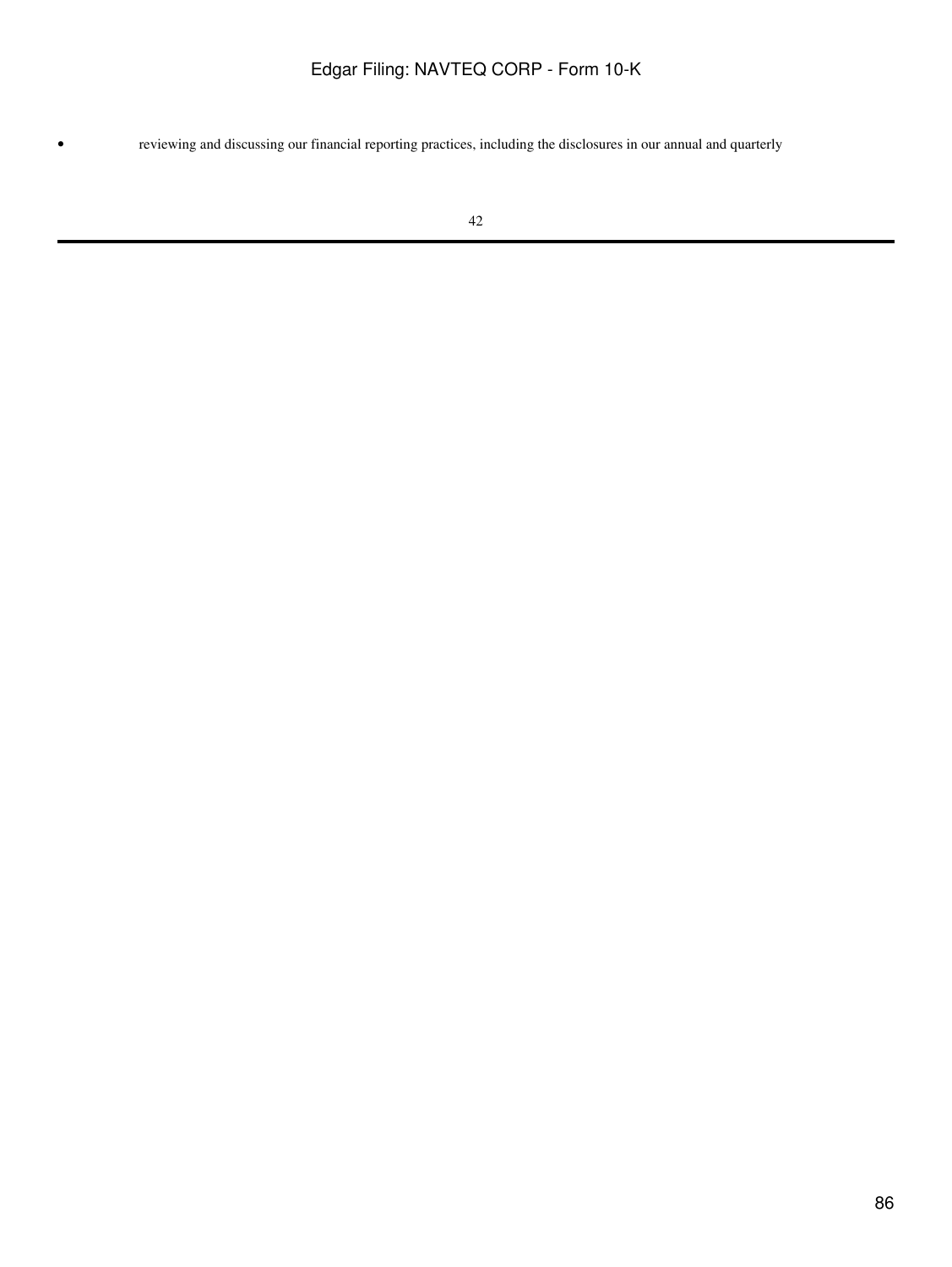- reviewing and discussing our financial reporting practices, including the disclosures in our annual and quarterly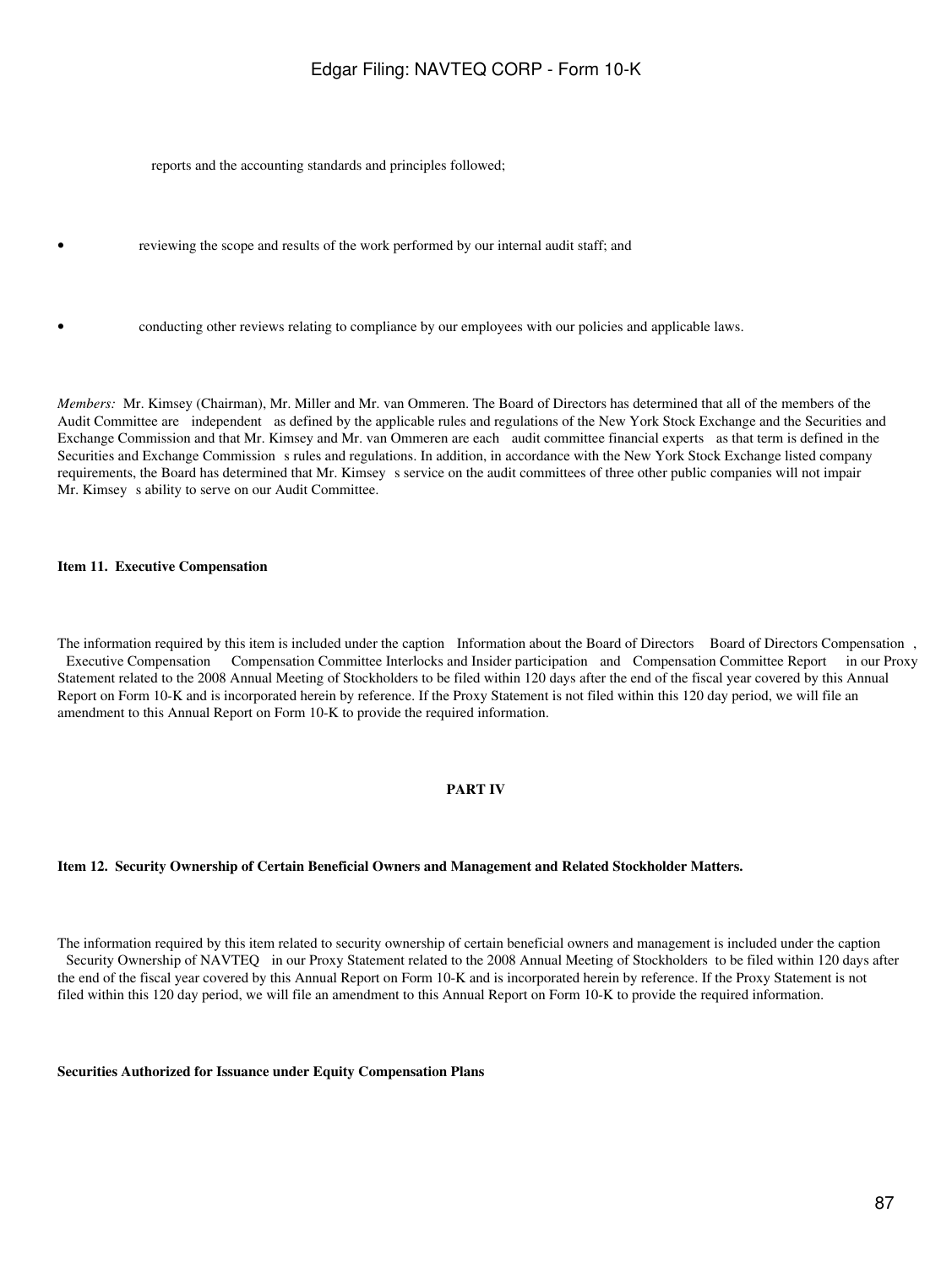reports and the accounting standards and principles followed;

- reviewing the scope and results of the work performed by our internal audit staff; and
- conducting other reviews relating to compliance by our employees with our policies and applicable laws.

*Members:* Mr. Kimsey (Chairman), Mr. Miller and Mr. van Ommeren. The Board of Directors has determined that all of the members of the Audit Committee are independent as defined by the applicable rules and regulations of the New York Stock Exchange and the Securities and Exchange Commission and that Mr. Kimsey and Mr. van Ommeren are each audit committee financial experts as that term is defined in the Securities and Exchange Commission s rules and regulations. In addition, in accordance with the New York Stock Exchange listed company requirements, the Board has determined that Mr. Kimsey s service on the audit committees of three other public companies will not impair Mr. Kimsey s ability to serve on our Audit Committee.

**Item 11. Executive Compensation**

The information required by this item is included under the caption Information about the Board of Directors Board of Directors Compensation , Executive Compensation Compensation Committee Interlocks and Insider participation and Compensation Committee Report in our Proxy Statement related to the 2008 Annual Meeting of Stockholders to be filed within 120 days after the end of the fiscal year covered by this Annual Report on Form 10-K and is incorporated herein by reference. If the Proxy Statement is not filed within this 120 day period, we will file an amendment to this Annual Report on Form 10-K to provide the required information.

## PART IV

**Item 12. Security Ownership of Certain Beneficial Owners and Management and Related Stockholder Matters.**

The information required by this item related to security ownership of certain beneficial owners and management is included under the caption Security Ownership of NAVTEQ in our Proxy Statement related to the 2008 Annual Meeting of Stockholders to be filed within 120 days after the end of the fiscal year covered by this Annual Report on Form 10-K and is incorporated herein by reference. If the Proxy Statement is not filed within this 120 day period, we will file an amendment to this Annual Report on Form 10-K to provide the required information.

**Securities Authorized for Issuance under Equity Compensation Plans**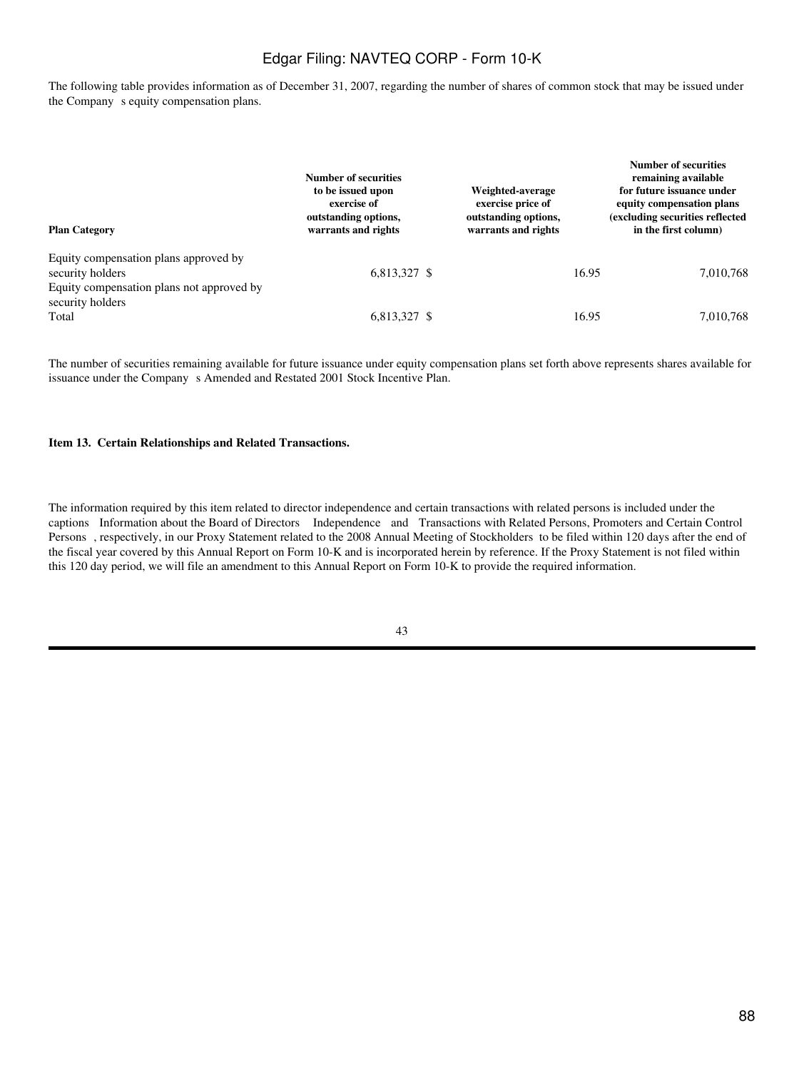The following table provides information as of December 31, 2007, regarding the number of shares of common stock that may be issued under the Company s equity compensation plans.

| Plan Category | Number of securities to be issued upon exercise of outstanding options, warrants and rights | Weighted-average exercise price of outstanding options, warrants and rights | Number of securities remaining available for future issuance under equity compensation plans (excluding securities reflected in the first column) |
|---|---|---|---|
| Equity compensation plans approved by security holders | 6,813,327 | $ 16.95 | 7,010,768 |
| Equity compensation plans not approved by security holders | | | |
| Total | 6,813,327 | $ 16.95 | 7,010,768 |

The number of securities remaining available for future issuance under equity compensation plans set forth above represents shares available for issuance under the Company s Amended and Restated 2001 Stock Incentive Plan.

**Item 13. Certain Relationships and Related Transactions.**

The information required by this item related to director independence and certain transactions with related persons is included under the captions Information about the Board of Directors Independence and Transactions with Related Persons, Promoters and Certain Control Persons , respectively, in our Proxy Statement related to the 2008 Annual Meeting of Stockholders to be filed within 120 days after the end of the fiscal year covered by this Annual Report on Form 10-K and is incorporated herein by reference. If the Proxy Statement is not filed within this 120 day period, we will file an amendment to this Annual Report on Form 10-K to provide the required information.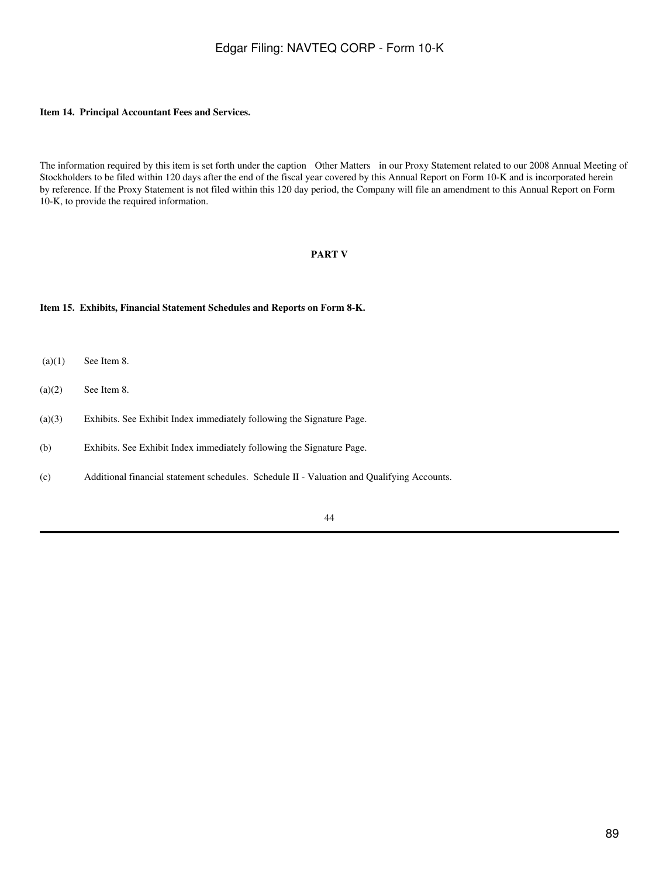**Item 14. Principal Accountant Fees and Services.**

The information required by this item is set forth under the caption Other Matters in our Proxy Statement related to our 2008 Annual Meeting of Stockholders to be filed within 120 days after the end of the fiscal year covered by this Annual Report on Form 10-K and is incorporated herein by reference. If the Proxy Statement is not filed within this 120 day period, the Company will file an amendment to this Annual Report on Form 10-K, to provide the required information.

**PART V**

**Item 15. Exhibits, Financial Statement Schedules and Reports on Form 8-K.**

(a)(1) See Item 8.

(a)(2) See Item 8.

(a)(3) Exhibits. See Exhibit Index immediately following the Signature Page.

(b) Exhibits. See Exhibit Index immediately following the Signature Page.

(c) Additional financial statement schedules. Schedule II - Valuation and Qualifying Accounts.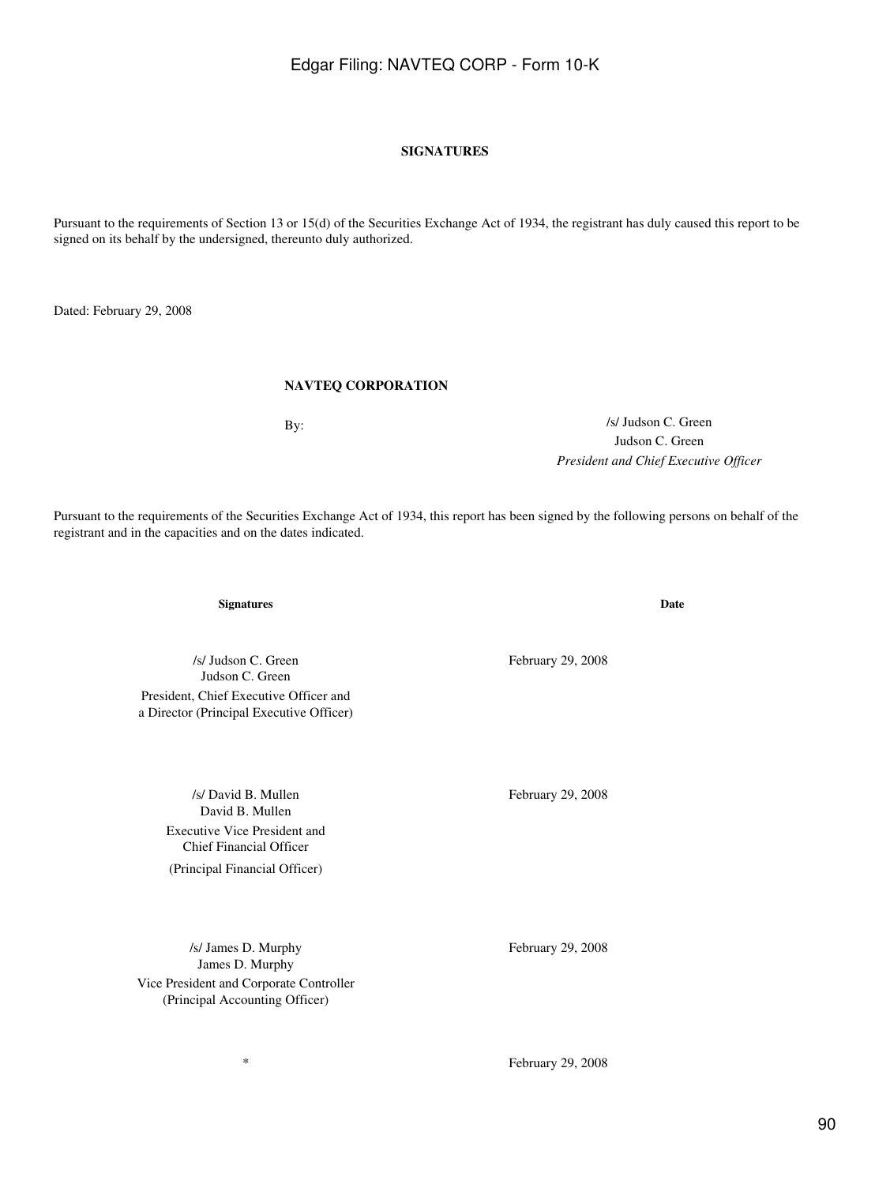**SIGNATURES**

Pursuant to the requirements of Section 13 or 15(d) of the Securities Exchange Act of 1934, the registrant has duly caused this report to be signed on its behalf by the undersigned, thereunto duly authorized.

Dated: February 29, 2008

**NAVTEQ CORPORATION**

By: /s/ Judson C. Green
Judson C. Green
*President and Chief Executive Officer*

Pursuant to the requirements of the Securities Exchange Act of 1934, this report has been signed by the following persons on behalf of the registrant and in the capacities and on the dates indicated.

| Signatures | Date |
| --- | --- |
| /s/ Judson C. Green<br>Judson C. Green<br>President, Chief Executive Officer and a Director (Principal Executive Officer) | February 29, 2008 |
| /s/ David B. Mullen<br>David B. Mullen<br>Executive Vice President and Chief Financial Officer<br>(Principal Financial Officer) | February 29, 2008 |
| /s/ James D. Murphy<br>James D. Murphy<br>Vice President and Corporate Controller<br>(Principal Accounting Officer) | February 29, 2008 |
| * | February 29, 2008 |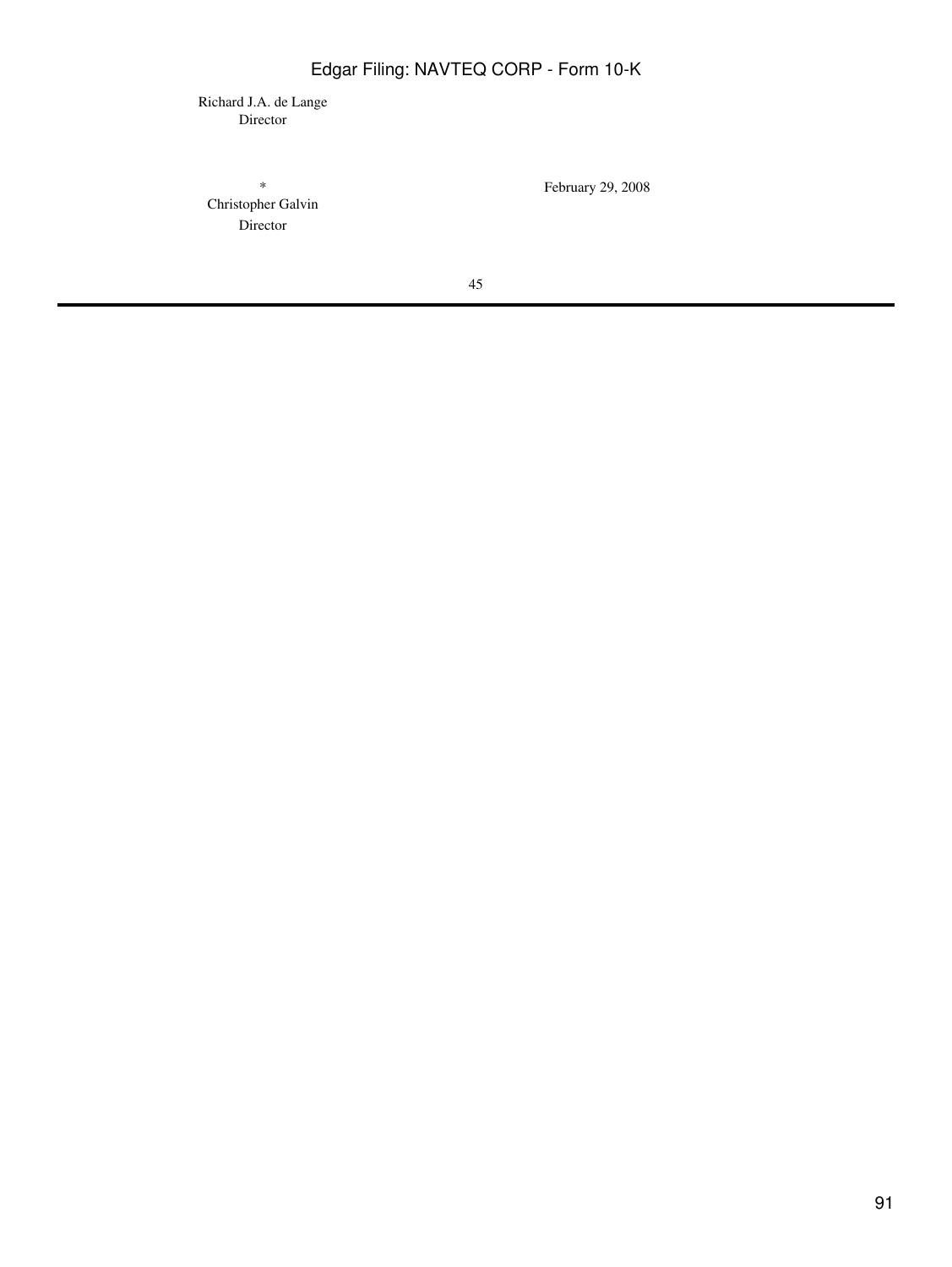Richard J.A. de Lange
Director

| | |
|---|---|
| *<br>Christopher Galvin<br>Director | February 29, 2008 |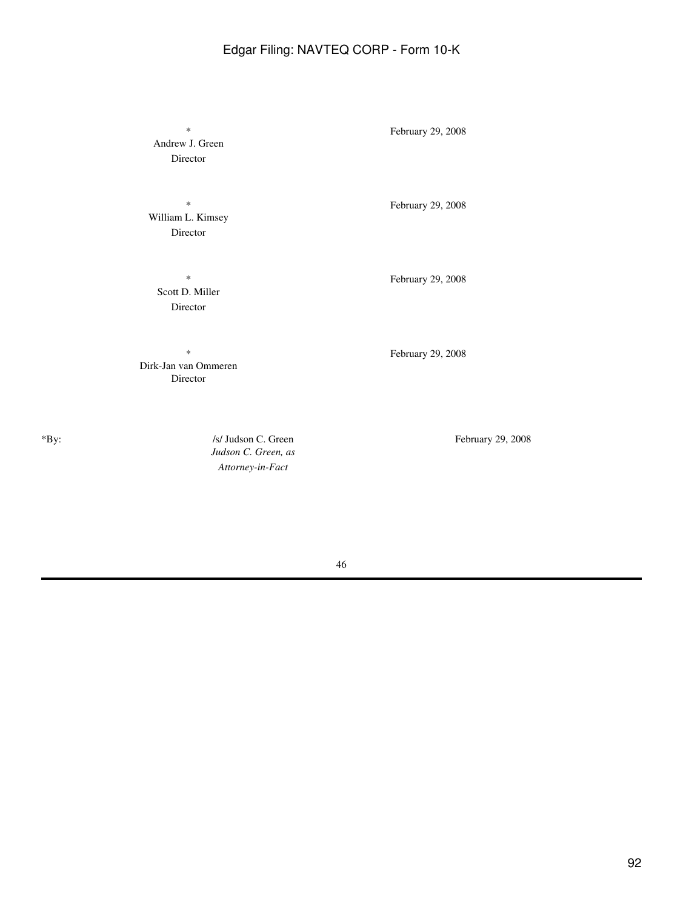| | |
|---|---|
| *<br>Andrew J. Green<br>Director | February 29, 2008 |
| *<br>William L. Kimsey<br>Director | February 29, 2008 |
| *<br>Scott D. Miller<br>Director | February 29, 2008 |
| *<br>Dirk-Jan van Ommeren<br>Director | February 29, 2008 |

| | | |
|---|---|---|
| *By: | /s/ Judson C. Green<br>*Judson C. Green, as Attorney-in-Fact* | February 29, 2008 |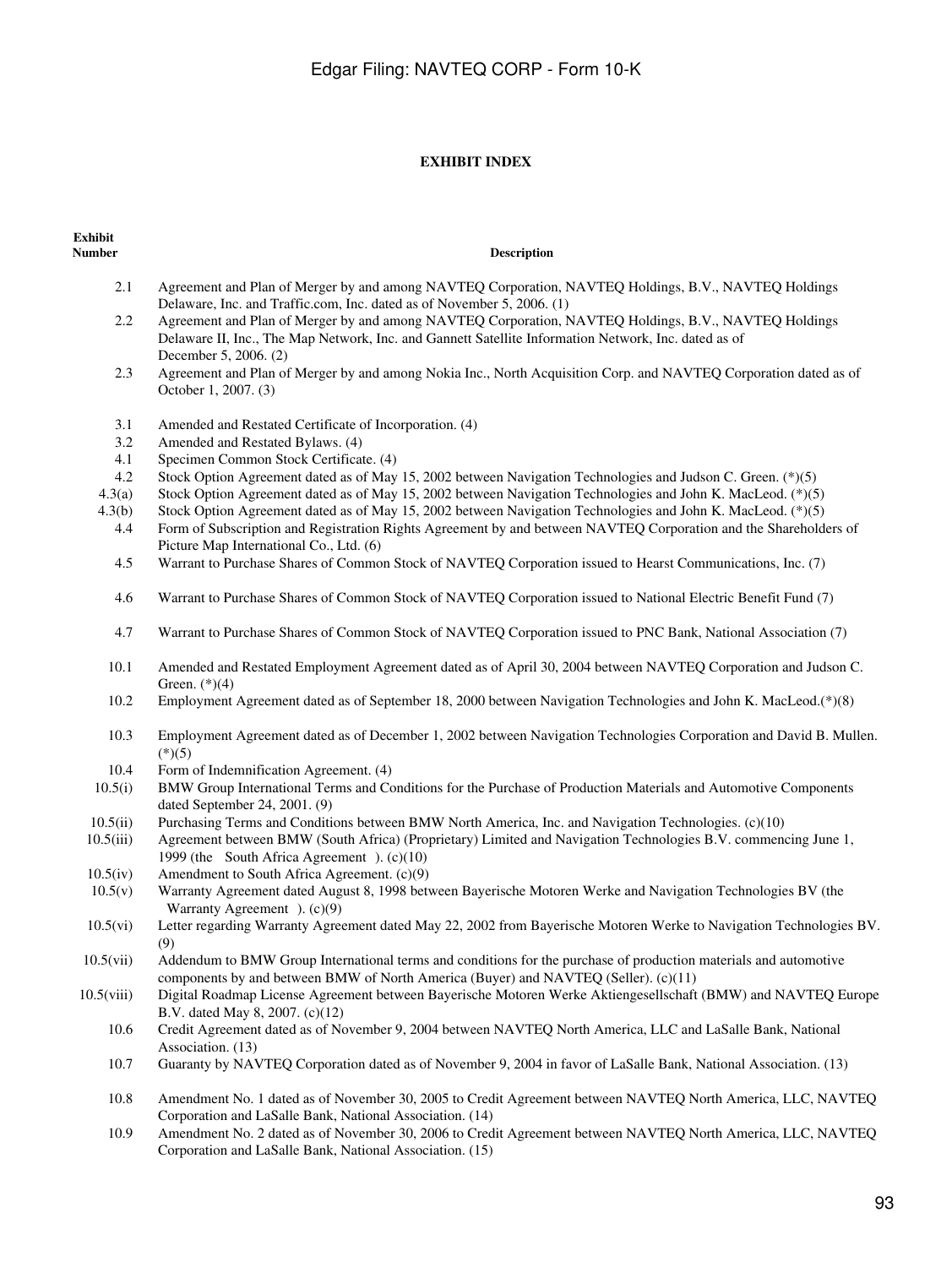**EXHIBIT INDEX**

| Exhibit Number | Description |
| --- | --- |
| 2.1 | Agreement and Plan of Merger by and among NAVTEQ Corporation, NAVTEQ Holdings, B.V., NAVTEQ Holdings Delaware, Inc. and Traffic.com, Inc. dated as of November 5, 2006. (1) |
| 2.2 | Agreement and Plan of Merger by and among NAVTEQ Corporation, NAVTEQ Holdings, B.V., NAVTEQ Holdings Delaware II, Inc., The Map Network, Inc. and Gannett Satellite Information Network, Inc. dated as of December 5, 2006. (2) |
| 2.3 | Agreement and Plan of Merger by and among Nokia Inc., North Acquisition Corp. and NAVTEQ Corporation dated as of October 1, 2007. (3) |
| 3.1 | Amended and Restated Certificate of Incorporation. (4) |
| 3.2 | Amended and Restated Bylaws. (4) |
| 4.1 | Specimen Common Stock Certificate. (4) |
| 4.2 | Stock Option Agreement dated as of May 15, 2002 between Navigation Technologies and Judson C. Green. (*)(5) |
| 4.3(a) | Stock Option Agreement dated as of May 15, 2002 between Navigation Technologies and John K. MacLeod. (*)(5) |
| 4.3(b) | Stock Option Agreement dated as of May 15, 2002 between Navigation Technologies and John K. MacLeod. (*)(5) |
| 4.4 | Form of Subscription and Registration Rights Agreement by and between NAVTEQ Corporation and the Shareholders of Picture Map International Co., Ltd. (6) |
| 4.5 | Warrant to Purchase Shares of Common Stock of NAVTEQ Corporation issued to Hearst Communications, Inc. (7) |
| 4.6 | Warrant to Purchase Shares of Common Stock of NAVTEQ Corporation issued to National Electric Benefit Fund (7) |
| 4.7 | Warrant to Purchase Shares of Common Stock of NAVTEQ Corporation issued to PNC Bank, National Association (7) |
| 10.1 | Amended and Restated Employment Agreement dated as of April 30, 2004 between NAVTEQ Corporation and Judson C. Green. (*)(4) |
| 10.2 | Employment Agreement dated as of September 18, 2000 between Navigation Technologies and John K. MacLeod.(*)(8) |
| 10.3 | Employment Agreement dated as of December 1, 2002 between Navigation Technologies Corporation and David B. Mullen. (*)(5) |
| 10.4 | Form of Indemnification Agreement. (4) |
| 10.5(i) | BMW Group International Terms and Conditions for the Purchase of Production Materials and Automotive Components dated September 24, 2001. (9) |
| 10.5(ii) | Purchasing Terms and Conditions between BMW North America, Inc. and Navigation Technologies. (c)(10) |
| 10.5(iii) | Agreement between BMW (South Africa) (Proprietary) Limited and Navigation Technologies B.V. commencing June 1, 1999 (the South Africa Agreement ). (c)(10) |
| 10.5(iv) | Amendment to South Africa Agreement. (c)(9) |
| 10.5(v) | Warranty Agreement dated August 8, 1998 between Bayerische Motoren Werke and Navigation Technologies BV (the Warranty Agreement ). (c)(9) |
| 10.5(vi) | Letter regarding Warranty Agreement dated May 22, 2002 from Bayerische Motoren Werke to Navigation Technologies BV. (9) |
| 10.5(vii) | Addendum to BMW Group International terms and conditions for the purchase of production materials and automotive components by and between BMW of North America (Buyer) and NAVTEQ (Seller). (c)(11) |
| 10.5(viii) | Digital Roadmap License Agreement between Bayerische Motoren Werke Aktiengesellschaft (BMW) and NAVTEQ Europe B.V. dated May 8, 2007. (c)(12) |
| 10.6 | Credit Agreement dated as of November 9, 2004 between NAVTEQ North America, LLC and LaSalle Bank, National Association. (13) |
| 10.7 | Guaranty by NAVTEQ Corporation dated as of November 9, 2004 in favor of LaSalle Bank, National Association. (13) |
| 10.8 | Amendment No. 1 dated as of November 30, 2005 to Credit Agreement between NAVTEQ North America, LLC, NAVTEQ Corporation and LaSalle Bank, National Association. (14) |
| 10.9 | Amendment No. 2 dated as of November 30, 2006 to Credit Agreement between NAVTEQ North America, LLC, NAVTEQ Corporation and LaSalle Bank, National Association. (15) |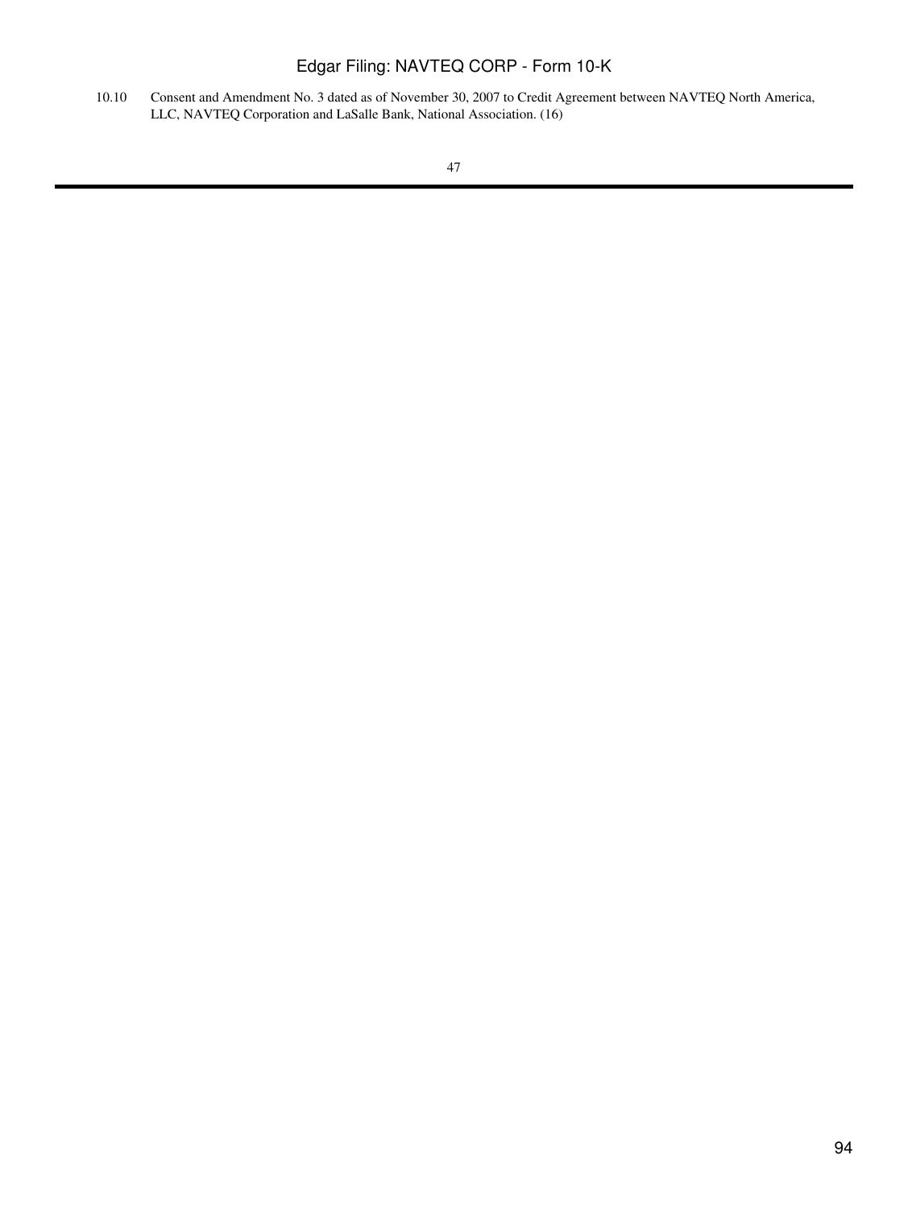| | |
|---|---|
| 10.10 | Consent and Amendment No. 3 dated as of November 30, 2007 to Credit Agreement between NAVTEQ North America, LLC, NAVTEQ Corporation and LaSalle Bank, National Association. (16) |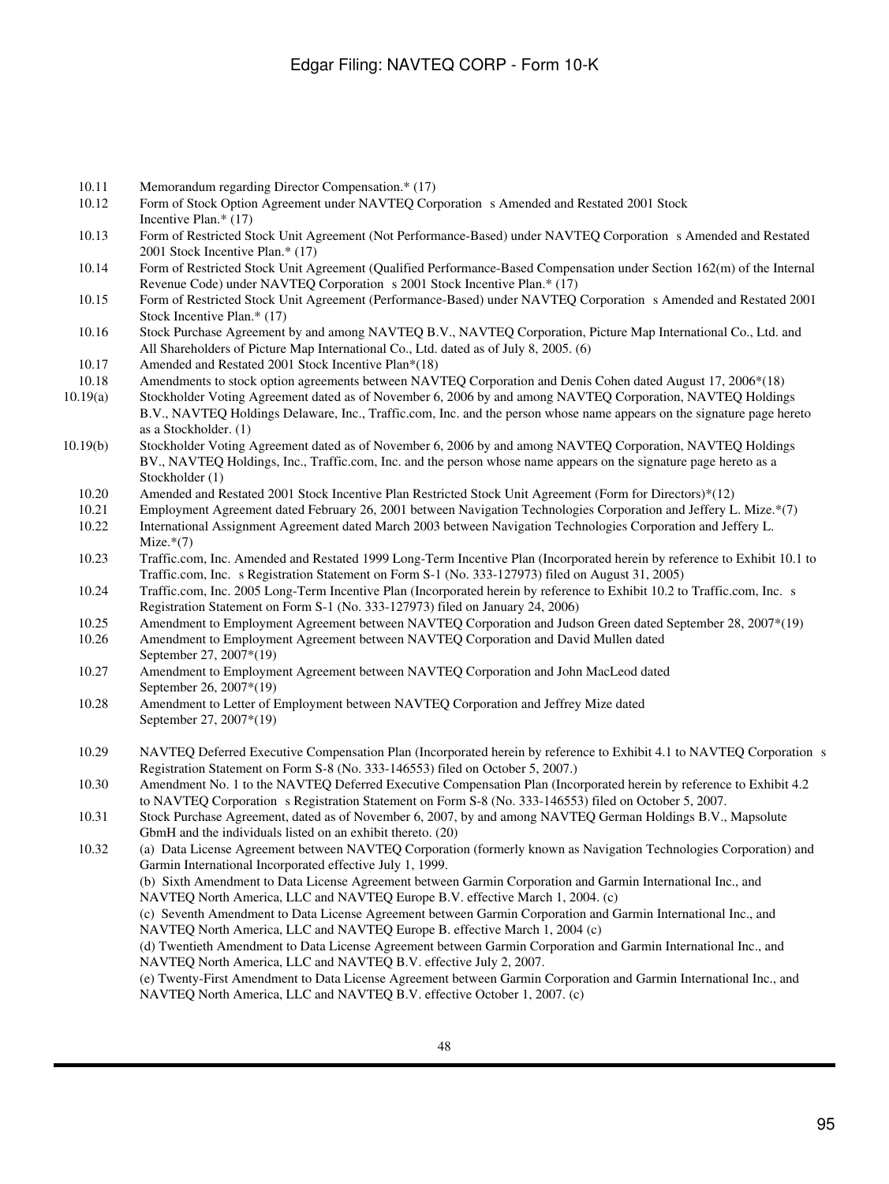| | |
|---|---|
| 10.11 | Memorandum regarding Director Compensation.* (17) |
| 10.12 | Form of Stock Option Agreement under NAVTEQ Corporation s Amended and Restated 2001 Stock Incentive Plan.* (17) |
| 10.13 | Form of Restricted Stock Unit Agreement (Not Performance-Based) under NAVTEQ Corporation s Amended and Restated 2001 Stock Incentive Plan.* (17) |
| 10.14 | Form of Restricted Stock Unit Agreement (Qualified Performance-Based Compensation under Section 162(m) of the Internal Revenue Code) under NAVTEQ Corporation s 2001 Stock Incentive Plan.* (17) |
| 10.15 | Form of Restricted Stock Unit Agreement (Performance-Based) under NAVTEQ Corporation s Amended and Restated 2001 Stock Incentive Plan.* (17) |
| 10.16 | Stock Purchase Agreement by and among NAVTEQ B.V., NAVTEQ Corporation, Picture Map International Co., Ltd. and All Shareholders of Picture Map International Co., Ltd. dated as of July 8, 2005. (6) |
| 10.17 | Amended and Restated 2001 Stock Incentive Plan*(18) |
| 10.18 | Amendments to stock option agreements between NAVTEQ Corporation and Denis Cohen dated August 17, 2006*(18) |
| 10.19(a) | Stockholder Voting Agreement dated as of November 6, 2006 by and among NAVTEQ Corporation, NAVTEQ Holdings B.V., NAVTEQ Holdings Delaware, Inc., Traffic.com, Inc. and the person whose name appears on the signature page hereto as a Stockholder. (1) |
| 10.19(b) | Stockholder Voting Agreement dated as of November 6, 2006 by and among NAVTEQ Corporation, NAVTEQ Holdings BV., NAVTEQ Holdings, Inc., Traffic.com, Inc. and the person whose name appears on the signature page hereto as a Stockholder (1) |
| 10.20 | Amended and Restated 2001 Stock Incentive Plan Restricted Stock Unit Agreement (Form for Directors)*(12) |
| 10.21 | Employment Agreement dated February 26, 2001 between Navigation Technologies Corporation and Jeffery L. Mize.*(7) |
| 10.22 | International Assignment Agreement dated March 2003 between Navigation Technologies Corporation and Jeffery L. Mize.*(7) |
| 10.23 | Traffic.com, Inc. Amended and Restated 1999 Long-Term Incentive Plan (Incorporated herein by reference to Exhibit 10.1 to Traffic.com, Inc. s Registration Statement on Form S-1 (No. 333-127973) filed on August 31, 2005) |
| 10.24 | Traffic.com, Inc. 2005 Long-Term Incentive Plan (Incorporated herein by reference to Exhibit 10.2 to Traffic.com, Inc. s Registration Statement on Form S-1 (No. 333-127973) filed on January 24, 2006) |
| 10.25 | Amendment to Employment Agreement between NAVTEQ Corporation and Judson Green dated September 28, 2007*(19) |
| 10.26 | Amendment to Employment Agreement between NAVTEQ Corporation and David Mullen dated September 27, 2007*(19) |
| 10.27 | Amendment to Employment Agreement between NAVTEQ Corporation and John MacLeod dated September 26, 2007*(19) |
| 10.28 | Amendment to Letter of Employment between NAVTEQ Corporation and Jeffrey Mize dated September 27, 2007*(19) |
| 10.29 | NAVTEQ Deferred Executive Compensation Plan (Incorporated herein by reference to Exhibit 4.1 to NAVTEQ Corporation s Registration Statement on Form S-8 (No. 333-146553) filed on October 5, 2007.) |
| 10.30 | Amendment No. 1 to the NAVTEQ Deferred Executive Compensation Plan (Incorporated herein by reference to Exhibit 4.2 to NAVTEQ Corporation s Registration Statement on Form S-8 (No. 333-146553) filed on October 5, 2007. |
| 10.31 | Stock Purchase Agreement, dated as of November 6, 2007, by and among NAVTEQ German Holdings B.V., Mapsolute GbmH and the individuals listed on an exhibit thereto. (20) |
| 10.32 | (a) Data License Agreement between NAVTEQ Corporation (formerly known as Navigation Technologies Corporation) and Garmin International Incorporated effective July 1, 1999.<br>(b) Sixth Amendment to Data License Agreement between Garmin Corporation and Garmin International Inc., and NAVTEQ North America, LLC and NAVTEQ Europe B.V. effective March 1, 2004. (c)<br>(c) Seventh Amendment to Data License Agreement between Garmin Corporation and Garmin International Inc., and NAVTEQ North America, LLC and NAVTEQ Europe B. effective March 1, 2004 (c)<br>(d) Twentieth Amendment to Data License Agreement between Garmin Corporation and Garmin International Inc., and NAVTEQ North America, LLC and NAVTEQ B.V. effective July 2, 2007.<br>(e) Twenty-First Amendment to Data License Agreement between Garmin Corporation and Garmin International Inc., and NAVTEQ North America, LLC and NAVTEQ B.V. effective October 1, 2007. (c) |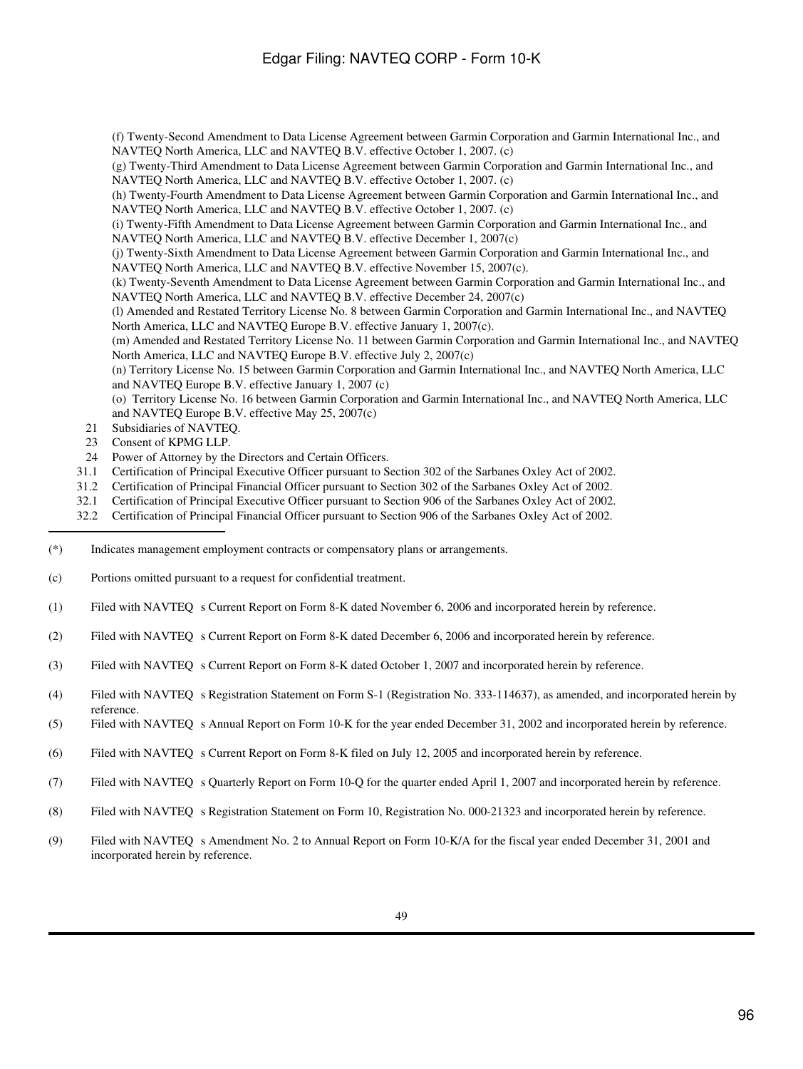(f) Twenty-Second Amendment to Data License Agreement between Garmin Corporation and Garmin International Inc., and NAVTEQ North America, LLC and NAVTEQ B.V. effective October 1, 2007. (c)

(g) Twenty-Third Amendment to Data License Agreement between Garmin Corporation and Garmin International Inc., and NAVTEQ North America, LLC and NAVTEQ B.V. effective October 1, 2007. (c)

(h) Twenty-Fourth Amendment to Data License Agreement between Garmin Corporation and Garmin International Inc., and NAVTEQ North America, LLC and NAVTEQ B.V. effective October 1, 2007. (c)

(i) Twenty-Fifth Amendment to Data License Agreement between Garmin Corporation and Garmin International Inc., and NAVTEQ North America, LLC and NAVTEQ B.V. effective December 1, 2007(c)

(j) Twenty-Sixth Amendment to Data License Agreement between Garmin Corporation and Garmin International Inc., and NAVTEQ North America, LLC and NAVTEQ B.V. effective November 15, 2007(c).

(k) Twenty-Seventh Amendment to Data License Agreement between Garmin Corporation and Garmin International Inc., and NAVTEQ North America, LLC and NAVTEQ B.V. effective December 24, 2007(c)

(l) Amended and Restated Territory License No. 8 between Garmin Corporation and Garmin International Inc., and NAVTEQ North America, LLC and NAVTEQ Europe B.V. effective January 1, 2007(c).

(m) Amended and Restated Territory License No. 11 between Garmin Corporation and Garmin International Inc., and NAVTEQ North America, LLC and NAVTEQ Europe B.V. effective July 2, 2007(c)

(n) Territory License No. 15 between Garmin Corporation and Garmin International Inc., and NAVTEQ North America, LLC and NAVTEQ Europe B.V. effective January 1, 2007 (c)

(o) Territory License No. 16 between Garmin Corporation and Garmin International Inc., and NAVTEQ North America, LLC and NAVTEQ Europe B.V. effective May 25, 2007(c)

21 Subsidiaries of NAVTEQ.

23 Consent of KPMG LLP.

24 Power of Attorney by the Directors and Certain Officers.

31.1 Certification of Principal Executive Officer pursuant to Section 302 of the Sarbanes Oxley Act of 2002.

31.2 Certification of Principal Financial Officer pursuant to Section 302 of the Sarbanes Oxley Act of 2002.

32.1 Certification of Principal Executive Officer pursuant to Section 906 of the Sarbanes Oxley Act of 2002.

32.2 Certification of Principal Financial Officer pursuant to Section 906 of the Sarbanes Oxley Act of 2002.

---

(*) Indicates management employment contracts or compensatory plans or arrangements.

(c) Portions omitted pursuant to a request for confidential treatment.

(1) Filed with NAVTEQ s Current Report on Form 8-K dated November 6, 2006 and incorporated herein by reference.

(2) Filed with NAVTEQ s Current Report on Form 8-K dated December 6, 2006 and incorporated herein by reference.

(3) Filed with NAVTEQ s Current Report on Form 8-K dated October 1, 2007 and incorporated herein by reference.

(4) Filed with NAVTEQ s Registration Statement on Form S-1 (Registration No. 333-114637), as amended, and incorporated herein by reference.

(5) Filed with NAVTEQ s Annual Report on Form 10-K for the year ended December 31, 2002 and incorporated herein by reference.

(6) Filed with NAVTEQ s Current Report on Form 8-K filed on July 12, 2005 and incorporated herein by reference.

(7) Filed with NAVTEQ s Quarterly Report on Form 10-Q for the quarter ended April 1, 2007 and incorporated herein by reference.

(8) Filed with NAVTEQ s Registration Statement on Form 10, Registration No. 000-21323 and incorporated herein by reference.

(9) Filed with NAVTEQ s Amendment No. 2 to Annual Report on Form 10-K/A for the fiscal year ended December 31, 2001 and incorporated herein by reference.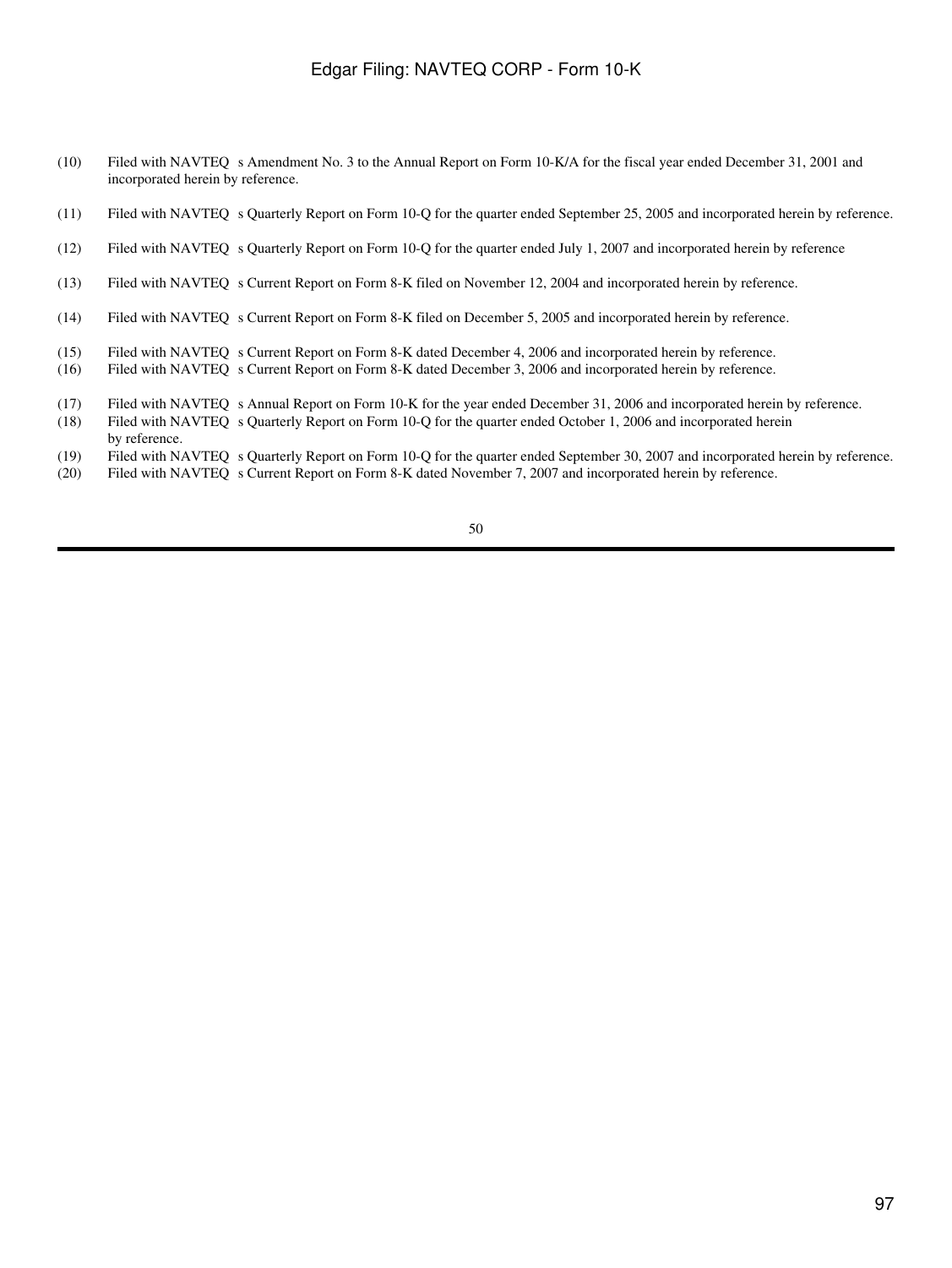(10) Filed with NAVTEQ s Amendment No. 3 to the Annual Report on Form 10-K/A for the fiscal year ended December 31, 2001 and incorporated herein by reference.

(11) Filed with NAVTEQ s Quarterly Report on Form 10-Q for the quarter ended September 25, 2005 and incorporated herein by reference.

(12) Filed with NAVTEQ s Quarterly Report on Form 10-Q for the quarter ended July 1, 2007 and incorporated herein by reference

(13) Filed with NAVTEQ s Current Report on Form 8-K filed on November 12, 2004 and incorporated herein by reference.

(14) Filed with NAVTEQ s Current Report on Form 8-K filed on December 5, 2005 and incorporated herein by reference.

(15) Filed with NAVTEQ s Current Report on Form 8-K dated December 4, 2006 and incorporated herein by reference.

(16) Filed with NAVTEQ s Current Report on Form 8-K dated December 3, 2006 and incorporated herein by reference.

(17) Filed with NAVTEQ s Annual Report on Form 10-K for the year ended December 31, 2006 and incorporated herein by reference.

(18) Filed with NAVTEQ s Quarterly Report on Form 10-Q for the quarter ended October 1, 2006 and incorporated herein by reference.

(19) Filed with NAVTEQ s Quarterly Report on Form 10-Q for the quarter ended September 30, 2007 and incorporated herein by reference.

(20) Filed with NAVTEQ s Current Report on Form 8-K dated November 7, 2007 and incorporated herein by reference.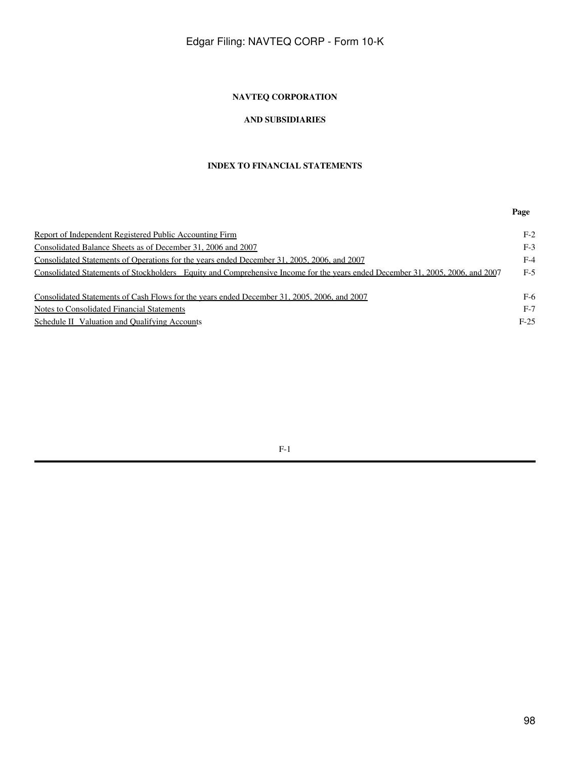**NAVTEQ CORPORATION**

**AND SUBSIDIARIES**

**INDEX TO FINANCIAL STATEMENTS**

| | **Page** |
|---|---|
| Report of Independent Registered Public Accounting Firm | F-2 |
| Consolidated Balance Sheets as of December 31, 2006 and 2007 | F-3 |
| Consolidated Statements of Operations for the years ended December 31, 2005, 2006, and 2007 | F-4 |
| Consolidated Statements of Stockholders Equity and Comprehensive Income for the years ended December 31, 2005, 2006, and 2007 | F-5 |
| Consolidated Statements of Cash Flows for the years ended December 31, 2005, 2006, and 2007 | F-6 |
| Notes to Consolidated Financial Statements | F-7 |
| Schedule II Valuation and Qualifying Accounts | F-25 |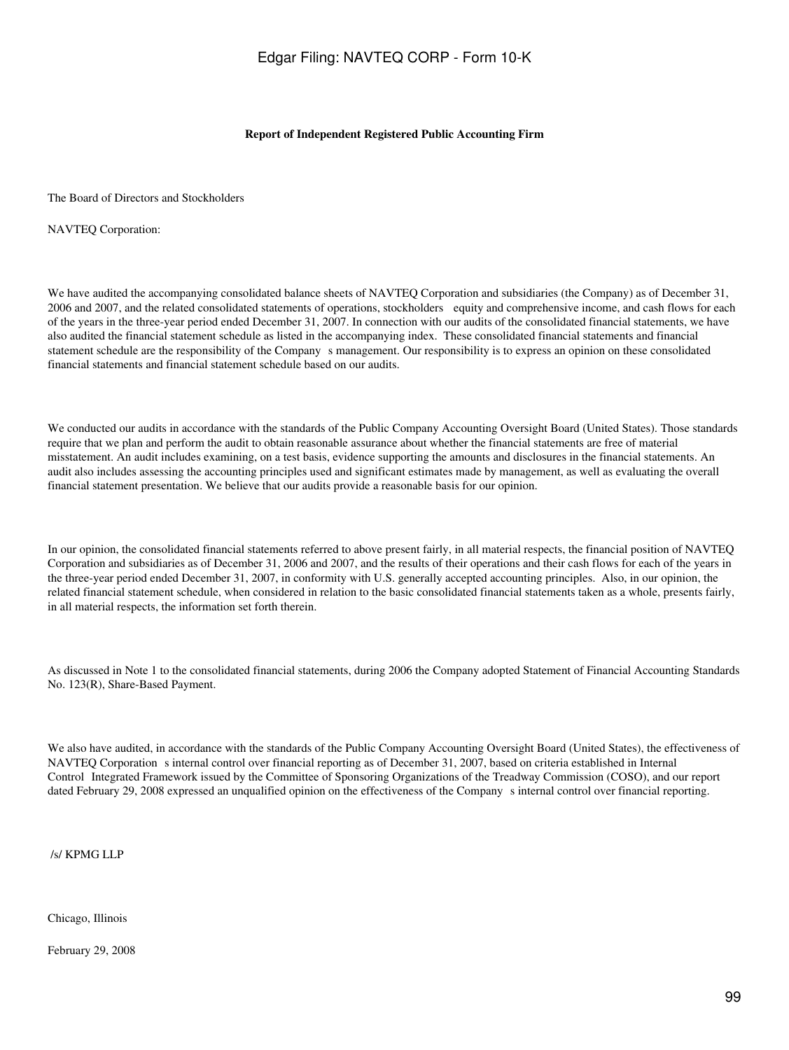**Report of Independent Registered Public Accounting Firm**

The Board of Directors and Stockholders

NAVTEQ Corporation:

We have audited the accompanying consolidated balance sheets of NAVTEQ Corporation and subsidiaries (the Company) as of December 31, 2006 and 2007, and the related consolidated statements of operations, stockholders equity and comprehensive income, and cash flows for each of the years in the three-year period ended December 31, 2007. In connection with our audits of the consolidated financial statements, we have also audited the financial statement schedule as listed in the accompanying index. These consolidated financial statements and financial statement schedule are the responsibility of the Company s management. Our responsibility is to express an opinion on these consolidated financial statements and financial statement schedule based on our audits.

We conducted our audits in accordance with the standards of the Public Company Accounting Oversight Board (United States). Those standards require that we plan and perform the audit to obtain reasonable assurance about whether the financial statements are free of material misstatement. An audit includes examining, on a test basis, evidence supporting the amounts and disclosures in the financial statements. An audit also includes assessing the accounting principles used and significant estimates made by management, as well as evaluating the overall financial statement presentation. We believe that our audits provide a reasonable basis for our opinion.

In our opinion, the consolidated financial statements referred to above present fairly, in all material respects, the financial position of NAVTEQ Corporation and subsidiaries as of December 31, 2006 and 2007, and the results of their operations and their cash flows for each of the years in the three-year period ended December 31, 2007, in conformity with U.S. generally accepted accounting principles. Also, in our opinion, the related financial statement schedule, when considered in relation to the basic consolidated financial statements taken as a whole, presents fairly, in all material respects, the information set forth therein.

As discussed in Note 1 to the consolidated financial statements, during 2006 the Company adopted Statement of Financial Accounting Standards No. 123(R), Share-Based Payment.

We also have audited, in accordance with the standards of the Public Company Accounting Oversight Board (United States), the effectiveness of NAVTEQ Corporation s internal control over financial reporting as of December 31, 2007, based on criteria established in Internal Control Integrated Framework issued by the Committee of Sponsoring Organizations of the Treadway Commission (COSO), and our report dated February 29, 2008 expressed an unqualified opinion on the effectiveness of the Company s internal control over financial reporting.

/s/ KPMG LLP

Chicago, Illinois

February 29, 2008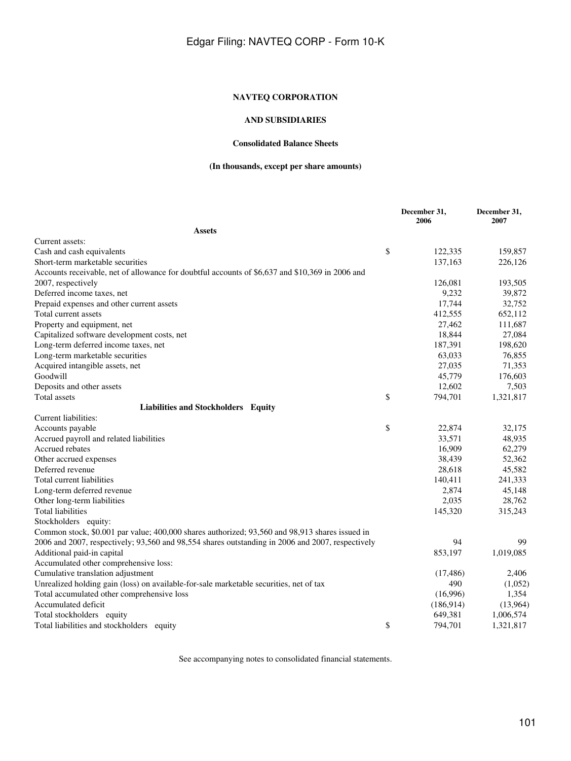**NAVTEQ CORPORATION**

**AND SUBSIDIARIES**

**Consolidated Balance Sheets**

**(In thousands, except per share amounts)**

| | December 31, 2006 | December 31, 2007 |
|---|---|---|
| **Assets** | | |
| Current assets: | | |
| Cash and cash equivalents | $ 122,335 | 159,857 |
| Short-term marketable securities | 137,163 | 226,126 |
| Accounts receivable, net of allowance for doubtful accounts of $6,637 and $10,369 in 2006 and 2007, respectively | 126,081 | 193,505 |
| Deferred income taxes, net | 9,232 | 39,872 |
| Prepaid expenses and other current assets | 17,744 | 32,752 |
| Total current assets | 412,555 | 652,112 |
| Property and equipment, net | 27,462 | 111,687 |
| Capitalized software development costs, net | 18,844 | 27,084 |
| Long-term deferred income taxes, net | 187,391 | 198,620 |
| Long-term marketable securities | 63,033 | 76,855 |
| Acquired intangible assets, net | 27,035 | 71,353 |
| Goodwill | 45,779 | 176,603 |
| Deposits and other assets | 12,602 | 7,503 |
| Total assets | $ 794,701 | 1,321,817 |
| **Liabilities and Stockholders Equity** | | |
| Current liabilities: | | |
| Accounts payable | $ 22,874 | 32,175 |
| Accrued payroll and related liabilities | 33,571 | 48,935 |
| Accrued rebates | 16,909 | 62,279 |
| Other accrued expenses | 38,439 | 52,362 |
| Deferred revenue | 28,618 | 45,582 |
| Total current liabilities | 140,411 | 241,333 |
| Long-term deferred revenue | 2,874 | 45,148 |
| Other long-term liabilities | 2,035 | 28,762 |
| Total liabilities | 145,320 | 315,243 |
| Stockholders equity: | | |
| Common stock, $0.001 par value; 400,000 shares authorized; 93,560 and 98,913 shares issued in 2006 and 2007, respectively; 93,560 and 98,554 shares outstanding in 2006 and 2007, respectively | 94 | 99 |
| Additional paid-in capital | 853,197 | 1,019,085 |
| Accumulated other comprehensive loss: | | |
| Cumulative translation adjustment | (17,486) | 2,406 |
| Unrealized holding gain (loss) on available-for-sale marketable securities, net of tax | 490 | (1,052) |
| Total accumulated other comprehensive loss | (16,996) | 1,354 |
| Accumulated deficit | (186,914) | (13,964) |
| Total stockholders equity | 649,381 | 1,006,574 |
| Total liabilities and stockholders equity | $ 794,701 | 1,321,817 |

See accompanying notes to consolidated financial statements.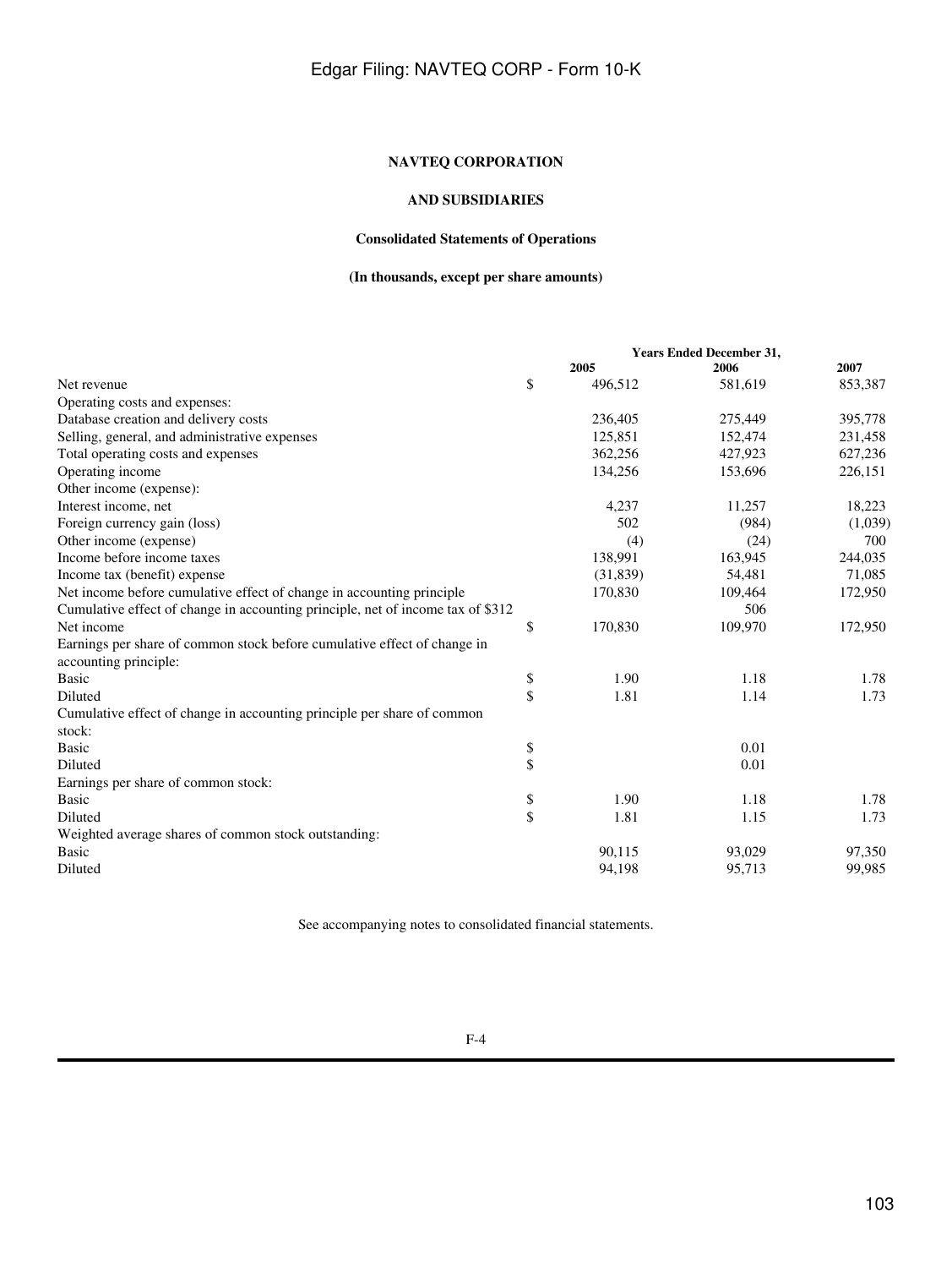**NAVTEQ CORPORATION**

**AND SUBSIDIARIES**

**Consolidated Statements of Operations**

**(In thousands, except per share amounts)**

| | | Years Ended December 31, | | |
|---|---|---|---|---|
| | | 2005 | 2006 | 2007 |
| Net revenue | $ | 496,512 | 581,619 | 853,387 |
| Operating costs and expenses: | | | | |
| Database creation and delivery costs | | 236,405 | 275,449 | 395,778 |
| Selling, general, and administrative expenses | | 125,851 | 152,474 | 231,458 |
| Total operating costs and expenses | | 362,256 | 427,923 | 627,236 |
| Operating income | | 134,256 | 153,696 | 226,151 |
| Other income (expense): | | | | |
| Interest income, net | | 4,237 | 11,257 | 18,223 |
| Foreign currency gain (loss) | | 502 | (984) | (1,039) |
| Other income (expense) | | (4) | (24) | 700 |
| Income before income taxes | | 138,991 | 163,945 | 244,035 |
| Income tax (benefit) expense | | (31,839) | 54,481 | 71,085 |
| Net income before cumulative effect of change in accounting principle | | 170,830 | 109,464 | 172,950 |
| Cumulative effect of change in accounting principle, net of income tax of $312 | | | 506 | |
| Net income | $ | 170,830 | 109,970 | 172,950 |
| Earnings per share of common stock before cumulative effect of change in accounting principle: | | | | |
| Basic | $ | 1.90 | 1.18 | 1.78 |
| Diluted | $ | 1.81 | 1.14 | 1.73 |
| Cumulative effect of change in accounting principle per share of common stock: | | | | |
| Basic | $ | | 0.01 | |
| Diluted | $ | | 0.01 | |
| Earnings per share of common stock: | | | | |
| Basic | $ | 1.90 | 1.18 | 1.78 |
| Diluted | $ | 1.81 | 1.15 | 1.73 |
| Weighted average shares of common stock outstanding: | | | | |
| Basic | | 90,115 | 93,029 | 97,350 |
| Diluted | | 94,198 | 95,713 | 99,985 |

See accompanying notes to consolidated financial statements.

F-4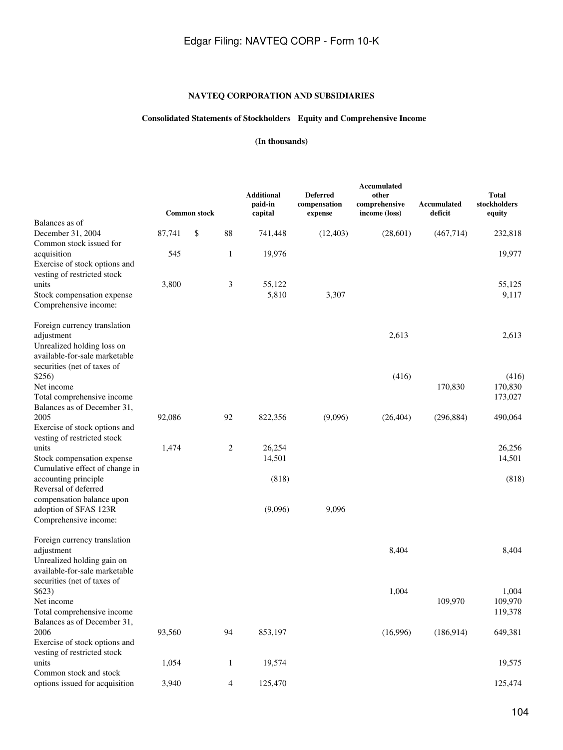**NAVTEQ CORPORATION AND SUBSIDIARIES**

**Consolidated Statements of Stockholders Equity and Comprehensive Income**

**(In thousands)**

| | Common stock | | Additional paid-in capital | Deferred compensation expense | Accumulated other comprehensive income (loss) | Accumulated deficit | Total stockholders equity |
|---|---|---|---|---|---|---|---|
| Balances as of December 31, 2004 | 87,741 | $ 88 | 741,448 | (12,403) | (28,601) | (467,714) | 232,818 |
| Common stock issued for acquisition | 545 | 1 | 19,976 | | | | 19,977 |
| Exercise of stock options and vesting of restricted stock units | 3,800 | 3 | 55,122 | | | | 55,125 |
| Stock compensation expense | | | 5,810 | 3,307 | | | 9,117 |
| Comprehensive income: | | | | | | | |
| Foreign currency translation adjustment | | | | | 2,613 | | 2,613 |
| Unrealized holding loss on available-for-sale marketable securities (net of taxes of $256) | | | | | (416) | | (416) |
| Net income | | | | | | 170,830 | 170,830 |
| Total comprehensive income | | | | | | | 173,027 |
| Balances as of December 31, 2005 | 92,086 | 92 | 822,356 | (9,096) | (26,404) | (296,884) | 490,064 |
| Exercise of stock options and vesting of restricted stock units | 1,474 | 2 | 26,254 | | | | 26,256 |
| Stock compensation expense | | | 14,501 | | | | 14,501 |
| Cumulative effect of change in accounting principle | | | (818) | | | | (818) |
| Reversal of deferred compensation balance upon adoption of SFAS 123R | | | (9,096) | 9,096 | | | |
| Comprehensive income: | | | | | | | |
| Foreign currency translation adjustment | | | | | 8,404 | | 8,404 |
| Unrealized holding gain on available-for-sale marketable securities (net of taxes of $623) | | | | | 1,004 | | 1,004 |
| Net income | | | | | | 109,970 | 109,970 |
| Total comprehensive income | | | | | | | 119,378 |
| Balances as of December 31, 2006 | 93,560 | 94 | 853,197 | | (16,996) | (186,914) | 649,381 |
| Exercise of stock options and vesting of restricted stock units | 1,054 | 1 | 19,574 | | | | 19,575 |
| Common stock and stock options issued for acquisition | 3,940 | 4 | 125,470 | | | | 125,474 |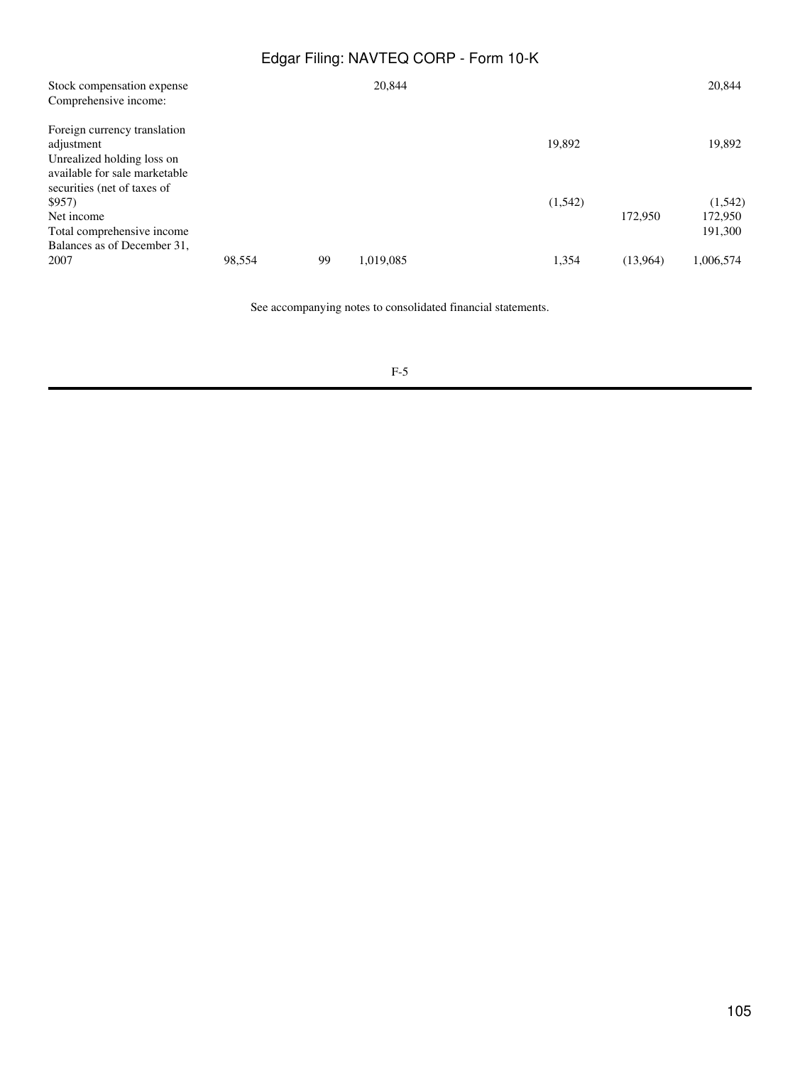| | | | | | | |
|---|---|---|---|---|---|---|
| Stock compensation expense | | | 20,844 | | | 20,844 |
| Comprehensive income: | | | | | | |
| Foreign currency translation adjustment | | | | 19,892 | | 19,892 |
| Unrealized holding loss on available for sale marketable securities (net of taxes of $957) | | | | (1,542) | | (1,542) |
| Net income | | | | | 172,950 | 172,950 |
| Total comprehensive income | | | | | | 191,300 |
| Balances as of December 31, 2007 | 98,554 | 99 | 1,019,085 | 1,354 | (13,964) | 1,006,574 |

See accompanying notes to consolidated financial statements.

F-5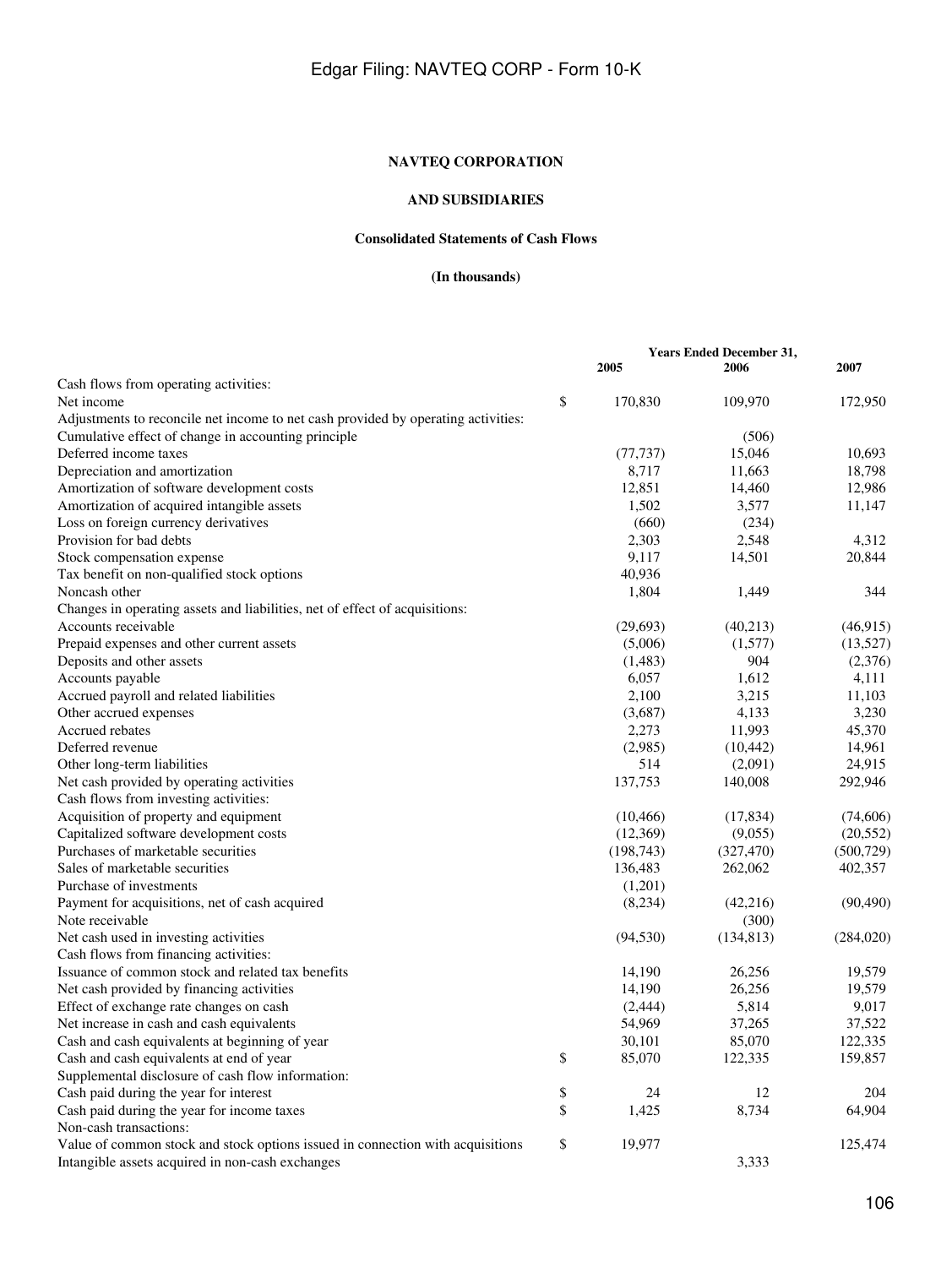**NAVTEQ CORPORATION**

**AND SUBSIDIARIES**

**Consolidated Statements of Cash Flows**

**(In thousands)**

| | | Years Ended December 31, | |
|---|---|---|---|
| | 2005 | 2006 | 2007 |
| Cash flows from operating activities: | | | |
| Net income | $ 170,830 | 109,970 | 172,950 |
| Adjustments to reconcile net income to net cash provided by operating activities: | | | |
| Cumulative effect of change in accounting principle | | (506) | |
| Deferred income taxes | (77,737) | 15,046 | 10,693 |
| Depreciation and amortization | 8,717 | 11,663 | 18,798 |
| Amortization of software development costs | 12,851 | 14,460 | 12,986 |
| Amortization of acquired intangible assets | 1,502 | 3,577 | 11,147 |
| Loss on foreign currency derivatives | (660) | (234) | |
| Provision for bad debts | 2,303 | 2,548 | 4,312 |
| Stock compensation expense | 9,117 | 14,501 | 20,844 |
| Tax benefit on non-qualified stock options | 40,936 | | |
| Noncash other | 1,804 | 1,449 | 344 |
| Changes in operating assets and liabilities, net of effect of acquisitions: | | | |
| Accounts receivable | (29,693) | (40,213) | (46,915) |
| Prepaid expenses and other current assets | (5,006) | (1,577) | (13,527) |
| Deposits and other assets | (1,483) | 904 | (2,376) |
| Accounts payable | 6,057 | 1,612 | 4,111 |
| Accrued payroll and related liabilities | 2,100 | 3,215 | 11,103 |
| Other accrued expenses | (3,687) | 4,133 | 3,230 |
| Accrued rebates | 2,273 | 11,993 | 45,370 |
| Deferred revenue | (2,985) | (10,442) | 14,961 |
| Other long-term liabilities | 514 | (2,091) | 24,915 |
| Net cash provided by operating activities | 137,753 | 140,008 | 292,946 |
| Cash flows from investing activities: | | | |
| Acquisition of property and equipment | (10,466) | (17,834) | (74,606) |
| Capitalized software development costs | (12,369) | (9,055) | (20,552) |
| Purchases of marketable securities | (198,743) | (327,470) | (500,729) |
| Sales of marketable securities | 136,483 | 262,062 | 402,357 |
| Purchase of investments | (1,201) | | |
| Payment for acquisitions, net of cash acquired | (8,234) | (42,216) | (90,490) |
| Note receivable | | (300) | |
| Net cash used in investing activities | (94,530) | (134,813) | (284,020) |
| Cash flows from financing activities: | | | |
| Issuance of common stock and related tax benefits | 14,190 | 26,256 | 19,579 |
| Net cash provided by financing activities | 14,190 | 26,256 | 19,579 |
| Effect of exchange rate changes on cash | (2,444) | 5,814 | 9,017 |
| Net increase in cash and cash equivalents | 54,969 | 37,265 | 37,522 |
| Cash and cash equivalents at beginning of year | 30,101 | 85,070 | 122,335 |
| Cash and cash equivalents at end of year | $ 85,070 | 122,335 | 159,857 |
| Supplemental disclosure of cash flow information: | | | |
| Cash paid during the year for interest | $ 24 | 12 | 204 |
| Cash paid during the year for income taxes | $ 1,425 | 8,734 | 64,904 |
| Non-cash transactions: | | | |
| Value of common stock and stock options issued in connection with acquisitions | $ 19,977 | | 125,474 |
| Intangible assets acquired in non-cash exchanges | | 3,333 | |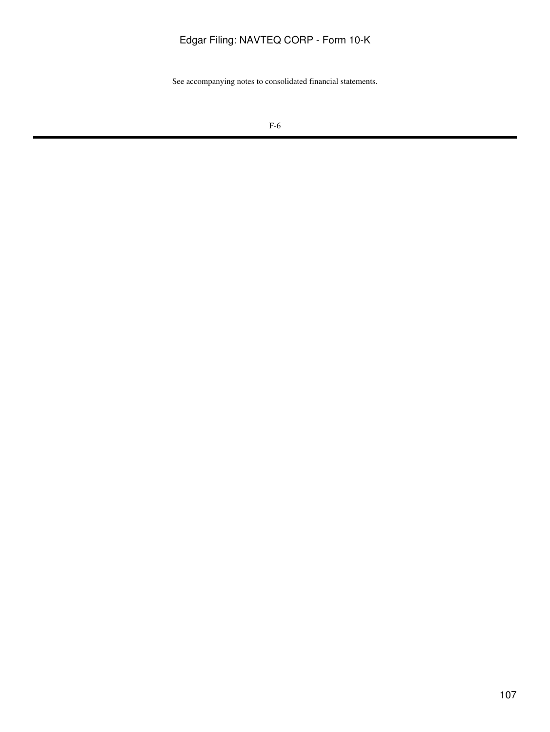See accompanying notes to consolidated financial statements.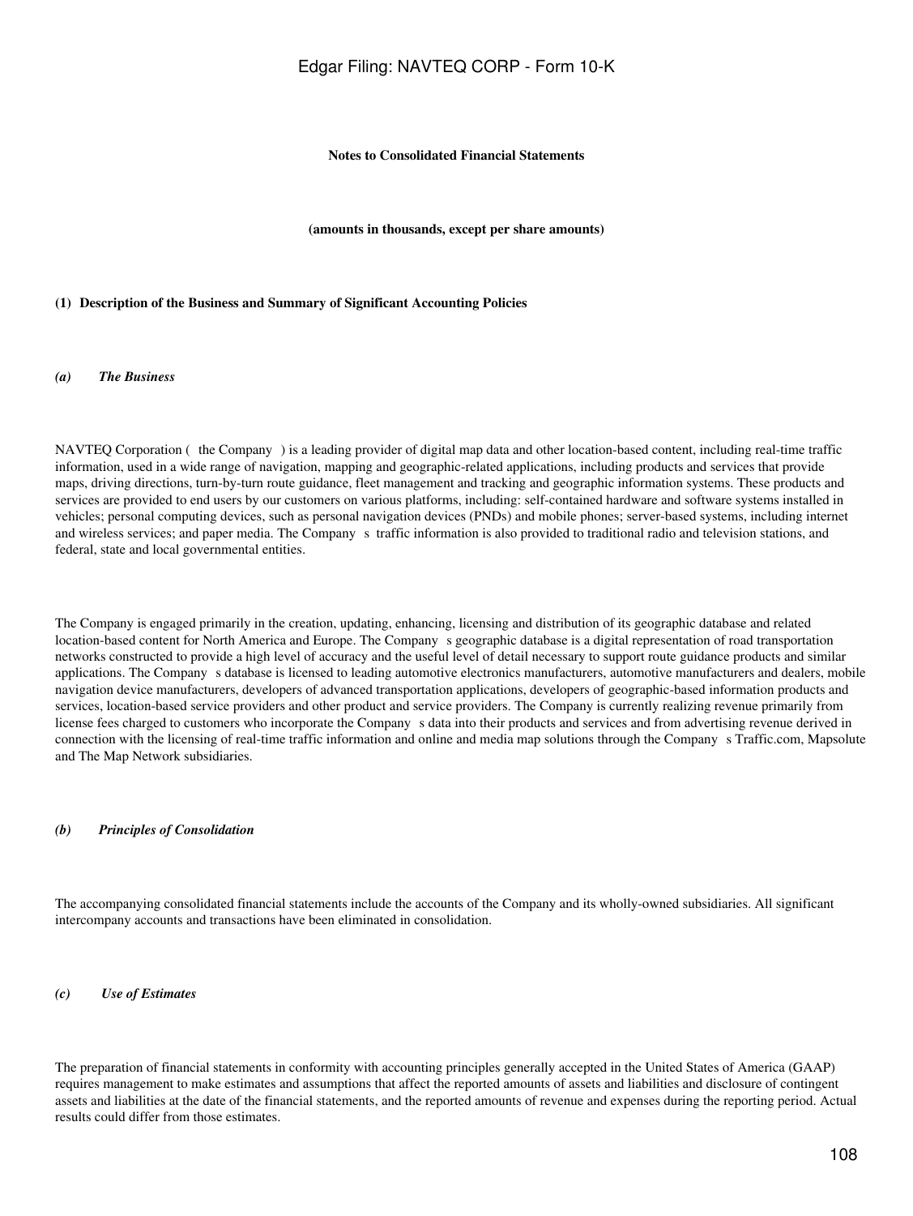**Notes to Consolidated Financial Statements**

**(amounts in thousands, except per share amounts)**

**(1) Description of the Business and Summary of Significant Accounting Policies**

***(a) The Business***

NAVTEQ Corporation ( the Company ) is a leading provider of digital map data and other location-based content, including real-time traffic information, used in a wide range of navigation, mapping and geographic-related applications, including products and services that provide maps, driving directions, turn-by-turn route guidance, fleet management and tracking and geographic information systems. These products and services are provided to end users by our customers on various platforms, including: self-contained hardware and software systems installed in vehicles; personal computing devices, such as personal navigation devices (PNDs) and mobile phones; server-based systems, including internet and wireless services; and paper media. The Company s traffic information is also provided to traditional radio and television stations, and federal, state and local governmental entities.

The Company is engaged primarily in the creation, updating, enhancing, licensing and distribution of its geographic database and related location-based content for North America and Europe. The Company s geographic database is a digital representation of road transportation networks constructed to provide a high level of accuracy and the useful level of detail necessary to support route guidance products and similar applications. The Company s database is licensed to leading automotive electronics manufacturers, automotive manufacturers and dealers, mobile navigation device manufacturers, developers of advanced transportation applications, developers of geographic-based information products and services, location-based service providers and other product and service providers. The Company is currently realizing revenue primarily from license fees charged to customers who incorporate the Company s data into their products and services and from advertising revenue derived in connection with the licensing of real-time traffic information and online and media map solutions through the Company s Traffic.com, Mapsolute and The Map Network subsidiaries.

***(b) Principles of Consolidation***

The accompanying consolidated financial statements include the accounts of the Company and its wholly-owned subsidiaries. All significant intercompany accounts and transactions have been eliminated in consolidation.

***(c) Use of Estimates***

The preparation of financial statements in conformity with accounting principles generally accepted in the United States of America (GAAP) requires management to make estimates and assumptions that affect the reported amounts of assets and liabilities and disclosure of contingent assets and liabilities at the date of the financial statements, and the reported amounts of revenue and expenses during the reporting period. Actual results could differ from those estimates.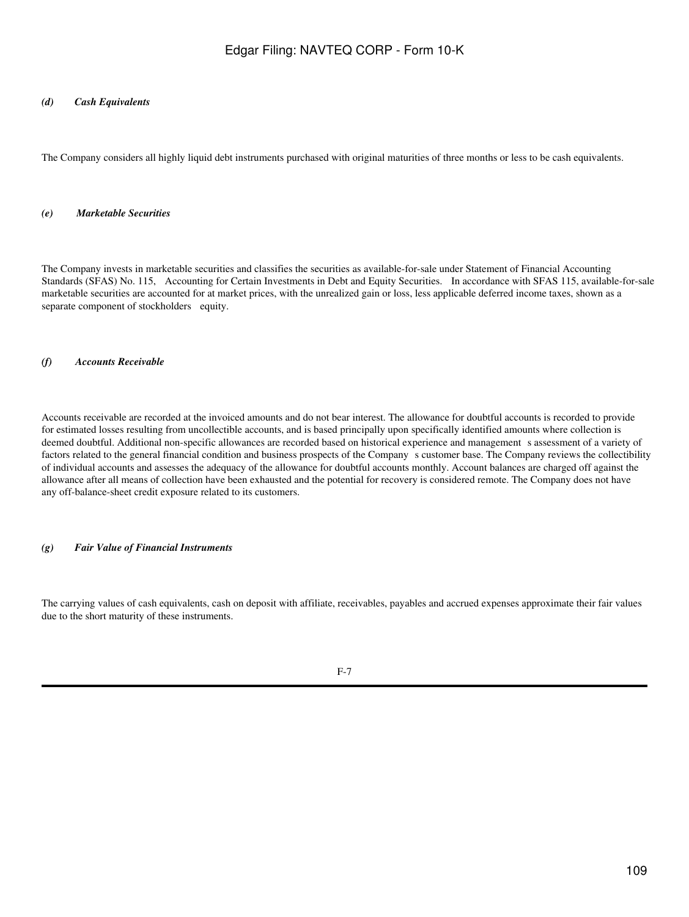### *(d) Cash Equivalents*

The Company considers all highly liquid debt instruments purchased with original maturities of three months or less to be cash equivalents.

### *(e) Marketable Securities*

The Company invests in marketable securities and classifies the securities as available-for-sale under Statement of Financial Accounting Standards (SFAS) No. 115, Accounting for Certain Investments in Debt and Equity Securities. In accordance with SFAS 115, available-for-sale marketable securities are accounted for at market prices, with the unrealized gain or loss, less applicable deferred income taxes, shown as a separate component of stockholders equity.

### *(f) Accounts Receivable*

Accounts receivable are recorded at the invoiced amounts and do not bear interest. The allowance for doubtful accounts is recorded to provide for estimated losses resulting from uncollectible accounts, and is based principally upon specifically identified amounts where collection is deemed doubtful. Additional non-specific allowances are recorded based on historical experience and management s assessment of a variety of factors related to the general financial condition and business prospects of the Company s customer base. The Company reviews the collectibility of individual accounts and assesses the adequacy of the allowance for doubtful accounts monthly. Account balances are charged off against the allowance after all means of collection have been exhausted and the potential for recovery is considered remote. The Company does not have any off-balance-sheet credit exposure related to its customers.

### *(g) Fair Value of Financial Instruments*

The carrying values of cash equivalents, cash on deposit with affiliate, receivables, payables and accrued expenses approximate their fair values due to the short maturity of these instruments.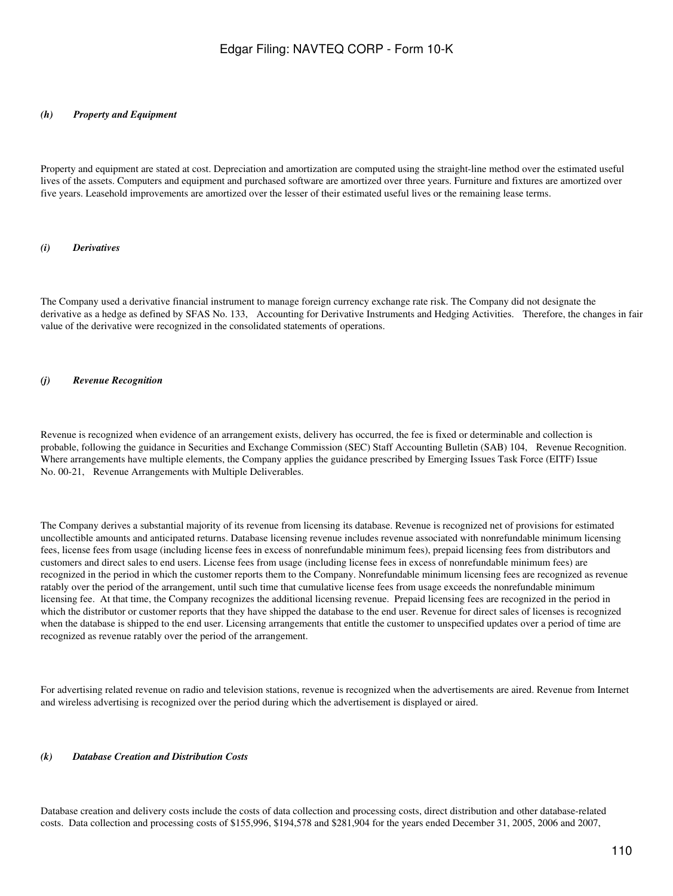### *(h) Property and Equipment*

Property and equipment are stated at cost. Depreciation and amortization are computed using the straight-line method over the estimated useful lives of the assets. Computers and equipment and purchased software are amortized over three years. Furniture and fixtures are amortized over five years. Leasehold improvements are amortized over the lesser of their estimated useful lives or the remaining lease terms.

### *(i) Derivatives*

The Company used a derivative financial instrument to manage foreign currency exchange rate risk. The Company did not designate the derivative as a hedge as defined by SFAS No. 133, Accounting for Derivative Instruments and Hedging Activities. Therefore, the changes in fair value of the derivative were recognized in the consolidated statements of operations.

### *(j) Revenue Recognition*

Revenue is recognized when evidence of an arrangement exists, delivery has occurred, the fee is fixed or determinable and collection is probable, following the guidance in Securities and Exchange Commission (SEC) Staff Accounting Bulletin (SAB) 104, Revenue Recognition. Where arrangements have multiple elements, the Company applies the guidance prescribed by Emerging Issues Task Force (EITF) Issue No. 00-21, Revenue Arrangements with Multiple Deliverables.

The Company derives a substantial majority of its revenue from licensing its database. Revenue is recognized net of provisions for estimated uncollectible amounts and anticipated returns. Database licensing revenue includes revenue associated with nonrefundable minimum licensing fees, license fees from usage (including license fees in excess of nonrefundable minimum fees), prepaid licensing fees from distributors and customers and direct sales to end users. License fees from usage (including license fees in excess of nonrefundable minimum fees) are recognized in the period in which the customer reports them to the Company. Nonrefundable minimum licensing fees are recognized as revenue ratably over the period of the arrangement, until such time that cumulative license fees from usage exceeds the nonrefundable minimum licensing fee. At that time, the Company recognizes the additional licensing revenue. Prepaid licensing fees are recognized in the period in which the distributor or customer reports that they have shipped the database to the end user. Revenue for direct sales of licenses is recognized when the database is shipped to the end user. Licensing arrangements that entitle the customer to unspecified updates over a period of time are recognized as revenue ratably over the period of the arrangement.

For advertising related revenue on radio and television stations, revenue is recognized when the advertisements are aired. Revenue from Internet and wireless advertising is recognized over the period during which the advertisement is displayed or aired.

### *(k) Database Creation and Distribution Costs*

Database creation and delivery costs include the costs of data collection and processing costs, direct distribution and other database-related costs. Data collection and processing costs of $155,996, $194,578 and $281,904 for the years ended December 31, 2005, 2006 and 2007,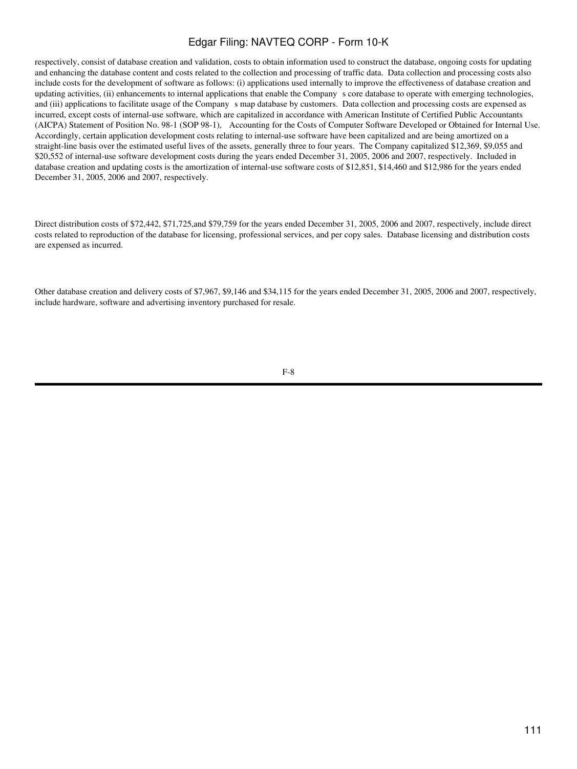respectively, consist of database creation and validation, costs to obtain information used to construct the database, ongoing costs for updating and enhancing the database content and costs related to the collection and processing of traffic data. Data collection and processing costs also include costs for the development of software as follows: (i) applications used internally to improve the effectiveness of database creation and updating activities, (ii) enhancements to internal applications that enable the Company s core database to operate with emerging technologies, and (iii) applications to facilitate usage of the Company s map database by customers. Data collection and processing costs are expensed as incurred, except costs of internal-use software, which are capitalized in accordance with American Institute of Certified Public Accountants (AICPA) Statement of Position No. 98-1 (SOP 98-1), Accounting for the Costs of Computer Software Developed or Obtained for Internal Use. Accordingly, certain application development costs relating to internal-use software have been capitalized and are being amortized on a straight-line basis over the estimated useful lives of the assets, generally three to four years. The Company capitalized $12,369, $9,055 and $20,552 of internal-use software development costs during the years ended December 31, 2005, 2006 and 2007, respectively. Included in database creation and updating costs is the amortization of internal-use software costs of $12,851, $14,460 and $12,986 for the years ended December 31, 2005, 2006 and 2007, respectively.

Direct distribution costs of $72,442, $71,725,and $79,759 for the years ended December 31, 2005, 2006 and 2007, respectively, include direct costs related to reproduction of the database for licensing, professional services, and per copy sales. Database licensing and distribution costs are expensed as incurred.

Other database creation and delivery costs of $7,967, $9,146 and $34,115 for the years ended December 31, 2005, 2006 and 2007, respectively, include hardware, software and advertising inventory purchased for resale.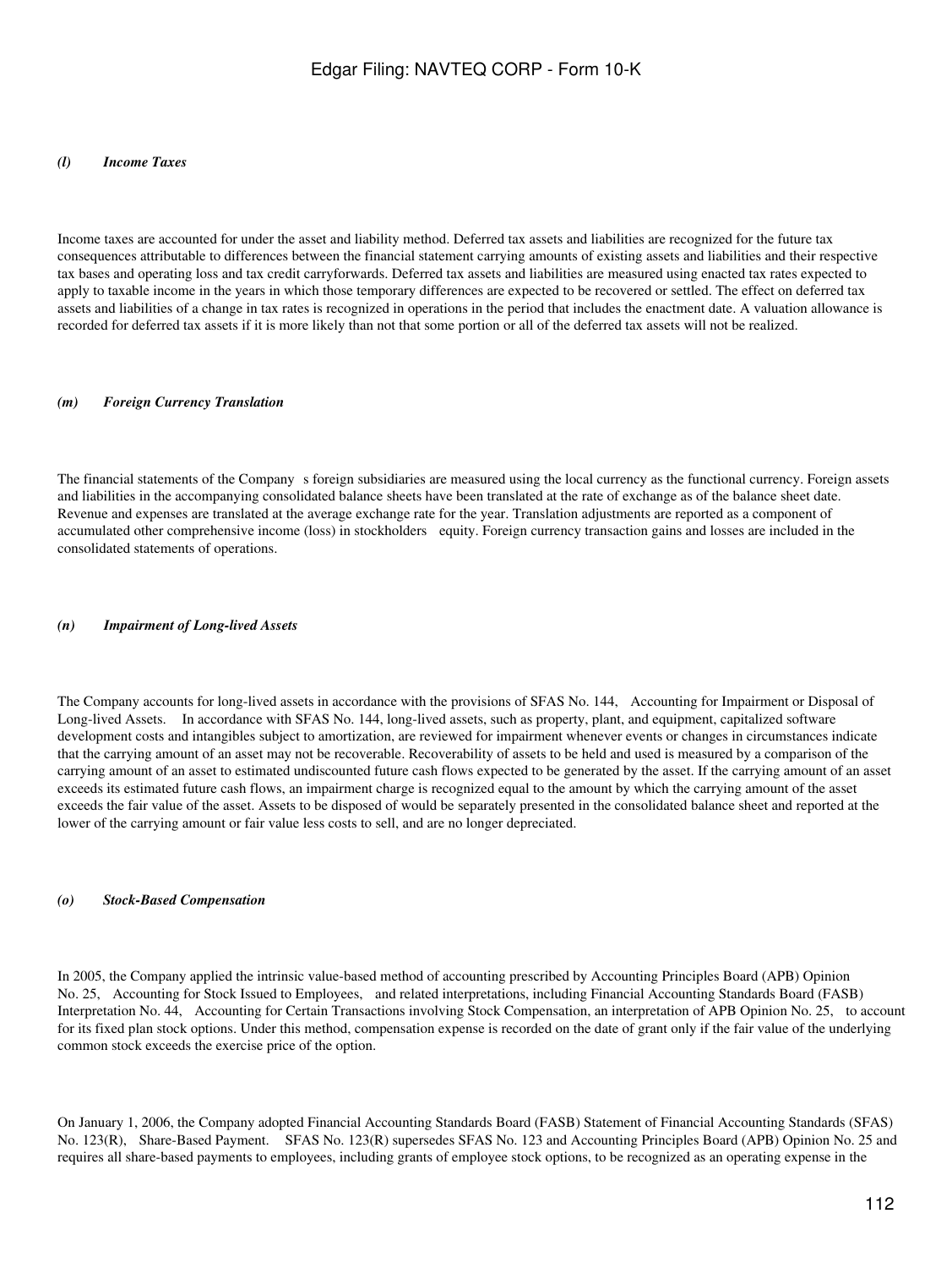*(l) Income Taxes*

Income taxes are accounted for under the asset and liability method. Deferred tax assets and liabilities are recognized for the future tax consequences attributable to differences between the financial statement carrying amounts of existing assets and liabilities and their respective tax bases and operating loss and tax credit carryforwards. Deferred tax assets and liabilities are measured using enacted tax rates expected to apply to taxable income in the years in which those temporary differences are expected to be recovered or settled. The effect on deferred tax assets and liabilities of a change in tax rates is recognized in operations in the period that includes the enactment date. A valuation allowance is recorded for deferred tax assets if it is more likely than not that some portion or all of the deferred tax assets will not be realized.

*(m) Foreign Currency Translation*

The financial statements of the Company s foreign subsidiaries are measured using the local currency as the functional currency. Foreign assets and liabilities in the accompanying consolidated balance sheets have been translated at the rate of exchange as of the balance sheet date. Revenue and expenses are translated at the average exchange rate for the year. Translation adjustments are reported as a component of accumulated other comprehensive income (loss) in stockholders equity. Foreign currency transaction gains and losses are included in the consolidated statements of operations.

*(n) Impairment of Long-lived Assets*

The Company accounts for long-lived assets in accordance with the provisions of SFAS No. 144, Accounting for Impairment or Disposal of Long-lived Assets. In accordance with SFAS No. 144, long-lived assets, such as property, plant, and equipment, capitalized software development costs and intangibles subject to amortization, are reviewed for impairment whenever events or changes in circumstances indicate that the carrying amount of an asset may not be recoverable. Recoverability of assets to be held and used is measured by a comparison of the carrying amount of an asset to estimated undiscounted future cash flows expected to be generated by the asset. If the carrying amount of an asset exceeds its estimated future cash flows, an impairment charge is recognized equal to the amount by which the carrying amount of the asset exceeds the fair value of the asset. Assets to be disposed of would be separately presented in the consolidated balance sheet and reported at the lower of the carrying amount or fair value less costs to sell, and are no longer depreciated.

*(o) Stock-Based Compensation*

In 2005, the Company applied the intrinsic value-based method of accounting prescribed by Accounting Principles Board (APB) Opinion No. 25, Accounting for Stock Issued to Employees, and related interpretations, including Financial Accounting Standards Board (FASB) Interpretation No. 44, Accounting for Certain Transactions involving Stock Compensation, an interpretation of APB Opinion No. 25, to account for its fixed plan stock options. Under this method, compensation expense is recorded on the date of grant only if the fair value of the underlying common stock exceeds the exercise price of the option.

On January 1, 2006, the Company adopted Financial Accounting Standards Board (FASB) Statement of Financial Accounting Standards (SFAS) No. 123(R), Share-Based Payment. SFAS No. 123(R) supersedes SFAS No. 123 and Accounting Principles Board (APB) Opinion No. 25 and requires all share-based payments to employees, including grants of employee stock options, to be recognized as an operating expense in the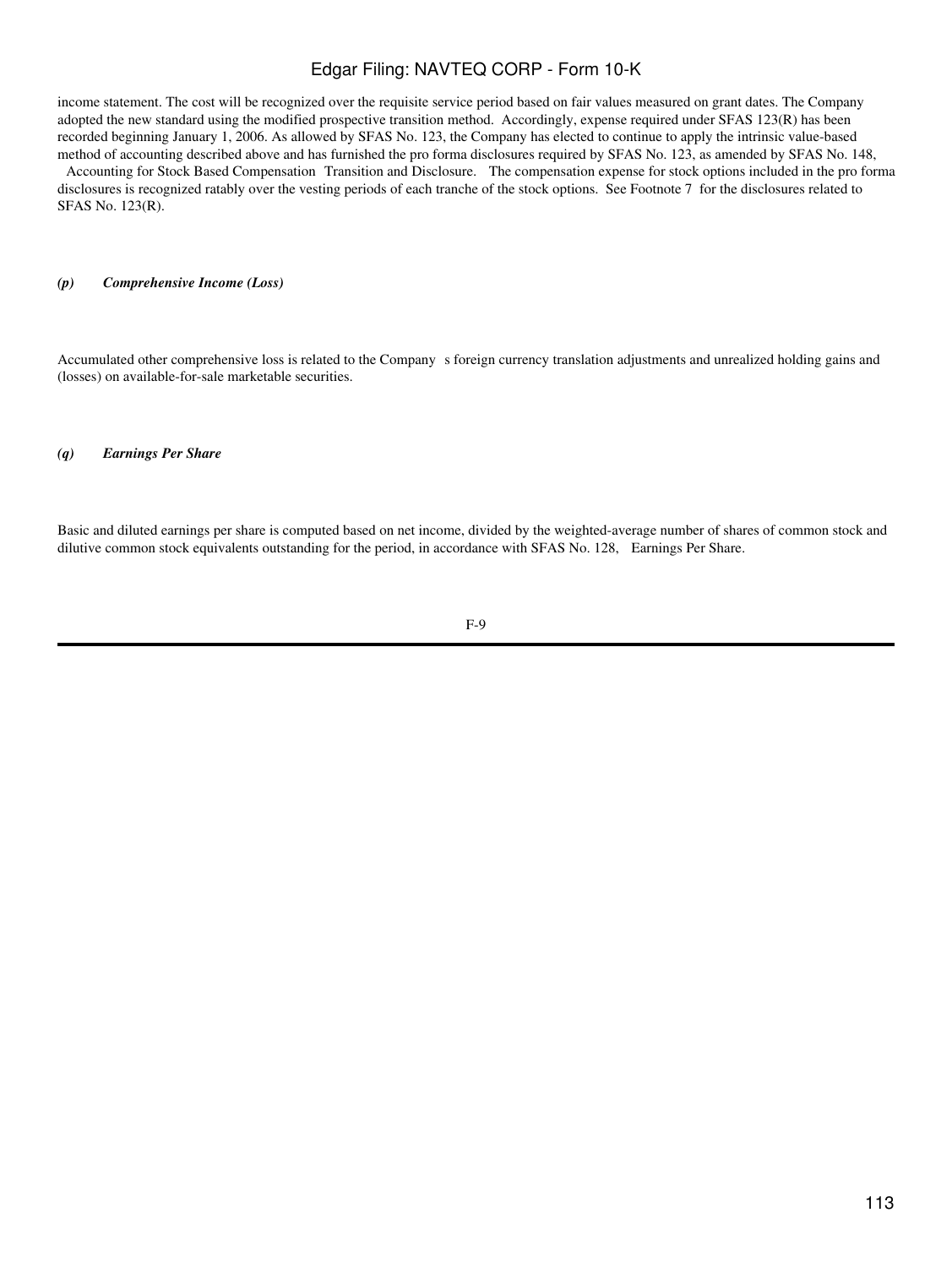income statement. The cost will be recognized over the requisite service period based on fair values measured on grant dates. The Company adopted the new standard using the modified prospective transition method. Accordingly, expense required under SFAS 123(R) has been recorded beginning January 1, 2006. As allowed by SFAS No. 123, the Company has elected to continue to apply the intrinsic value-based method of accounting described above and has furnished the pro forma disclosures required by SFAS No. 123, as amended by SFAS No. 148, Accounting for Stock Based Compensation Transition and Disclosure. The compensation expense for stock options included in the pro forma disclosures is recognized ratably over the vesting periods of each tranche of the stock options. See Footnote 7 for the disclosures related to SFAS No. 123(R).

***(p) Comprehensive Income (Loss)***

Accumulated other comprehensive loss is related to the Company s foreign currency translation adjustments and unrealized holding gains and (losses) on available-for-sale marketable securities.

***(q) Earnings Per Share***

Basic and diluted earnings per share is computed based on net income, divided by the weighted-average number of shares of common stock and dilutive common stock equivalents outstanding for the period, in accordance with SFAS No. 128, Earnings Per Share.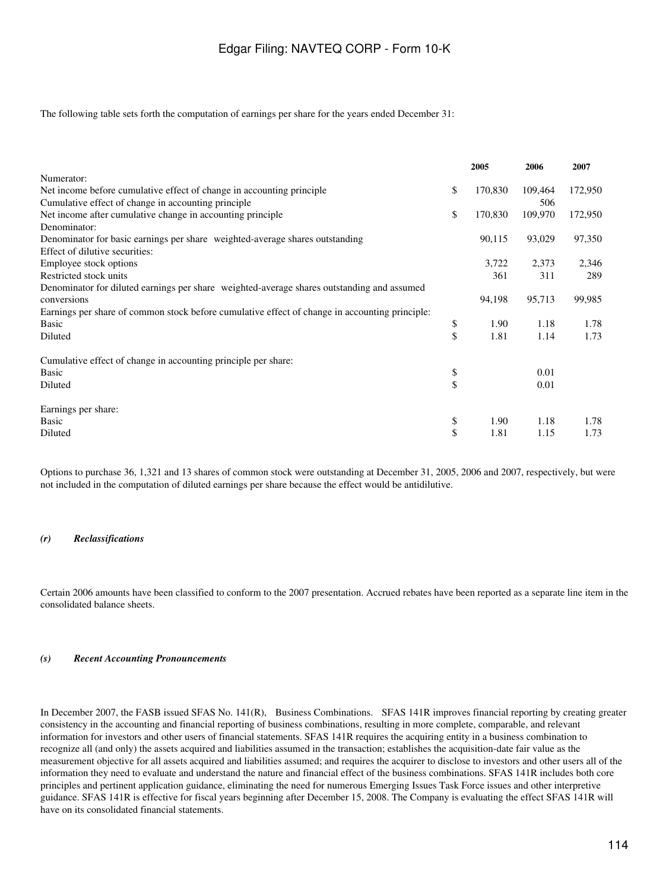The following table sets forth the computation of earnings per share for the years ended December 31:

| | | 2005 | 2006 | 2007 |
|---|---|---|---|---|
| Numerator: | | | | |
| Net income before cumulative effect of change in accounting principle | $ | 170,830 | 109,464 | 172,950 |
| Cumulative effect of change in accounting principle | | | 506 | |
| Net income after cumulative change in accounting principle | $ | 170,830 | 109,970 | 172,950 |
| Denominator: | | | | |
| Denominator for basic earnings per share weighted-average shares outstanding | | 90,115 | 93,029 | 97,350 |
| Effect of dilutive securities: | | | | |
| Employee stock options | | 3,722 | 2,373 | 2,346 |
| Restricted stock units | | 361 | 311 | 289 |
| Denominator for diluted earnings per share weighted-average shares outstanding and assumed conversions | | 94,198 | 95,713 | 99,985 |
| Earnings per share of common stock before cumulative effect of change in accounting principle: | | | | |
| Basic | $ | 1.90 | 1.18 | 1.78 |
| Diluted | $ | 1.81 | 1.14 | 1.73 |
| Cumulative effect of change in accounting principle per share: | | | | |
| Basic | $ | | 0.01 | |
| Diluted | $ | | 0.01 | |
| Earnings per share: | | | | |
| Basic | $ | 1.90 | 1.18 | 1.78 |
| Diluted | $ | 1.81 | 1.15 | 1.73 |

Options to purchase 36, 1,321 and 13 shares of common stock were outstanding at December 31, 2005, 2006 and 2007, respectively, but were not included in the computation of diluted earnings per share because the effect would be antidilutive.

***(r) Reclassifications***

Certain 2006 amounts have been classified to conform to the 2007 presentation. Accrued rebates have been reported as a separate line item in the consolidated balance sheets.

***(s) Recent Accounting Pronouncements***

In December 2007, the FASB issued SFAS No. 141(R), Business Combinations. SFAS 141R improves financial reporting by creating greater consistency in the accounting and financial reporting of business combinations, resulting in more complete, comparable, and relevant information for investors and other users of financial statements. SFAS 141R requires the acquiring entity in a business combination to recognize all (and only) the assets acquired and liabilities assumed in the transaction; establishes the acquisition-date fair value as the measurement objective for all assets acquired and liabilities assumed; and requires the acquirer to disclose to investors and other users all of the information they need to evaluate and understand the nature and financial effect of the business combinations. SFAS 141R includes both core principles and pertinent application guidance, eliminating the need for numerous Emerging Issues Task Force issues and other interpretive guidance. SFAS 141R is effective for fiscal years beginning after December 15, 2008. The Company is evaluating the effect SFAS 141R will have on its consolidated financial statements.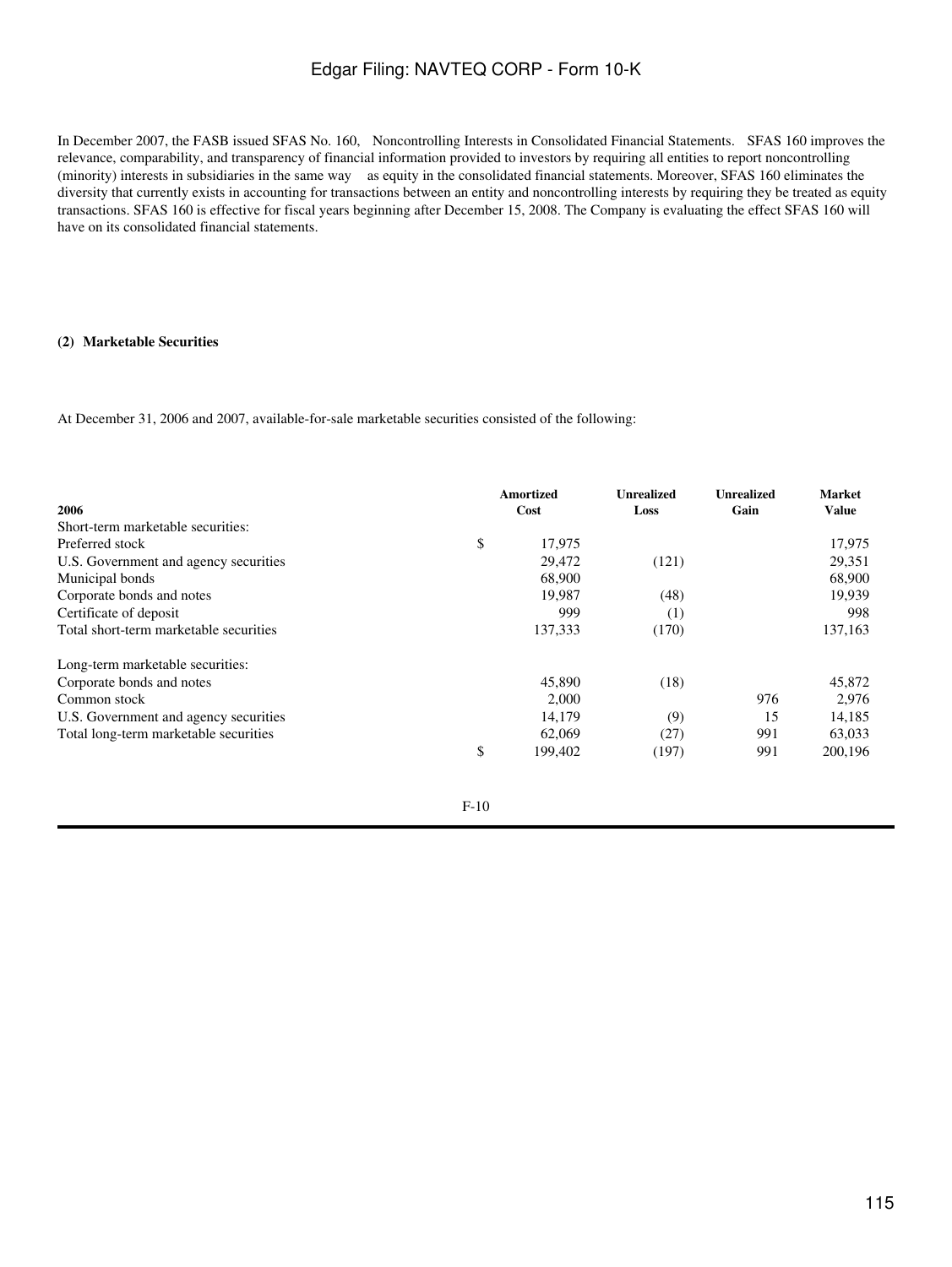In December 2007, the FASB issued SFAS No. 160, Noncontrolling Interests in Consolidated Financial Statements. SFAS 160 improves the relevance, comparability, and transparency of financial information provided to investors by requiring all entities to report noncontrolling (minority) interests in subsidiaries in the same way as equity in the consolidated financial statements. Moreover, SFAS 160 eliminates the diversity that currently exists in accounting for transactions between an entity and noncontrolling interests by requiring they be treated as equity transactions. SFAS 160 is effective for fiscal years beginning after December 15, 2008. The Company is evaluating the effect SFAS 160 will have on its consolidated financial statements.

**(2) Marketable Securities**

At December 31, 2006 and 2007, available-for-sale marketable securities consisted of the following:

| 2006 | Amortized Cost | Unrealized Loss | Unrealized Gain | Market Value |
|---|---|---|---|---|
| Short-term marketable securities: | | | | |
| Preferred stock | $ 17,975 | | | 17,975 |
| U.S. Government and agency securities | 29,472 | (121) | | 29,351 |
| Municipal bonds | 68,900 | | | 68,900 |
| Corporate bonds and notes | 19,987 | (48) | | 19,939 |
| Certificate of deposit | 999 | (1) | | 998 |
| Total short-term marketable securities | 137,333 | (170) | | 137,163 |
| Long-term marketable securities: | | | | |
| Corporate bonds and notes | 45,890 | (18) | | 45,872 |
| Common stock | 2,000 | | 976 | 2,976 |
| U.S. Government and agency securities | 14,179 | (9) | 15 | 14,185 |
| Total long-term marketable securities | 62,069 | (27) | 991 | 63,033 |
| | $ 199,402 | (197) | 991 | 200,196 |

F-10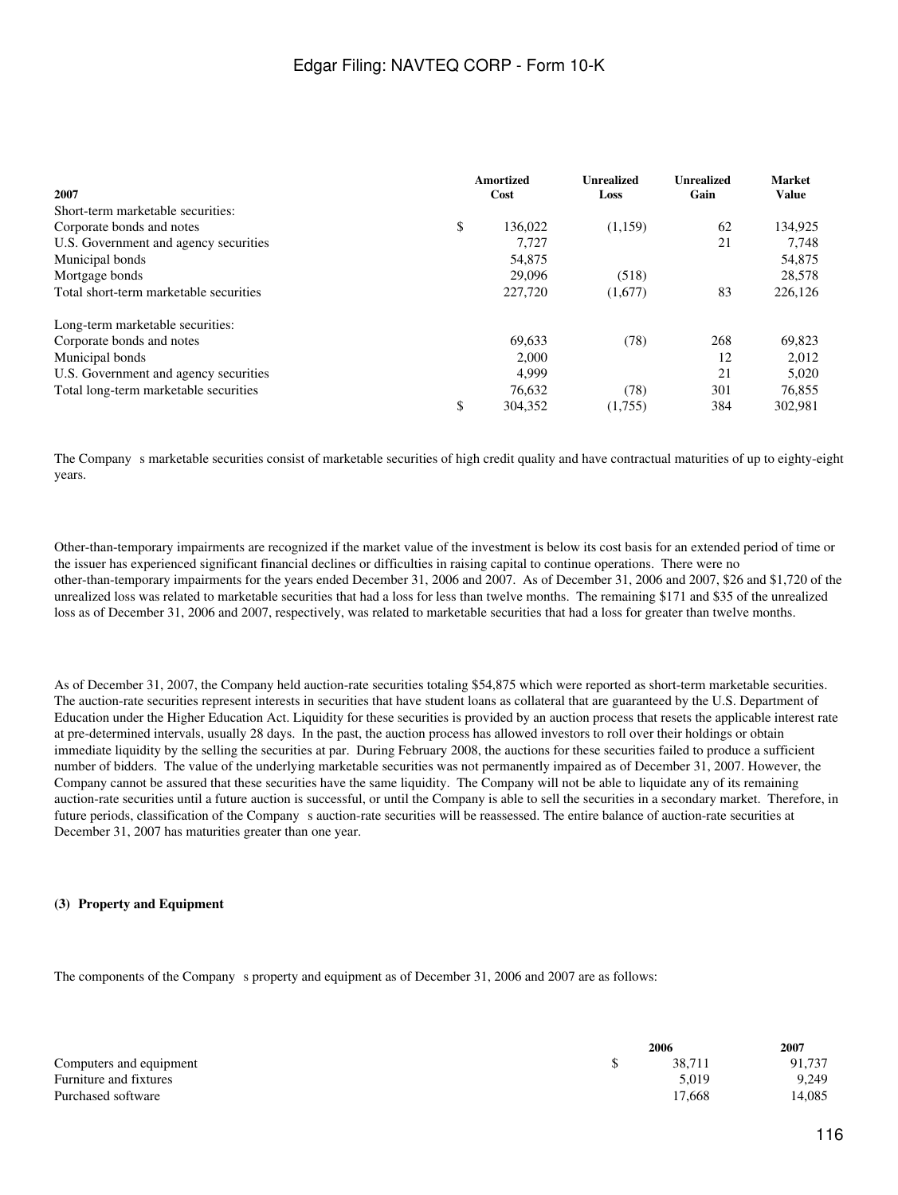| 2007 | Amortized Cost | Unrealized Loss | Unrealized Gain | Market Value |
|---|---|---|---|---|
| Short-term marketable securities: | | | | |
| Corporate bonds and notes | $ 136,022 | (1,159) | 62 | 134,925 |
| U.S. Government and agency securities | 7,727 | | 21 | 7,748 |
| Municipal bonds | 54,875 | | | 54,875 |
| Mortgage bonds | 29,096 | (518) | | 28,578 |
| Total short-term marketable securities | 227,720 | (1,677) | 83 | 226,126 |
| | | | | |
| Long-term marketable securities: | | | | |
| Corporate bonds and notes | 69,633 | (78) | 268 | 69,823 |
| Municipal bonds | 2,000 | | 12 | 2,012 |
| U.S. Government and agency securities | 4,999 | | 21 | 5,020 |
| Total long-term marketable securities | 76,632 | (78) | 301 | 76,855 |
| | $ 304,352 | (1,755) | 384 | 302,981 |

The Company s marketable securities consist of marketable securities of high credit quality and have contractual maturities of up to eighty-eight years.

Other-than-temporary impairments are recognized if the market value of the investment is below its cost basis for an extended period of time or the issuer has experienced significant financial declines or difficulties in raising capital to continue operations. There were no other-than-temporary impairments for the years ended December 31, 2006 and 2007. As of December 31, 2006 and 2007, $26 and $1,720 of the unrealized loss was related to marketable securities that had a loss for less than twelve months. The remaining $171 and $35 of the unrealized loss as of December 31, 2006 and 2007, respectively, was related to marketable securities that had a loss for greater than twelve months.

As of December 31, 2007, the Company held auction-rate securities totaling $54,875 which were reported as short-term marketable securities. The auction-rate securities represent interests in securities that have student loans as collateral that are guaranteed by the U.S. Department of Education under the Higher Education Act. Liquidity for these securities is provided by an auction process that resets the applicable interest rate at pre-determined intervals, usually 28 days. In the past, the auction process has allowed investors to roll over their holdings or obtain immediate liquidity by the selling the securities at par. During February 2008, the auctions for these securities failed to produce a sufficient number of bidders. The value of the underlying marketable securities was not permanently impaired as of December 31, 2007. However, the Company cannot be assured that these securities have the same liquidity. The Company will not be able to liquidate any of its remaining auction-rate securities until a future auction is successful, or until the Company is able to sell the securities in a secondary market. Therefore, in future periods, classification of the Company s auction-rate securities will be reassessed. The entire balance of auction-rate securities at December 31, 2007 has maturities greater than one year.

**(3) Property and Equipment**

The components of the Company s property and equipment as of December 31, 2006 and 2007 are as follows:

| | 2006 | 2007 |
|---|---|---|
| Computers and equipment | $ 38,711 | 91,737 |
| Furniture and fixtures | 5,019 | 9,249 |
| Purchased software | 17,668 | 14,085 |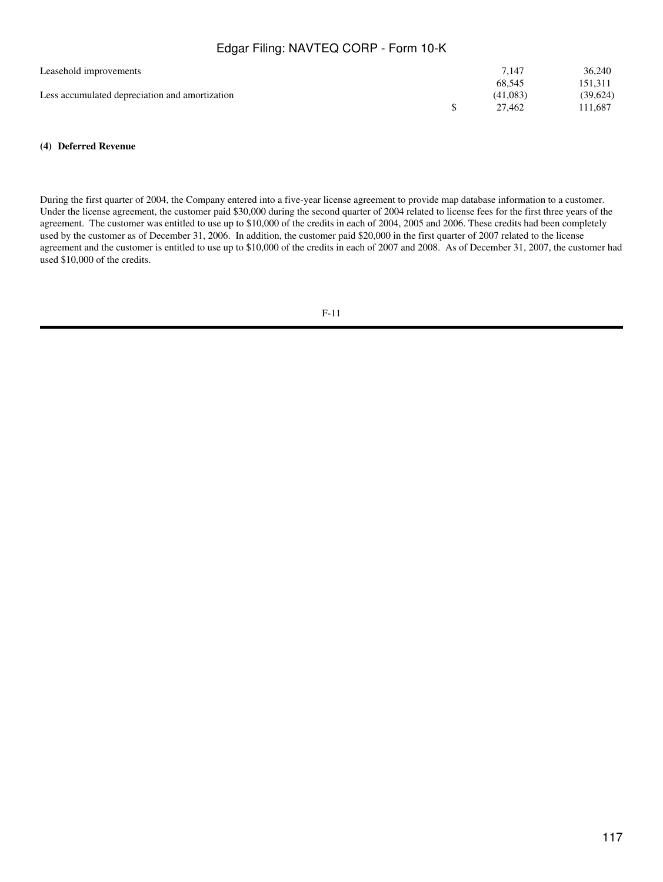| | | | |
|---|---|---|---|
| Leasehold improvements | | 7,147 | 36,240 |
| | | 68,545 | 151,311 |
| Less accumulated depreciation and amortization | | (41,083) | (39,624) |
| | $ | 27,462 | 111,687 |

**(4) Deferred Revenue**

During the first quarter of 2004, the Company entered into a five-year license agreement to provide map database information to a customer. Under the license agreement, the customer paid $30,000 during the second quarter of 2004 related to license fees for the first three years of the agreement. The customer was entitled to use up to $10,000 of the credits in each of 2004, 2005 and 2006. These credits had been completely used by the customer as of December 31, 2006. In addition, the customer paid $20,000 in the first quarter of 2007 related to the license agreement and the customer is entitled to use up to $10,000 of the credits in each of 2007 and 2008. As of December 31, 2007, the customer had used $10,000 of the credits.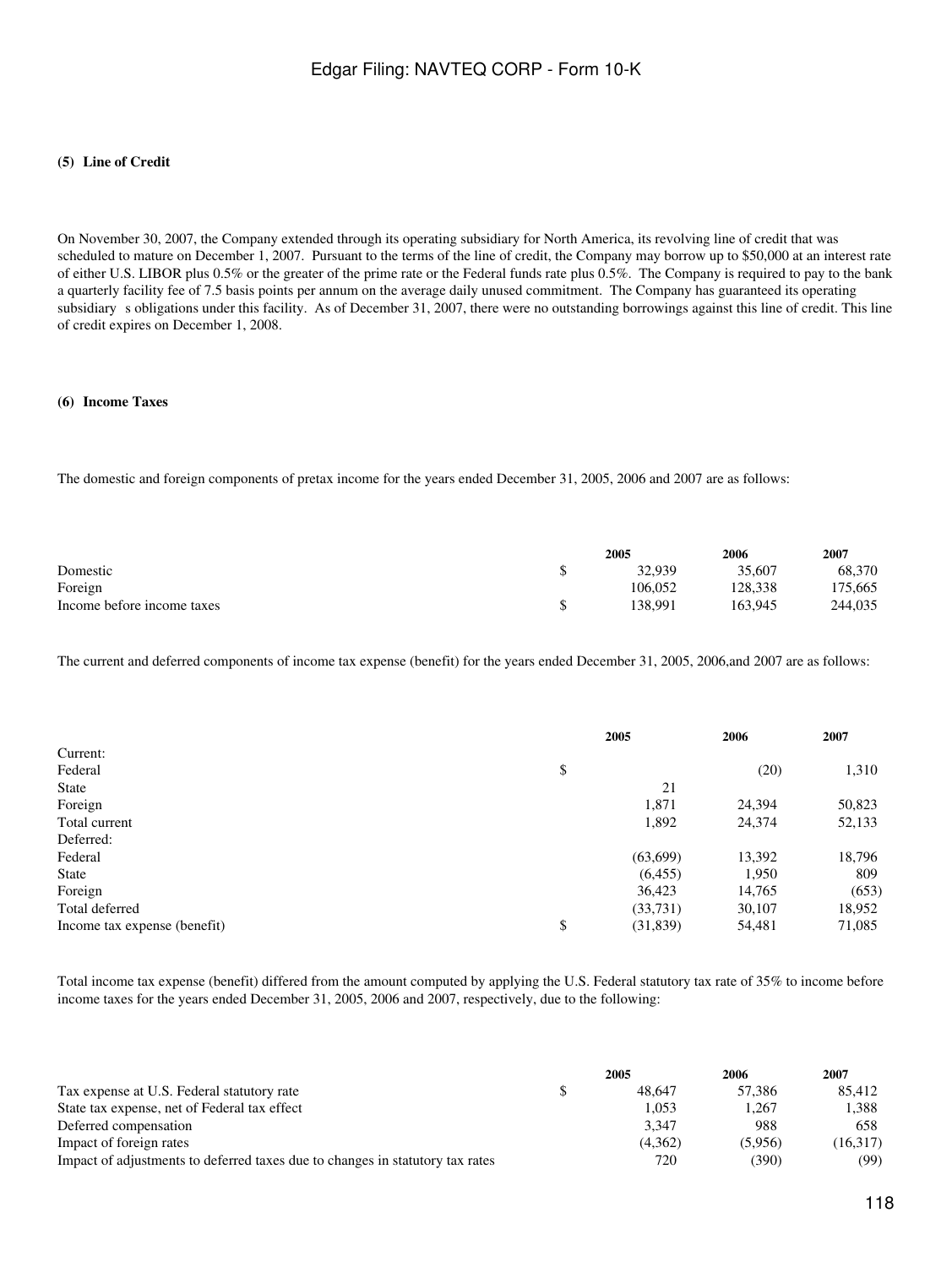#### (5) Line of Credit

On November 30, 2007, the Company extended through its operating subsidiary for North America, its revolving line of credit that was scheduled to mature on December 1, 2007. Pursuant to the terms of the line of credit, the Company may borrow up to $50,000 at an interest rate of either U.S. LIBOR plus 0.5% or the greater of the prime rate or the Federal funds rate plus 0.5%. The Company is required to pay to the bank a quarterly facility fee of 7.5 basis points per annum on the average daily unused commitment. The Company has guaranteed its operating subsidiary s obligations under this facility. As of December 31, 2007, there were no outstanding borrowings against this line of credit. This line of credit expires on December 1, 2008.

#### (6) Income Taxes

The domestic and foreign components of pretax income for the years ended December 31, 2005, 2006 and 2007 are as follows:

| | | 2005 | 2006 | 2007 |
|---|---|---|---|---|
| Domestic | $ | 32,939 | 35,607 | 68,370 |
| Foreign | | 106,052 | 128,338 | 175,665 |
| Income before income taxes | $ | 138,991 | 163,945 | 244,035 |

The current and deferred components of income tax expense (benefit) for the years ended December 31, 2005, 2006,and 2007 are as follows:

| | | 2005 | 2006 | 2007 |
|---|---|---|---|---|
| Current: | | | | |
| Federal | $ | | (20) | 1,310 |
| State | | 21 | | |
| Foreign | | 1,871 | 24,394 | 50,823 |
| Total current | | 1,892 | 24,374 | 52,133 |
| Deferred: | | | | |
| Federal | | (63,699) | 13,392 | 18,796 |
| State | | (6,455) | 1,950 | 809 |
| Foreign | | 36,423 | 14,765 | (653) |
| Total deferred | | (33,731) | 30,107 | 18,952 |
| Income tax expense (benefit) | $ | (31,839) | 54,481 | 71,085 |

Total income tax expense (benefit) differed from the amount computed by applying the U.S. Federal statutory tax rate of 35% to income before income taxes for the years ended December 31, 2005, 2006 and 2007, respectively, due to the following:

| | | 2005 | 2006 | 2007 |
|---|---|---|---|---|
| Tax expense at U.S. Federal statutory rate | $ | 48,647 | 57,386 | 85,412 |
| State tax expense, net of Federal tax effect | | 1,053 | 1,267 | 1,388 |
| Deferred compensation | | 3,347 | 988 | 658 |
| Impact of foreign rates | | (4,362) | (5,956) | (16,317) |
| Impact of adjustments to deferred taxes due to changes in statutory tax rates | | 720 | (390) | (99) |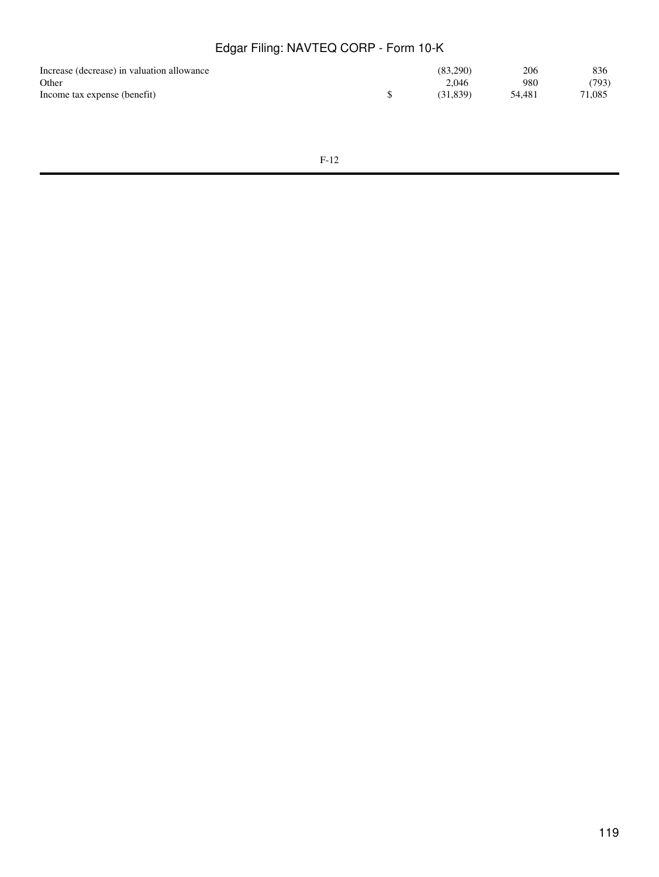| | | | | |
|---|---|---|---|---|
| Increase (decrease) in valuation allowance | | (83,290) | 206 | 836 |
| Other | | 2,046 | 980 | (793) |
| Income tax expense (benefit) | $ | (31,839) | 54,481 | 71,085 |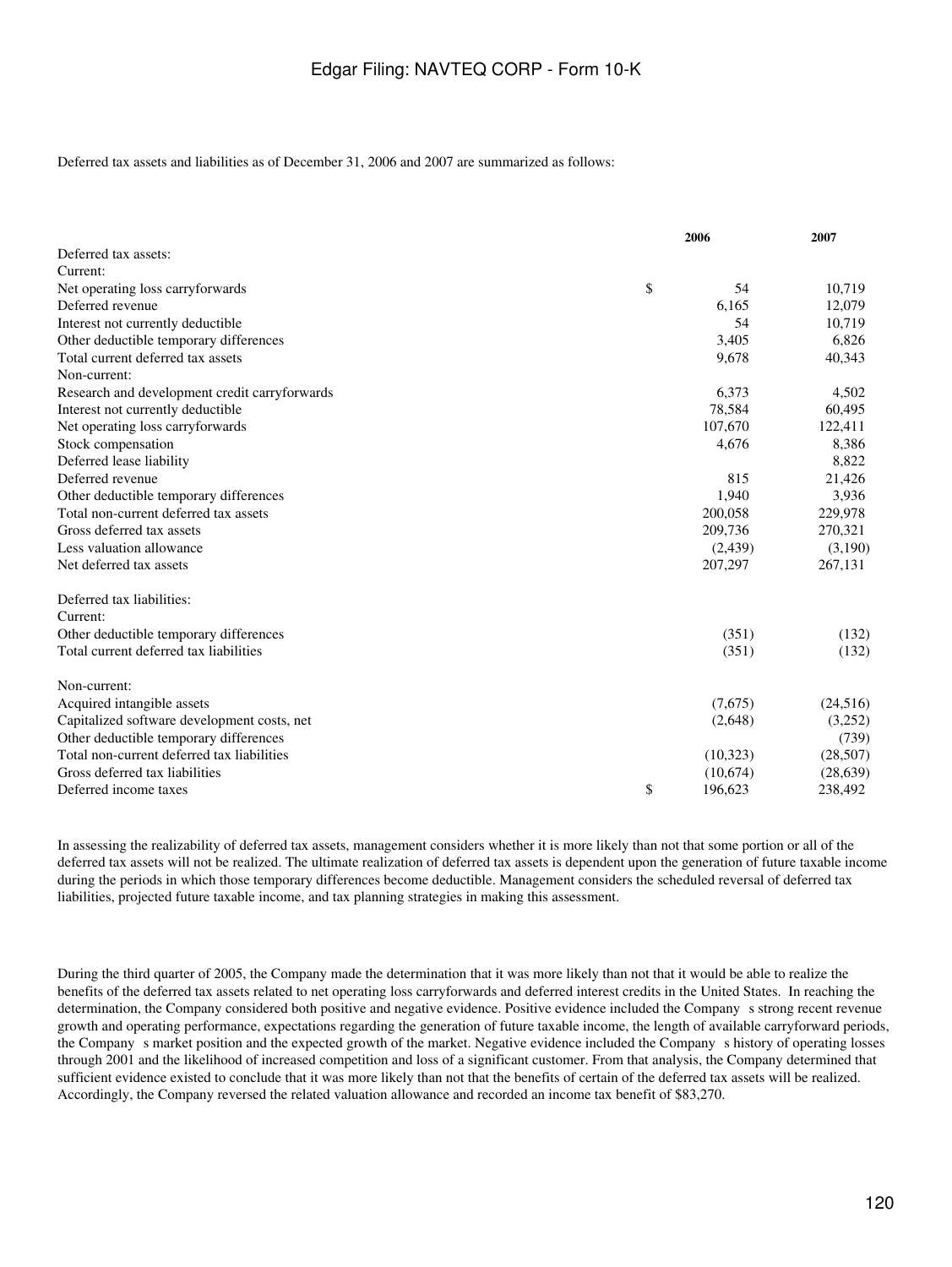Deferred tax assets and liabilities as of December 31, 2006 and 2007 are summarized as follows:

| | 2006 | 2007 |
|---|---|---|
| Deferred tax assets: | | |
| Current: | | |
| Net operating loss carryforwards | $ 54 | 10,719 |
| Deferred revenue | 6,165 | 12,079 |
| Interest not currently deductible | 54 | 10,719 |
| Other deductible temporary differences | 3,405 | 6,826 |
| Total current deferred tax assets | 9,678 | 40,343 |
| Non-current: | | |
| Research and development credit carryforwards | 6,373 | 4,502 |
| Interest not currently deductible | 78,584 | 60,495 |
| Net operating loss carryforwards | 107,670 | 122,411 |
| Stock compensation | 4,676 | 8,386 |
| Deferred lease liability | | 8,822 |
| Deferred revenue | 815 | 21,426 |
| Other deductible temporary differences | 1,940 | 3,936 |
| Total non-current deferred tax assets | 200,058 | 229,978 |
| Gross deferred tax assets | 209,736 | 270,321 |
| Less valuation allowance | (2,439) | (3,190) |
| Net deferred tax assets | 207,297 | 267,131 |
| | | |
| Deferred tax liabilities: | | |
| Current: | | |
| Other deductible temporary differences | (351) | (132) |
| Total current deferred tax liabilities | (351) | (132) |
| | | |
| Non-current: | | |
| Acquired intangible assets | (7,675) | (24,516) |
| Capitalized software development costs, net | (2,648) | (3,252) |
| Other deductible temporary differences | | (739) |
| Total non-current deferred tax liabilities | (10,323) | (28,507) |
| Gross deferred tax liabilities | (10,674) | (28,639) |
| Deferred income taxes | $ 196,623 | 238,492 |

In assessing the realizability of deferred tax assets, management considers whether it is more likely than not that some portion or all of the deferred tax assets will not be realized. The ultimate realization of deferred tax assets is dependent upon the generation of future taxable income during the periods in which those temporary differences become deductible. Management considers the scheduled reversal of deferred tax liabilities, projected future taxable income, and tax planning strategies in making this assessment.

During the third quarter of 2005, the Company made the determination that it was more likely than not that it would be able to realize the benefits of the deferred tax assets related to net operating loss carryforwards and deferred interest credits in the United States. In reaching the determination, the Company considered both positive and negative evidence. Positive evidence included the Company s strong recent revenue growth and operating performance, expectations regarding the generation of future taxable income, the length of available carryforward periods, the Company s market position and the expected growth of the market. Negative evidence included the Company s history of operating losses through 2001 and the likelihood of increased competition and loss of a significant customer. From that analysis, the Company determined that sufficient evidence existed to conclude that it was more likely than not that the benefits of certain of the deferred tax assets will be realized. Accordingly, the Company reversed the related valuation allowance and recorded an income tax benefit of $83,270.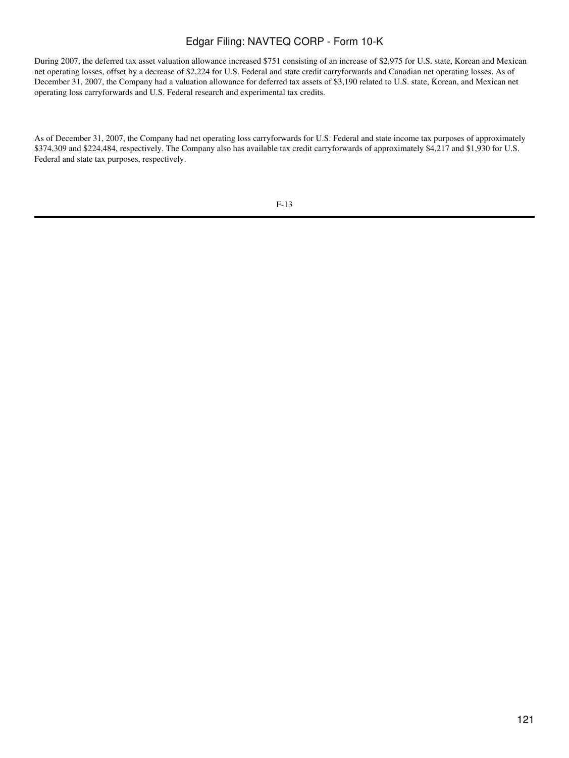During 2007, the deferred tax asset valuation allowance increased $751 consisting of an increase of $2,975 for U.S. state, Korean and Mexican net operating losses, offset by a decrease of $2,224 for U.S. Federal and state credit carryforwards and Canadian net operating losses. As of December 31, 2007, the Company had a valuation allowance for deferred tax assets of $3,190 related to U.S. state, Korean, and Mexican net operating loss carryforwards and U.S. Federal research and experimental tax credits.

As of December 31, 2007, the Company had net operating loss carryforwards for U.S. Federal and state income tax purposes of approximately $374,309 and $224,484, respectively. The Company also has available tax credit carryforwards of approximately $4,217 and $1,930 for U.S. Federal and state tax purposes, respectively.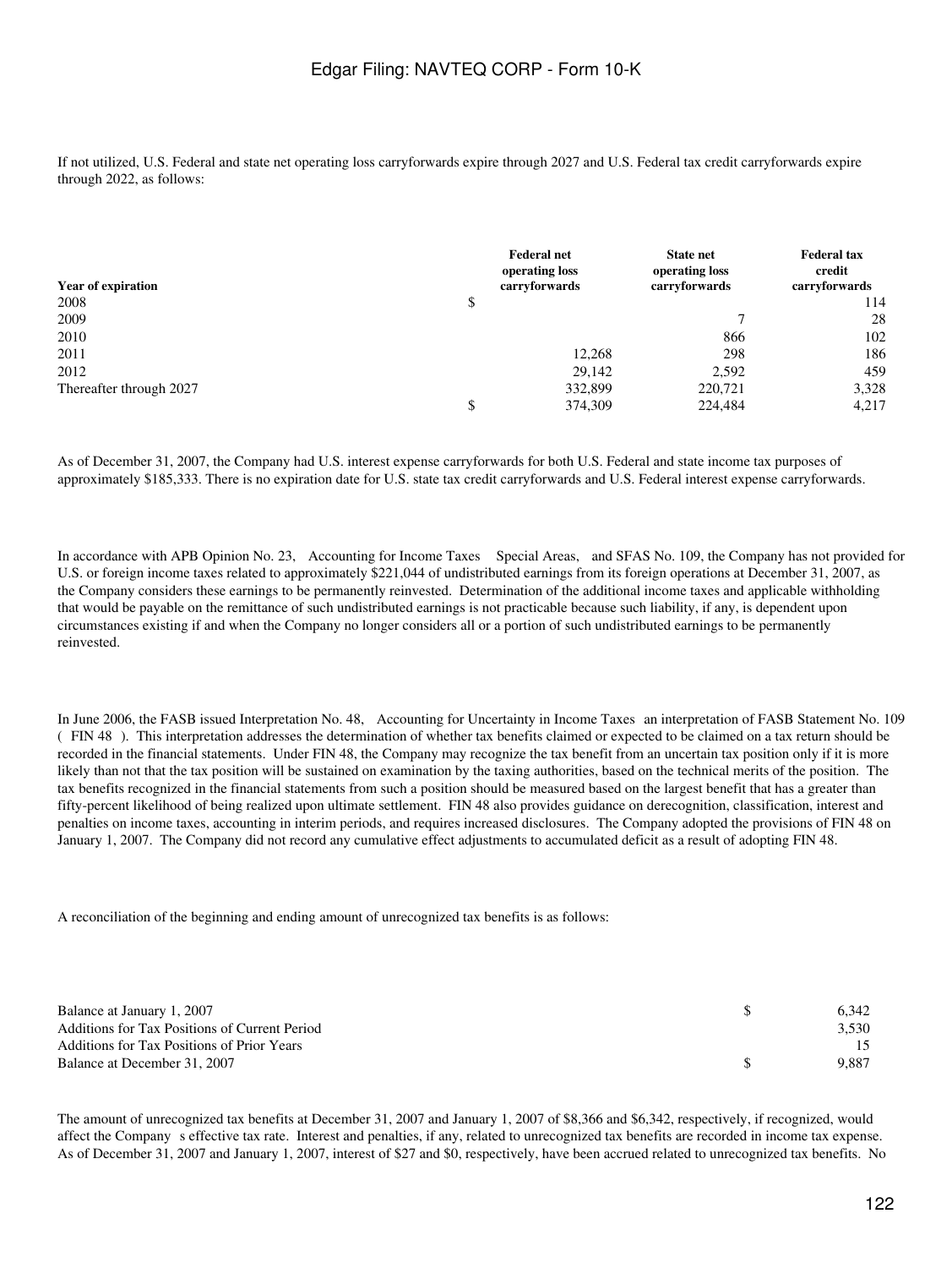If not utilized, U.S. Federal and state net operating loss carryforwards expire through 2027 and U.S. Federal tax credit carryforwards expire through 2022, as follows:

| Year of expiration | Federal net operating loss carryforwards | State net operating loss carryforwards | Federal tax credit carryforwards |
|---|---|---|---|
| 2008 | $ | | 114 |
| 2009 | | 7 | 28 |
| 2010 | | 866 | 102 |
| 2011 | 12,268 | 298 | 186 |
| 2012 | 29,142 | 2,592 | 459 |
| Thereafter through 2027 | 332,899 | 220,721 | 3,328 |
| | $ 374,309 | 224,484 | 4,217 |

As of December 31, 2007, the Company had U.S. interest expense carryforwards for both U.S. Federal and state income tax purposes of approximately $185,333. There is no expiration date for U.S. state tax credit carryforwards and U.S. Federal interest expense carryforwards.

In accordance with APB Opinion No. 23, Accounting for Income Taxes Special Areas, and SFAS No. 109, the Company has not provided for U.S. or foreign income taxes related to approximately $221,044 of undistributed earnings from its foreign operations at December 31, 2007, as the Company considers these earnings to be permanently reinvested. Determination of the additional income taxes and applicable withholding that would be payable on the remittance of such undistributed earnings is not practicable because such liability, if any, is dependent upon circumstances existing if and when the Company no longer considers all or a portion of such undistributed earnings to be permanently reinvested.

In June 2006, the FASB issued Interpretation No. 48, Accounting for Uncertainty in Income Taxes an interpretation of FASB Statement No. 109 ( FIN 48 ). This interpretation addresses the determination of whether tax benefits claimed or expected to be claimed on a tax return should be recorded in the financial statements. Under FIN 48, the Company may recognize the tax benefit from an uncertain tax position only if it is more likely than not that the tax position will be sustained on examination by the taxing authorities, based on the technical merits of the position. The tax benefits recognized in the financial statements from such a position should be measured based on the largest benefit that has a greater than fifty-percent likelihood of being realized upon ultimate settlement. FIN 48 also provides guidance on derecognition, classification, interest and penalties on income taxes, accounting in interim periods, and requires increased disclosures. The Company adopted the provisions of FIN 48 on January 1, 2007. The Company did not record any cumulative effect adjustments to accumulated deficit as a result of adopting FIN 48.

A reconciliation of the beginning and ending amount of unrecognized tax benefits is as follows:

| | | |
|---|---|---|
| Balance at January 1, 2007 | $ | 6,342 |
| Additions for Tax Positions of Current Period | | 3,530 |
| Additions for Tax Positions of Prior Years | | 15 |
| Balance at December 31, 2007 | $ | 9,887 |

The amount of unrecognized tax benefits at December 31, 2007 and January 1, 2007 of $8,366 and $6,342, respectively, if recognized, would affect the Company s effective tax rate. Interest and penalties, if any, related to unrecognized tax benefits are recorded in income tax expense. As of December 31, 2007 and January 1, 2007, interest of $27 and $0, respectively, have been accrued related to unrecognized tax benefits. No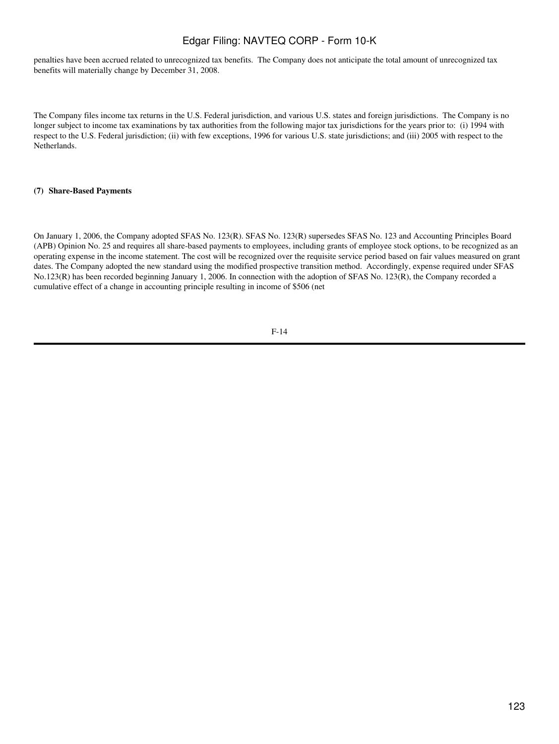penalties have been accrued related to unrecognized tax benefits. The Company does not anticipate the total amount of unrecognized tax benefits will materially change by December 31, 2008.

The Company files income tax returns in the U.S. Federal jurisdiction, and various U.S. states and foreign jurisdictions. The Company is no longer subject to income tax examinations by tax authorities from the following major tax jurisdictions for the years prior to: (i) 1994 with respect to the U.S. Federal jurisdiction; (ii) with few exceptions, 1996 for various U.S. state jurisdictions; and (iii) 2005 with respect to the Netherlands.

**(7) Share-Based Payments**

On January 1, 2006, the Company adopted SFAS No. 123(R). SFAS No. 123(R) supersedes SFAS No. 123 and Accounting Principles Board (APB) Opinion No. 25 and requires all share-based payments to employees, including grants of employee stock options, to be recognized as an operating expense in the income statement. The cost will be recognized over the requisite service period based on fair values measured on grant dates. The Company adopted the new standard using the modified prospective transition method. Accordingly, expense required under SFAS No.123(R) has been recorded beginning January 1, 2006. In connection with the adoption of SFAS No. 123(R), the Company recorded a cumulative effect of a change in accounting principle resulting in income of $506 (net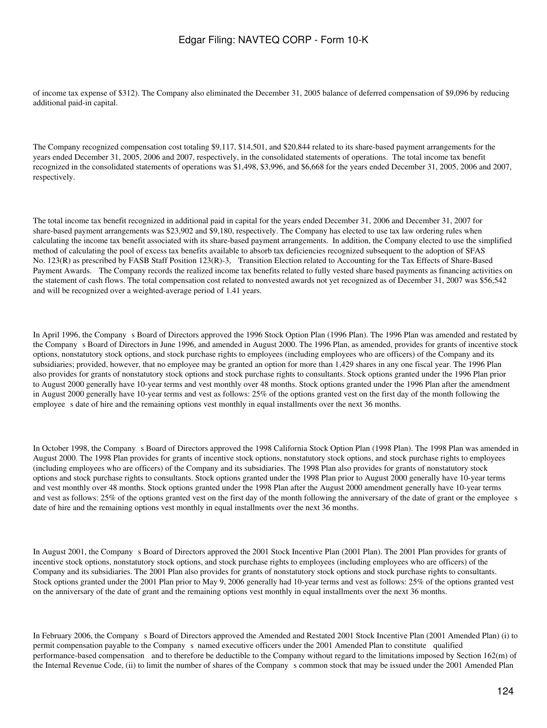of income tax expense of $312). The Company also eliminated the December 31, 2005 balance of deferred compensation of $9,096 by reducing additional paid-in capital.

The Company recognized compensation cost totaling $9,117, $14,501, and $20,844 related to its share-based payment arrangements for the years ended December 31, 2005, 2006 and 2007, respectively, in the consolidated statements of operations. The total income tax benefit recognized in the consolidated statements of operations was $1,498, $3,996, and $6,668 for the years ended December 31, 2005, 2006 and 2007, respectively.

The total income tax benefit recognized in additional paid in capital for the years ended December 31, 2006 and December 31, 2007 for share-based payment arrangements was $23,902 and $9,180, respectively. The Company has elected to use tax law ordering rules when calculating the income tax benefit associated with its share-based payment arrangements. In addition, the Company elected to use the simplified method of calculating the pool of excess tax benefits available to absorb tax deficiencies recognized subsequent to the adoption of SFAS No. 123(R) as prescribed by FASB Staff Position 123(R)-3, Transition Election related to Accounting for the Tax Effects of Share-Based Payment Awards. The Company records the realized income tax benefits related to fully vested share based payments as financing activities on the statement of cash flows. The total compensation cost related to nonvested awards not yet recognized as of December 31, 2007 was $56,542 and will be recognized over a weighted-average period of 1.41 years.

In April 1996, the Company s Board of Directors approved the 1996 Stock Option Plan (1996 Plan). The 1996 Plan was amended and restated by the Company s Board of Directors in June 1996, and amended in August 2000. The 1996 Plan, as amended, provides for grants of incentive stock options, nonstatutory stock options, and stock purchase rights to employees (including employees who are officers) of the Company and its subsidiaries; provided, however, that no employee may be granted an option for more than 1,429 shares in any one fiscal year. The 1996 Plan also provides for grants of nonstatutory stock options and stock purchase rights to consultants. Stock options granted under the 1996 Plan prior to August 2000 generally have 10-year terms and vest monthly over 48 months. Stock options granted under the 1996 Plan after the amendment in August 2000 generally have 10-year terms and vest as follows: 25% of the options granted vest on the first day of the month following the employee s date of hire and the remaining options vest monthly in equal installments over the next 36 months.

In October 1998, the Company s Board of Directors approved the 1998 California Stock Option Plan (1998 Plan). The 1998 Plan was amended in August 2000. The 1998 Plan provides for grants of incentive stock options, nonstatutory stock options, and stock purchase rights to employees (including employees who are officers) of the Company and its subsidiaries. The 1998 Plan also provides for grants of nonstatutory stock options and stock purchase rights to consultants. Stock options granted under the 1998 Plan prior to August 2000 generally have 10-year terms and vest monthly over 48 months. Stock options granted under the 1998 Plan after the August 2000 amendment generally have 10-year terms and vest as follows: 25% of the options granted vest on the first day of the month following the anniversary of the date of grant or the employee s date of hire and the remaining options vest monthly in equal installments over the next 36 months.

In August 2001, the Company s Board of Directors approved the 2001 Stock Incentive Plan (2001 Plan). The 2001 Plan provides for grants of incentive stock options, nonstatutory stock options, and stock purchase rights to employees (including employees who are officers) of the Company and its subsidiaries. The 2001 Plan also provides for grants of nonstatutory stock options and stock purchase rights to consultants. Stock options granted under the 2001 Plan prior to May 9, 2006 generally had 10-year terms and vest as follows: 25% of the options granted vest on the anniversary of the date of grant and the remaining options vest monthly in equal installments over the next 36 months.

In February 2006, the Company s Board of Directors approved the Amended and Restated 2001 Stock Incentive Plan (2001 Amended Plan) (i) to permit compensation payable to the Company s named executive officers under the 2001 Amended Plan to constitute qualified performance-based compensation and to therefore be deductible to the Company without regard to the limitations imposed by Section 162(m) of the Internal Revenue Code, (ii) to limit the number of shares of the Company s common stock that may be issued under the 2001 Amended Plan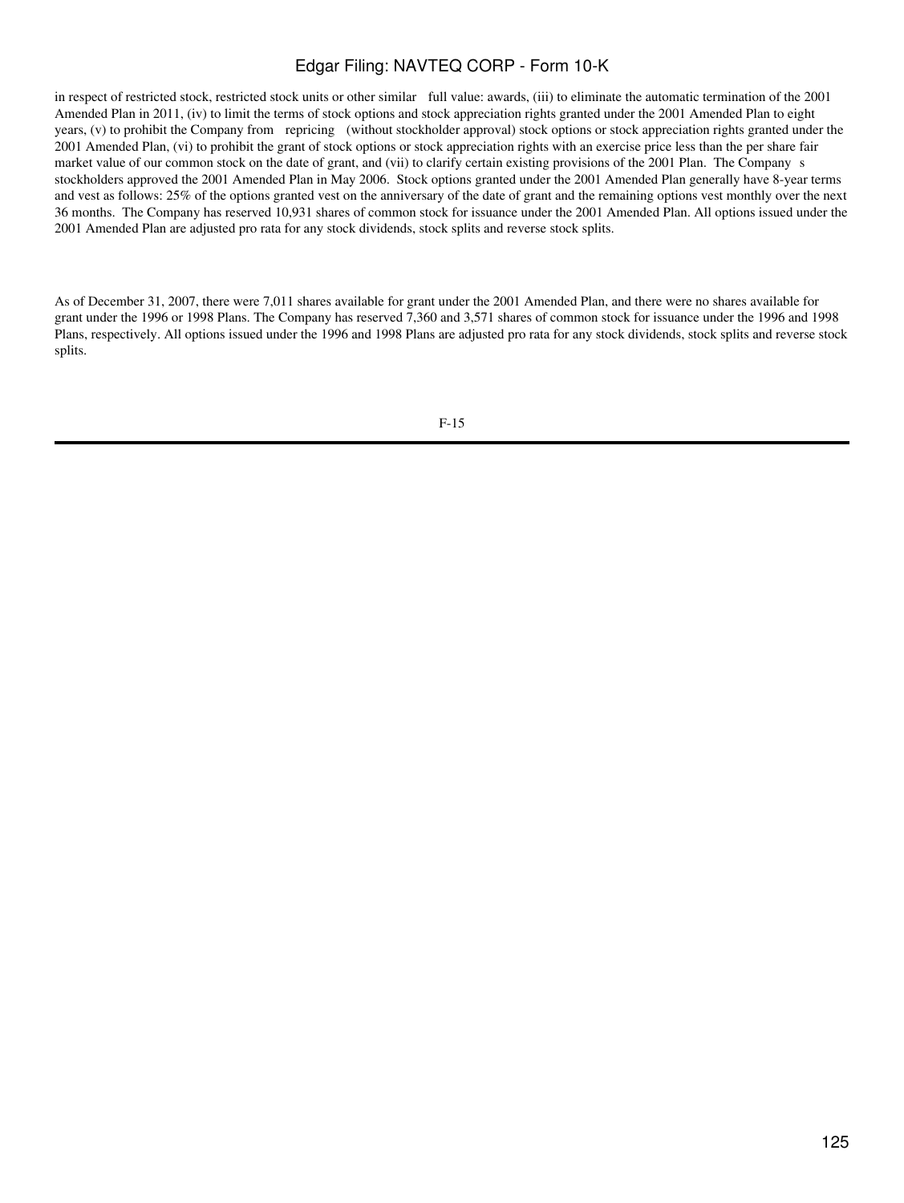in respect of restricted stock, restricted stock units or other similar full value: awards, (iii) to eliminate the automatic termination of the 2001 Amended Plan in 2011, (iv) to limit the terms of stock options and stock appreciation rights granted under the 2001 Amended Plan to eight years, (v) to prohibit the Company from repricing (without stockholder approval) stock options or stock appreciation rights granted under the 2001 Amended Plan, (vi) to prohibit the grant of stock options or stock appreciation rights with an exercise price less than the per share fair market value of our common stock on the date of grant, and (vii) to clarify certain existing provisions of the 2001 Plan. The Company s stockholders approved the 2001 Amended Plan in May 2006. Stock options granted under the 2001 Amended Plan generally have 8-year terms and vest as follows: 25% of the options granted vest on the anniversary of the date of grant and the remaining options vest monthly over the next 36 months. The Company has reserved 10,931 shares of common stock for issuance under the 2001 Amended Plan. All options issued under the 2001 Amended Plan are adjusted pro rata for any stock dividends, stock splits and reverse stock splits.

As of December 31, 2007, there were 7,011 shares available for grant under the 2001 Amended Plan, and there were no shares available for grant under the 1996 or 1998 Plans. The Company has reserved 7,360 and 3,571 shares of common stock for issuance under the 1996 and 1998 Plans, respectively. All options issued under the 1996 and 1998 Plans are adjusted pro rata for any stock dividends, stock splits and reverse stock splits.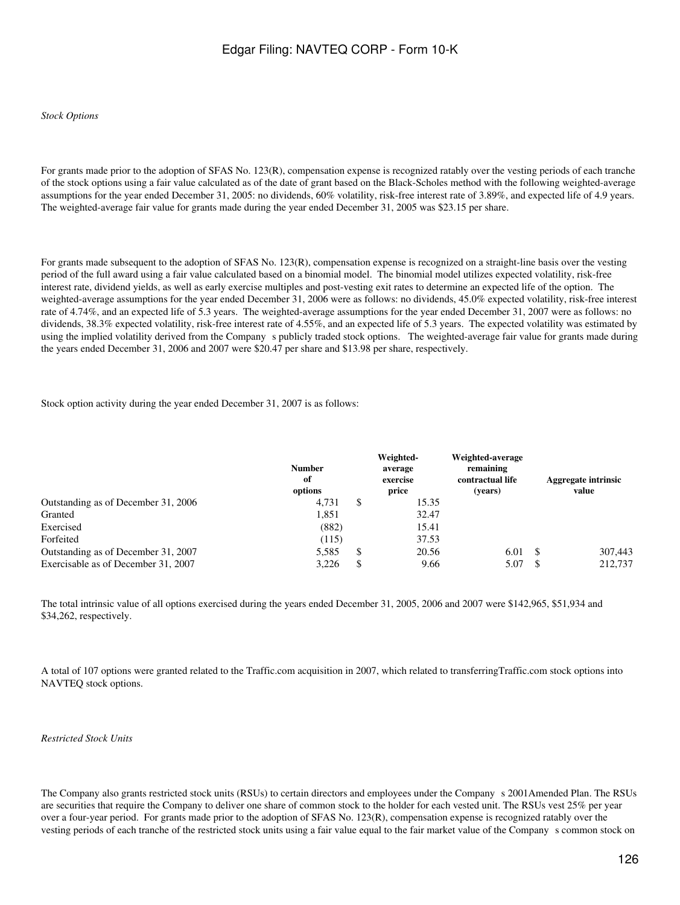*Stock Options*

For grants made prior to the adoption of SFAS No. 123(R), compensation expense is recognized ratably over the vesting periods of each tranche of the stock options using a fair value calculated as of the date of grant based on the Black-Scholes method with the following weighted-average assumptions for the year ended December 31, 2005: no dividends, 60% volatility, risk-free interest rate of 3.89%, and expected life of 4.9 years. The weighted-average fair value for grants made during the year ended December 31, 2005 was $23.15 per share.

For grants made subsequent to the adoption of SFAS No. 123(R), compensation expense is recognized on a straight-line basis over the vesting period of the full award using a fair value calculated based on a binomial model. The binomial model utilizes expected volatility, risk-free interest rate, dividend yields, as well as early exercise multiples and post-vesting exit rates to determine an expected life of the option. The weighted-average assumptions for the year ended December 31, 2006 were as follows: no dividends, 45.0% expected volatility, risk-free interest rate of 4.74%, and an expected life of 5.3 years. The weighted-average assumptions for the year ended December 31, 2007 were as follows: no dividends, 38.3% expected volatility, risk-free interest rate of 4.55%, and an expected life of 5.3 years. The expected volatility was estimated by using the implied volatility derived from the Company s publicly traded stock options. The weighted-average fair value for grants made during the years ended December 31, 2006 and 2007 were $20.47 per share and $13.98 per share, respectively.

Stock option activity during the year ended December 31, 2007 is as follows:

| | Number of options | Weighted-average exercise price | Weighted-average remaining contractual life (years) | Aggregate intrinsic value |
|---|---|---|---|---|
| Outstanding as of December 31, 2006 | 4,731 | $ 15.35 | | |
| Granted | 1,851 | 32.47 | | |
| Exercised | (882) | 15.41 | | |
| Forfeited | (115) | 37.53 | | |
| Outstanding as of December 31, 2007 | 5,585 | $ 20.56 | 6.01 | $ 307,443 |
| Exercisable as of December 31, 2007 | 3,226 | $ 9.66 | 5.07 | $ 212,737 |

The total intrinsic value of all options exercised during the years ended December 31, 2005, 2006 and 2007 were $142,965, $51,934 and $34,262, respectively.

A total of 107 options were granted related to the Traffic.com acquisition in 2007, which related to transferringTraffic.com stock options into NAVTEQ stock options.

*Restricted Stock Units*

The Company also grants restricted stock units (RSUs) to certain directors and employees under the Company s 2001Amended Plan. The RSUs are securities that require the Company to deliver one share of common stock to the holder for each vested unit. The RSUs vest 25% per year over a four-year period. For grants made prior to the adoption of SFAS No. 123(R), compensation expense is recognized ratably over the vesting periods of each tranche of the restricted stock units using a fair value equal to the fair market value of the Company s common stock on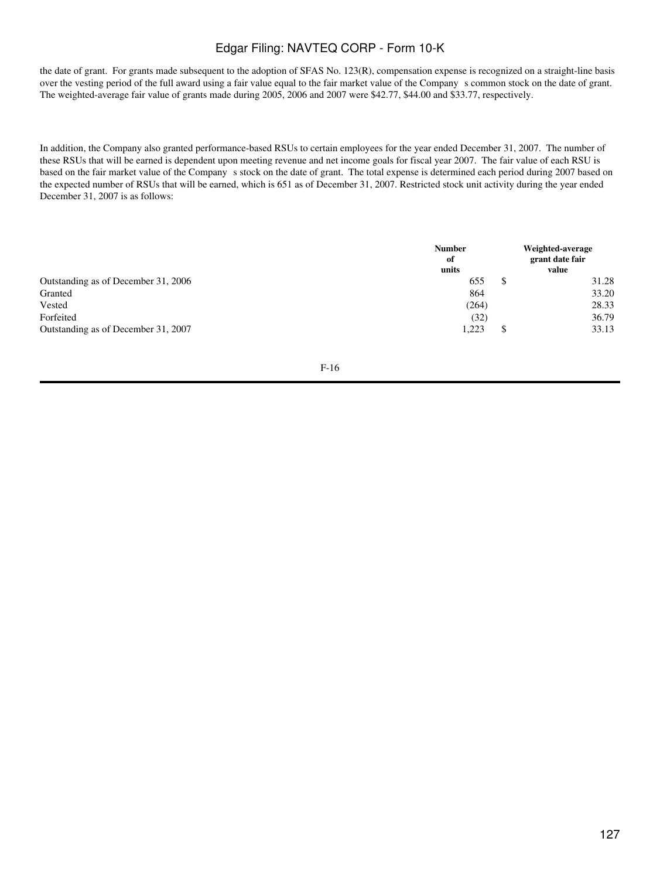the date of grant. For grants made subsequent to the adoption of SFAS No. 123(R), compensation expense is recognized on a straight-line basis over the vesting period of the full award using a fair value equal to the fair market value of the Company s common stock on the date of grant. The weighted-average fair value of grants made during 2005, 2006 and 2007 were $42.77, $44.00 and $33.77, respectively.

In addition, the Company also granted performance-based RSUs to certain employees for the year ended December 31, 2007. The number of these RSUs that will be earned is dependent upon meeting revenue and net income goals for fiscal year 2007. The fair value of each RSU is based on the fair market value of the Company s stock on the date of grant. The total expense is determined each period during 2007 based on the expected number of RSUs that will be earned, which is 651 as of December 31, 2007. Restricted stock unit activity during the year ended December 31, 2007 is as follows:

| | Number of units | Weighted-average grant date fair value |
|---|---|---|
| Outstanding as of December 31, 2006 | 655 | $ 31.28 |
| Granted | 864 | 33.20 |
| Vested | (264) | 28.33 |
| Forfeited | (32) | 36.79 |
| Outstanding as of December 31, 2007 | 1,223 | $ 33.13 |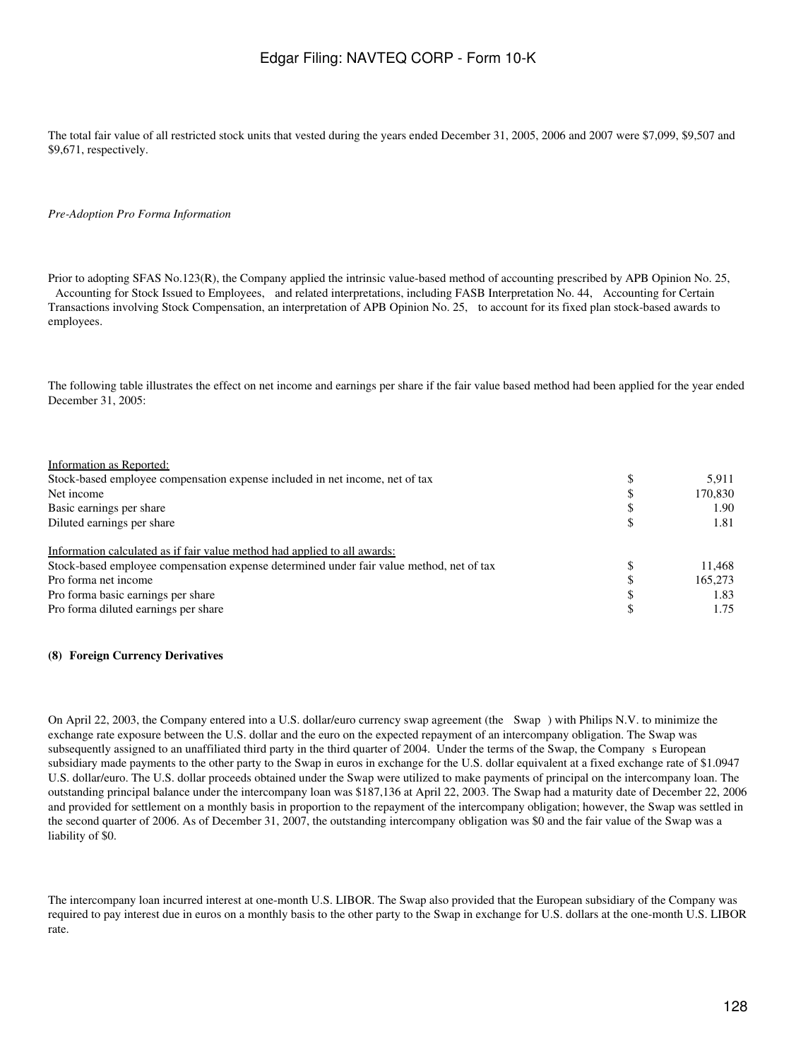The total fair value of all restricted stock units that vested during the years ended December 31, 2005, 2006 and 2007 were $7,099, $9,507 and $9,671, respectively.

*Pre-Adoption Pro Forma Information*

Prior to adopting SFAS No.123(R), the Company applied the intrinsic value-based method of accounting prescribed by APB Opinion No. 25, Accounting for Stock Issued to Employees, and related interpretations, including FASB Interpretation No. 44, Accounting for Certain Transactions involving Stock Compensation, an interpretation of APB Opinion No. 25, to account for its fixed plan stock-based awards to employees.

The following table illustrates the effect on net income and earnings per share if the fair value based method had been applied for the year ended December 31, 2005:

| | | |
|---|---|---|
| Information as Reported: | | |
| Stock-based employee compensation expense included in net income, net of tax | $ | 5,911 |
| Net income | $ | 170,830 |
| Basic earnings per share | $ | 1.90 |
| Diluted earnings per share | $ | 1.81 |
| | | |
| Information calculated as if fair value method had applied to all awards: | | |
| Stock-based employee compensation expense determined under fair value method, net of tax | $ | 11,468 |
| Pro forma net income | $ | 165,273 |
| Pro forma basic earnings per share | $ | 1.83 |
| Pro forma diluted earnings per share | $ | 1.75 |

**(8) Foreign Currency Derivatives**

On April 22, 2003, the Company entered into a U.S. dollar/euro currency swap agreement (the Swap) with Philips N.V. to minimize the exchange rate exposure between the U.S. dollar and the euro on the expected repayment of an intercompany obligation. The Swap was subsequently assigned to an unaffiliated third party in the third quarter of 2004. Under the terms of the Swap, the Company s European subsidiary made payments to the other party to the Swap in euros in exchange for the U.S. dollar equivalent at a fixed exchange rate of $1.0947 U.S. dollar/euro. The U.S. dollar proceeds obtained under the Swap were utilized to make payments of principal on the intercompany loan. The outstanding principal balance under the intercompany loan was $187,136 at April 22, 2003. The Swap had a maturity date of December 22, 2006 and provided for settlement on a monthly basis in proportion to the repayment of the intercompany obligation; however, the Swap was settled in the second quarter of 2006. As of December 31, 2007, the outstanding intercompany obligation was $0 and the fair value of the Swap was a liability of $0.

The intercompany loan incurred interest at one-month U.S. LIBOR. The Swap also provided that the European subsidiary of the Company was required to pay interest due in euros on a monthly basis to the other party to the Swap in exchange for U.S. dollars at the one-month U.S. LIBOR rate.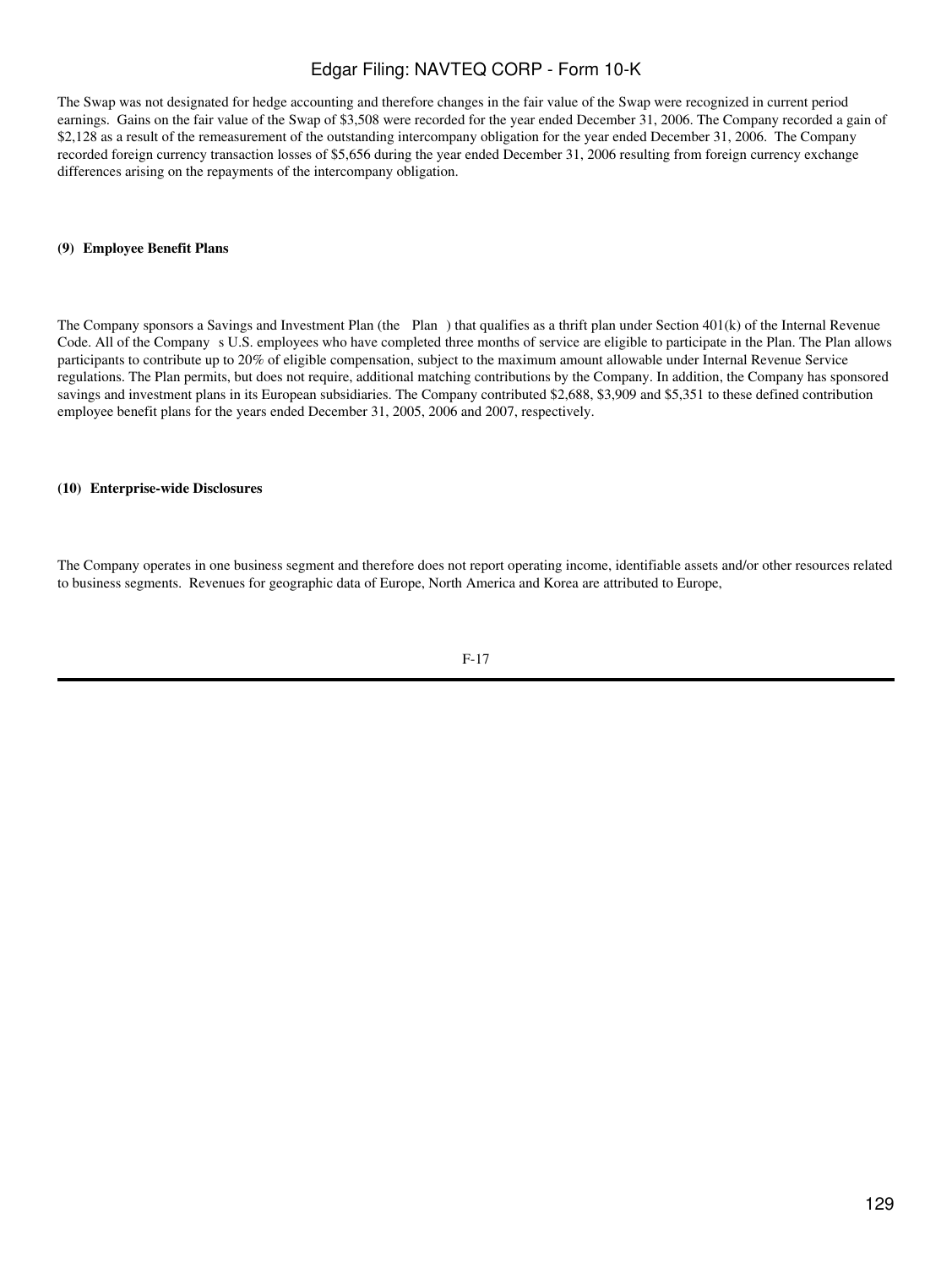The Swap was not designated for hedge accounting and therefore changes in the fair value of the Swap were recognized in current period earnings. Gains on the fair value of the Swap of $3,508 were recorded for the year ended December 31, 2006. The Company recorded a gain of $2,128 as a result of the remeasurement of the outstanding intercompany obligation for the year ended December 31, 2006. The Company recorded foreign currency transaction losses of $5,656 during the year ended December 31, 2006 resulting from foreign currency exchange differences arising on the repayments of the intercompany obligation.

**(9) Employee Benefit Plans**

The Company sponsors a Savings and Investment Plan (the Plan ) that qualifies as a thrift plan under Section 401(k) of the Internal Revenue Code. All of the Company s U.S. employees who have completed three months of service are eligible to participate in the Plan. The Plan allows participants to contribute up to 20% of eligible compensation, subject to the maximum amount allowable under Internal Revenue Service regulations. The Plan permits, but does not require, additional matching contributions by the Company. In addition, the Company has sponsored savings and investment plans in its European subsidiaries. The Company contributed $2,688, $3,909 and $5,351 to these defined contribution employee benefit plans for the years ended December 31, 2005, 2006 and 2007, respectively.

**(10) Enterprise-wide Disclosures**

The Company operates in one business segment and therefore does not report operating income, identifiable assets and/or other resources related to business segments. Revenues for geographic data of Europe, North America and Korea are attributed to Europe,

F-17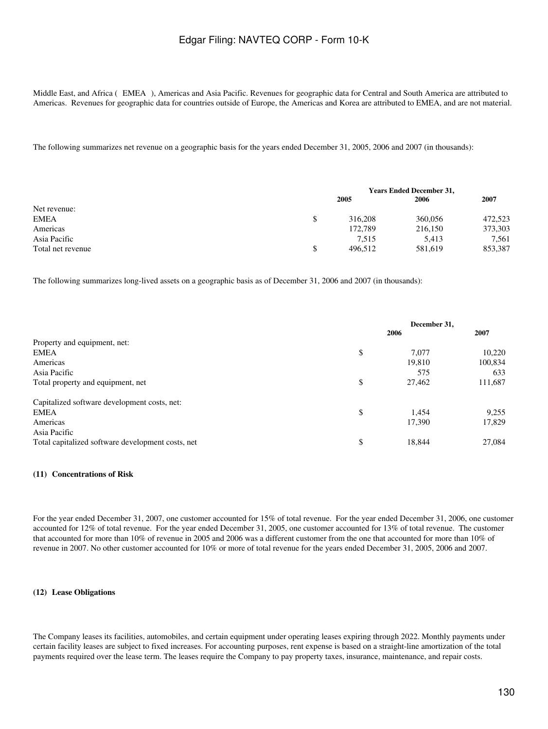Middle East, and Africa ( EMEA ), Americas and Asia Pacific. Revenues for geographic data for Central and South America are attributed to Americas. Revenues for geographic data for countries outside of Europe, the Americas and Korea are attributed to EMEA, and are not material.

The following summarizes net revenue on a geographic basis for the years ended December 31, 2005, 2006 and 2007 (in thousands):

| | Years Ended December 31, | | |
|---|---|---|---|
| | 2005 | 2006 | 2007 |
| Net revenue: | | | |
| EMEA | $ 316,208 | 360,056 | 472,523 |
| Americas | 172,789 | 216,150 | 373,303 |
| Asia Pacific | 7,515 | 5,413 | 7,561 |
| Total net revenue | $ 496,512 | 581,619 | 853,387 |

The following summarizes long-lived assets on a geographic basis as of December 31, 2006 and 2007 (in thousands):

| | December 31, | |
|---|---|---|
| | 2006 | 2007 |
| Property and equipment, net: | | |
| EMEA | $ 7,077 | 10,220 |
| Americas | 19,810 | 100,834 |
| Asia Pacific | 575 | 633 |
| Total property and equipment, net | $ 27,462 | 111,687 |
| | | |
| Capitalized software development costs, net: | | |
| EMEA | $ 1,454 | 9,255 |
| Americas | 17,390 | 17,829 |
| Asia Pacific | | |
| Total capitalized software development costs, net | $ 18,844 | 27,084 |

#### (11) Concentrations of Risk

For the year ended December 31, 2007, one customer accounted for 15% of total revenue. For the year ended December 31, 2006, one customer accounted for 12% of total revenue. For the year ended December 31, 2005, one customer accounted for 13% of total revenue. The customer that accounted for more than 10% of revenue in 2005 and 2006 was a different customer from the one that accounted for more than 10% of revenue in 2007. No other customer accounted for 10% or more of total revenue for the years ended December 31, 2005, 2006 and 2007.

#### (12) Lease Obligations

The Company leases its facilities, automobiles, and certain equipment under operating leases expiring through 2022. Monthly payments under certain facility leases are subject to fixed increases. For accounting purposes, rent expense is based on a straight-line amortization of the total payments required over the lease term. The leases require the Company to pay property taxes, insurance, maintenance, and repair costs.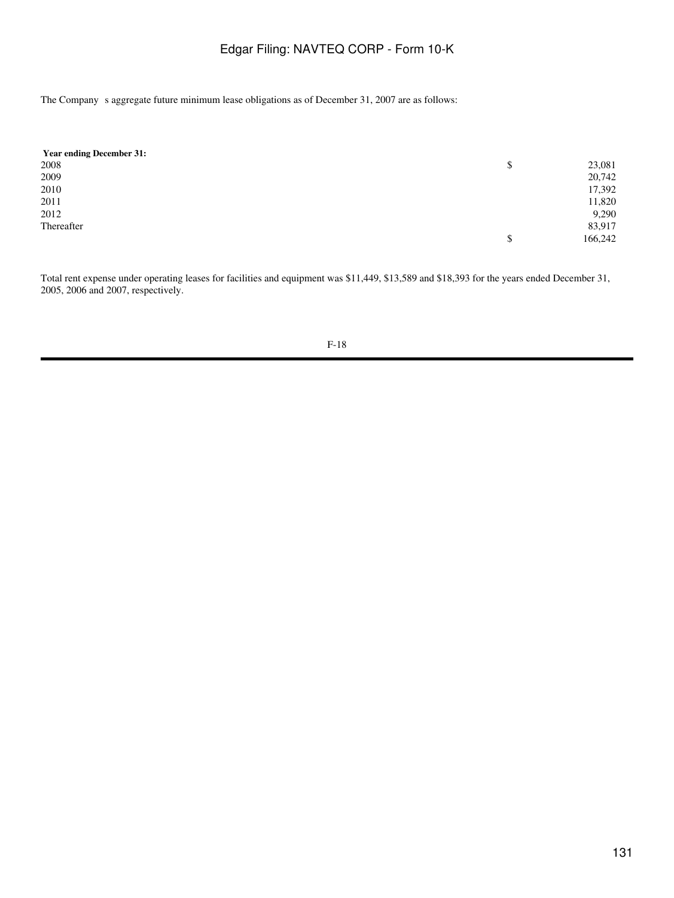The Company s aggregate future minimum lease obligations as of December 31, 2007 are as follows:

| **Year ending December 31:** | |
|---|---|
| 2008 | $ 23,081 |
| 2009 | 20,742 |
| 2010 | 17,392 |
| 2011 | 11,820 |
| 2012 | 9,290 |
| Thereafter | 83,917 |
| | $ 166,242 |

Total rent expense under operating leases for facilities and equipment was $11,449, $13,589 and $18,393 for the years ended December 31, 2005, 2006 and 2007, respectively.

F-18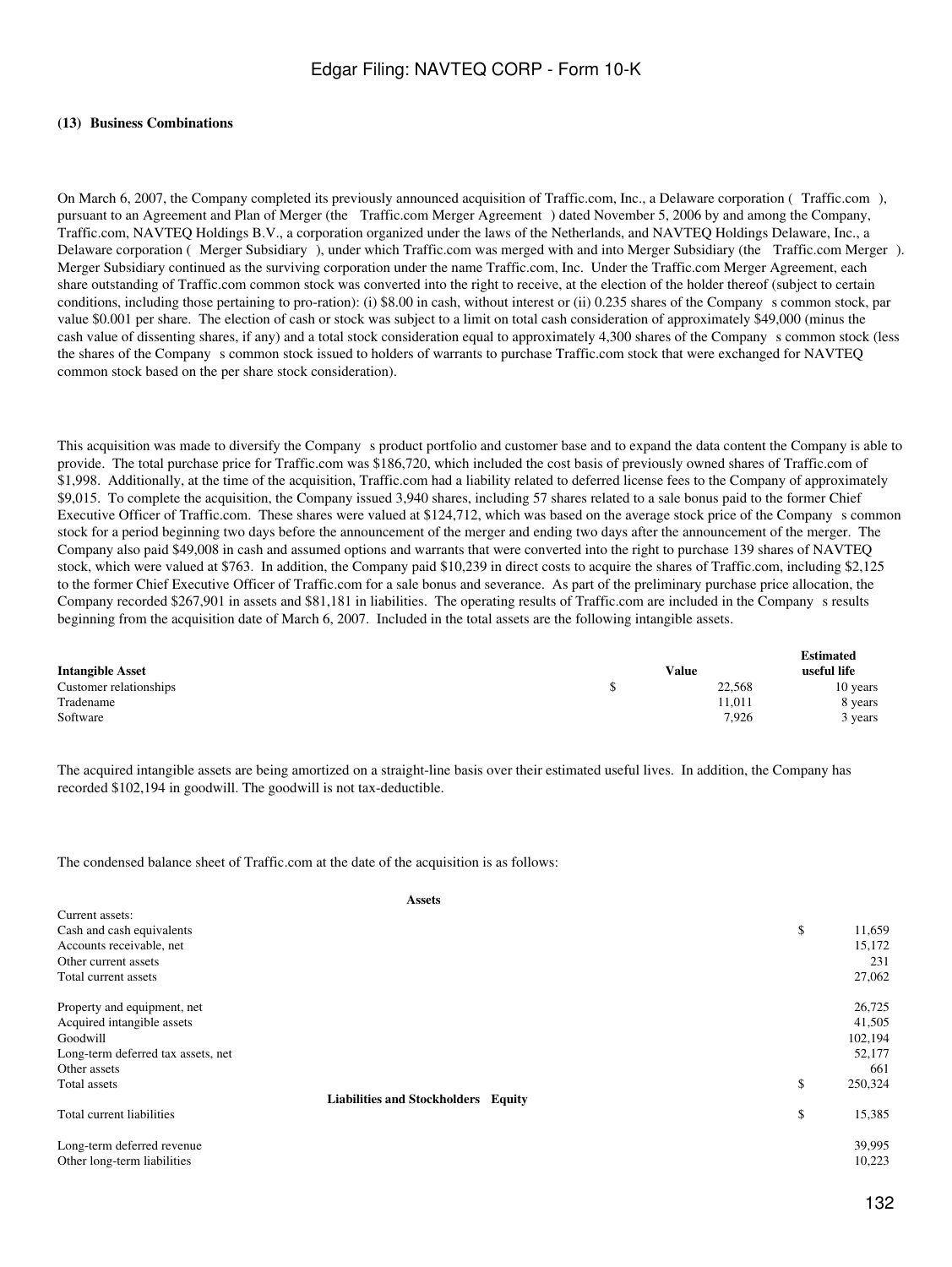### (13) Business Combinations

On March 6, 2007, the Company completed its previously announced acquisition of Traffic.com, Inc., a Delaware corporation ( Traffic.com ), pursuant to an Agreement and Plan of Merger (the Traffic.com Merger Agreement ) dated November 5, 2006 by and among the Company, Traffic.com, NAVTEQ Holdings B.V., a corporation organized under the laws of the Netherlands, and NAVTEQ Holdings Delaware, Inc., a Delaware corporation ( Merger Subsidiary ), under which Traffic.com was merged with and into Merger Subsidiary (the Traffic.com Merger ). Merger Subsidiary continued as the surviving corporation under the name Traffic.com, Inc. Under the Traffic.com Merger Agreement, each share outstanding of Traffic.com common stock was converted into the right to receive, at the election of the holder thereof (subject to certain conditions, including those pertaining to pro-ration): (i) $8.00 in cash, without interest or (ii) 0.235 shares of the Company s common stock, par value $0.001 per share. The election of cash or stock was subject to a limit on total cash consideration of approximately $49,000 (minus the cash value of dissenting shares, if any) and a total stock consideration equal to approximately 4,300 shares of the Company s common stock (less the shares of the Company s common stock issued to holders of warrants to purchase Traffic.com stock that were exchanged for NAVTEQ common stock based on the per share stock consideration).

This acquisition was made to diversify the Company s product portfolio and customer base and to expand the data content the Company is able to provide. The total purchase price for Traffic.com was $186,720, which included the cost basis of previously owned shares of Traffic.com of $1,998. Additionally, at the time of the acquisition, Traffic.com had a liability related to deferred license fees to the Company of approximately $9,015. To complete the acquisition, the Company issued 3,940 shares, including 57 shares related to a sale bonus paid to the former Chief Executive Officer of Traffic.com. These shares were valued at $124,712, which was based on the average stock price of the Company s common stock for a period beginning two days before the announcement of the merger and ending two days after the announcement of the merger. The Company also paid $49,008 in cash and assumed options and warrants that were converted into the right to purchase 139 shares of NAVTEQ stock, which were valued at $763. In addition, the Company paid $10,239 in direct costs to acquire the shares of Traffic.com, including $2,125 to the former Chief Executive Officer of Traffic.com for a sale bonus and severance. As part of the preliminary purchase price allocation, the Company recorded $267,901 in assets and $81,181 in liabilities. The operating results of Traffic.com are included in the Company s results beginning from the acquisition date of March 6, 2007. Included in the total assets are the following intangible assets.

| Intangible Asset | Value | Estimated useful life |
|---|---|---|
| Customer relationships | $ 22,568 | 10 years |
| Tradename | 11,011 | 8 years |
| Software | 7,926 | 3 years |

The acquired intangible assets are being amortized on a straight-line basis over their estimated useful lives. In addition, the Company has recorded $102,194 in goodwill. The goodwill is not tax-deductible.

The condensed balance sheet of Traffic.com at the date of the acquisition is as follows:

| | |
|---|---|
| **Assets** | |
| Current assets: | |
| Cash and cash equivalents | $ 11,659 |
| Accounts receivable, net | 15,172 |
| Other current assets | 231 |
| Total current assets | 27,062 |
| Property and equipment, net | 26,725 |
| Acquired intangible assets | 41,505 |
| Goodwill | 102,194 |
| Long-term deferred tax assets, net | 52,177 |
| Other assets | 661 |
| Total assets | $ 250,324 |
| **Liabilities and Stockholders Equity** | |
| Total current liabilities | $ 15,385 |
| Long-term deferred revenue | 39,995 |
| Other long-term liabilities | 10,223 |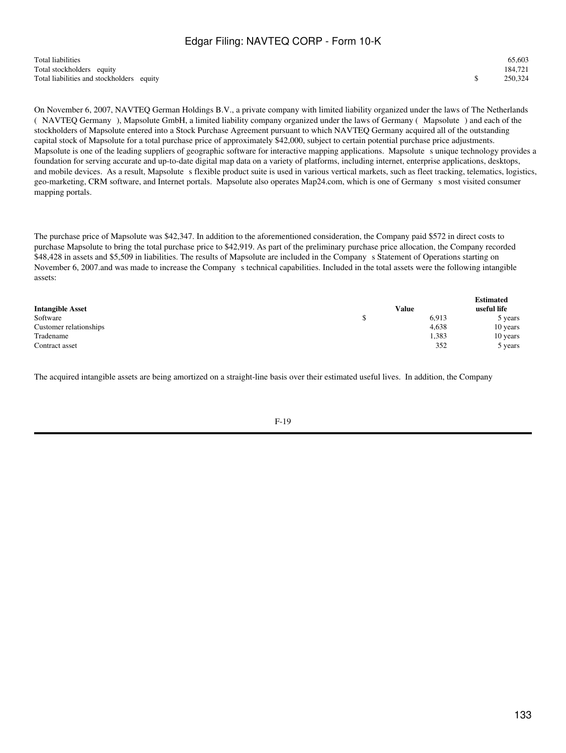| | | |
|---|---|---|
| Total liabilities | | 65,603 |
| Total stockholders equity | | 184,721 |
| Total liabilities and stockholders equity | $ | 250,324 |

On November 6, 2007, NAVTEQ German Holdings B.V., a private company with limited liability organized under the laws of The Netherlands ( NAVTEQ Germany ), Mapsolute GmbH, a limited liability company organized under the laws of Germany ( Mapsolute ) and each of the stockholders of Mapsolute entered into a Stock Purchase Agreement pursuant to which NAVTEQ Germany acquired all of the outstanding capital stock of Mapsolute for a total purchase price of approximately $42,000, subject to certain potential purchase price adjustments. Mapsolute is one of the leading suppliers of geographic software for interactive mapping applications. Mapsolute s unique technology provides a foundation for serving accurate and up-to-date digital map data on a variety of platforms, including internet, enterprise applications, desktops, and mobile devices. As a result, Mapsolute s flexible product suite is used in various vertical markets, such as fleet tracking, telematics, logistics, geo-marketing, CRM software, and Internet portals. Mapsolute also operates Map24.com, which is one of Germany s most visited consumer mapping portals.

The purchase price of Mapsolute was $42,347. In addition to the aforementioned consideration, the Company paid $572 in direct costs to purchase Mapsolute to bring the total purchase price to $42,919. As part of the preliminary purchase price allocation, the Company recorded $48,428 in assets and $5,509 in liabilities. The results of Mapsolute are included in the Company s Statement of Operations starting on November 6, 2007.and was made to increase the Company s technical capabilities. Included in the total assets were the following intangible assets:

| Intangible Asset | | Value | Estimated useful life |
|---|---|---|---|
| Software | $ | 6,913 | 5 years |
| Customer relationships | | 4,638 | 10 years |
| Tradename | | 1,383 | 10 years |
| Contract asset | | 352 | 5 years |

The acquired intangible assets are being amortized on a straight-line basis over their estimated useful lives. In addition, the Company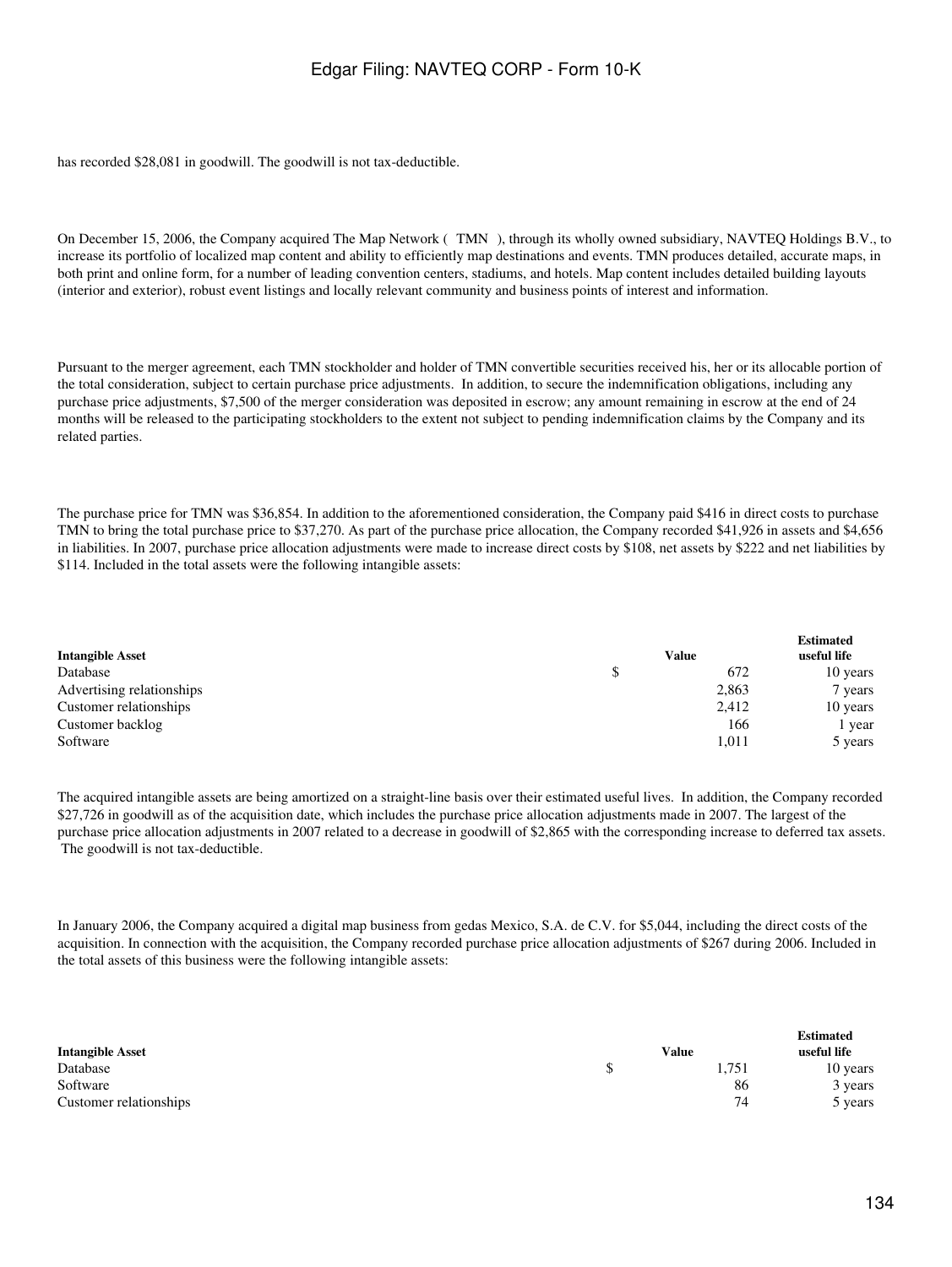has recorded $28,081 in goodwill. The goodwill is not tax-deductible.

On December 15, 2006, the Company acquired The Map Network ( TMN ), through its wholly owned subsidiary, NAVTEQ Holdings B.V., to increase its portfolio of localized map content and ability to efficiently map destinations and events. TMN produces detailed, accurate maps, in both print and online form, for a number of leading convention centers, stadiums, and hotels. Map content includes detailed building layouts (interior and exterior), robust event listings and locally relevant community and business points of interest and information.

Pursuant to the merger agreement, each TMN stockholder and holder of TMN convertible securities received his, her or its allocable portion of the total consideration, subject to certain purchase price adjustments. In addition, to secure the indemnification obligations, including any purchase price adjustments, $7,500 of the merger consideration was deposited in escrow; any amount remaining in escrow at the end of 24 months will be released to the participating stockholders to the extent not subject to pending indemnification claims by the Company and its related parties.

The purchase price for TMN was $36,854. In addition to the aforementioned consideration, the Company paid $416 in direct costs to purchase TMN to bring the total purchase price to $37,270. As part of the purchase price allocation, the Company recorded $41,926 in assets and $4,656 in liabilities. In 2007, purchase price allocation adjustments were made to increase direct costs by $108, net assets by $222 and net liabilities by $114. Included in the total assets were the following intangible assets:

| Intangible Asset | Value | Estimated useful life |
|---|---|---|
| Database | $ 672 | 10 years |
| Advertising relationships | 2,863 | 7 years |
| Customer relationships | 2,412 | 10 years |
| Customer backlog | 166 | 1 year |
| Software | 1,011 | 5 years |

The acquired intangible assets are being amortized on a straight-line basis over their estimated useful lives. In addition, the Company recorded $27,726 in goodwill as of the acquisition date, which includes the purchase price allocation adjustments made in 2007. The largest of the purchase price allocation adjustments in 2007 related to a decrease in goodwill of $2,865 with the corresponding increase to deferred tax assets. The goodwill is not tax-deductible.

In January 2006, the Company acquired a digital map business from gedas Mexico, S.A. de C.V. for $5,044, including the direct costs of the acquisition. In connection with the acquisition, the Company recorded purchase price allocation adjustments of $267 during 2006. Included in the total assets of this business were the following intangible assets:

| Intangible Asset | Value | Estimated useful life |
|---|---|---|
| Database | $ 1,751 | 10 years |
| Software | 86 | 3 years |
| Customer relationships | 74 | 5 years |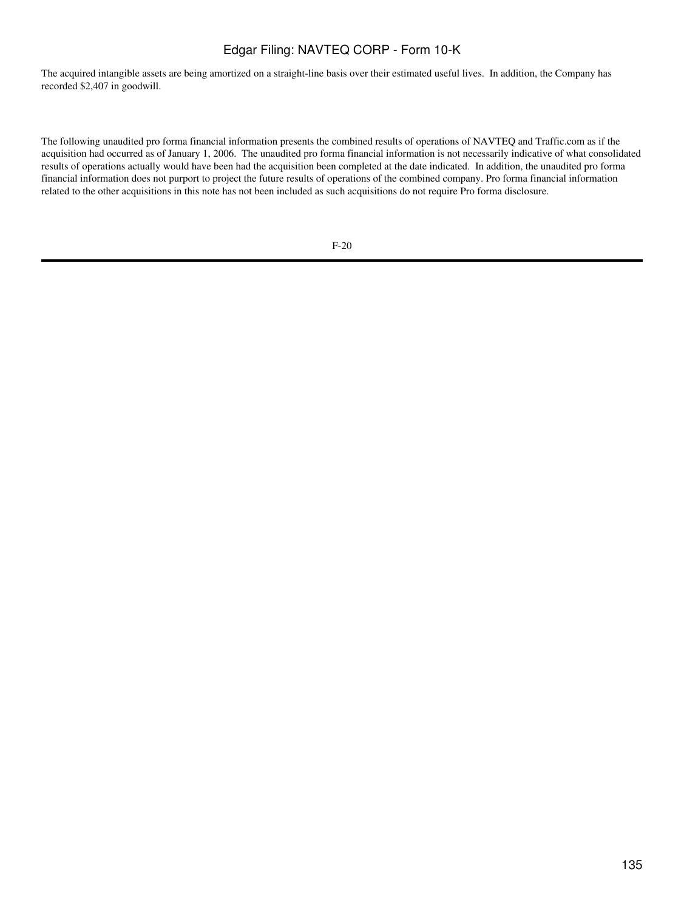The acquired intangible assets are being amortized on a straight-line basis over their estimated useful lives. In addition, the Company has recorded $2,407 in goodwill.

The following unaudited pro forma financial information presents the combined results of operations of NAVTEQ and Traffic.com as if the acquisition had occurred as of January 1, 2006. The unaudited pro forma financial information is not necessarily indicative of what consolidated results of operations actually would have been had the acquisition been completed at the date indicated. In addition, the unaudited pro forma financial information does not purport to project the future results of operations of the combined company. Pro forma financial information related to the other acquisitions in this note has not been included as such acquisitions do not require Pro forma disclosure.

F-20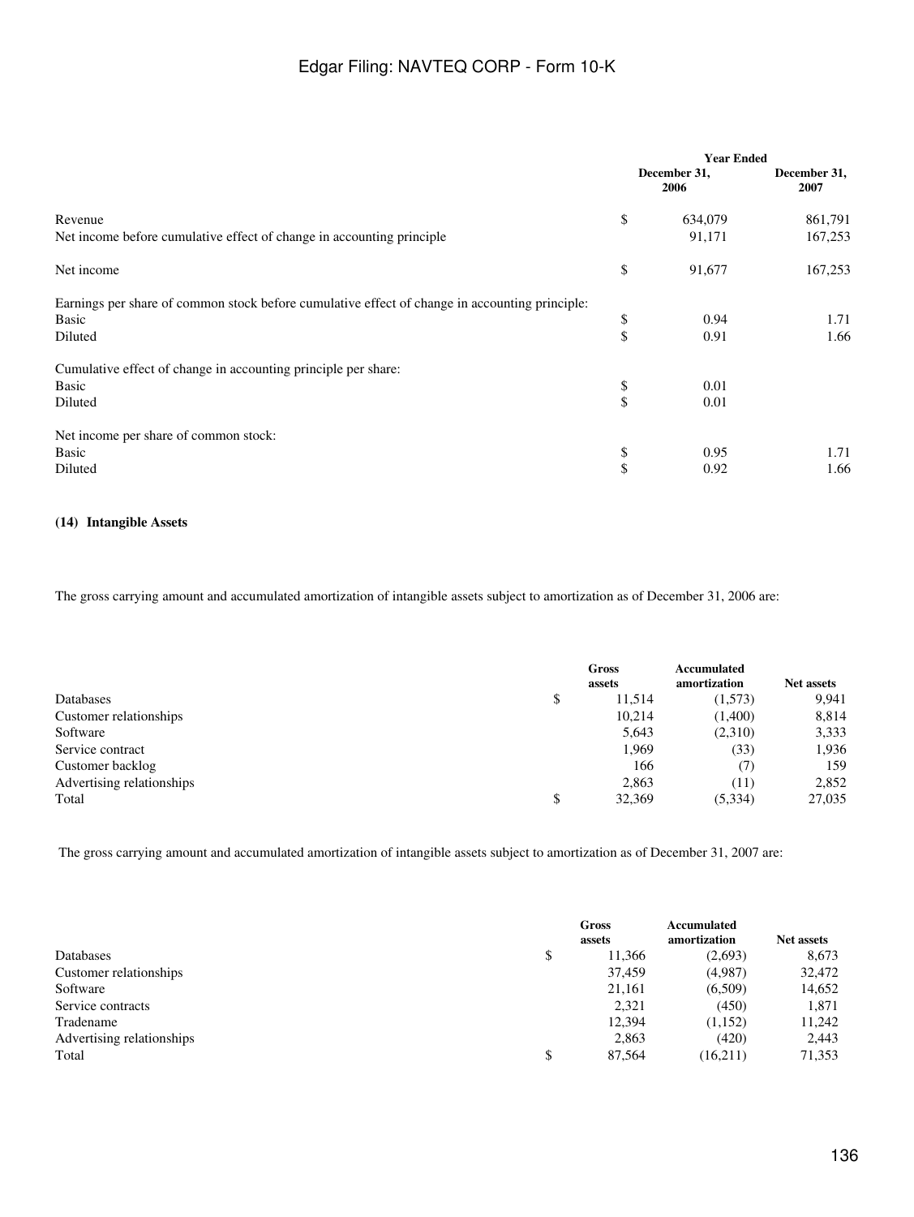| | Year Ended | |
|---|---|---|
| | December 31, 2006 | December 31, 2007 |
| Revenue | $ 634,079 | 861,791 |
| Net income before cumulative effect of change in accounting principle | 91,171 | 167,253 |
| Net income | $ 91,677 | 167,253 |
| Earnings per share of common stock before cumulative effect of change in accounting principle: | | |
| Basic | $ 0.94 | 1.71 |
| Diluted | $ 0.91 | 1.66 |
| Cumulative effect of change in accounting principle per share: | | |
| Basic | $ 0.01 | |
| Diluted | $ 0.01 | |
| Net income per share of common stock: | | |
| Basic | $ 0.95 | 1.71 |
| Diluted | $ 0.92 | 1.66 |

**(14) Intangible Assets**

The gross carrying amount and accumulated amortization of intangible assets subject to amortization as of December 31, 2006 are:

| | Gross assets | Accumulated amortization | Net assets |
|---|---|---|---|
| Databases | $ 11,514 | (1,573) | 9,941 |
| Customer relationships | 10,214 | (1,400) | 8,814 |
| Software | 5,643 | (2,310) | 3,333 |
| Service contract | 1,969 | (33) | 1,936 |
| Customer backlog | 166 | (7) | 159 |
| Advertising relationships | 2,863 | (11) | 2,852 |
| Total | $ 32,369 | (5,334) | 27,035 |

The gross carrying amount and accumulated amortization of intangible assets subject to amortization as of December 31, 2007 are:

| | Gross assets | Accumulated amortization | Net assets |
|---|---|---|---|
| Databases | $ 11,366 | (2,693) | 8,673 |
| Customer relationships | 37,459 | (4,987) | 32,472 |
| Software | 21,161 | (6,509) | 14,652 |
| Service contracts | 2,321 | (450) | 1,871 |
| Tradename | 12,394 | (1,152) | 11,242 |
| Advertising relationships | 2,863 | (420) | 2,443 |
| Total | $ 87,564 | (16,211) | 71,353 |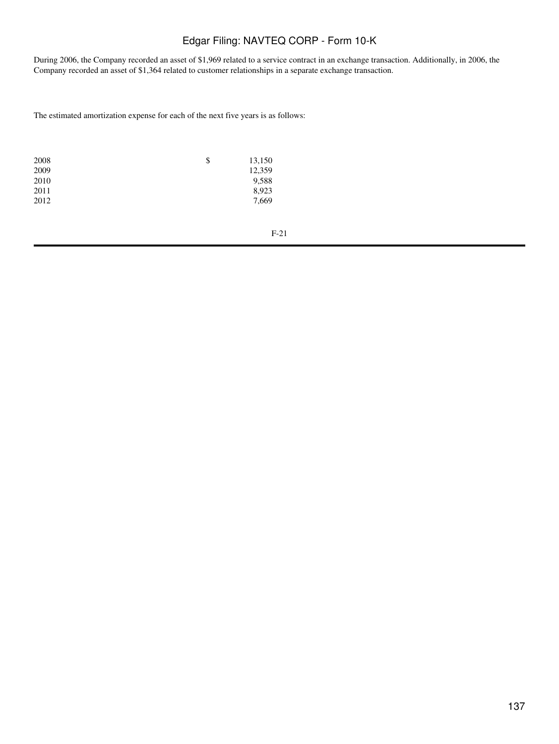During 2006, the Company recorded an asset of $1,969 related to a service contract in an exchange transaction. Additionally, in 2006, the Company recorded an asset of $1,364 related to customer relationships in a separate exchange transaction.

The estimated amortization expense for each of the next five years is as follows:

| | | |
|---|---|---|
| 2008 | $ | 13,150 |
| 2009 | | 12,359 |
| 2010 | | 9,588 |
| 2011 | | 8,923 |
| 2012 | | 7,669 |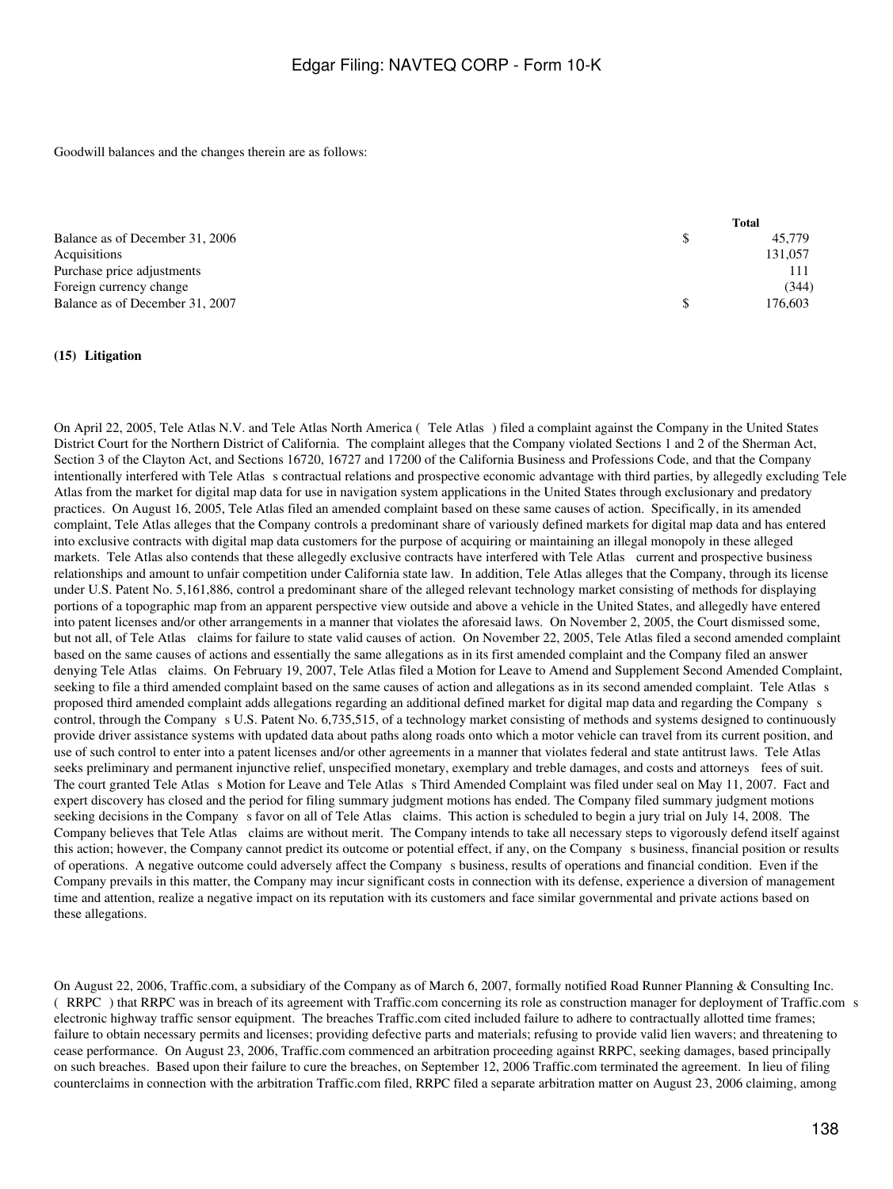Goodwill balances and the changes therein are as follows:

| | | Total |
|---|---|---|
| Balance as of December 31, 2006 | $ | 45,779 |
| Acquisitions | | 131,057 |
| Purchase price adjustments | | 111 |
| Foreign currency change | | (344) |
| Balance as of December 31, 2007 | $ | 176,603 |

**(15) Litigation**

On April 22, 2005, Tele Atlas N.V. and Tele Atlas North America ( Tele Atlas ) filed a complaint against the Company in the United States District Court for the Northern District of California. The complaint alleges that the Company violated Sections 1 and 2 of the Sherman Act, Section 3 of the Clayton Act, and Sections 16720, 16727 and 17200 of the California Business and Professions Code, and that the Company intentionally interfered with Tele Atlas s contractual relations and prospective economic advantage with third parties, by allegedly excluding Tele Atlas from the market for digital map data for use in navigation system applications in the United States through exclusionary and predatory practices. On August 16, 2005, Tele Atlas filed an amended complaint based on these same causes of action. Specifically, in its amended complaint, Tele Atlas alleges that the Company controls a predominant share of variously defined markets for digital map data and has entered into exclusive contracts with digital map data customers for the purpose of acquiring or maintaining an illegal monopoly in these alleged markets. Tele Atlas also contends that these allegedly exclusive contracts have interfered with Tele Atlas current and prospective business relationships and amount to unfair competition under California state law. In addition, Tele Atlas alleges that the Company, through its license under U.S. Patent No. 5,161,886, control a predominant share of the alleged relevant technology market consisting of methods for displaying portions of a topographic map from an apparent perspective view outside and above a vehicle in the United States, and allegedly have entered into patent licenses and/or other arrangements in a manner that violates the aforesaid laws. On November 2, 2005, the Court dismissed some, but not all, of Tele Atlas claims for failure to state valid causes of action. On November 22, 2005, Tele Atlas filed a second amended complaint based on the same causes of actions and essentially the same allegations as in its first amended complaint and the Company filed an answer denying Tele Atlas claims. On February 19, 2007, Tele Atlas filed a Motion for Leave to Amend and Supplement Second Amended Complaint, seeking to file a third amended complaint based on the same causes of action and allegations as in its second amended complaint. Tele Atlas s proposed third amended complaint adds allegations regarding an additional defined market for digital map data and regarding the Company s control, through the Company s U.S. Patent No. 6,735,515, of a technology market consisting of methods and systems designed to continuously provide driver assistance systems with updated data about paths along roads onto which a motor vehicle can travel from its current position, and use of such control to enter into a patent licenses and/or other agreements in a manner that violates federal and state antitrust laws. Tele Atlas seeks preliminary and permanent injunctive relief, unspecified monetary, exemplary and treble damages, and costs and attorneys fees of suit. The court granted Tele Atlas s Motion for Leave and Tele Atlas s Third Amended Complaint was filed under seal on May 11, 2007. Fact and expert discovery has closed and the period for filing summary judgment motions has ended. The Company filed summary judgment motions seeking decisions in the Company s favor on all of Tele Atlas claims. This action is scheduled to begin a jury trial on July 14, 2008. The Company believes that Tele Atlas claims are without merit. The Company intends to take all necessary steps to vigorously defend itself against this action; however, the Company cannot predict its outcome or potential effect, if any, on the Company s business, financial position or results of operations. A negative outcome could adversely affect the Company s business, results of operations and financial condition. Even if the Company prevails in this matter, the Company may incur significant costs in connection with its defense, experience a diversion of management time and attention, realize a negative impact on its reputation with its customers and face similar governmental and private actions based on these allegations.

On August 22, 2006, Traffic.com, a subsidiary of the Company as of March 6, 2007, formally notified Road Runner Planning & Consulting Inc. ( RRPC ) that RRPC was in breach of its agreement with Traffic.com concerning its role as construction manager for deployment of Traffic.com s electronic highway traffic sensor equipment. The breaches Traffic.com cited included failure to adhere to contractually allotted time frames; failure to obtain necessary permits and licenses; providing defective parts and materials; refusing to provide valid lien wavers; and threatening to cease performance. On August 23, 2006, Traffic.com commenced an arbitration proceeding against RRPC, seeking damages, based principally on such breaches. Based upon their failure to cure the breaches, on September 12, 2006 Traffic.com terminated the agreement. In lieu of filing counterclaims in connection with the arbitration Traffic.com filed, RRPC filed a separate arbitration matter on August 23, 2006 claiming, among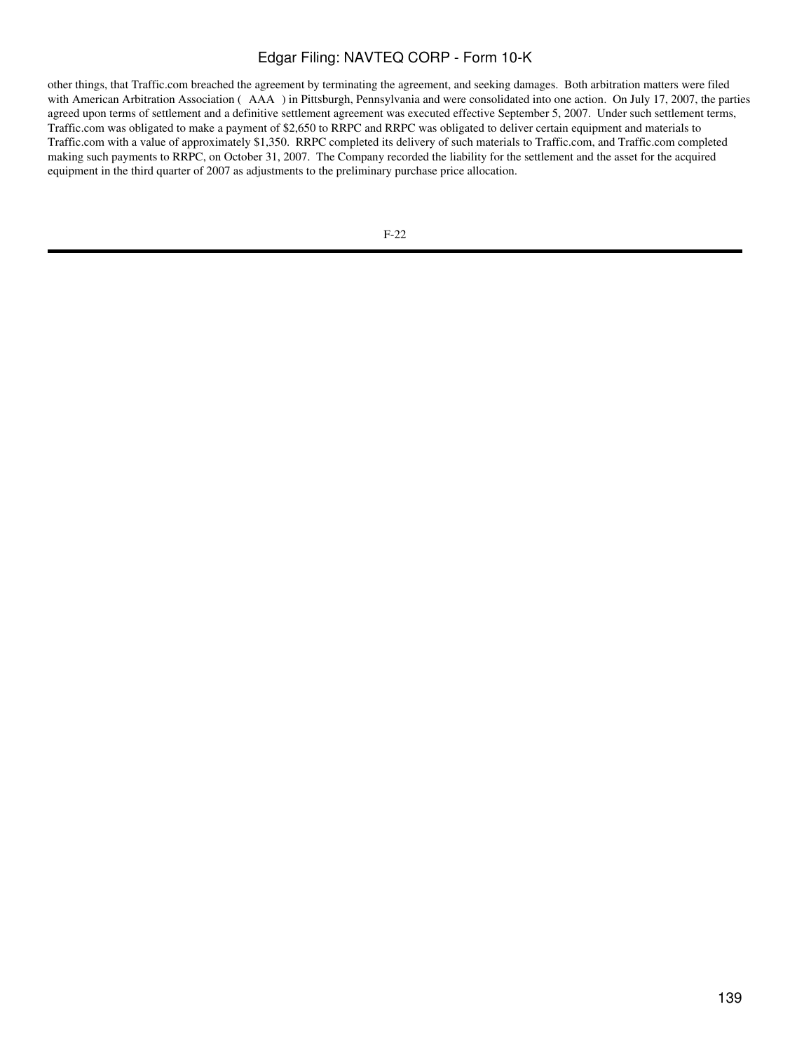other things, that Traffic.com breached the agreement by terminating the agreement, and seeking damages.  Both arbitration matters were filed with American Arbitration Association ( AAA ) in Pittsburgh, Pennsylvania and were consolidated into one action.  On July 17, 2007, the parties agreed upon terms of settlement and a definitive settlement agreement was executed effective September 5, 2007.  Under such settlement terms, Traffic.com was obligated to make a payment of $2,650 to RRPC and RRPC was obligated to deliver certain equipment and materials to Traffic.com with a value of approximately $1,350.  RRPC completed its delivery of such materials to Traffic.com, and Traffic.com completed making such payments to RRPC, on October 31, 2007.  The Company recorded the liability for the settlement and the asset for the acquired equipment in the third quarter of 2007 as adjustments to the preliminary purchase price allocation.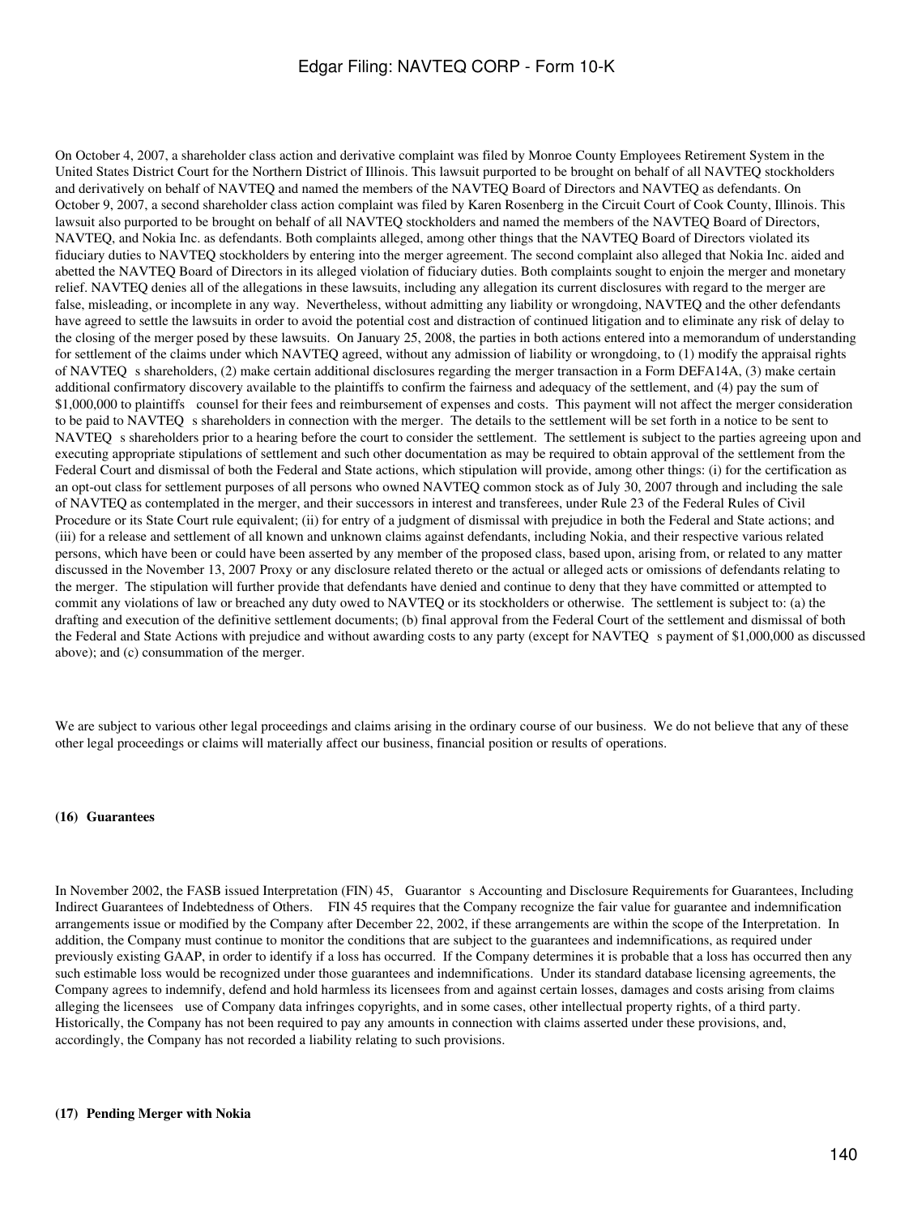On October 4, 2007, a shareholder class action and derivative complaint was filed by Monroe County Employees Retirement System in the United States District Court for the Northern District of Illinois. This lawsuit purported to be brought on behalf of all NAVTEQ stockholders and derivatively on behalf of NAVTEQ and named the members of the NAVTEQ Board of Directors and NAVTEQ as defendants. On October 9, 2007, a second shareholder class action complaint was filed by Karen Rosenberg in the Circuit Court of Cook County, Illinois. This lawsuit also purported to be brought on behalf of all NAVTEQ stockholders and named the members of the NAVTEQ Board of Directors, NAVTEQ, and Nokia Inc. as defendants. Both complaints alleged, among other things that the NAVTEQ Board of Directors violated its fiduciary duties to NAVTEQ stockholders by entering into the merger agreement. The second complaint also alleged that Nokia Inc. aided and abetted the NAVTEQ Board of Directors in its alleged violation of fiduciary duties. Both complaints sought to enjoin the merger and monetary relief. NAVTEQ denies all of the allegations in these lawsuits, including any allegation its current disclosures with regard to the merger are false, misleading, or incomplete in any way. Nevertheless, without admitting any liability or wrongdoing, NAVTEQ and the other defendants have agreed to settle the lawsuits in order to avoid the potential cost and distraction of continued litigation and to eliminate any risk of delay to the closing of the merger posed by these lawsuits. On January 25, 2008, the parties in both actions entered into a memorandum of understanding for settlement of the claims under which NAVTEQ agreed, without any admission of liability or wrongdoing, to (1) modify the appraisal rights of NAVTEQ s shareholders, (2) make certain additional disclosures regarding the merger transaction in a Form DEFA14A, (3) make certain additional confirmatory discovery available to the plaintiffs to confirm the fairness and adequacy of the settlement, and (4) pay the sum of $1,000,000 to plaintiffs counsel for their fees and reimbursement of expenses and costs. This payment will not affect the merger consideration to be paid to NAVTEQ s shareholders in connection with the merger. The details to the settlement will be set forth in a notice to be sent to NAVTEQ s shareholders prior to a hearing before the court to consider the settlement. The settlement is subject to the parties agreeing upon and executing appropriate stipulations of settlement and such other documentation as may be required to obtain approval of the settlement from the Federal Court and dismissal of both the Federal and State actions, which stipulation will provide, among other things: (i) for the certification as an opt-out class for settlement purposes of all persons who owned NAVTEQ common stock as of July 30, 2007 through and including the sale of NAVTEQ as contemplated in the merger, and their successors in interest and transferees, under Rule 23 of the Federal Rules of Civil Procedure or its State Court rule equivalent; (ii) for entry of a judgment of dismissal with prejudice in both the Federal and State actions; and (iii) for a release and settlement of all known and unknown claims against defendants, including Nokia, and their respective various related persons, which have been or could have been asserted by any member of the proposed class, based upon, arising from, or related to any matter discussed in the November 13, 2007 Proxy or any disclosure related thereto or the actual or alleged acts or omissions of defendants relating to the merger. The stipulation will further provide that defendants have denied and continue to deny that they have committed or attempted to commit any violations of law or breached any duty owed to NAVTEQ or its stockholders or otherwise. The settlement is subject to: (a) the drafting and execution of the definitive settlement documents; (b) final approval from the Federal Court of the settlement and dismissal of both the Federal and State Actions with prejudice and without awarding costs to any party (except for NAVTEQ s payment of $1,000,000 as discussed above); and (c) consummation of the merger.

We are subject to various other legal proceedings and claims arising in the ordinary course of our business. We do not believe that any of these other legal proceedings or claims will materially affect our business, financial position or results of operations.

#### (16) Guarantees

In November 2002, the FASB issued Interpretation (FIN) 45, Guarantor s Accounting and Disclosure Requirements for Guarantees, Including Indirect Guarantees of Indebtedness of Others. FIN 45 requires that the Company recognize the fair value for guarantee and indemnification arrangements issue or modified by the Company after December 22, 2002, if these arrangements are within the scope of the Interpretation. In addition, the Company must continue to monitor the conditions that are subject to the guarantees and indemnifications, as required under previously existing GAAP, in order to identify if a loss has occurred. If the Company determines it is probable that a loss has occurred then any such estimable loss would be recognized under those guarantees and indemnifications. Under its standard database licensing agreements, the Company agrees to indemnify, defend and hold harmless its licensees from and against certain losses, damages and costs arising from claims alleging the licensees use of Company data infringes copyrights, and in some cases, other intellectual property rights, of a third party. Historically, the Company has not been required to pay any amounts in connection with claims asserted under these provisions, and, accordingly, the Company has not recorded a liability relating to such provisions.

#### (17) Pending Merger with Nokia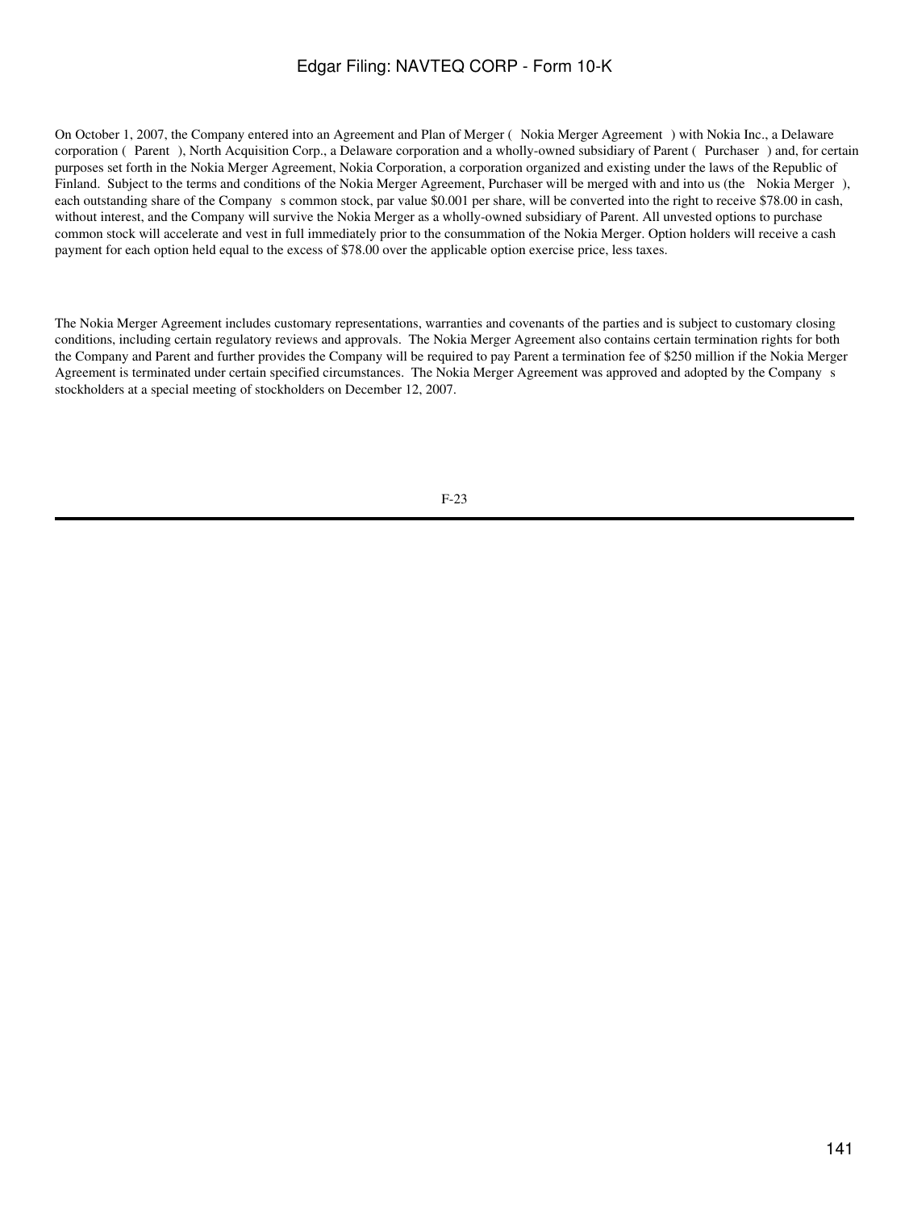On October 1, 2007, the Company entered into an Agreement and Plan of Merger ( Nokia Merger Agreement ) with Nokia Inc., a Delaware corporation ( Parent ), North Acquisition Corp., a Delaware corporation and a wholly-owned subsidiary of Parent ( Purchaser ) and, for certain purposes set forth in the Nokia Merger Agreement, Nokia Corporation, a corporation organized and existing under the laws of the Republic of Finland. Subject to the terms and conditions of the Nokia Merger Agreement, Purchaser will be merged with and into us (the Nokia Merger ), each outstanding share of the Company s common stock, par value $0.001 per share, will be converted into the right to receive $78.00 in cash, without interest, and the Company will survive the Nokia Merger as a wholly-owned subsidiary of Parent. All unvested options to purchase common stock will accelerate and vest in full immediately prior to the consummation of the Nokia Merger. Option holders will receive a cash payment for each option held equal to the excess of $78.00 over the applicable option exercise price, less taxes.

The Nokia Merger Agreement includes customary representations, warranties and covenants of the parties and is subject to customary closing conditions, including certain regulatory reviews and approvals. The Nokia Merger Agreement also contains certain termination rights for both the Company and Parent and further provides the Company will be required to pay Parent a termination fee of $250 million if the Nokia Merger Agreement is terminated under certain specified circumstances. The Nokia Merger Agreement was approved and adopted by the Company s stockholders at a special meeting of stockholders on December 12, 2007.

F-23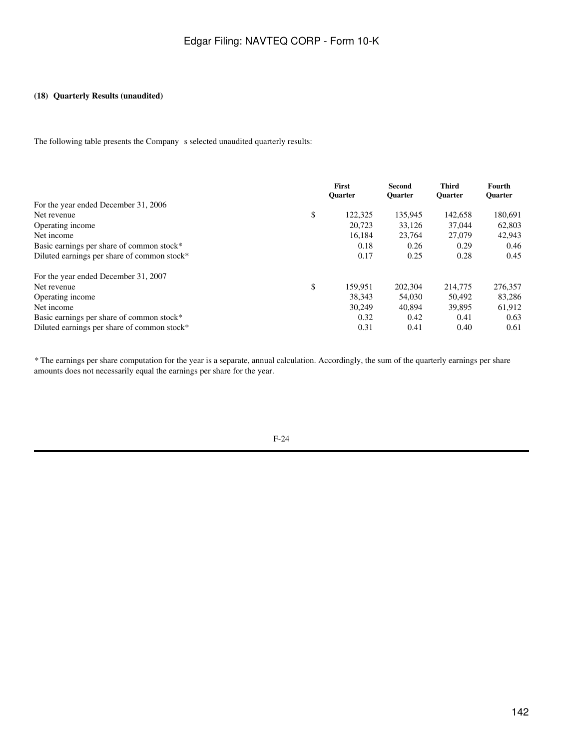**(18) Quarterly Results (unaudited)**

The following table presents the Company s selected unaudited quarterly results:

| | | First Quarter | Second Quarter | Third Quarter | Fourth Quarter |
|---|---|---|---|---|---|
| For the year ended December 31, 2006 | | | | | |
| Net revenue | $ | 122,325 | 135,945 | 142,658 | 180,691 |
| Operating income | | 20,723 | 33,126 | 37,044 | 62,803 |
| Net income | | 16,184 | 23,764 | 27,079 | 42,943 |
| Basic earnings per share of common stock* | | 0.18 | 0.26 | 0.29 | 0.46 |
| Diluted earnings per share of common stock* | | 0.17 | 0.25 | 0.28 | 0.45 |
| For the year ended December 31, 2007 | | | | | |
| Net revenue | $ | 159,951 | 202,304 | 214,775 | 276,357 |
| Operating income | | 38,343 | 54,030 | 50,492 | 83,286 |
| Net income | | 30,249 | 40,894 | 39,895 | 61,912 |
| Basic earnings per share of common stock* | | 0.32 | 0.42 | 0.41 | 0.63 |
| Diluted earnings per share of common stock* | | 0.31 | 0.41 | 0.40 | 0.61 |

* The earnings per share computation for the year is a separate, annual calculation. Accordingly, the sum of the quarterly earnings per share amounts does not necessarily equal the earnings per share for the year.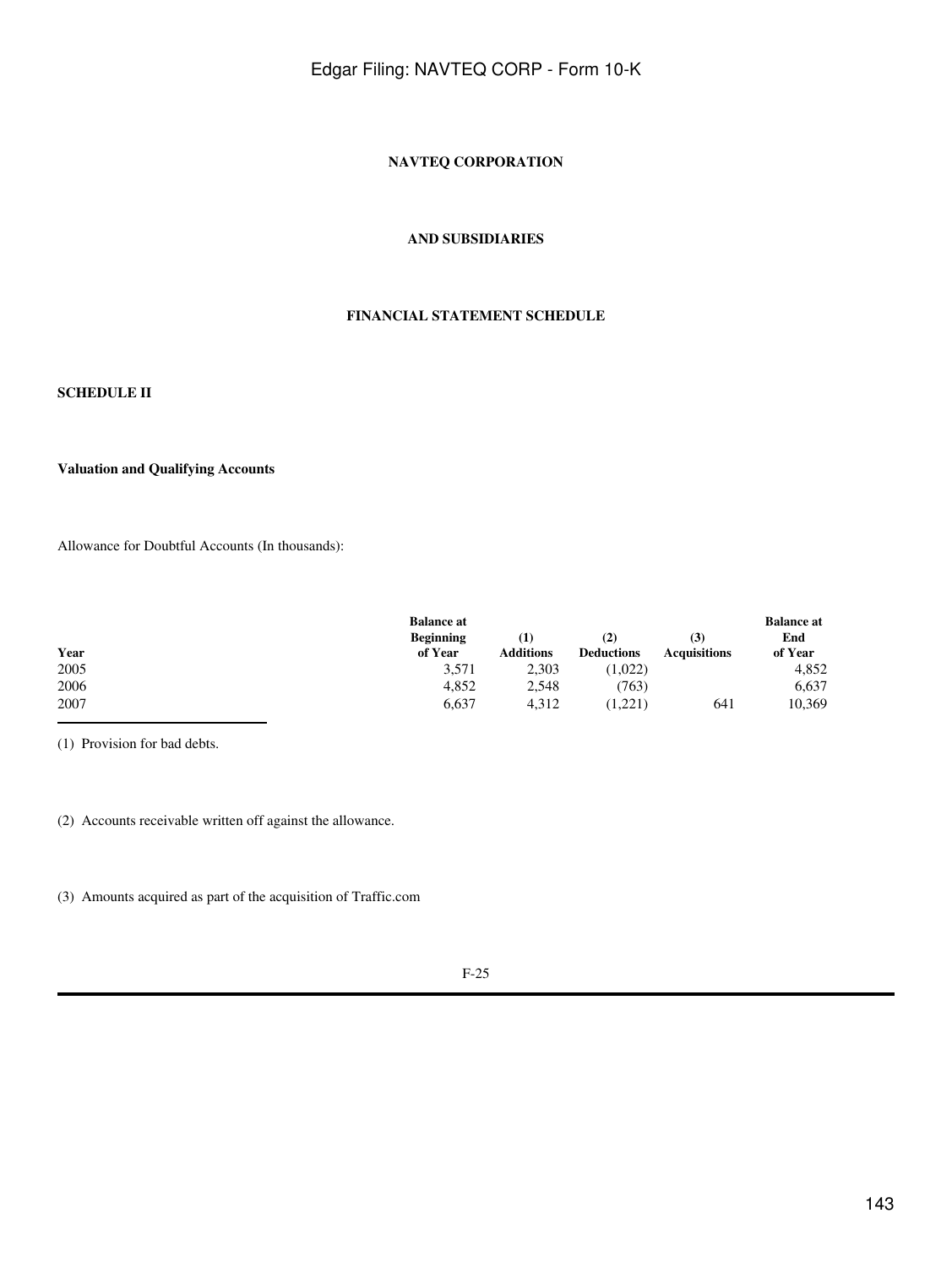**NAVTEQ CORPORATION**

**AND SUBSIDIARIES**

**FINANCIAL STATEMENT SCHEDULE**

**SCHEDULE II**

**Valuation and Qualifying Accounts**

Allowance for Doubtful Accounts (In thousands):

| Year | Balance at Beginning of Year | (1) Additions | (2) Deductions | (3) Acquisitions | Balance at End of Year |
|---|---|---|---|---|---|
| 2005 | 3,571 | 2,303 | (1,022) | | 4,852 |
| 2006 | 4,852 | 2,548 | (763) | | 6,637 |
| 2007 | 6,637 | 4,312 | (1,221) | 641 | 10,369 |

(1) Provision for bad debts.

(2) Accounts receivable written off against the allowance.

(3) Amounts acquired as part of the acquisition of Traffic.com

F-25